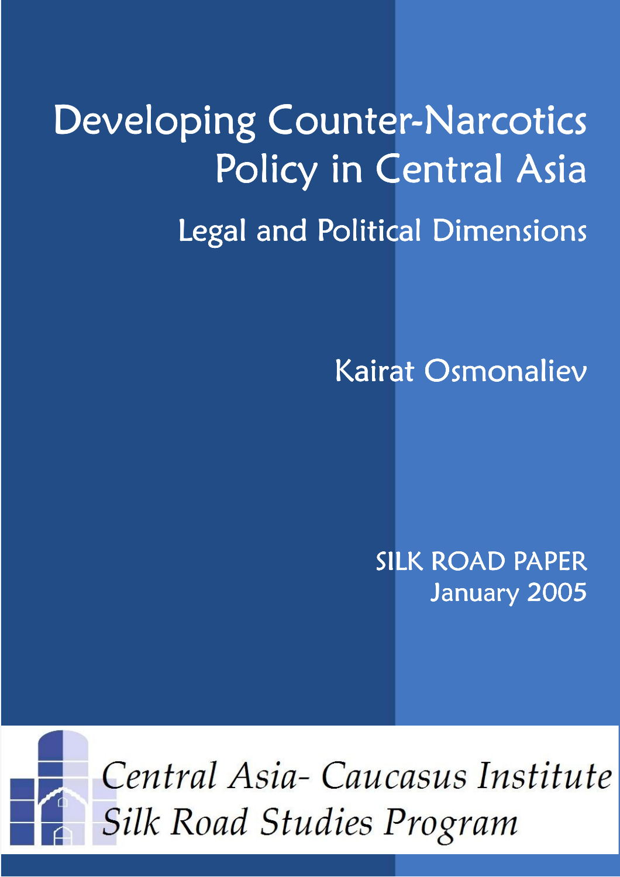# Developing Counter-Narcotics Policy in Central Asia

## Legal and Political Dimensions

Kairat Osmonaliev

SILK ROAD PAPER
January 2005

*Central Asia- Caucasus Institute*
*Silk Road Studies Program*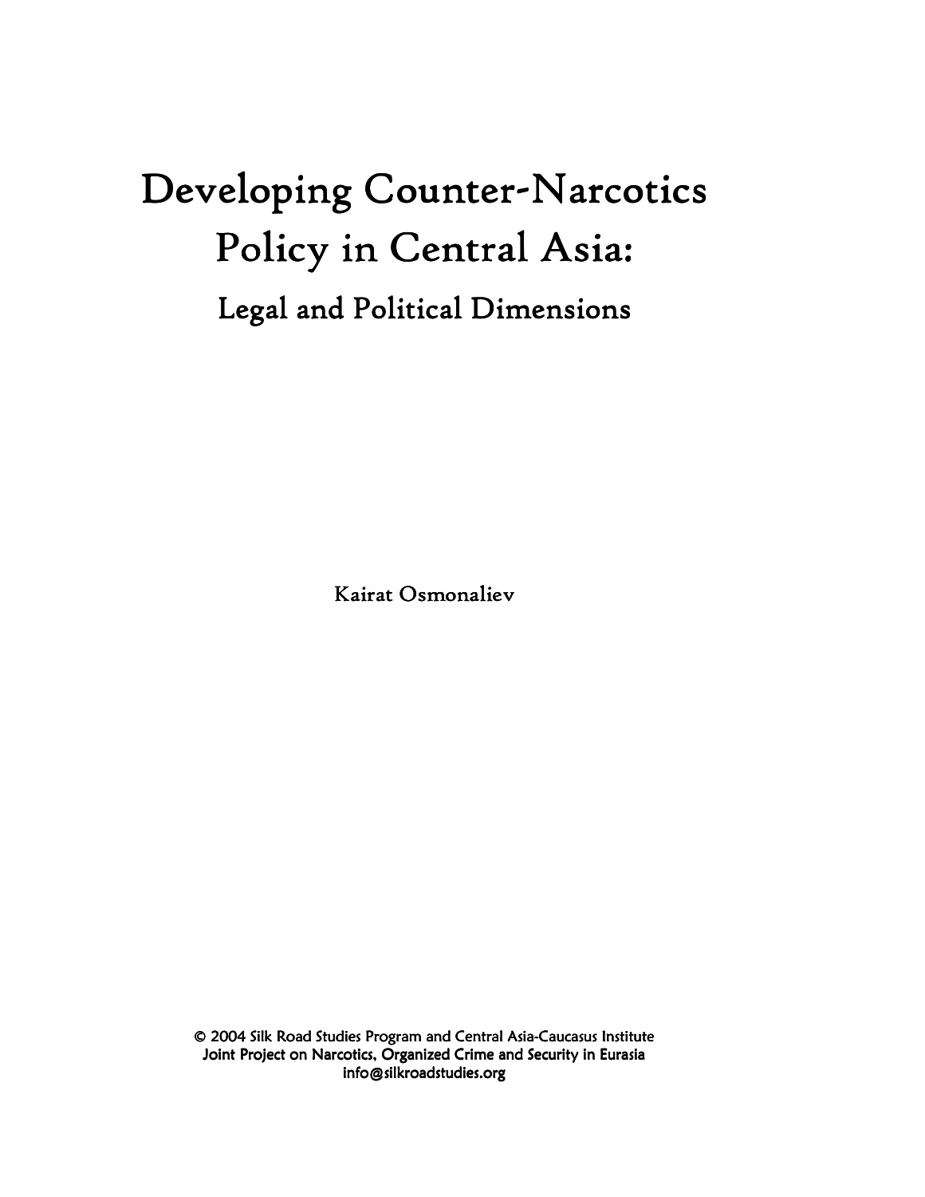# Developing Counter-Narcotics Policy in Central Asia:

## Legal and Political Dimensions

Kairat Osmonaliev

© 2004 Silk Road Studies Program and Central Asia-Caucasus Institute
Joint Project on Narcotics, Organized Crime and Security in Eurasia
info@silkroadstudies.org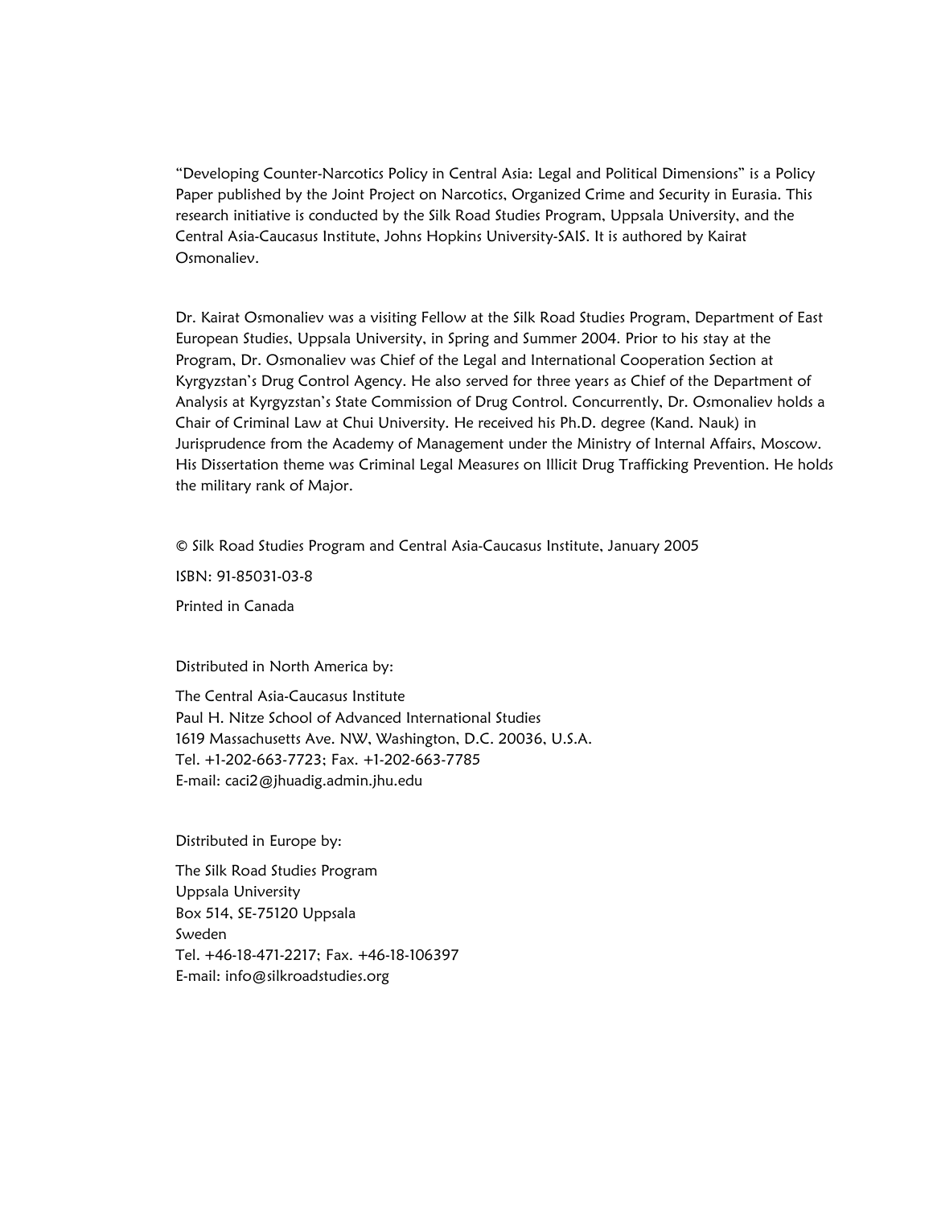"Developing Counter-Narcotics Policy in Central Asia: Legal and Political Dimensions" is a Policy Paper published by the Joint Project on Narcotics, Organized Crime and Security in Eurasia. This research initiative is conducted by the Silk Road Studies Program, Uppsala University, and the Central Asia-Caucasus Institute, Johns Hopkins University-SAIS. It is authored by Kairat Osmonaliev.

Dr. Kairat Osmonaliev was a visiting Fellow at the Silk Road Studies Program, Department of East European Studies, Uppsala University, in Spring and Summer 2004. Prior to his stay at the Program, Dr. Osmonaliev was Chief of the Legal and International Cooperation Section at Kyrgyzstan's Drug Control Agency. He also served for three years as Chief of the Department of Analysis at Kyrgyzstan's State Commission of Drug Control. Concurrently, Dr. Osmonaliev holds a Chair of Criminal Law at Chui University. He received his Ph.D. degree (Kand. Nauk) in Jurisprudence from the Academy of Management under the Ministry of Internal Affairs, Moscow. His Dissertation theme was Criminal Legal Measures on Illicit Drug Trafficking Prevention. He holds the military rank of Major.

© Silk Road Studies Program and Central Asia-Caucasus Institute, January 2005

ISBN: 91-85031-03-8

Printed in Canada

Distributed in North America by:

The Central Asia-Caucasus Institute
Paul H. Nitze School of Advanced International Studies
1619 Massachusetts Ave. NW, Washington, D.C. 20036, U.S.A.
Tel. +1-202-663-7723; Fax. +1-202-663-7785
E-mail: caci2@jhuadig.admin.jhu.edu

Distributed in Europe by:

The Silk Road Studies Program
Uppsala University
Box 514, SE-75120 Uppsala
Sweden
Tel. +46-18-471-2217; Fax. +46-18-106397
E-mail: info@silkroadstudies.org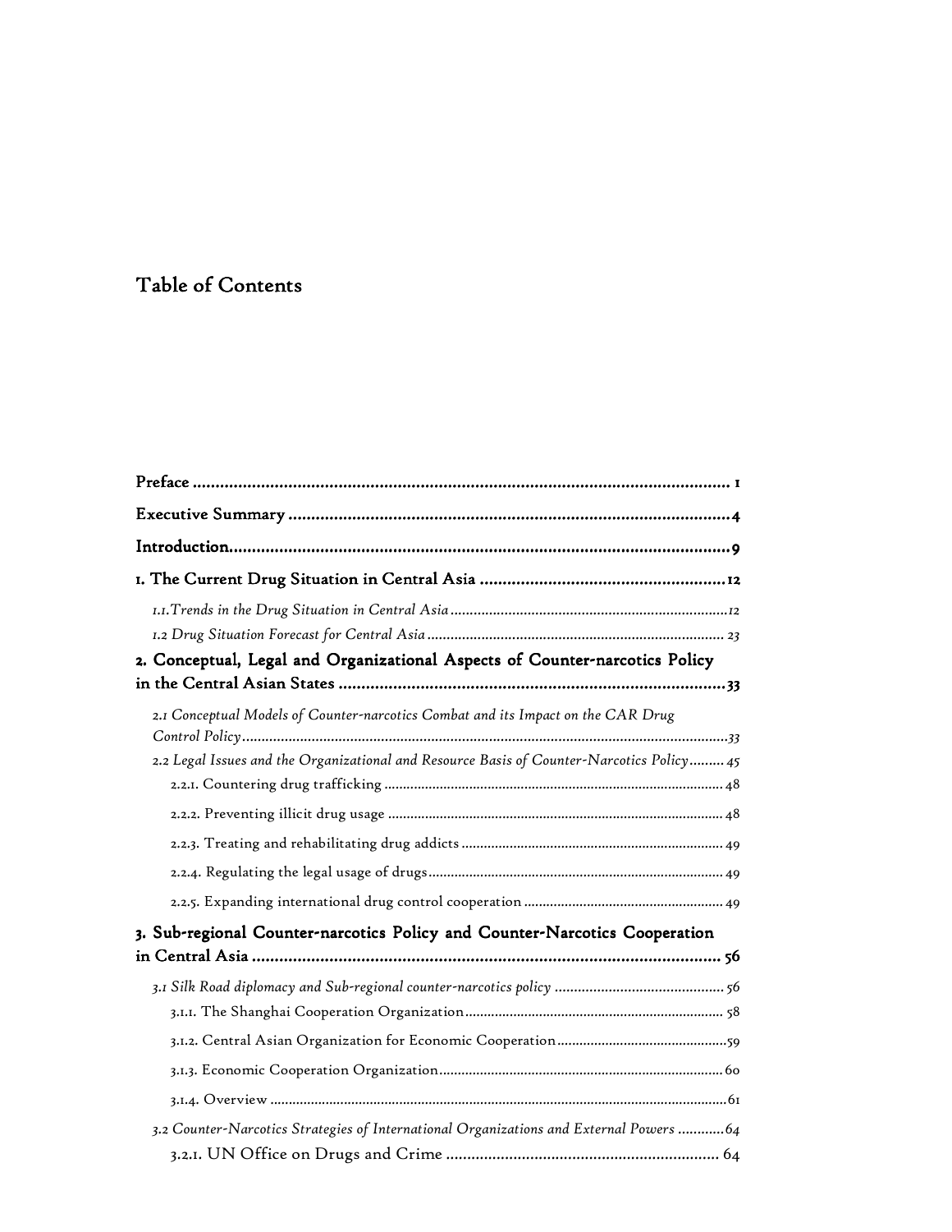# Table of Contents

**Preface** ........................................................................................................... 1

**Executive Summary** ...................................................................................... 4

**Introduction** .................................................................................................... 9

**1. The Current Drug Situation in Central Asia** ............................................. 12

*1.1.Trends in the Drug Situation in Central Asia* ................................................ 12

*1.2 Drug Situation Forecast for Central Asia* ...................................................... 23

**2. Conceptual, Legal and Organizational Aspects of Counter-narcotics Policy in the Central Asian States** ............................................................................ 33

*2.1 Conceptual Models of Counter-narcotics Combat and its Impact on the CAR Drug Control Policy* ............................................................................................. 33

*2.2 Legal Issues and the Organizational and Resource Basis of Counter-Narcotics Policy* ......... 45

2.2.1. Countering drug trafficking ........................................................................ 48

2.2.2. Preventing illicit drug usage ....................................................................... 48

2.2.3. Treating and rehabilitating drug addicts ...................................................... 49

2.2.4. Regulating the legal usage of drugs ............................................................. 49

2.2.5. Expanding international drug control cooperation ....................................... 49

**3. Sub-regional Counter-narcotics Policy and Counter-Narcotics Cooperation in Central Asia** ......................................................................................................... 56

*3.1 Silk Road diplomacy and Sub-regional counter-narcotics policy* ..................... 56

3.1.1. The Shanghai Cooperation Organization ..................................................... 58

3.1.2. Central Asian Organization for Economic Cooperation ................................ 59

3.1.3. Economic Cooperation Organization ........................................................... 60

3.1.4. Overview ...................................................................................................... 61

*3.2 Counter-Narcotics Strategies of International Organizations and External Powers* ............ 64

3.2.1. UN Office on Drugs and Crime ................................................................... 64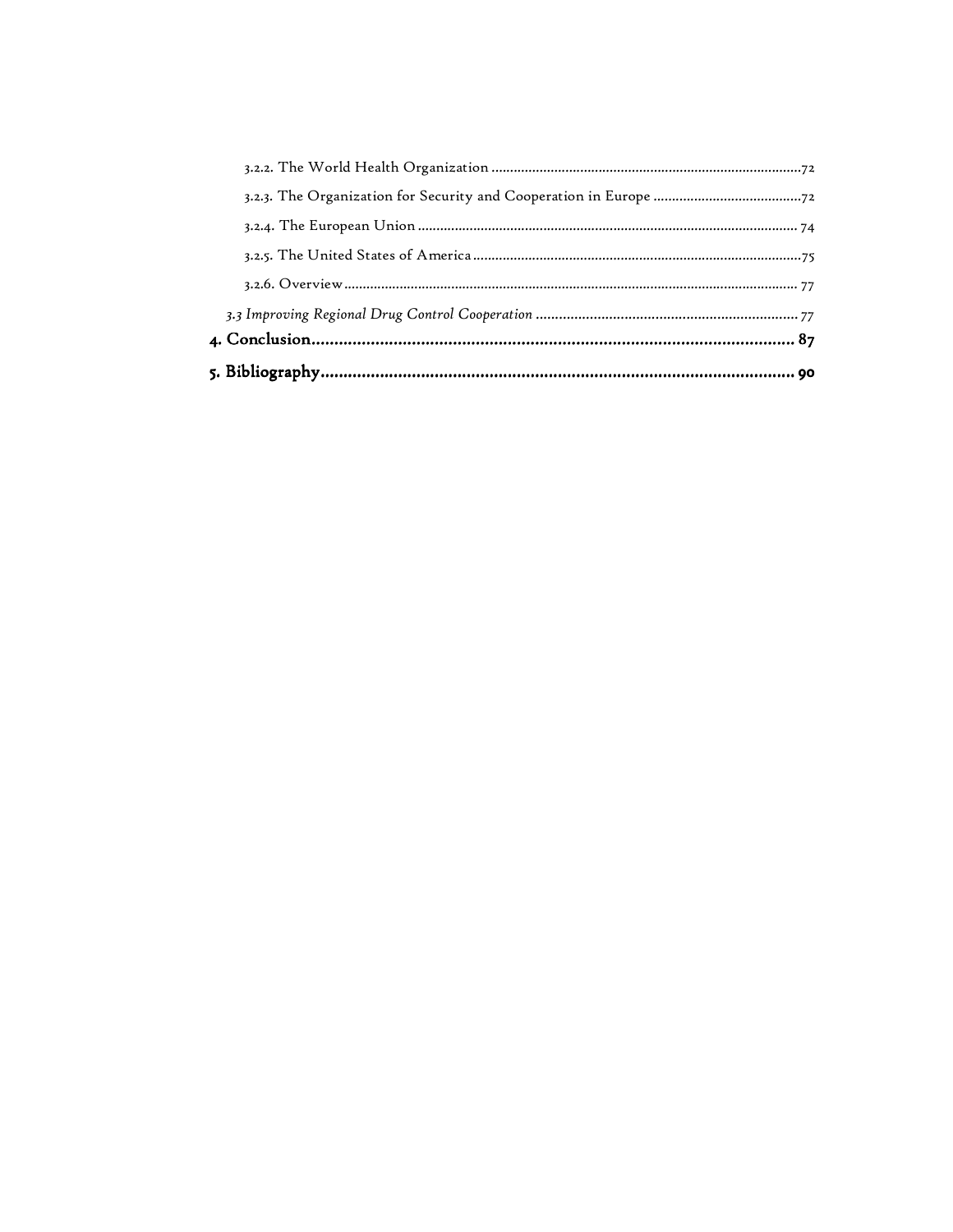3.2.2. The World Health Organization ....................................................................................72

3.2.3. The Organization for Security and Cooperation in Europe ........................................72

3.2.4. The European Union ....................................................................................................... 74

3.2.5. The United States of America .........................................................................................75

3.2.6. Overview ........................................................................................................................... 77

*3.3 Improving Regional Drug Control Cooperation* ..................................................................... 77

**4. Conclusion............................................................................................................ 87**

**5. Bibliography......................................................................................................... 90**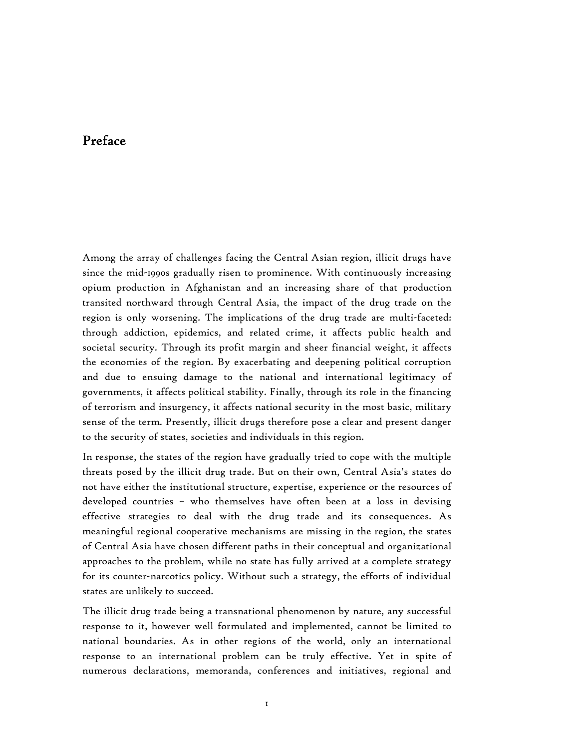# Preface

Among the array of challenges facing the Central Asian region, illicit drugs have since the mid-1990s gradually risen to prominence. With continuously increasing opium production in Afghanistan and an increasing share of that production transited northward through Central Asia, the impact of the drug trade on the region is only worsening. The implications of the drug trade are multi-faceted: through addiction, epidemics, and related crime, it affects public health and societal security. Through its profit margin and sheer financial weight, it affects the economies of the region. By exacerbating and deepening political corruption and due to ensuing damage to the national and international legitimacy of governments, it affects political stability. Finally, through its role in the financing of terrorism and insurgency, it affects national security in the most basic, military sense of the term. Presently, illicit drugs therefore pose a clear and present danger to the security of states, societies and individuals in this region.

In response, the states of the region have gradually tried to cope with the multiple threats posed by the illicit drug trade. But on their own, Central Asia's states do not have either the institutional structure, expertise, experience or the resources of developed countries – who themselves have often been at a loss in devising effective strategies to deal with the drug trade and its consequences. As meaningful regional cooperative mechanisms are missing in the region, the states of Central Asia have chosen different paths in their conceptual and organizational approaches to the problem, while no state has fully arrived at a complete strategy for its counter-narcotics policy. Without such a strategy, the efforts of individual states are unlikely to succeed.

The illicit drug trade being a transnational phenomenon by nature, any successful response to it, however well formulated and implemented, cannot be limited to national boundaries. As in other regions of the world, only an international response to an international problem can be truly effective. Yet in spite of numerous declarations, memoranda, conferences and initiatives, regional and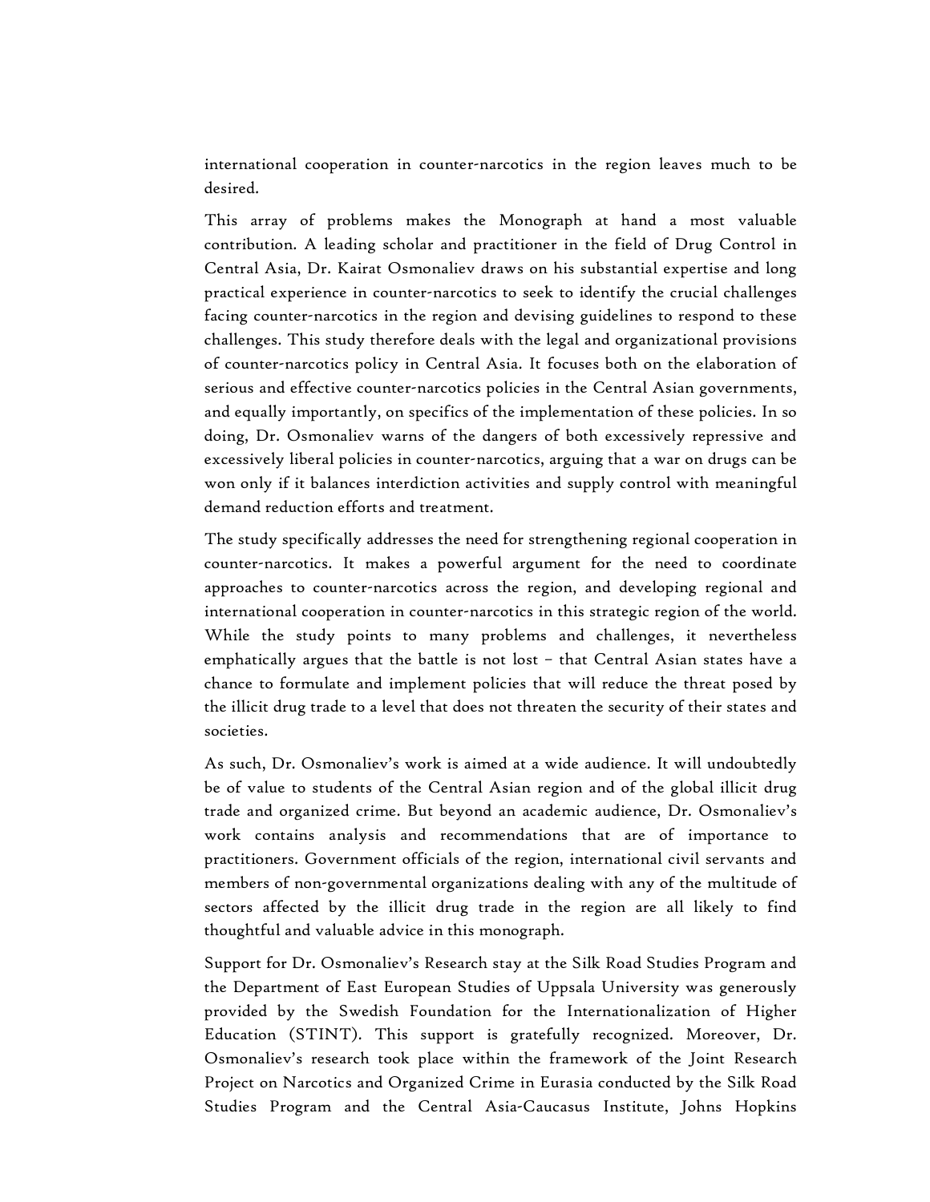international cooperation in counter-narcotics in the region leaves much to be desired.

This array of problems makes the Monograph at hand a most valuable contribution. A leading scholar and practitioner in the field of Drug Control in Central Asia, Dr. Kairat Osmonaliev draws on his substantial expertise and long practical experience in counter-narcotics to seek to identify the crucial challenges facing counter-narcotics in the region and devising guidelines to respond to these challenges. This study therefore deals with the legal and organizational provisions of counter-narcotics policy in Central Asia. It focuses both on the elaboration of serious and effective counter-narcotics policies in the Central Asian governments, and equally importantly, on specifics of the implementation of these policies. In so doing, Dr. Osmonaliev warns of the dangers of both excessively repressive and excessively liberal policies in counter-narcotics, arguing that a war on drugs can be won only if it balances interdiction activities and supply control with meaningful demand reduction efforts and treatment.

The study specifically addresses the need for strengthening regional cooperation in counter-narcotics. It makes a powerful argument for the need to coordinate approaches to counter-narcotics across the region, and developing regional and international cooperation in counter-narcotics in this strategic region of the world. While the study points to many problems and challenges, it nevertheless emphatically argues that the battle is not lost – that Central Asian states have a chance to formulate and implement policies that will reduce the threat posed by the illicit drug trade to a level that does not threaten the security of their states and societies.

As such, Dr. Osmonaliev's work is aimed at a wide audience. It will undoubtedly be of value to students of the Central Asian region and of the global illicit drug trade and organized crime. But beyond an academic audience, Dr. Osmonaliev's work contains analysis and recommendations that are of importance to practitioners. Government officials of the region, international civil servants and members of non-governmental organizations dealing with any of the multitude of sectors affected by the illicit drug trade in the region are all likely to find thoughtful and valuable advice in this monograph.

Support for Dr. Osmonaliev's Research stay at the Silk Road Studies Program and the Department of East European Studies of Uppsala University was generously provided by the Swedish Foundation for the Internationalization of Higher Education (STINT). This support is gratefully recognized. Moreover, Dr. Osmonaliev's research took place within the framework of the Joint Research Project on Narcotics and Organized Crime in Eurasia conducted by the Silk Road Studies Program and the Central Asia-Caucasus Institute, Johns Hopkins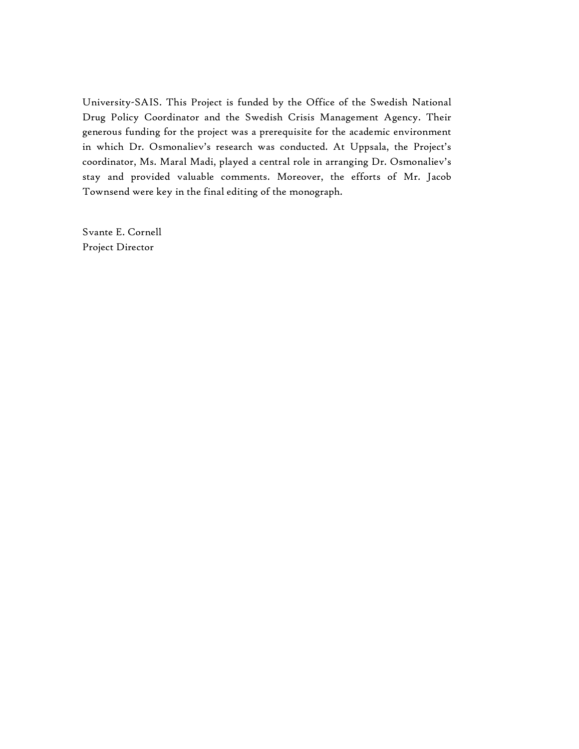University-SAIS. This Project is funded by the Office of the Swedish National Drug Policy Coordinator and the Swedish Crisis Management Agency. Their generous funding for the project was a prerequisite for the academic environment in which Dr. Osmonaliev's research was conducted. At Uppsala, the Project's coordinator, Ms. Maral Madi, played a central role in arranging Dr. Osmonaliev's stay and provided valuable comments. Moreover, the efforts of Mr. Jacob Townsend were key in the final editing of the monograph.

Svante E. Cornell
Project Director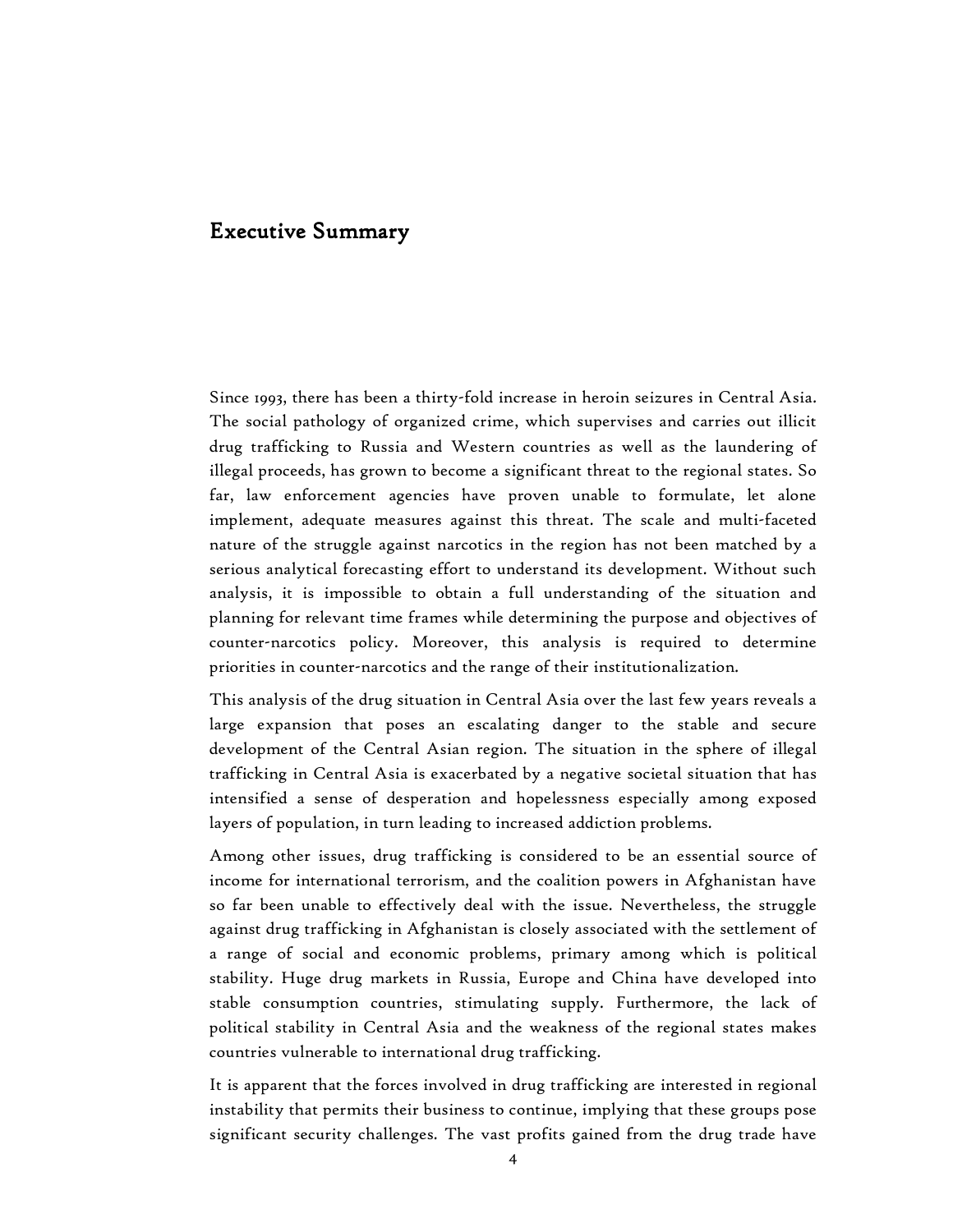## Executive Summary

Since 1993, there has been a thirty-fold increase in heroin seizures in Central Asia. The social pathology of organized crime, which supervises and carries out illicit drug trafficking to Russia and Western countries as well as the laundering of illegal proceeds, has grown to become a significant threat to the regional states. So far, law enforcement agencies have proven unable to formulate, let alone implement, adequate measures against this threat. The scale and multi-faceted nature of the struggle against narcotics in the region has not been matched by a serious analytical forecasting effort to understand its development. Without such analysis, it is impossible to obtain a full understanding of the situation and planning for relevant time frames while determining the purpose and objectives of counter-narcotics policy. Moreover, this analysis is required to determine priorities in counter-narcotics and the range of their institutionalization.

This analysis of the drug situation in Central Asia over the last few years reveals a large expansion that poses an escalating danger to the stable and secure development of the Central Asian region. The situation in the sphere of illegal trafficking in Central Asia is exacerbated by a negative societal situation that has intensified a sense of desperation and hopelessness especially among exposed layers of population, in turn leading to increased addiction problems.

Among other issues, drug trafficking is considered to be an essential source of income for international terrorism, and the coalition powers in Afghanistan have so far been unable to effectively deal with the issue. Nevertheless, the struggle against drug trafficking in Afghanistan is closely associated with the settlement of a range of social and economic problems, primary among which is political stability. Huge drug markets in Russia, Europe and China have developed into stable consumption countries, stimulating supply. Furthermore, the lack of political stability in Central Asia and the weakness of the regional states makes countries vulnerable to international drug trafficking.

It is apparent that the forces involved in drug trafficking are interested in regional instability that permits their business to continue, implying that these groups pose significant security challenges. The vast profits gained from the drug trade have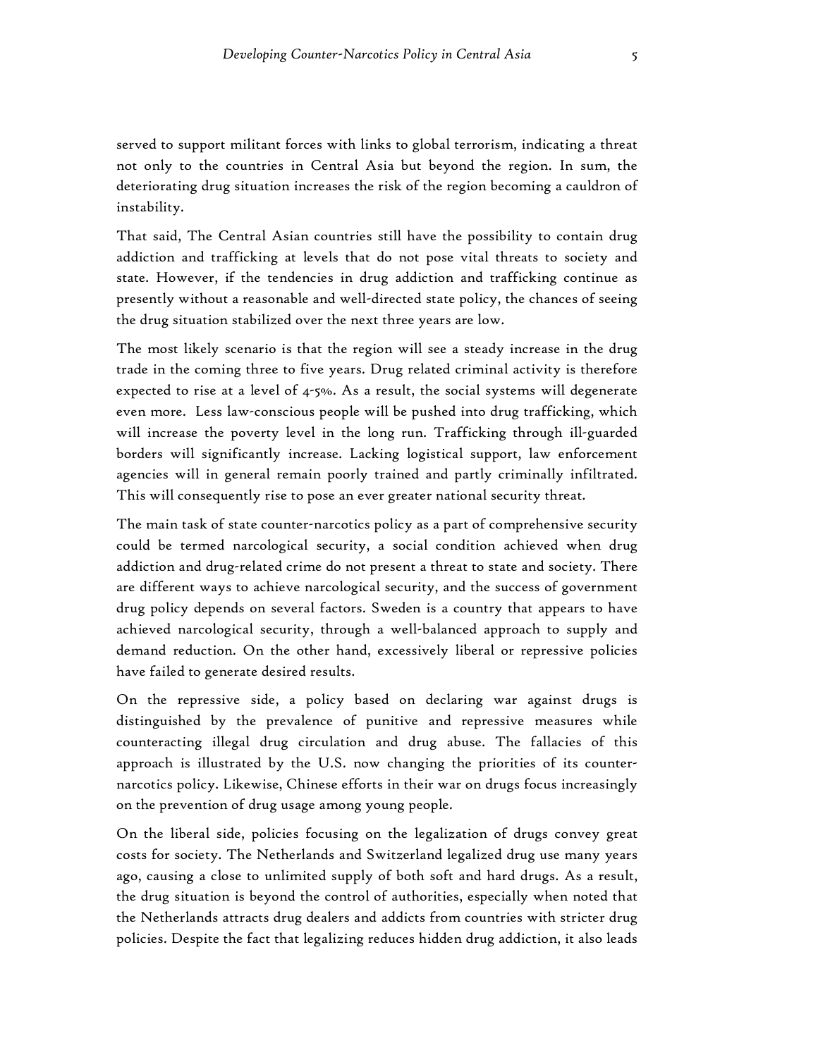served to support militant forces with links to global terrorism, indicating a threat not only to the countries in Central Asia but beyond the region. In sum, the deteriorating drug situation increases the risk of the region becoming a cauldron of instability.

That said, The Central Asian countries still have the possibility to contain drug addiction and trafficking at levels that do not pose vital threats to society and state. However, if the tendencies in drug addiction and trafficking continue as presently without a reasonable and well-directed state policy, the chances of seeing the drug situation stabilized over the next three years are low.

The most likely scenario is that the region will see a steady increase in the drug trade in the coming three to five years. Drug related criminal activity is therefore expected to rise at a level of 4-5%. As a result, the social systems will degenerate even more. Less law-conscious people will be pushed into drug trafficking, which will increase the poverty level in the long run. Trafficking through ill-guarded borders will significantly increase. Lacking logistical support, law enforcement agencies will in general remain poorly trained and partly criminally infiltrated. This will consequently rise to pose an ever greater national security threat.

The main task of state counter-narcotics policy as a part of comprehensive security could be termed narcological security, a social condition achieved when drug addiction and drug-related crime do not present a threat to state and society. There are different ways to achieve narcological security, and the success of government drug policy depends on several factors. Sweden is a country that appears to have achieved narcological security, through a well-balanced approach to supply and demand reduction. On the other hand, excessively liberal or repressive policies have failed to generate desired results.

On the repressive side, a policy based on declaring war against drugs is distinguished by the prevalence of punitive and repressive measures while counteracting illegal drug circulation and drug abuse. The fallacies of this approach is illustrated by the U.S. now changing the priorities of its counter-narcotics policy. Likewise, Chinese efforts in their war on drugs focus increasingly on the prevention of drug usage among young people.

On the liberal side, policies focusing on the legalization of drugs convey great costs for society. The Netherlands and Switzerland legalized drug use many years ago, causing a close to unlimited supply of both soft and hard drugs. As a result, the drug situation is beyond the control of authorities, especially when noted that the Netherlands attracts drug dealers and addicts from countries with stricter drug policies. Despite the fact that legalizing reduces hidden drug addiction, it also leads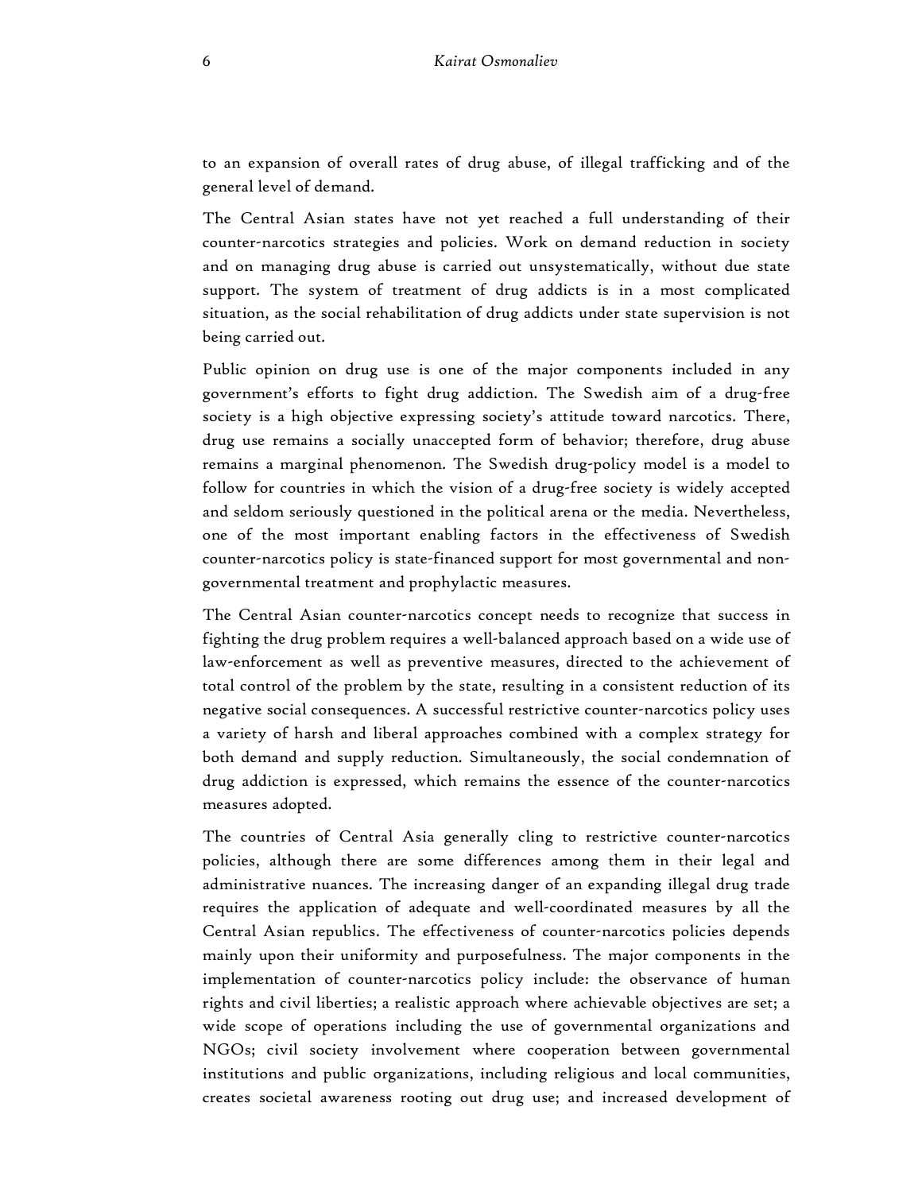to an expansion of overall rates of drug abuse, of illegal trafficking and of the general level of demand.

The Central Asian states have not yet reached a full understanding of their counter-narcotics strategies and policies. Work on demand reduction in society and on managing drug abuse is carried out unsystematically, without due state support. The system of treatment of drug addicts is in a most complicated situation, as the social rehabilitation of drug addicts under state supervision is not being carried out.

Public opinion on drug use is one of the major components included in any government's efforts to fight drug addiction. The Swedish aim of a drug-free society is a high objective expressing society's attitude toward narcotics. There, drug use remains a socially unaccepted form of behavior; therefore, drug abuse remains a marginal phenomenon. The Swedish drug-policy model is a model to follow for countries in which the vision of a drug-free society is widely accepted and seldom seriously questioned in the political arena or the media. Nevertheless, one of the most important enabling factors in the effectiveness of Swedish counter-narcotics policy is state-financed support for most governmental and non-governmental treatment and prophylactic measures.

The Central Asian counter-narcotics concept needs to recognize that success in fighting the drug problem requires a well-balanced approach based on a wide use of law-enforcement as well as preventive measures, directed to the achievement of total control of the problem by the state, resulting in a consistent reduction of its negative social consequences. A successful restrictive counter-narcotics policy uses a variety of harsh and liberal approaches combined with a complex strategy for both demand and supply reduction. Simultaneously, the social condemnation of drug addiction is expressed, which remains the essence of the counter-narcotics measures adopted.

The countries of Central Asia generally cling to restrictive counter-narcotics policies, although there are some differences among them in their legal and administrative nuances. The increasing danger of an expanding illegal drug trade requires the application of adequate and well-coordinated measures by all the Central Asian republics. The effectiveness of counter-narcotics policies depends mainly upon their uniformity and purposefulness. The major components in the implementation of counter-narcotics policy include: the observance of human rights and civil liberties; a realistic approach where achievable objectives are set; a wide scope of operations including the use of governmental organizations and NGOs; civil society involvement where cooperation between governmental institutions and public organizations, including religious and local communities, creates societal awareness rooting out drug use; and increased development of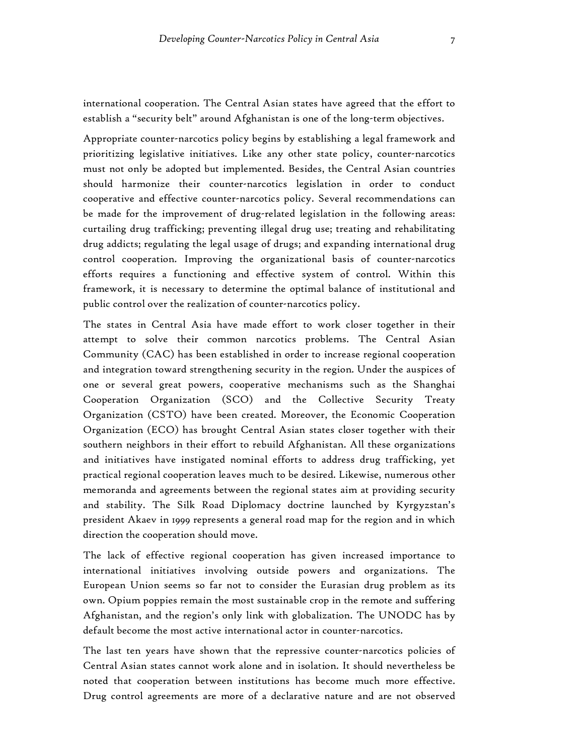international cooperation. The Central Asian states have agreed that the effort to establish a "security belt" around Afghanistan is one of the long-term objectives.

Appropriate counter-narcotics policy begins by establishing a legal framework and prioritizing legislative initiatives. Like any other state policy, counter-narcotics must not only be adopted but implemented. Besides, the Central Asian countries should harmonize their counter-narcotics legislation in order to conduct cooperative and effective counter-narcotics policy. Several recommendations can be made for the improvement of drug-related legislation in the following areas: curtailing drug trafficking; preventing illegal drug use; treating and rehabilitating drug addicts; regulating the legal usage of drugs; and expanding international drug control cooperation. Improving the organizational basis of counter-narcotics efforts requires a functioning and effective system of control. Within this framework, it is necessary to determine the optimal balance of institutional and public control over the realization of counter-narcotics policy.

The states in Central Asia have made effort to work closer together in their attempt to solve their common narcotics problems. The Central Asian Community (CAC) has been established in order to increase regional cooperation and integration toward strengthening security in the region. Under the auspices of one or several great powers, cooperative mechanisms such as the Shanghai Cooperation Organization (SCO) and the Collective Security Treaty Organization (CSTO) have been created. Moreover, the Economic Cooperation Organization (ECO) has brought Central Asian states closer together with their southern neighbors in their effort to rebuild Afghanistan. All these organizations and initiatives have instigated nominal efforts to address drug trafficking, yet practical regional cooperation leaves much to be desired. Likewise, numerous other memoranda and agreements between the regional states aim at providing security and stability. The Silk Road Diplomacy doctrine launched by Kyrgyzstan's president Akaev in 1999 represents a general road map for the region and in which direction the cooperation should move.

The lack of effective regional cooperation has given increased importance to international initiatives involving outside powers and organizations. The European Union seems so far not to consider the Eurasian drug problem as its own. Opium poppies remain the most sustainable crop in the remote and suffering Afghanistan, and the region's only link with globalization. The UNODC has by default become the most active international actor in counter-narcotics.

The last ten years have shown that the repressive counter-narcotics policies of Central Asian states cannot work alone and in isolation. It should nevertheless be noted that cooperation between institutions has become much more effective. Drug control agreements are more of a declarative nature and are not observed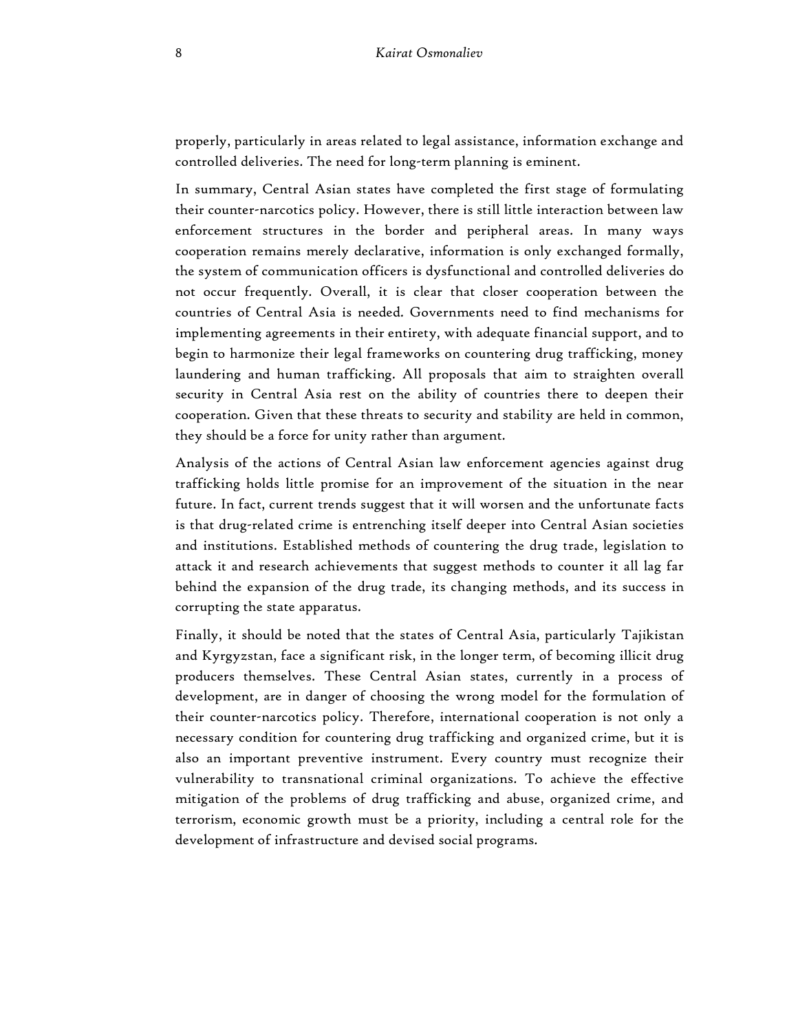properly, particularly in areas related to legal assistance, information exchange and controlled deliveries. The need for long-term planning is eminent.

In summary, Central Asian states have completed the first stage of formulating their counter-narcotics policy. However, there is still little interaction between law enforcement structures in the border and peripheral areas. In many ways cooperation remains merely declarative, information is only exchanged formally, the system of communication officers is dysfunctional and controlled deliveries do not occur frequently. Overall, it is clear that closer cooperation between the countries of Central Asia is needed. Governments need to find mechanisms for implementing agreements in their entirety, with adequate financial support, and to begin to harmonize their legal frameworks on countering drug trafficking, money laundering and human trafficking. All proposals that aim to straighten overall security in Central Asia rest on the ability of countries there to deepen their cooperation. Given that these threats to security and stability are held in common, they should be a force for unity rather than argument.

Analysis of the actions of Central Asian law enforcement agencies against drug trafficking holds little promise for an improvement of the situation in the near future. In fact, current trends suggest that it will worsen and the unfortunate facts is that drug-related crime is entrenching itself deeper into Central Asian societies and institutions. Established methods of countering the drug trade, legislation to attack it and research achievements that suggest methods to counter it all lag far behind the expansion of the drug trade, its changing methods, and its success in corrupting the state apparatus.

Finally, it should be noted that the states of Central Asia, particularly Tajikistan and Kyrgyzstan, face a significant risk, in the longer term, of becoming illicit drug producers themselves. These Central Asian states, currently in a process of development, are in danger of choosing the wrong model for the formulation of their counter-narcotics policy. Therefore, international cooperation is not only a necessary condition for countering drug trafficking and organized crime, but it is also an important preventive instrument. Every country must recognize their vulnerability to transnational criminal organizations. To achieve the effective mitigation of the problems of drug trafficking and abuse, organized crime, and terrorism, economic growth must be a priority, including a central role for the development of infrastructure and devised social programs.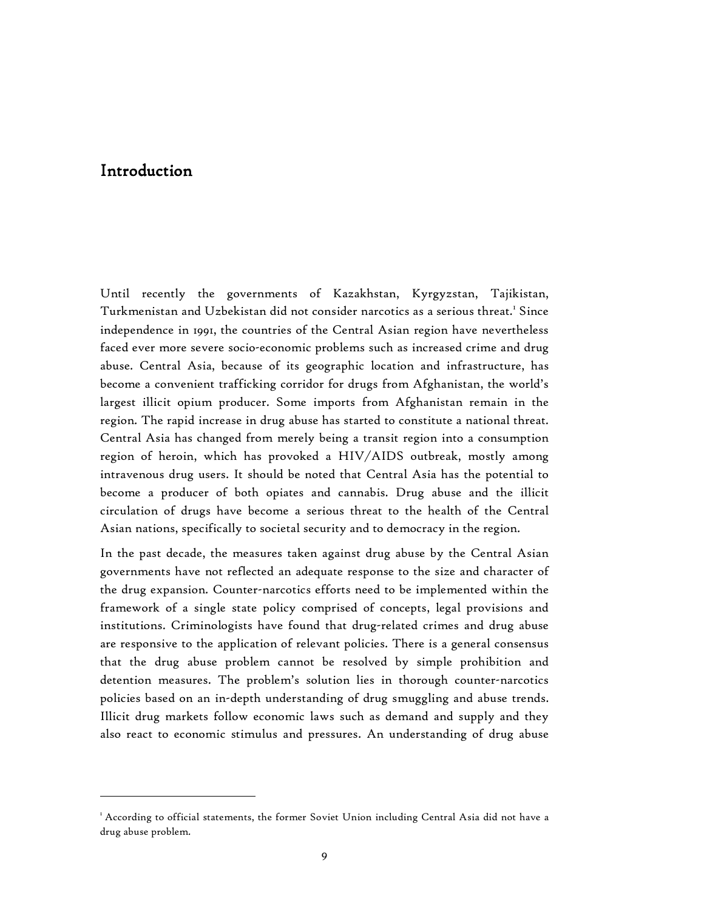# Introduction

Until recently the governments of Kazakhstan, Kyrgyzstan, Tajikistan, Turkmenistan and Uzbekistan did not consider narcotics as a serious threat.[1] Since independence in 1991, the countries of the Central Asian region have nevertheless faced ever more severe socio-economic problems such as increased crime and drug abuse. Central Asia, because of its geographic location and infrastructure, has become a convenient trafficking corridor for drugs from Afghanistan, the world's largest illicit opium producer. Some imports from Afghanistan remain in the region. The rapid increase in drug abuse has started to constitute a national threat. Central Asia has changed from merely being a transit region into a consumption region of heroin, which has provoked a HIV/AIDS outbreak, mostly among intravenous drug users. It should be noted that Central Asia has the potential to become a producer of both opiates and cannabis. Drug abuse and the illicit circulation of drugs have become a serious threat to the health of the Central Asian nations, specifically to societal security and to democracy in the region.

In the past decade, the measures taken against drug abuse by the Central Asian governments have not reflected an adequate response to the size and character of the drug expansion. Counter-narcotics efforts need to be implemented within the framework of a single state policy comprised of concepts, legal provisions and institutions. Criminologists have found that drug-related crimes and drug abuse are responsive to the application of relevant policies. There is a general consensus that the drug abuse problem cannot be resolved by simple prohibition and detention measures. The problem's solution lies in thorough counter-narcotics policies based on an in-depth understanding of drug smuggling and abuse trends. Illicit drug markets follow economic laws such as demand and supply and they also react to economic stimulus and pressures. An understanding of drug abuse

---

[1] According to official statements, the former Soviet Union including Central Asia did not have a drug abuse problem.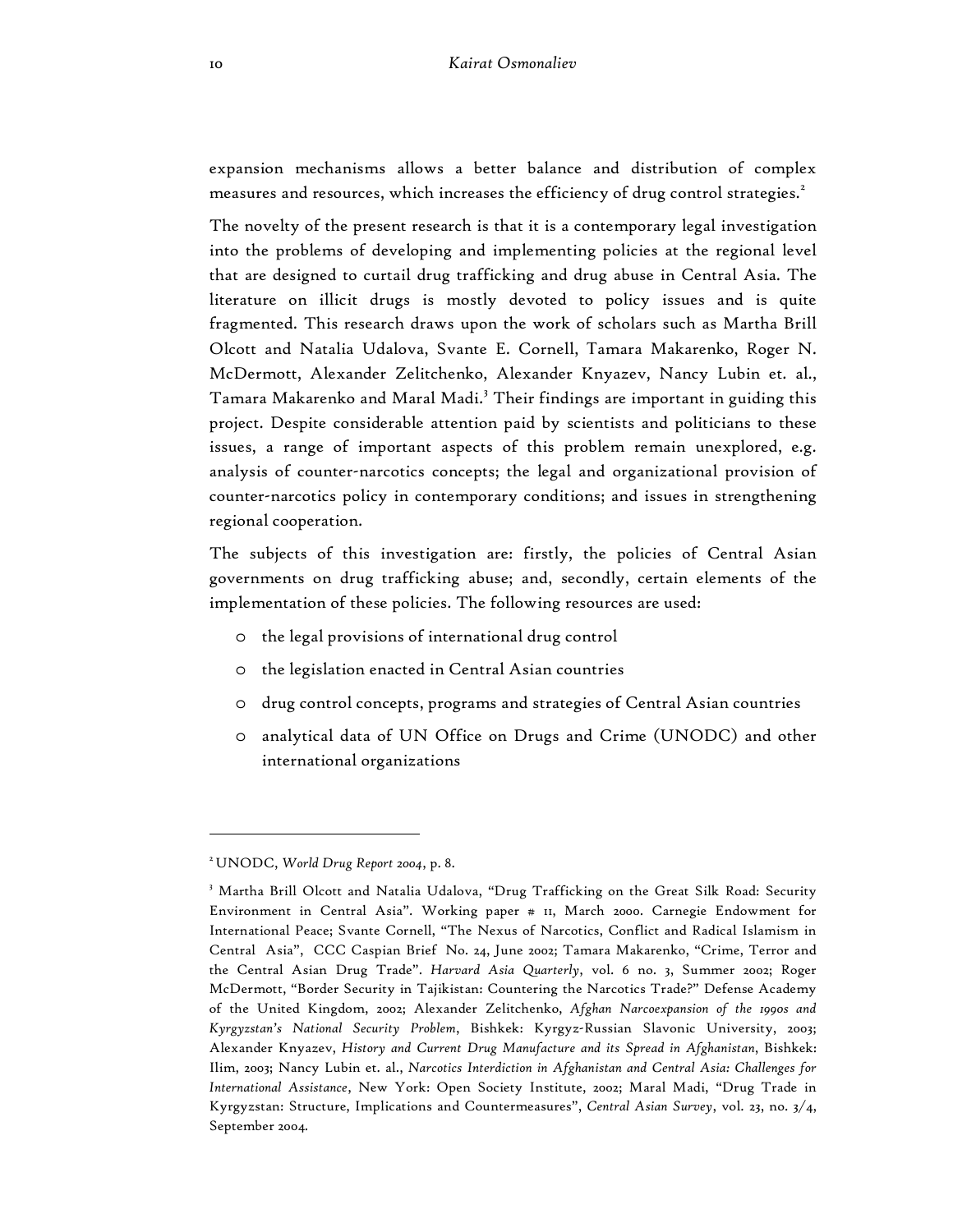expansion mechanisms allows a better balance and distribution of complex measures and resources, which increases the efficiency of drug control strategies.[2]

The novelty of the present research is that it is a contemporary legal investigation into the problems of developing and implementing policies at the regional level that are designed to curtail drug trafficking and drug abuse in Central Asia. The literature on illicit drugs is mostly devoted to policy issues and is quite fragmented. This research draws upon the work of scholars such as Martha Brill Olcott and Natalia Udalova, Svante E. Cornell, Tamara Makarenko, Roger N. McDermott, Alexander Zelitchenko, Alexander Knyazev, Nancy Lubin et. al., Tamara Makarenko and Maral Madi.[3] Their findings are important in guiding this project. Despite considerable attention paid by scientists and politicians to these issues, a range of important aspects of this problem remain unexplored, e.g. analysis of counter-narcotics concepts; the legal and organizational provision of counter-narcotics policy in contemporary conditions; and issues in strengthening regional cooperation.

The subjects of this investigation are: firstly, the policies of Central Asian governments on drug trafficking abuse; and, secondly, certain elements of the implementation of these policies. The following resources are used:

- the legal provisions of international drug control
- the legislation enacted in Central Asian countries
- drug control concepts, programs and strategies of Central Asian countries
- analytical data of UN Office on Drugs and Crime (UNODC) and other international organizations

---

[2] UNODC, *World Drug Report 2004*, p. 8.

[3] Martha Brill Olcott and Natalia Udalova, "Drug Trafficking on the Great Silk Road: Security Environment in Central Asia". Working paper # 11, March 2000. Carnegie Endowment for International Peace; Svante Cornell, "The Nexus of Narcotics, Conflict and Radical Islamism in Central Asia", CCC Caspian Brief No. 24, June 2002; Tamara Makarenko, "Crime, Terror and the Central Asian Drug Trade". *Harvard Asia Quarterly*, vol. 6 no. 3, Summer 2002; Roger McDermott, "Border Security in Tajikistan: Countering the Narcotics Trade?" Defense Academy of the United Kingdom, 2002; Alexander Zelitchenko, *Afghan Narcoexpansion of the 1990s and Kyrgyzstan's National Security Problem*, Bishkek: Kyrgyz-Russian Slavonic University, 2003; Alexander Knyazev, *History and Current Drug Manufacture and its Spread in Afghanistan*, Bishkek: Ilim, 2003; Nancy Lubin et. al., *Narcotics Interdiction in Afghanistan and Central Asia: Challenges for International Assistance*, New York: Open Society Institute, 2002; Maral Madi, "Drug Trade in Kyrgyzstan: Structure, Implications and Countermeasures", *Central Asian Survey*, vol. 23, no. 3/4, September 2004.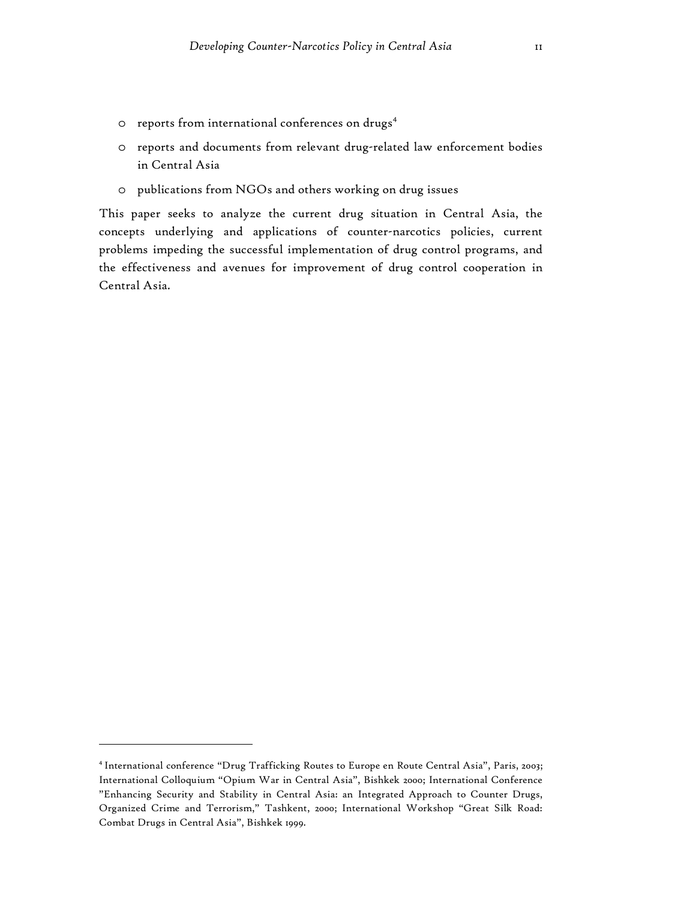- reports from international conferences on drugs[4]
- reports and documents from relevant drug-related law enforcement bodies in Central Asia
- publications from NGOs and others working on drug issues

This paper seeks to analyze the current drug situation in Central Asia, the concepts underlying and applications of counter-narcotics policies, current problems impeding the successful implementation of drug control programs, and the effectiveness and avenues for improvement of drug control cooperation in Central Asia.

[4] International conference "Drug Trafficking Routes to Europe en Route Central Asia", Paris, 2003; International Colloquium "Opium War in Central Asia", Bishkek 2000; International Conference "Enhancing Security and Stability in Central Asia: an Integrated Approach to Counter Drugs, Organized Crime and Terrorism," Tashkent, 2000; International Workshop "Great Silk Road: Combat Drugs in Central Asia", Bishkek 1999.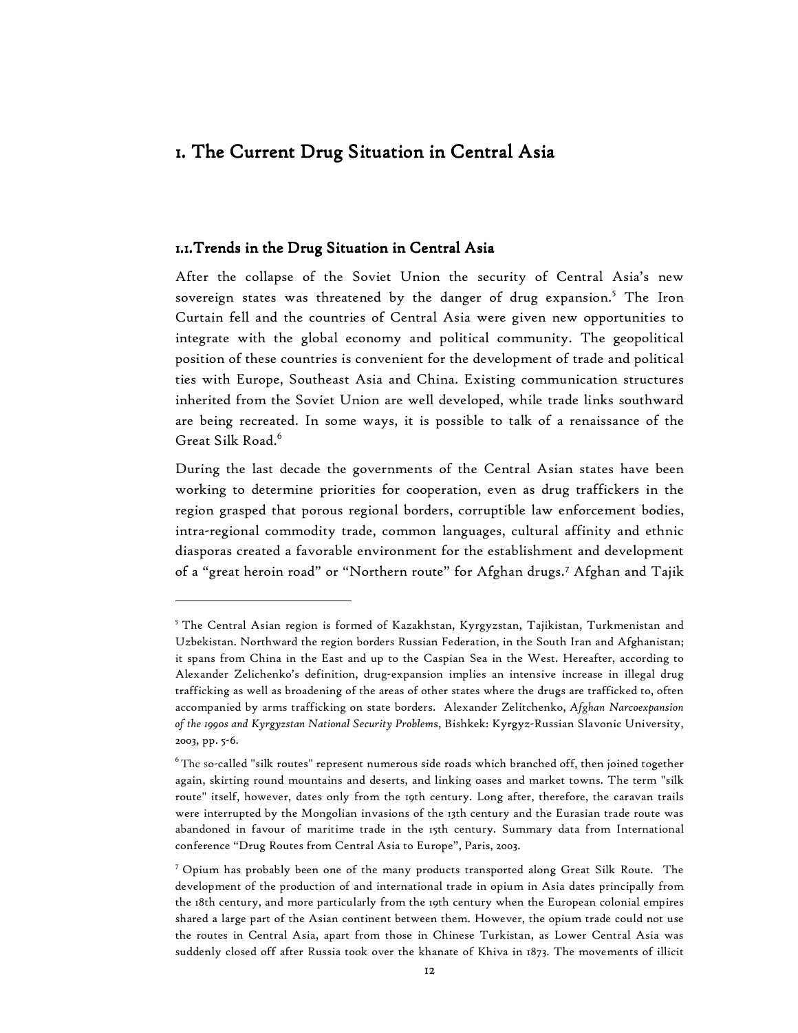# 1. The Current Drug Situation in Central Asia

## 1.1. Trends in the Drug Situation in Central Asia

After the collapse of the Soviet Union the security of Central Asia's new sovereign states was threatened by the danger of drug expansion.[5] The Iron Curtain fell and the countries of Central Asia were given new opportunities to integrate with the global economy and political community. The geopolitical position of these countries is convenient for the development of trade and political ties with Europe, Southeast Asia and China. Existing communication structures inherited from the Soviet Union are well developed, while trade links southward are being recreated. In some ways, it is possible to talk of a renaissance of the Great Silk Road.[6]

During the last decade the governments of the Central Asian states have been working to determine priorities for cooperation, even as drug traffickers in the region grasped that porous regional borders, corruptible law enforcement bodies, intra-regional commodity trade, common languages, cultural affinity and ethnic diasporas created a favorable environment for the establishment and development of a "great heroin road" or "Northern route" for Afghan drugs.[7] Afghan and Tajik

---

[5] The Central Asian region is formed of Kazakhstan, Kyrgyzstan, Tajikistan, Turkmenistan and Uzbekistan. Northward the region borders Russian Federation, in the South Iran and Afghanistan; it spans from China in the East and up to the Caspian Sea in the West. Hereafter, according to Alexander Zelichenko's definition, drug-expansion implies an intensive increase in illegal drug trafficking as well as broadening of the areas of other states where the drugs are trafficked to, often accompanied by arms trafficking on state borders. Alexander Zelitchenko, *Afghan Narcoexpansion of the 1990s and Kyrgyzstan National Security Problems*, Bishkek: Kyrgyz-Russian Slavonic University, 2003, pp. 5-6.

[6] The so-called "silk routes" represent numerous side roads which branched off, then joined together again, skirting round mountains and deserts, and linking oases and market towns. The term "silk route" itself, however, dates only from the 19th century. Long after, therefore, the caravan trails were interrupted by the Mongolian invasions of the 13th century and the Eurasian trade route was abandoned in favour of maritime trade in the 15th century. Summary data from International conference "Drug Routes from Central Asia to Europe", Paris, 2003.

[7] Opium has probably been one of the many products transported along Great Silk Route. The development of the production of and international trade in opium in Asia dates principally from the 18th century, and more particularly from the 19th century when the European colonial empires shared a large part of the Asian continent between them. However, the opium trade could not use the routes in Central Asia, apart from those in Chinese Turkistan, as Lower Central Asia was suddenly closed off after Russia took over the khanate of Khiva in 1873. The movements of illicit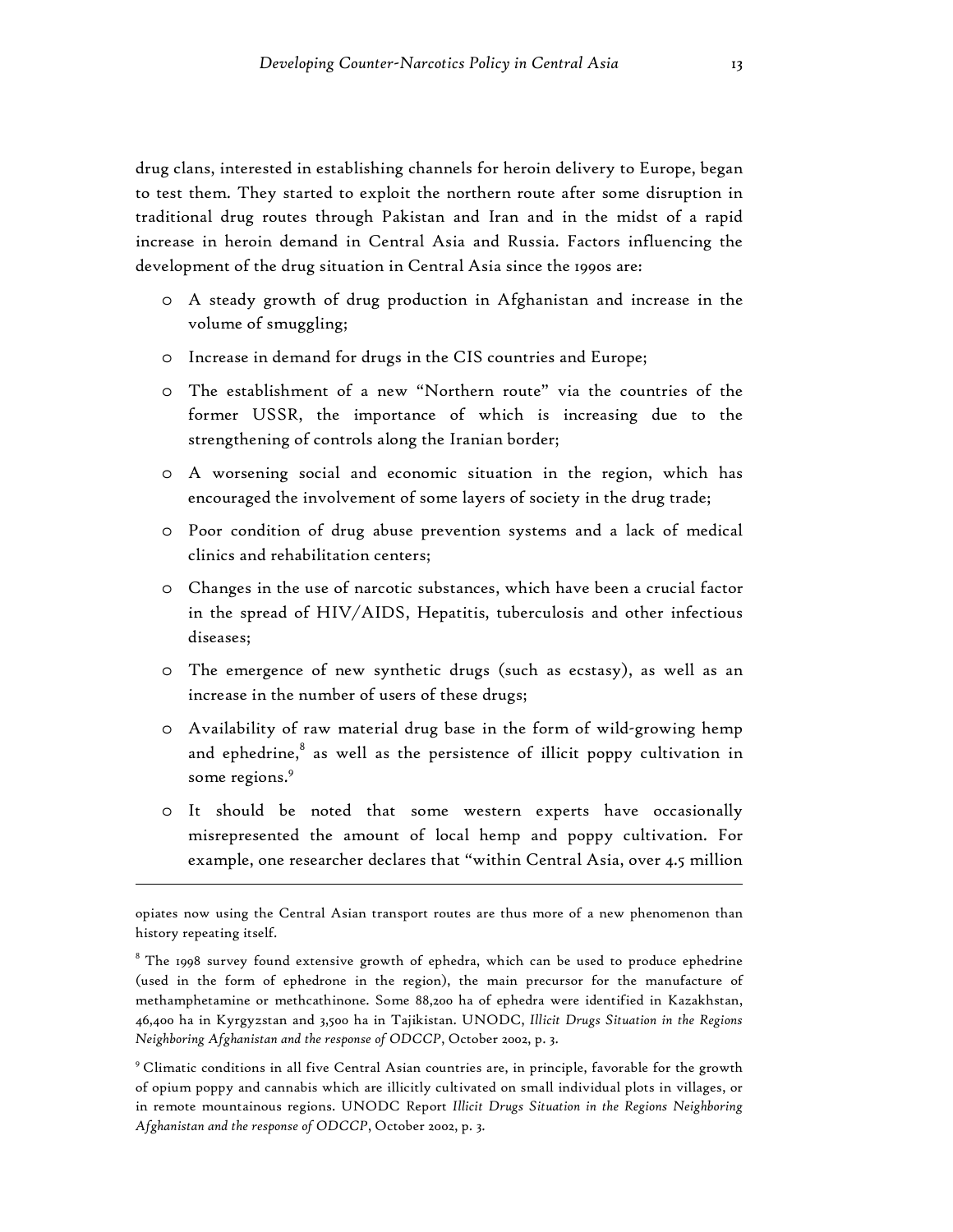drug clans, interested in establishing channels for heroin delivery to Europe, began to test them. They started to exploit the northern route after some disruption in traditional drug routes through Pakistan and Iran and in the midst of a rapid increase in heroin demand in Central Asia and Russia. Factors influencing the development of the drug situation in Central Asia since the 1990s are:

- A steady growth of drug production in Afghanistan and increase in the volume of smuggling;
- Increase in demand for drugs in the CIS countries and Europe;
- The establishment of a new "Northern route" via the countries of the former USSR, the importance of which is increasing due to the strengthening of controls along the Iranian border;
- A worsening social and economic situation in the region, which has encouraged the involvement of some layers of society in the drug trade;
- Poor condition of drug abuse prevention systems and a lack of medical clinics and rehabilitation centers;
- Changes in the use of narcotic substances, which have been a crucial factor in the spread of HIV/AIDS, Hepatitis, tuberculosis and other infectious diseases;
- The emergence of new synthetic drugs (such as ecstasy), as well as an increase in the number of users of these drugs;
- Availability of raw material drug base in the form of wild-growing hemp and ephedrine,[8] as well as the persistence of illicit poppy cultivation in some regions.[9]
- It should be noted that some western experts have occasionally misrepresented the amount of local hemp and poppy cultivation. For example, one researcher declares that "within Central Asia, over 4.5 million

---

opiates now using the Central Asian transport routes are thus more of a new phenomenon than history repeating itself.

[8] The 1998 survey found extensive growth of ephedra, which can be used to produce ephedrine (used in the form of ephedrone in the region), the main precursor for the manufacture of methamphetamine or methcathinone. Some 88,200 ha of ephedra were identified in Kazakhstan, 46,400 ha in Kyrgyzstan and 3,500 ha in Tajikistan. UNODC, *Illicit Drugs Situation in the Regions Neighboring Afghanistan and the response of ODCCP*, October 2002, p. 3.

[9] Climatic conditions in all five Central Asian countries are, in principle, favorable for the growth of opium poppy and cannabis which are illicitly cultivated on small individual plots in villages, or in remote mountainous regions. UNODC Report *Illicit Drugs Situation in the Regions Neighboring Afghanistan and the response of ODCCP*, October 2002, p. 3.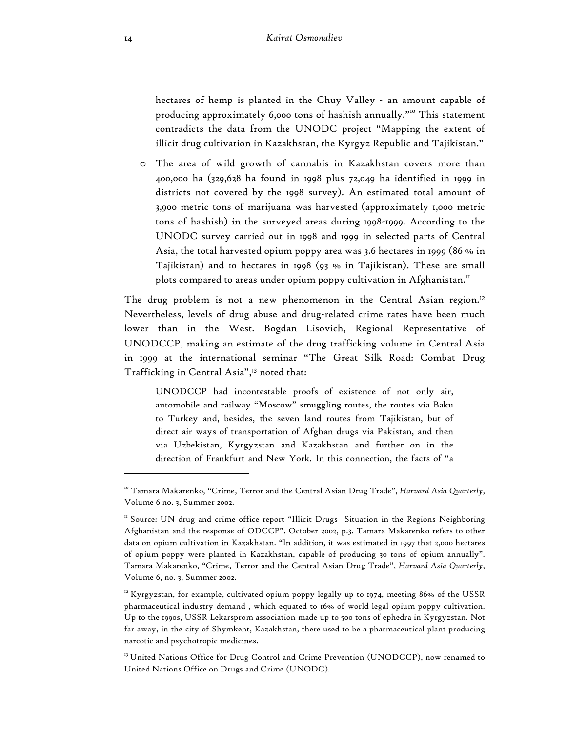hectares of hemp is planted in the Chuy Valley - an amount capable of producing approximately 6,000 tons of hashish annually."[10] This statement contradicts the data from the UNODC project "Mapping the extent of illicit drug cultivation in Kazakhstan, the Kyrgyz Republic and Tajikistan."

- The area of wild growth of cannabis in Kazakhstan covers more than 400,000 ha (329,628 ha found in 1998 plus 72,049 ha identified in 1999 in districts not covered by the 1998 survey). An estimated total amount of 3,900 metric tons of marijuana was harvested (approximately 1,000 metric tons of hashish) in the surveyed areas during 1998-1999. According to the UNODC survey carried out in 1998 and 1999 in selected parts of Central Asia, the total harvested opium poppy area was 3.6 hectares in 1999 (86 % in Tajikistan) and 10 hectares in 1998 (93 % in Tajikistan). These are small plots compared to areas under opium poppy cultivation in Afghanistan.[11]

The drug problem is not a new phenomenon in the Central Asian region.[12] Nevertheless, levels of drug abuse and drug-related crime rates have been much lower than in the West. Bogdan Lisovich, Regional Representative of UNODCCP, making an estimate of the drug trafficking volume in Central Asia in 1999 at the international seminar "The Great Silk Road: Combat Drug Trafficking in Central Asia",[13] noted that:

> UNODCCP had incontestable proofs of existence of not only air, automobile and railway "Moscow" smuggling routes, the routes via Baku to Turkey and, besides, the seven land routes from Tajikistan, but of direct air ways of transportation of Afghan drugs via Pakistan, and then via Uzbekistan, Kyrgyzstan and Kazakhstan and further on in the direction of Frankfurt and New York. In this connection, the facts of "a

---

[10] Tamara Makarenko, "Crime, Terror and the Central Asian Drug Trade", *Harvard Asia Quarterly*, Volume 6 no. 3, Summer 2002.

[11] Source: UN drug and crime office report "Illicit Drugs Situation in the Regions Neighboring Afghanistan and the response of ODCCP". October 2002, p.3. Tamara Makarenko refers to other data on opium cultivation in Kazakhstan. "In addition, it was estimated in 1997 that 2,000 hectares of opium poppy were planted in Kazakhstan, capable of producing 30 tons of opium annually". Tamara Makarenko, "Crime, Terror and the Central Asian Drug Trade", *Harvard Asia Quarterly*, Volume 6, no. 3, Summer 2002.

[12] Kyrgyzstan, for example, cultivated opium poppy legally up to 1974, meeting 86% of the USSR pharmaceutical industry demand , which equated to 16% of world legal opium poppy cultivation. Up to the 1990s, USSR Lekarsprom association made up to 500 tons of ephedra in Kyrgyzstan. Not far away, in the city of Shymkent, Kazakhstan, there used to be a pharmaceutical plant producing narcotic and psychotropic medicines.

[13] United Nations Office for Drug Control and Crime Prevention (UNODCCP), now renamed to United Nations Office on Drugs and Crime (UNODC).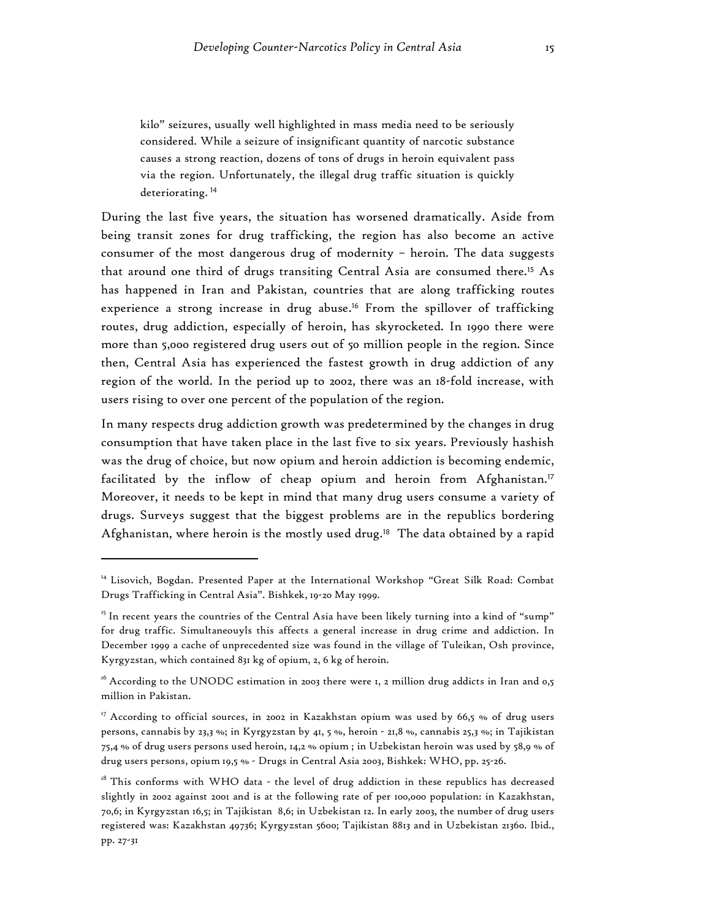> kilo" seizures, usually well highlighted in mass media need to be seriously considered. While a seizure of insignificant quantity of narcotic substance causes a strong reaction, dozens of tons of drugs in heroin equivalent pass via the region. Unfortunately, the illegal drug traffic situation is quickly deteriorating. [14]

During the last five years, the situation has worsened dramatically. Aside from being transit zones for drug trafficking, the region has also become an active consumer of the most dangerous drug of modernity – heroin. The data suggests that around one third of drugs transiting Central Asia are consumed there.[15] As has happened in Iran and Pakistan, countries that are along trafficking routes experience a strong increase in drug abuse.[16] From the spillover of trafficking routes, drug addiction, especially of heroin, has skyrocketed. In 1990 there were more than 5,000 registered drug users out of 50 million people in the region. Since then, Central Asia has experienced the fastest growth in drug addiction of any region of the world. In the period up to 2002, there was an 18-fold increase, with users rising to over one percent of the population of the region.

In many respects drug addiction growth was predetermined by the changes in drug consumption that have taken place in the last five to six years. Previously hashish was the drug of choice, but now opium and heroin addiction is becoming endemic, facilitated by the inflow of cheap opium and heroin from Afghanistan.[17] Moreover, it needs to be kept in mind that many drug users consume a variety of drugs. Surveys suggest that the biggest problems are in the republics bordering Afghanistan, where heroin is the mostly used drug.[18] The data obtained by a rapid

---

[14] Lisovich, Bogdan. Presented Paper at the International Workshop "Great Silk Road: Combat Drugs Trafficking in Central Asia". Bishkek, 19-20 May 1999.

[15] In recent years the countries of the Central Asia have been likely turning into a kind of "sump" for drug traffic. Simultaneouyls this affects a general increase in drug crime and addiction. In December 1999 a cache of unprecedented size was found in the village of Tuleikan, Osh province, Kyrgyzstan, which contained 831 kg of opium, 2, 6 kg of heroin.

[16] According to the UNODC estimation in 2003 there were 1, 2 million drug addicts in Iran and 0,5 million in Pakistan.

[17] According to official sources, in 2002 in Kazakhstan opium was used by 66,5 % of drug users persons, cannabis by 23,3 %; in Kyrgyzstan by 41, 5 %, heroin - 21,8 %, cannabis 25,3 %; in Tajikistan 75,4 % of drug users persons used heroin, 14,2 % opium ; in Uzbekistan heroin was used by 58,9 % of drug users persons, opium 19,5 % - Drugs in Central Asia 2003, Bishkek: WHO, pp. 25-26.

[18] This conforms with WHO data - the level of drug addiction in these republics has decreased slightly in 2002 against 2001 and is at the following rate of per 100,000 population: in Kazakhstan, 70,6; in Kyrgyzstan 16,5; in Tajikistan 8,6; in Uzbekistan 12. In early 2003, the number of drug users registered was: Kazakhstan 49736; Kyrgyzstan 5600; Tajikistan 8813 and in Uzbekistan 21360. Ibid., pp. 27-31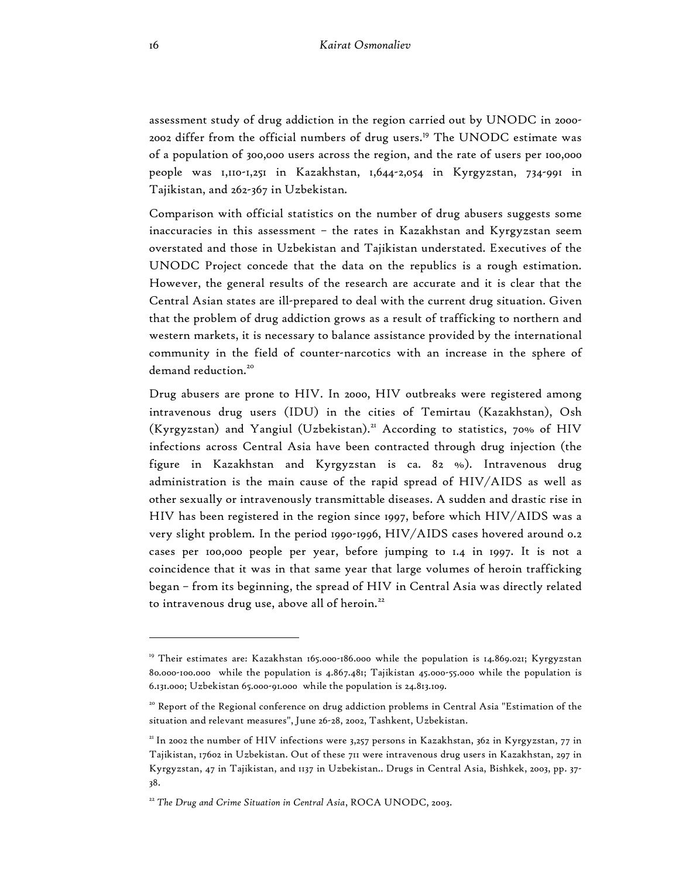assessment study of drug addiction in the region carried out by UNODC in 2000-2002 differ from the official numbers of drug users.[19] The UNODC estimate was of a population of 300,000 users across the region, and the rate of users per 100,000 people was 1,110-1,251 in Kazakhstan, 1,644-2,054 in Kyrgyzstan, 734-991 in Tajikistan, and 262-367 in Uzbekistan.

Comparison with official statistics on the number of drug abusers suggests some inaccuracies in this assessment – the rates in Kazakhstan and Kyrgyzstan seem overstated and those in Uzbekistan and Tajikistan understated. Executives of the UNODC Project concede that the data on the republics is a rough estimation. However, the general results of the research are accurate and it is clear that the Central Asian states are ill-prepared to deal with the current drug situation. Given that the problem of drug addiction grows as a result of trafficking to northern and western markets, it is necessary to balance assistance provided by the international community in the field of counter-narcotics with an increase in the sphere of demand reduction.[20]

Drug abusers are prone to HIV. In 2000, HIV outbreaks were registered among intravenous drug users (IDU) in the cities of Temirtau (Kazakhstan), Osh (Kyrgyzstan) and Yangiul (Uzbekistan).[21] According to statistics, 70% of HIV infections across Central Asia have been contracted through drug injection (the figure in Kazakhstan and Kyrgyzstan is ca. 82 %). Intravenous drug administration is the main cause of the rapid spread of HIV/AIDS as well as other sexually or intravenously transmittable diseases. A sudden and drastic rise in HIV has been registered in the region since 1997, before which HIV/AIDS was a very slight problem. In the period 1990-1996, HIV/AIDS cases hovered around 0.2 cases per 100,000 people per year, before jumping to 1.4 in 1997. It is not a coincidence that it was in that same year that large volumes of heroin trafficking began – from its beginning, the spread of HIV in Central Asia was directly related to intravenous drug use, above all of heroin.[22]

---

[19] Their estimates are: Kazakhstan 165.000-186.000 while the population is 14.869.021; Kyrgyzstan 80.000-100.000 while the population is 4.867.481; Tajikistan 45.000-55.000 while the population is 6.131.000; Uzbekistan 65.000-91.000 while the population is 24.813.109.

[20] Report of the Regional conference on drug addiction problems in Central Asia "Estimation of the situation and relevant measures", June 26-28, 2002, Tashkent, Uzbekistan.

[21] In 2002 the number of HIV infections were 3,257 persons in Kazakhstan, 362 in Kyrgyzstan, 77 in Tajikistan, 17602 in Uzbekistan. Out of these 711 were intravenous drug users in Kazakhstan, 297 in Kyrgyzstan, 47 in Tajikistan, and 1137 in Uzbekistan.. Drugs in Central Asia, Bishkek, 2003, pp. 37-38.

[22] *The Drug and Crime Situation in Central Asia*, ROCA UNODC, 2003.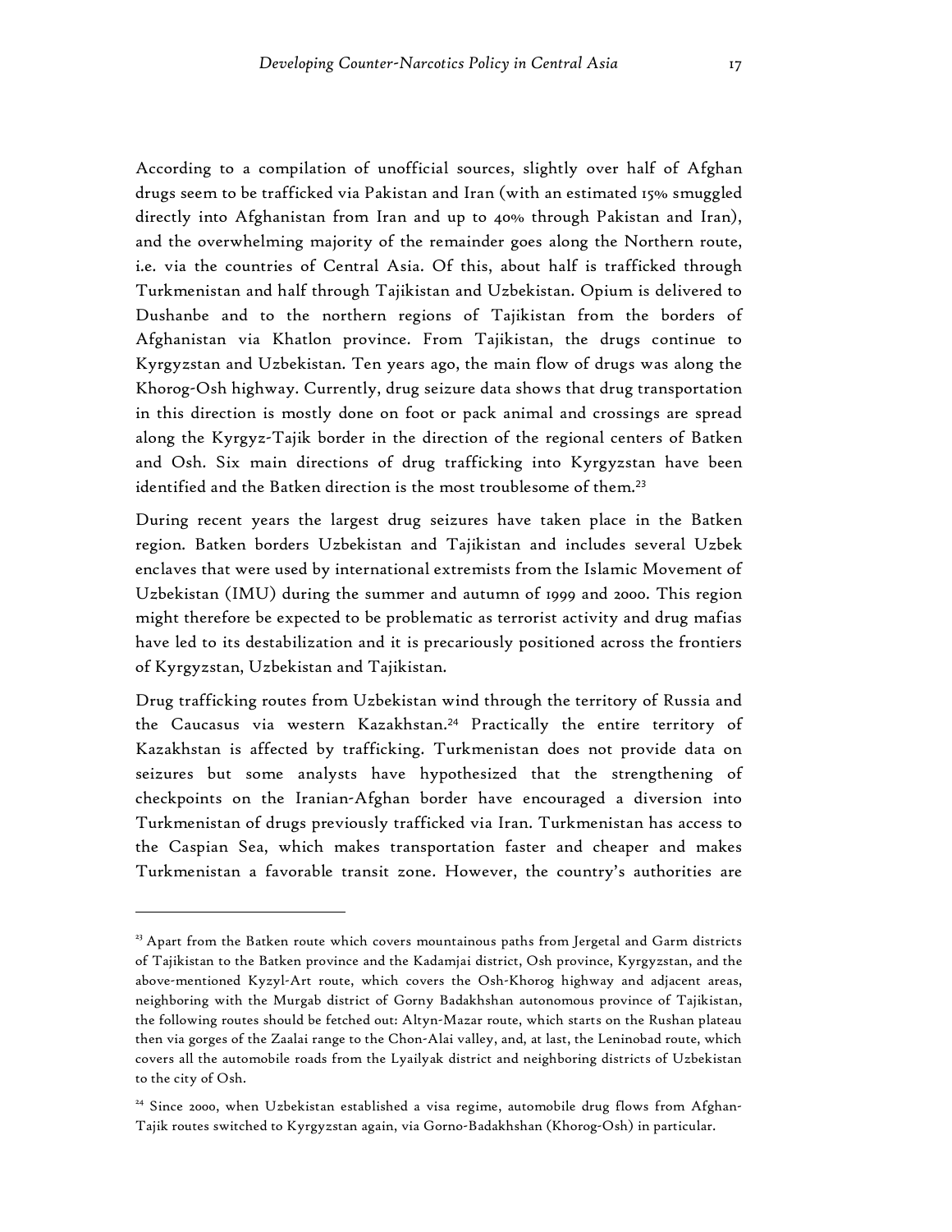According to a compilation of unofficial sources, slightly over half of Afghan drugs seem to be trafficked via Pakistan and Iran (with an estimated 15% smuggled directly into Afghanistan from Iran and up to 40% through Pakistan and Iran), and the overwhelming majority of the remainder goes along the Northern route, i.e. via the countries of Central Asia. Of this, about half is trafficked through Turkmenistan and half through Tajikistan and Uzbekistan. Opium is delivered to Dushanbe and to the northern regions of Tajikistan from the borders of Afghanistan via Khatlon province. From Tajikistan, the drugs continue to Kyrgyzstan and Uzbekistan. Ten years ago, the main flow of drugs was along the Khorog-Osh highway. Currently, drug seizure data shows that drug transportation in this direction is mostly done on foot or pack animal and crossings are spread along the Kyrgyz-Tajik border in the direction of the regional centers of Batken and Osh. Six main directions of drug trafficking into Kyrgyzstan have been identified and the Batken direction is the most troublesome of them.[23]

During recent years the largest drug seizures have taken place in the Batken region. Batken borders Uzbekistan and Tajikistan and includes several Uzbek enclaves that were used by international extremists from the Islamic Movement of Uzbekistan (IMU) during the summer and autumn of 1999 and 2000. This region might therefore be expected to be problematic as terrorist activity and drug mafias have led to its destabilization and it is precariously positioned across the frontiers of Kyrgyzstan, Uzbekistan and Tajikistan.

Drug trafficking routes from Uzbekistan wind through the territory of Russia and the Caucasus via western Kazakhstan.[24] Practically the entire territory of Kazakhstan is affected by trafficking. Turkmenistan does not provide data on seizures but some analysts have hypothesized that the strengthening of checkpoints on the Iranian-Afghan border have encouraged a diversion into Turkmenistan of drugs previously trafficked via Iran. Turkmenistan has access to the Caspian Sea, which makes transportation faster and cheaper and makes Turkmenistan a favorable transit zone. However, the country's authorities are

---

[23] Apart from the Batken route which covers mountainous paths from Jergetal and Garm districts of Tajikistan to the Batken province and the Kadamjai district, Osh province, Kyrgyzstan, and the above-mentioned Kyzyl-Art route, which covers the Osh-Khorog highway and adjacent areas, neighboring with the Murgab district of Gorny Badakhshan autonomous province of Tajikistan, the following routes should be fetched out: Altyn-Mazar route, which starts on the Rushan plateau then via gorges of the Zaalai range to the Chon-Alai valley, and, at last, the Leninobad route, which covers all the automobile roads from the Lyailyak district and neighboring districts of Uzbekistan to the city of Osh.

[24] Since 2000, when Uzbekistan established a visa regime, automobile drug flows from Afghan-Tajik routes switched to Kyrgyzstan again, via Gorno-Badakhshan (Khorog-Osh) in particular.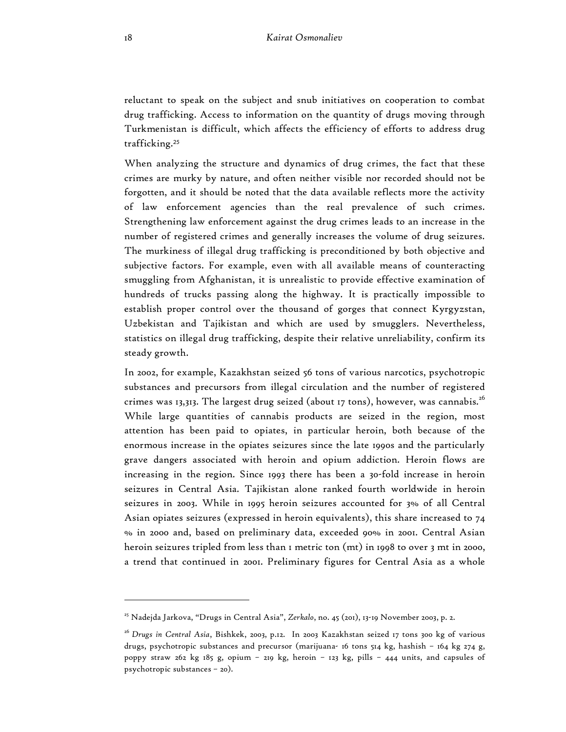reluctant to speak on the subject and snub initiatives on cooperation to combat drug trafficking. Access to information on the quantity of drugs moving through Turkmenistan is difficult, which affects the efficiency of efforts to address drug trafficking.[25]

When analyzing the structure and dynamics of drug crimes, the fact that these crimes are murky by nature, and often neither visible nor recorded should not be forgotten, and it should be noted that the data available reflects more the activity of law enforcement agencies than the real prevalence of such crimes. Strengthening law enforcement against the drug crimes leads to an increase in the number of registered crimes and generally increases the volume of drug seizures. The murkiness of illegal drug trafficking is preconditioned by both objective and subjective factors. For example, even with all available means of counteracting smuggling from Afghanistan, it is unrealistic to provide effective examination of hundreds of trucks passing along the highway. It is practically impossible to establish proper control over the thousand of gorges that connect Kyrgyzstan, Uzbekistan and Tajikistan and which are used by smugglers. Nevertheless, statistics on illegal drug trafficking, despite their relative unreliability, confirm its steady growth.

In 2002, for example, Kazakhstan seized 56 tons of various narcotics, psychotropic substances and precursors from illegal circulation and the number of registered crimes was 13,313. The largest drug seized (about 17 tons), however, was cannabis.[26] While large quantities of cannabis products are seized in the region, most attention has been paid to opiates, in particular heroin, both because of the enormous increase in the opiates seizures since the late 1990s and the particularly grave dangers associated with heroin and opium addiction. Heroin flows are increasing in the region. Since 1993 there has been a 30-fold increase in heroin seizures in Central Asia. Tajikistan alone ranked fourth worldwide in heroin seizures in 2003. While in 1995 heroin seizures accounted for 3% of all Central Asian opiates seizures (expressed in heroin equivalents), this share increased to 74 % in 2000 and, based on preliminary data, exceeded 90% in 2001. Central Asian heroin seizures tripled from less than 1 metric ton (mt) in 1998 to over 3 mt in 2000, a trend that continued in 2001. Preliminary figures for Central Asia as a whole

---

[25] Nadejda Jarkova, "Drugs in Central Asia", *Zerkalo*, no. 45 (201), 13-19 November 2003, p. 2.

[26] *Drugs in Central Asia*, Bishkek, 2003, p.12. In 2003 Kazakhstan seized 17 tons 300 kg of various drugs, psychotropic substances and precursor (marijuana- 16 tons 514 kg, hashish – 164 kg 274 g, poppy straw 262 kg 185 g, opium – 219 kg, heroin – 123 kg, pills – 444 units, and capsules of psychotropic substances – 20).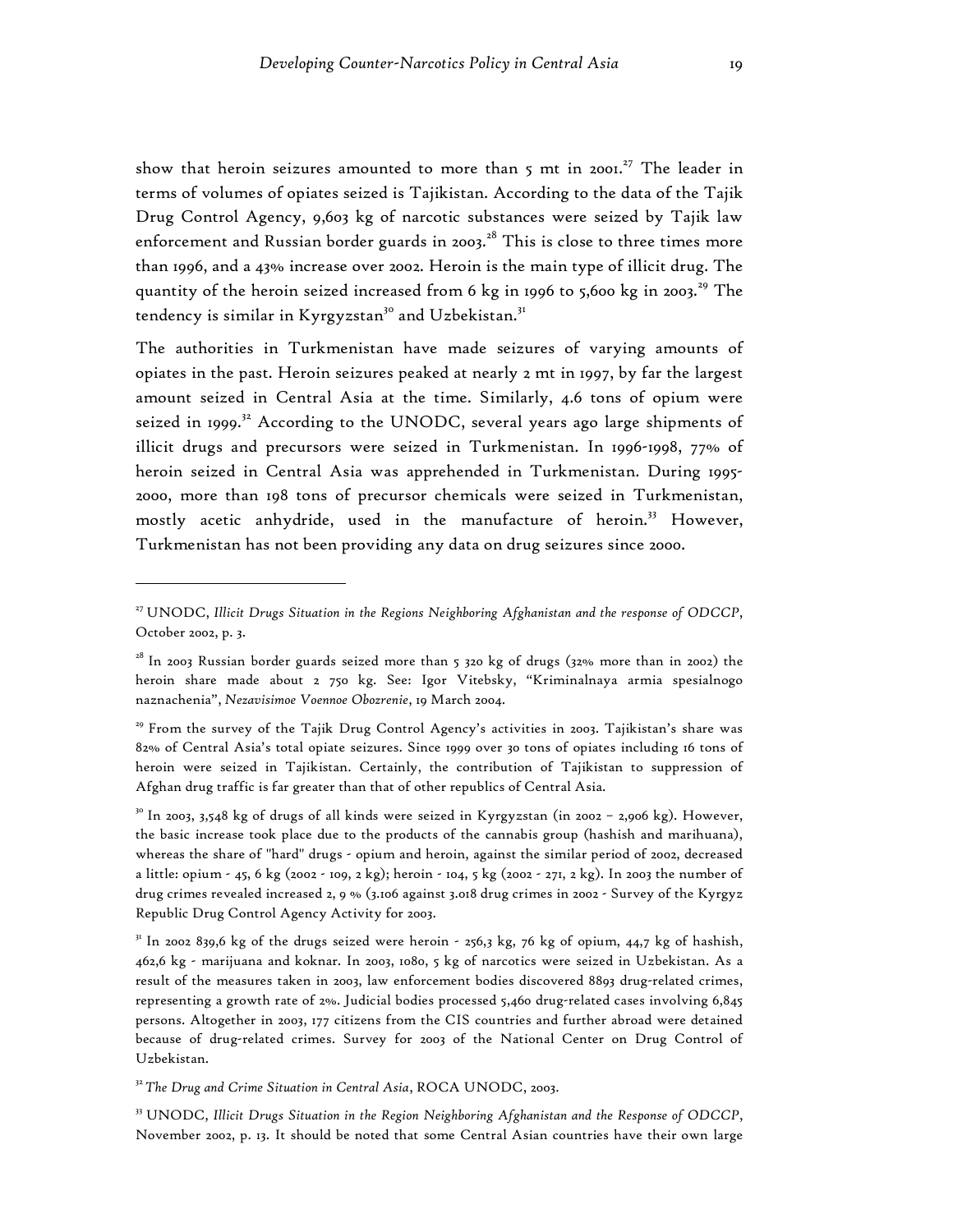show that heroin seizures amounted to more than 5 mt in 2001.[27] The leader in terms of volumes of opiates seized is Tajikistan. According to the data of the Tajik Drug Control Agency, 9,603 kg of narcotic substances were seized by Tajik law enforcement and Russian border guards in 2003.[28] This is close to three times more than 1996, and a 43% increase over 2002. Heroin is the main type of illicit drug. The quantity of the heroin seized increased from 6 kg in 1996 to 5,600 kg in 2003.[29] The tendency is similar in Kyrgyzstan[30] and Uzbekistan.[31]

The authorities in Turkmenistan have made seizures of varying amounts of opiates in the past. Heroin seizures peaked at nearly 2 mt in 1997, by far the largest amount seized in Central Asia at the time. Similarly, 4.6 tons of opium were seized in 1999.[32] According to the UNODC, several years ago large shipments of illicit drugs and precursors were seized in Turkmenistan. In 1996-1998, 77% of heroin seized in Central Asia was apprehended in Turkmenistan. During 1995-2000, more than 198 tons of precursor chemicals were seized in Turkmenistan, mostly acetic anhydride, used in the manufacture of heroin.[33] However, Turkmenistan has not been providing any data on drug seizures since 2000.

---

[27] UNODC, *Illicit Drugs Situation in the Regions Neighboring Afghanistan and the response of ODCCP*, October 2002, p. 3.

[28] In 2003 Russian border guards seized more than 5 320 kg of drugs (32% more than in 2002) the heroin share made about 2 750 kg. See: Igor Vitebsky, "Kriminalnaya armia spesialnogo naznachenia", *Nezavisimoe Voennoe Obozrenie*, 19 March 2004.

[29] From the survey of the Tajik Drug Control Agency's activities in 2003. Tajikistan's share was 82% of Central Asia's total opiate seizures. Since 1999 over 30 tons of opiates including 16 tons of heroin were seized in Tajikistan. Certainly, the contribution of Tajikistan to suppression of Afghan drug traffic is far greater than that of other republics of Central Asia.

[30] In 2003, 3,548 kg of drugs of all kinds were seized in Kyrgyzstan (in 2002 – 2,906 kg). However, the basic increase took place due to the products of the cannabis group (hashish and marihuana), whereas the share of "hard" drugs - opium and heroin, against the similar period of 2002, decreased a little: opium - 45, 6 kg (2002 - 109, 2 kg); heroin - 104, 5 kg (2002 - 271, 2 kg). In 2003 the number of drug crimes revealed increased 2, 9 % (3.106 against 3.018 drug crimes in 2002 - Survey of the Kyrgyz Republic Drug Control Agency Activity for 2003.

[31] In 2002 839,6 kg of the drugs seized were heroin - 256,3 kg, 76 kg of opium, 44,7 kg of hashish, 462,6 kg - marijuana and koknar. In 2003, 1080, 5 kg of narcotics were seized in Uzbekistan. As a result of the measures taken in 2003, law enforcement bodies discovered 8893 drug-related crimes, representing a growth rate of 2%. Judicial bodies processed 5,460 drug-related cases involving 6,845 persons. Altogether in 2003, 177 citizens from the CIS countries and further abroad were detained because of drug-related crimes. Survey for 2003 of the National Center on Drug Control of Uzbekistan.

[32] *The Drug and Crime Situation in Central Asia*, ROCA UNODC, 2003.

[33] UNODC, *Illicit Drugs Situation in the Region Neighboring Afghanistan and the Response of ODCCP*, November 2002, p. 13. It should be noted that some Central Asian countries have their own large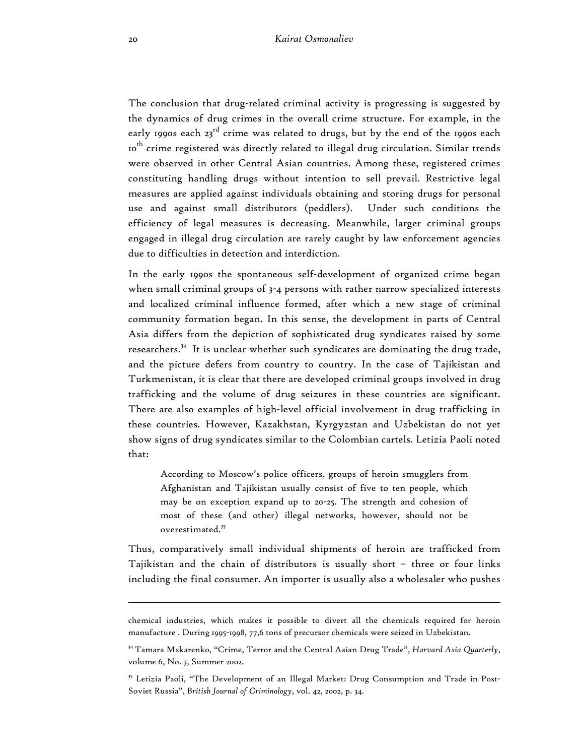The conclusion that drug-related criminal activity is progressing is suggested by the dynamics of drug crimes in the overall crime structure. For example, in the early 1990s each 23rd crime was related to drugs, but by the end of the 1990s each 10th crime registered was directly related to illegal drug circulation. Similar trends were observed in other Central Asian countries. Among these, registered crimes constituting handling drugs without intention to sell prevail. Restrictive legal measures are applied against individuals obtaining and storing drugs for personal use and against small distributors (peddlers). Under such conditions the efficiency of legal measures is decreasing. Meanwhile, larger criminal groups engaged in illegal drug circulation are rarely caught by law enforcement agencies due to difficulties in detection and interdiction.

In the early 1990s the spontaneous self-development of organized crime began when small criminal groups of 3-4 persons with rather narrow specialized interests and localized criminal influence formed, after which a new stage of criminal community formation began. In this sense, the development in parts of Central Asia differs from the depiction of sophisticated drug syndicates raised by some researchers.[34] It is unclear whether such syndicates are dominating the drug trade, and the picture defers from country to country. In the case of Tajikistan and Turkmenistan, it is clear that there are developed criminal groups involved in drug trafficking and the volume of drug seizures in these countries are significant. There are also examples of high-level official involvement in drug trafficking in these countries. However, Kazakhstan, Kyrgyzstan and Uzbekistan do not yet show signs of drug syndicates similar to the Colombian cartels. Letizia Paoli noted that:

> According to Moscow's police officers, groups of heroin smugglers from Afghanistan and Tajikistan usually consist of five to ten people, which may be on exception expand up to 20-25. The strength and cohesion of most of these (and other) illegal networks, however, should not be overestimated.[35]

Thus, comparatively small individual shipments of heroin are trafficked from Tajikistan and the chain of distributors is usually short – three or four links including the final consumer. An importer is usually also a wholesaler who pushes

---

chemical industries, which makes it possible to divert all the chemicals required for heroin manufacture . During 1995-1998, 77,6 tons of precursor chemicals were seized in Uzbekistan.

[34] Tamara Makarenko, "Crime, Terror and the Central Asian Drug Trade", *Harvard Asia Quarterly*, volume 6, No. 3, Summer 2002.

[35] Letizia Paoli, "The Development of an Illegal Market: Drug Consumption and Trade in Post-Soviet Russia", *British Journal of Criminology*, vol. 42, 2002, p. 34.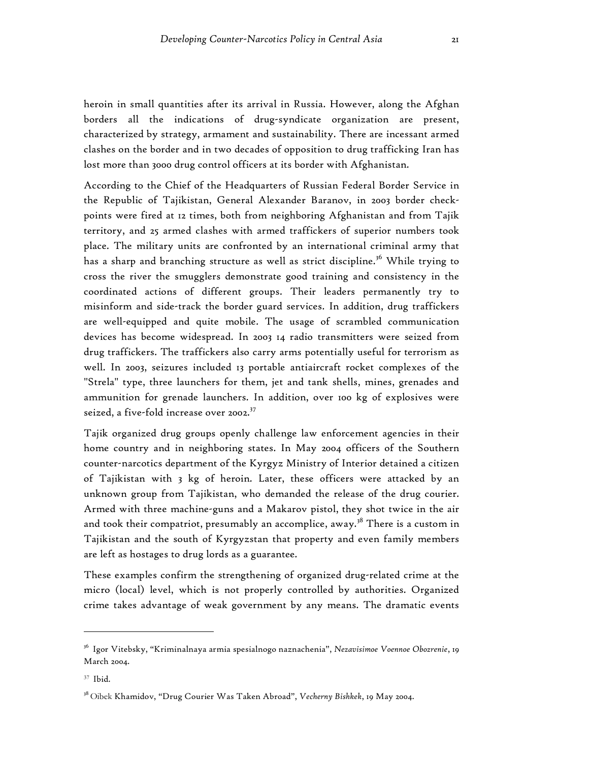heroin in small quantities after its arrival in Russia. However, along the Afghan borders all the indications of drug-syndicate organization are present, characterized by strategy, armament and sustainability. There are incessant armed clashes on the border and in two decades of opposition to drug trafficking Iran has lost more than 3000 drug control officers at its border with Afghanistan.

According to the Chief of the Headquarters of Russian Federal Border Service in the Republic of Tajikistan, General Alexander Baranov, in 2003 border check-points were fired at 12 times, both from neighboring Afghanistan and from Tajik territory, and 25 armed clashes with armed traffickers of superior numbers took place. The military units are confronted by an international criminal army that has a sharp and branching structure as well as strict discipline.[36] While trying to cross the river the smugglers demonstrate good training and consistency in the coordinated actions of different groups. Their leaders permanently try to misinform and side-track the border guard services. In addition, drug traffickers are well-equipped and quite mobile. The usage of scrambled communication devices has become widespread. In 2003 14 radio transmitters were seized from drug traffickers. The traffickers also carry arms potentially useful for terrorism as well. In 2003, seizures included 13 portable antiaircraft rocket complexes of the "Strela" type, three launchers for them, jet and tank shells, mines, grenades and ammunition for grenade launchers. In addition, over 100 kg of explosives were seized, a five-fold increase over 2002.[37]

Tajik organized drug groups openly challenge law enforcement agencies in their home country and in neighboring states. In May 2004 officers of the Southern counter-narcotics department of the Kyrgyz Ministry of Interior detained a citizen of Tajikistan with 3 kg of heroin. Later, these officers were attacked by an unknown group from Tajikistan, who demanded the release of the drug courier. Armed with three machine-guns and a Makarov pistol, they shot twice in the air and took their compatriot, presumably an accomplice, away.[38] There is a custom in Tajikistan and the south of Kyrgyzstan that property and even family members are left as hostages to drug lords as a guarantee.

These examples confirm the strengthening of organized drug-related crime at the micro (local) level, which is not properly controlled by authorities. Organized crime takes advantage of weak government by any means. The dramatic events

---

[36] Igor Vitebsky, "Kriminalnaya armia spesialnogo naznachenia", *Nezavisimoe Voennoe Obozrenie*, 19 March 2004.

[37] Ibid.

[38] Oibek Khamidov, "Drug Courier Was Taken Abroad", *Vecherny Bishkek*, 19 May 2004.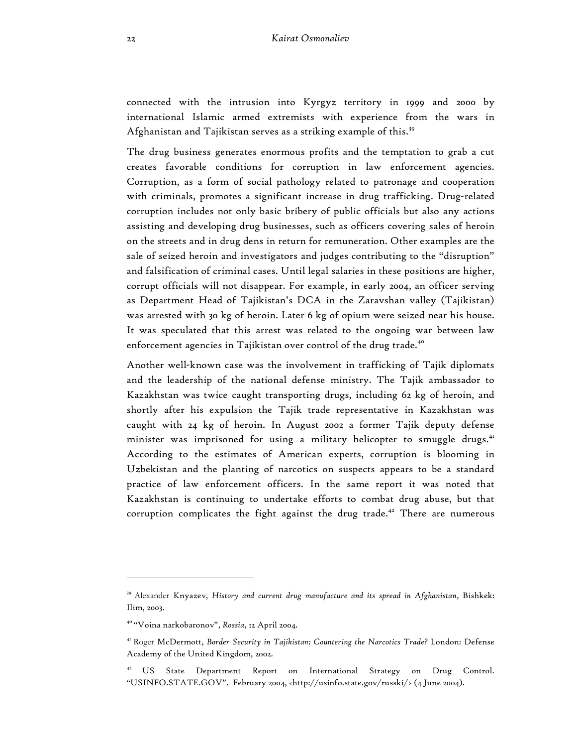connected with the intrusion into Kyrgyz territory in 1999 and 2000 by international Islamic armed extremists with experience from the wars in Afghanistan and Tajikistan serves as a striking example of this.[39]

The drug business generates enormous profits and the temptation to grab a cut creates favorable conditions for corruption in law enforcement agencies. Corruption, as a form of social pathology related to patronage and cooperation with criminals, promotes a significant increase in drug trafficking. Drug-related corruption includes not only basic bribery of public officials but also any actions assisting and developing drug businesses, such as officers covering sales of heroin on the streets and in drug dens in return for remuneration. Other examples are the sale of seized heroin and investigators and judges contributing to the "disruption" and falsification of criminal cases. Until legal salaries in these positions are higher, corrupt officials will not disappear. For example, in early 2004, an officer serving as Department Head of Tajikistan's DCA in the Zaravshan valley (Tajikistan) was arrested with 30 kg of heroin. Later 6 kg of opium were seized near his house. It was speculated that this arrest was related to the ongoing war between law enforcement agencies in Tajikistan over control of the drug trade.[40]

Another well-known case was the involvement in trafficking of Tajik diplomats and the leadership of the national defense ministry. The Tajik ambassador to Kazakhstan was twice caught transporting drugs, including 62 kg of heroin, and shortly after his expulsion the Tajik trade representative in Kazakhstan was caught with 24 kg of heroin. In August 2002 a former Tajik deputy defense minister was imprisoned for using a military helicopter to smuggle drugs.[41] According to the estimates of American experts, corruption is blooming in Uzbekistan and the planting of narcotics on suspects appears to be a standard practice of law enforcement officers. In the same report it was noted that Kazakhstan is continuing to undertake efforts to combat drug abuse, but that corruption complicates the fight against the drug trade.[42] There are numerous

---

[39] Alexander Knyazev, *History and current drug manufacture and its spread in Afghanistan*, Bishkek: Ilim, 2003.

[40] "Voina narkobaronov", *Rossia*, 12 April 2004.

[41] Roger McDermott, *Border Security in Tajikistan: Countering the Narcotics Trade?* London: Defense Academy of the United Kingdom, 2002.

[42] US State Department Report on International Strategy on Drug Control. "USINFO.STATE.GOV". February 2004, <http://usinfo.state.gov/russki/> (4 June 2004).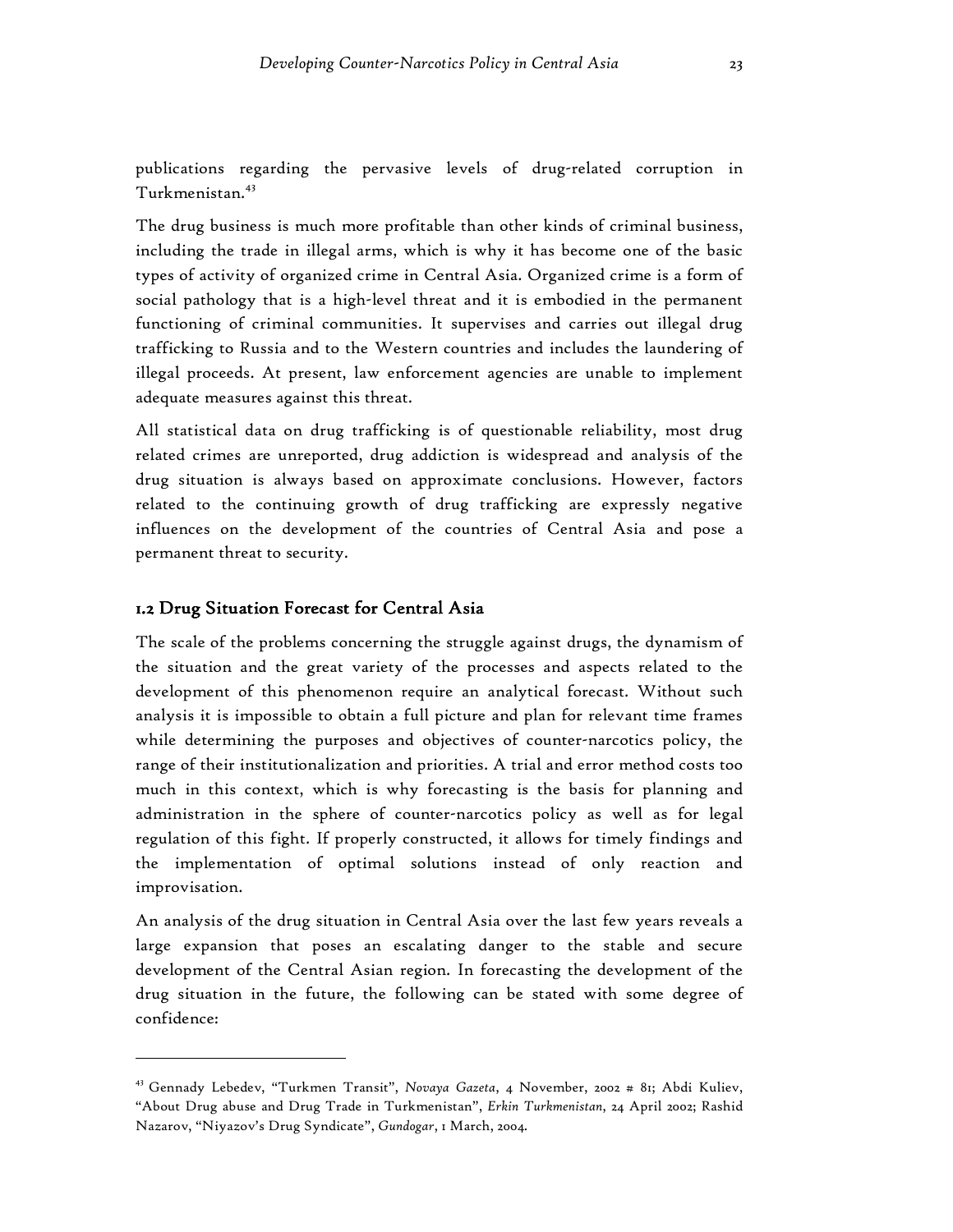publications regarding the pervasive levels of drug-related corruption in Turkmenistan.[43]

The drug business is much more profitable than other kinds of criminal business, including the trade in illegal arms, which is why it has become one of the basic types of activity of organized crime in Central Asia. Organized crime is a form of social pathology that is a high-level threat and it is embodied in the permanent functioning of criminal communities. It supervises and carries out illegal drug trafficking to Russia and to the Western countries and includes the laundering of illegal proceeds. At present, law enforcement agencies are unable to implement adequate measures against this threat.

All statistical data on drug trafficking is of questionable reliability, most drug related crimes are unreported, drug addiction is widespread and analysis of the drug situation is always based on approximate conclusions. However, factors related to the continuing growth of drug trafficking are expressly negative influences on the development of the countries of Central Asia and pose a permanent threat to security.

### 1.2 Drug Situation Forecast for Central Asia

The scale of the problems concerning the struggle against drugs, the dynamism of the situation and the great variety of the processes and aspects related to the development of this phenomenon require an analytical forecast. Without such analysis it is impossible to obtain a full picture and plan for relevant time frames while determining the purposes and objectives of counter-narcotics policy, the range of their institutionalization and priorities. A trial and error method costs too much in this context, which is why forecasting is the basis for planning and administration in the sphere of counter-narcotics policy as well as for legal regulation of this fight. If properly constructed, it allows for timely findings and the implementation of optimal solutions instead of only reaction and improvisation.

An analysis of the drug situation in Central Asia over the last few years reveals a large expansion that poses an escalating danger to the stable and secure development of the Central Asian region. In forecasting the development of the drug situation in the future, the following can be stated with some degree of confidence:

---

[43] Gennady Lebedev, "Turkmen Transit", *Novaya Gazeta*, 4 November, 2002 # 81; Abdi Kuliev, "About Drug abuse and Drug Trade in Turkmenistan", *Erkin Turkmenistan*, 24 April 2002; Rashid Nazarov, "Niyazov's Drug Syndicate", *Gundogar*, 1 March, 2004.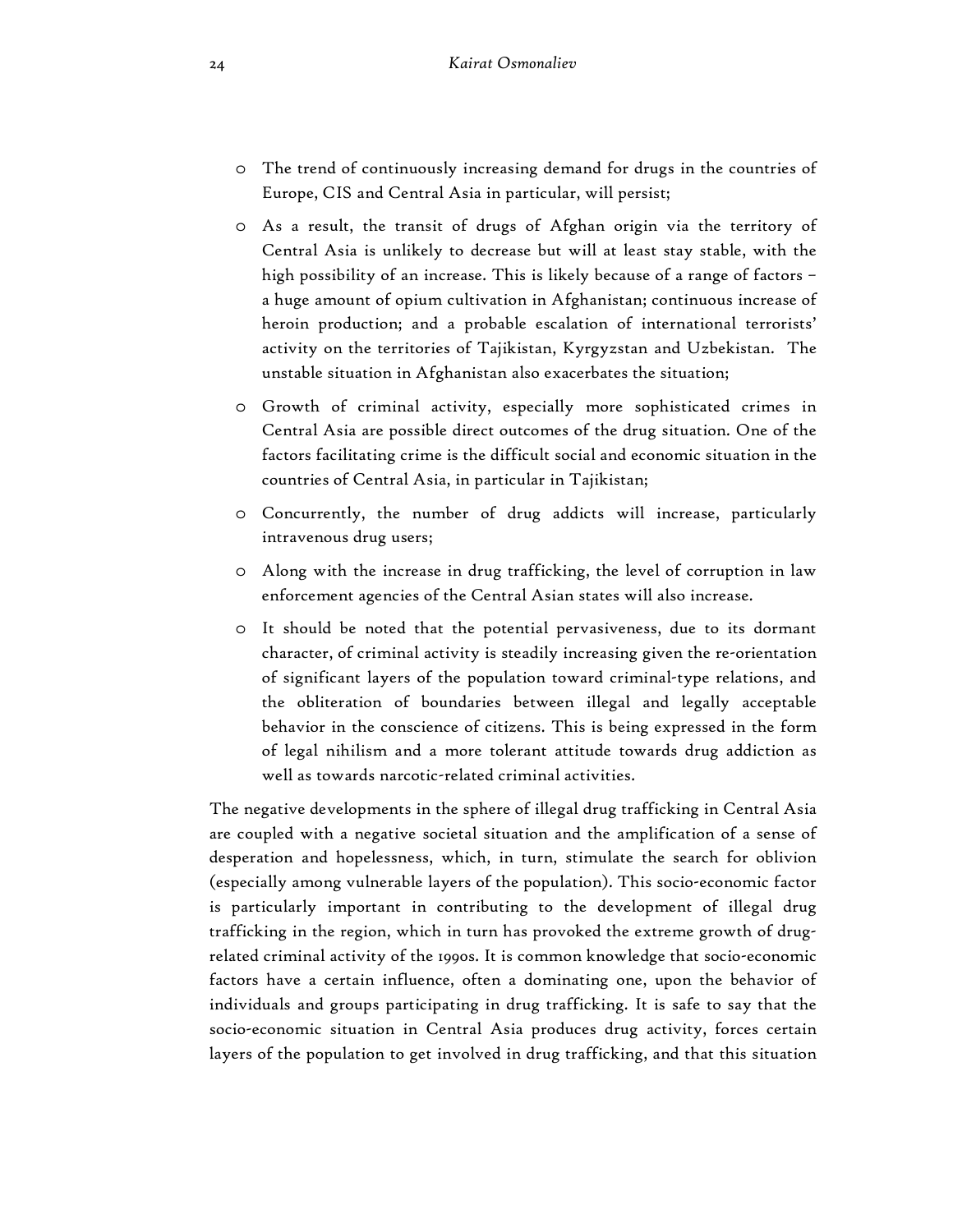- The trend of continuously increasing demand for drugs in the countries of Europe, CIS and Central Asia in particular, will persist;
- As a result, the transit of drugs of Afghan origin via the territory of Central Asia is unlikely to decrease but will at least stay stable, with the high possibility of an increase. This is likely because of a range of factors – a huge amount of opium cultivation in Afghanistan; continuous increase of heroin production; and a probable escalation of international terrorists' activity on the territories of Tajikistan, Kyrgyzstan and Uzbekistan. The unstable situation in Afghanistan also exacerbates the situation;
- Growth of criminal activity, especially more sophisticated crimes in Central Asia are possible direct outcomes of the drug situation. One of the factors facilitating crime is the difficult social and economic situation in the countries of Central Asia, in particular in Tajikistan;
- Concurrently, the number of drug addicts will increase, particularly intravenous drug users;
- Along with the increase in drug trafficking, the level of corruption in law enforcement agencies of the Central Asian states will also increase.
- It should be noted that the potential pervasiveness, due to its dormant character, of criminal activity is steadily increasing given the re-orientation of significant layers of the population toward criminal-type relations, and the obliteration of boundaries between illegal and legally acceptable behavior in the conscience of citizens. This is being expressed in the form of legal nihilism and a more tolerant attitude towards drug addiction as well as towards narcotic-related criminal activities.

The negative developments in the sphere of illegal drug trafficking in Central Asia are coupled with a negative societal situation and the amplification of a sense of desperation and hopelessness, which, in turn, stimulate the search for oblivion (especially among vulnerable layers of the population). This socio-economic factor is particularly important in contributing to the development of illegal drug trafficking in the region, which in turn has provoked the extreme growth of drug-related criminal activity of the 1990s. It is common knowledge that socio-economic factors have a certain influence, often a dominating one, upon the behavior of individuals and groups participating in drug trafficking. It is safe to say that the socio-economic situation in Central Asia produces drug activity, forces certain layers of the population to get involved in drug trafficking, and that this situation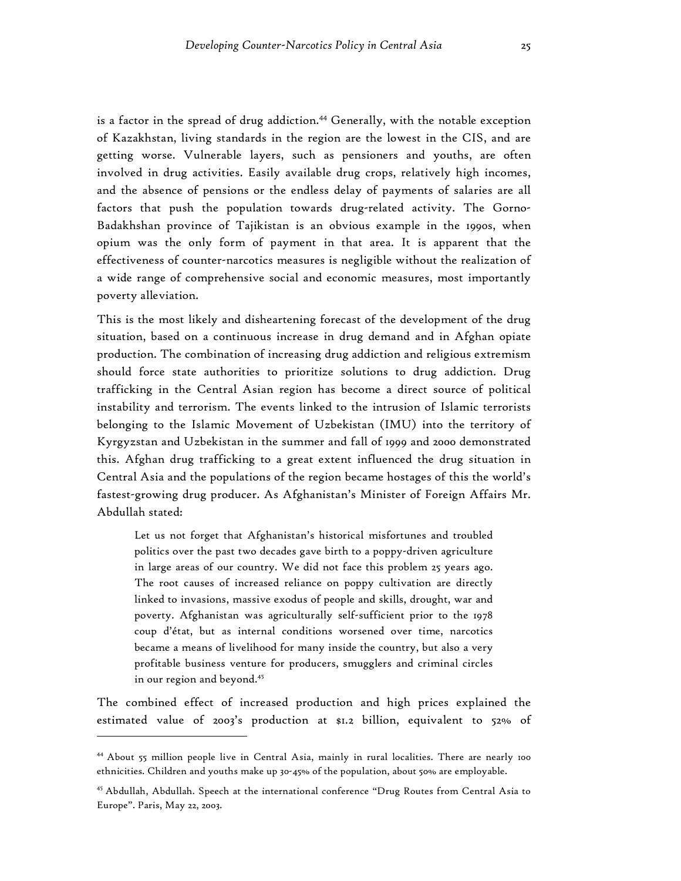is a factor in the spread of drug addiction.[44] Generally, with the notable exception of Kazakhstan, living standards in the region are the lowest in the CIS, and are getting worse. Vulnerable layers, such as pensioners and youths, are often involved in drug activities. Easily available drug crops, relatively high incomes, and the absence of pensions or the endless delay of payments of salaries are all factors that push the population towards drug-related activity. The Gorno-Badakhshan province of Tajikistan is an obvious example in the 1990s, when opium was the only form of payment in that area. It is apparent that the effectiveness of counter-narcotics measures is negligible without the realization of a wide range of comprehensive social and economic measures, most importantly poverty alleviation.

This is the most likely and disheartening forecast of the development of the drug situation, based on a continuous increase in drug demand and in Afghan opiate production. The combination of increasing drug addiction and religious extremism should force state authorities to prioritize solutions to drug addiction. Drug trafficking in the Central Asian region has become a direct source of political instability and terrorism. The events linked to the intrusion of Islamic terrorists belonging to the Islamic Movement of Uzbekistan (IMU) into the territory of Kyrgyzstan and Uzbekistan in the summer and fall of 1999 and 2000 demonstrated this. Afghan drug trafficking to a great extent influenced the drug situation in Central Asia and the populations of the region became hostages of this the world's fastest-growing drug producer. As Afghanistan's Minister of Foreign Affairs Mr. Abdullah stated:

> Let us not forget that Afghanistan's historical misfortunes and troubled politics over the past two decades gave birth to a poppy-driven agriculture in large areas of our country. We did not face this problem 25 years ago. The root causes of increased reliance on poppy cultivation are directly linked to invasions, massive exodus of people and skills, drought, war and poverty. Afghanistan was agriculturally self-sufficient prior to the 1978 coup d'état, but as internal conditions worsened over time, narcotics became a means of livelihood for many inside the country, but also a very profitable business venture for producers, smugglers and criminal circles in our region and beyond.[45]

The combined effect of increased production and high prices explained the estimated value of 2003's production at $1.2 billion, equivalent to 52% of

---

[44] About 55 million people live in Central Asia, mainly in rural localities. There are nearly 100 ethnicities. Children and youths make up 30-45% of the population, about 50% are employable.

[45] Abdullah, Abdullah. Speech at the international conference "Drug Routes from Central Asia to Europe". Paris, May 22, 2003.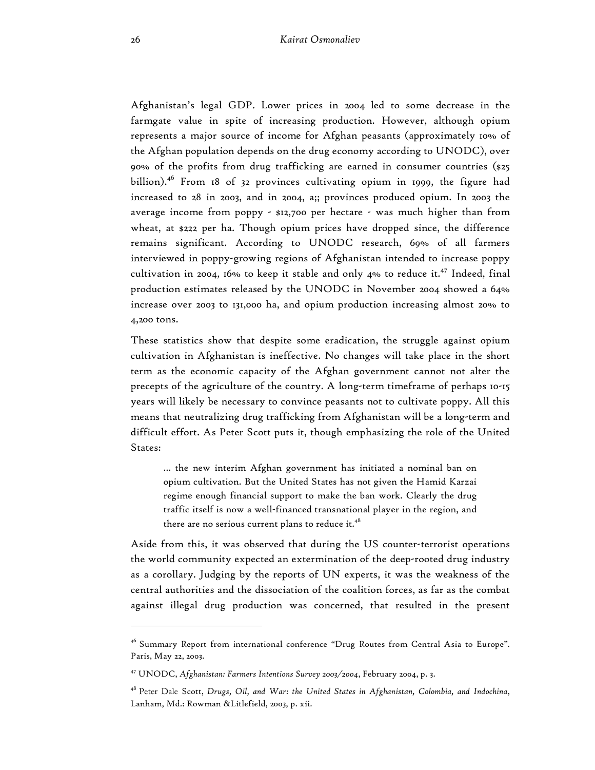Afghanistan's legal GDP. Lower prices in 2004 led to some decrease in the farmgate value in spite of increasing production. However, although opium represents a major source of income for Afghan peasants (approximately 10% of the Afghan population depends on the drug economy according to UNODC), over 90% of the profits from drug trafficking are earned in consumer countries ($25 billion).[46] From 18 of 32 provinces cultivating opium in 1999, the figure had increased to 28 in 2003, and in 2004, a;; provinces produced opium. In 2003 the average income from poppy - $12,700 per hectare - was much higher than from wheat, at $222 per ha. Though opium prices have dropped since, the difference remains significant. According to UNODC research, 69% of all farmers interviewed in poppy-growing regions of Afghanistan intended to increase poppy cultivation in 2004, 16% to keep it stable and only 4% to reduce it.[47] Indeed, final production estimates released by the UNODC in November 2004 showed a 64% increase over 2003 to 131,000 ha, and opium production increasing almost 20% to 4,200 tons.

These statistics show that despite some eradication, the struggle against opium cultivation in Afghanistan is ineffective. No changes will take place in the short term as the economic capacity of the Afghan government cannot not alter the precepts of the agriculture of the country. A long-term timeframe of perhaps 10-15 years will likely be necessary to convince peasants not to cultivate poppy. All this means that neutralizing drug trafficking from Afghanistan will be a long-term and difficult effort. As Peter Scott puts it, though emphasizing the role of the United States:

> … the new interim Afghan government has initiated a nominal ban on opium cultivation. But the United States has not given the Hamid Karzai regime enough financial support to make the ban work. Clearly the drug traffic itself is now a well-financed transnational player in the region, and there are no serious current plans to reduce it.[48]

Aside from this, it was observed that during the US counter-terrorist operations the world community expected an extermination of the deep-rooted drug industry as a corollary. Judging by the reports of UN experts, it was the weakness of the central authorities and the dissociation of the coalition forces, as far as the combat against illegal drug production was concerned, that resulted in the present

---

[46] Summary Report from international conference "Drug Routes from Central Asia to Europe". Paris, May 22, 2003.

[47] UNODC, *Afghanistan: Farmers Intentions Survey 2003/2004*, February 2004, p. 3.

[48] Peter Dale Scott, *Drugs, Oil, and War: the United States in Afghanistan, Colombia, and Indochina*, Lanham, Md.: Rowman &Litlefield, 2003, p. xii.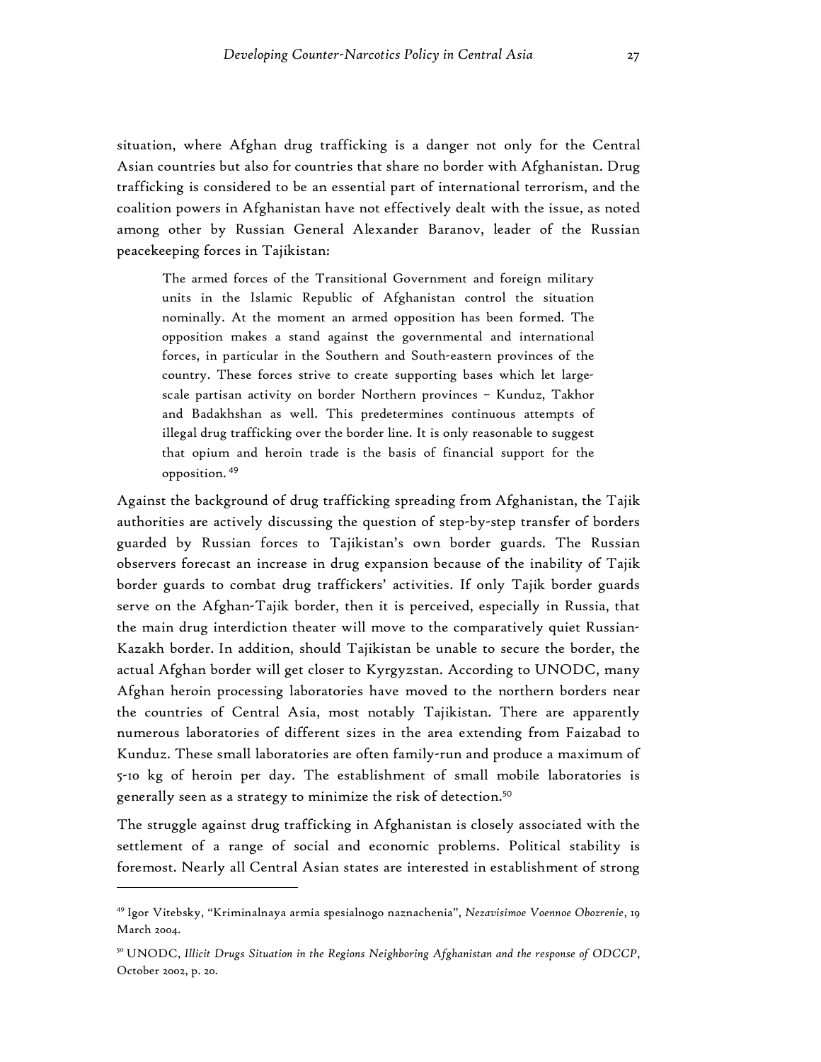situation, where Afghan drug trafficking is a danger not only for the Central Asian countries but also for countries that share no border with Afghanistan. Drug trafficking is considered to be an essential part of international terrorism, and the coalition powers in Afghanistan have not effectively dealt with the issue, as noted among other by Russian General Alexander Baranov, leader of the Russian peacekeeping forces in Tajikistan:

> The armed forces of the Transitional Government and foreign military units in the Islamic Republic of Afghanistan control the situation nominally. At the moment an armed opposition has been formed. The opposition makes a stand against the governmental and international forces, in particular in the Southern and South-eastern provinces of the country. These forces strive to create supporting bases which let large-scale partisan activity on border Northern provinces – Kunduz, Takhor and Badakhshan as well. This predetermines continuous attempts of illegal drug trafficking over the border line. It is only reasonable to suggest that opium and heroin trade is the basis of financial support for the opposition. [49]

Against the background of drug trafficking spreading from Afghanistan, the Tajik authorities are actively discussing the question of step-by-step transfer of borders guarded by Russian forces to Tajikistan's own border guards. The Russian observers forecast an increase in drug expansion because of the inability of Tajik border guards to combat drug traffickers' activities. If only Tajik border guards serve on the Afghan-Tajik border, then it is perceived, especially in Russia, that the main drug interdiction theater will move to the comparatively quiet Russian-Kazakh border. In addition, should Tajikistan be unable to secure the border, the actual Afghan border will get closer to Kyrgyzstan. According to UNODC, many Afghan heroin processing laboratories have moved to the northern borders near the countries of Central Asia, most notably Tajikistan. There are apparently numerous laboratories of different sizes in the area extending from Faizabad to Kunduz. These small laboratories are often family-run and produce a maximum of 5-10 kg of heroin per day. The establishment of small mobile laboratories is generally seen as a strategy to minimize the risk of detection.[50]

The struggle against drug trafficking in Afghanistan is closely associated with the settlement of a range of social and economic problems. Political stability is foremost. Nearly all Central Asian states are interested in establishment of strong

---

[49] Igor Vitebsky, "Kriminalnaya armia spesialnogo naznachenia", *Nezavisimoe Voennoe Obozrenie*, 19 March 2004.

[50] UNODC, *Illicit Drugs Situation in the Regions Neighboring Afghanistan and the response of ODCCP*, October 2002, p. 20.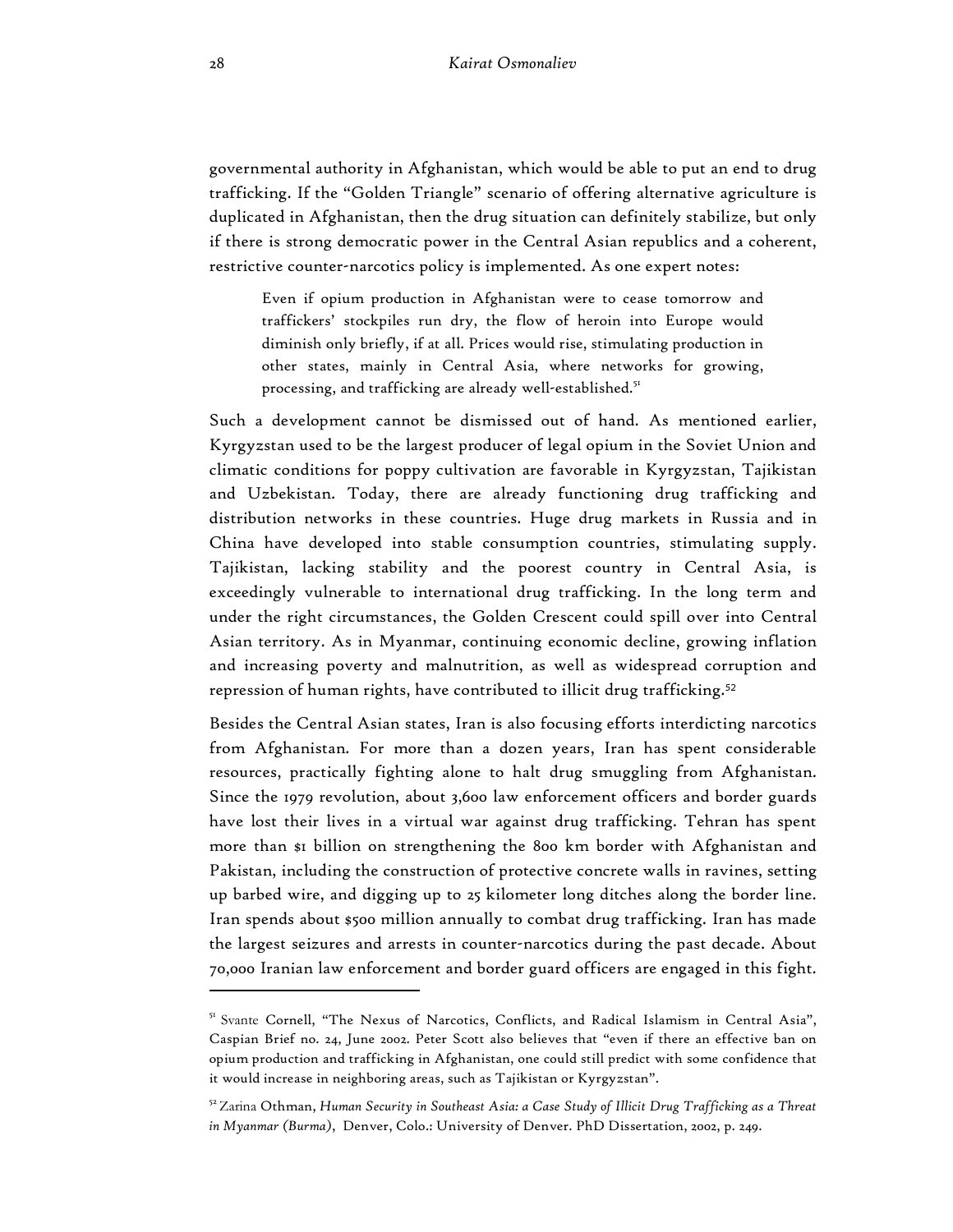governmental authority in Afghanistan, which would be able to put an end to drug trafficking. If the "Golden Triangle" scenario of offering alternative agriculture is duplicated in Afghanistan, then the drug situation can definitely stabilize, but only if there is strong democratic power in the Central Asian republics and a coherent, restrictive counter-narcotics policy is implemented. As one expert notes:

> Even if opium production in Afghanistan were to cease tomorrow and traffickers' stockpiles run dry, the flow of heroin into Europe would diminish only briefly, if at all. Prices would rise, stimulating production in other states, mainly in Central Asia, where networks for growing, processing, and trafficking are already well-established.[51]

Such a development cannot be dismissed out of hand. As mentioned earlier, Kyrgyzstan used to be the largest producer of legal opium in the Soviet Union and climatic conditions for poppy cultivation are favorable in Kyrgyzstan, Tajikistan and Uzbekistan. Today, there are already functioning drug trafficking and distribution networks in these countries. Huge drug markets in Russia and in China have developed into stable consumption countries, stimulating supply. Tajikistan, lacking stability and the poorest country in Central Asia, is exceedingly vulnerable to international drug trafficking. In the long term and under the right circumstances, the Golden Crescent could spill over into Central Asian territory. As in Myanmar, continuing economic decline, growing inflation and increasing poverty and malnutrition, as well as widespread corruption and repression of human rights, have contributed to illicit drug trafficking.[52]

Besides the Central Asian states, Iran is also focusing efforts interdicting narcotics from Afghanistan. For more than a dozen years, Iran has spent considerable resources, practically fighting alone to halt drug smuggling from Afghanistan. Since the 1979 revolution, about 3,600 law enforcement officers and border guards have lost their lives in a virtual war against drug trafficking. Tehran has spent more than $1 billion on strengthening the 800 km border with Afghanistan and Pakistan, including the construction of protective concrete walls in ravines, setting up barbed wire, and digging up to 25 kilometer long ditches along the border line. Iran spends about $500 million annually to combat drug trafficking. Iran has made the largest seizures and arrests in counter-narcotics during the past decade. About 70,000 Iranian law enforcement and border guard officers are engaged in this fight.

---

[51] Svante Cornell, "The Nexus of Narcotics, Conflicts, and Radical Islamism in Central Asia", Caspian Brief no. 24, June 2002. Peter Scott also believes that "even if there an effective ban on opium production and trafficking in Afghanistan, one could still predict with some confidence that it would increase in neighboring areas, such as Tajikistan or Kyrgyzstan".

[52] Zarina Othman, *Human Security in Southeast Asia: a Case Study of Illicit Drug Trafficking as a Threat in Myanmar (Burma)*, Denver, Colo.: University of Denver. PhD Dissertation, 2002, p. 249.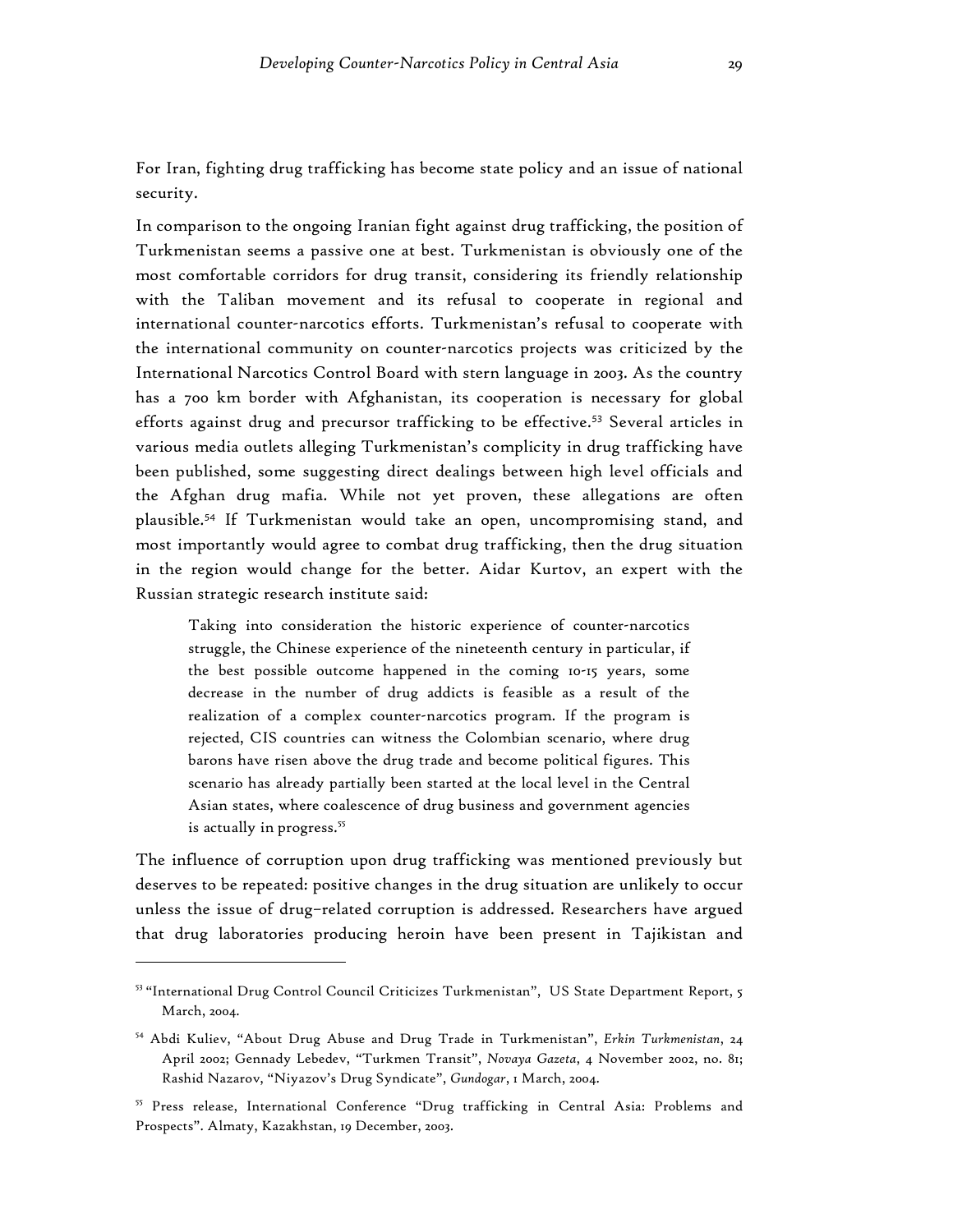For Iran, fighting drug trafficking has become state policy and an issue of national security.

In comparison to the ongoing Iranian fight against drug trafficking, the position of Turkmenistan seems a passive one at best. Turkmenistan is obviously one of the most comfortable corridors for drug transit, considering its friendly relationship with the Taliban movement and its refusal to cooperate in regional and international counter-narcotics efforts. Turkmenistan's refusal to cooperate with the international community on counter-narcotics projects was criticized by the International Narcotics Control Board with stern language in 2003. As the country has a 700 km border with Afghanistan, its cooperation is necessary for global efforts against drug and precursor trafficking to be effective.[53] Several articles in various media outlets alleging Turkmenistan's complicity in drug trafficking have been published, some suggesting direct dealings between high level officials and the Afghan drug mafia. While not yet proven, these allegations are often plausible.[54] If Turkmenistan would take an open, uncompromising stand, and most importantly would agree to combat drug trafficking, then the drug situation in the region would change for the better. Aidar Kurtov, an expert with the Russian strategic research institute said:

> Taking into consideration the historic experience of counter-narcotics struggle, the Chinese experience of the nineteenth century in particular, if the best possible outcome happened in the coming 10-15 years, some decrease in the number of drug addicts is feasible as a result of the realization of a complex counter-narcotics program. If the program is rejected, CIS countries can witness the Colombian scenario, where drug barons have risen above the drug trade and become political figures. This scenario has already partially been started at the local level in the Central Asian states, where coalescence of drug business and government agencies is actually in progress.[55]

The influence of corruption upon drug trafficking was mentioned previously but deserves to be repeated: positive changes in the drug situation are unlikely to occur unless the issue of drug–related corruption is addressed. Researchers have argued that drug laboratories producing heroin have been present in Tajikistan and

---

[53] "International Drug Control Council Criticizes Turkmenistan", US State Department Report, 5 March, 2004.

[54] Abdi Kuliev, "About Drug Abuse and Drug Trade in Turkmenistan", *Erkin Turkmenistan*, 24 April 2002; Gennady Lebedev, "Turkmen Transit", *Novaya Gazeta*, 4 November 2002, no. 81; Rashid Nazarov, "Niyazov's Drug Syndicate", *Gundogar*, 1 March, 2004.

[55] Press release, International Conference "Drug trafficking in Central Asia: Problems and Prospects". Almaty, Kazakhstan, 19 December, 2003.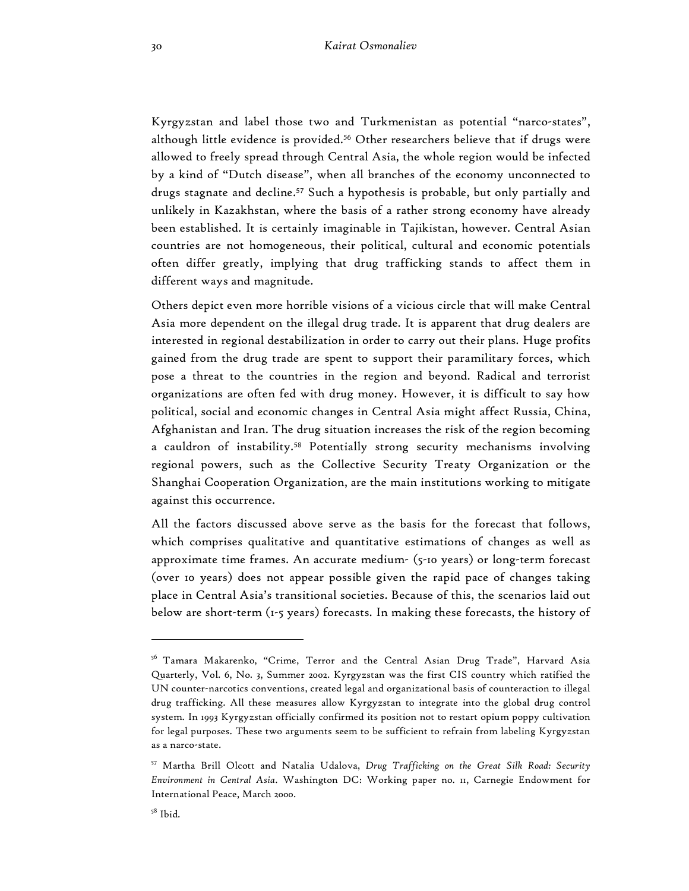Kyrgyzstan and label those two and Turkmenistan as potential "narco-states", although little evidence is provided.[56] Other researchers believe that if drugs were allowed to freely spread through Central Asia, the whole region would be infected by a kind of "Dutch disease", when all branches of the economy unconnected to drugs stagnate and decline.[57] Such a hypothesis is probable, but only partially and unlikely in Kazakhstan, where the basis of a rather strong economy have already been established. It is certainly imaginable in Tajikistan, however. Central Asian countries are not homogeneous, their political, cultural and economic potentials often differ greatly, implying that drug trafficking stands to affect them in different ways and magnitude.

Others depict even more horrible visions of a vicious circle that will make Central Asia more dependent on the illegal drug trade. It is apparent that drug dealers are interested in regional destabilization in order to carry out their plans. Huge profits gained from the drug trade are spent to support their paramilitary forces, which pose a threat to the countries in the region and beyond. Radical and terrorist organizations are often fed with drug money. However, it is difficult to say how political, social and economic changes in Central Asia might affect Russia, China, Afghanistan and Iran. The drug situation increases the risk of the region becoming a cauldron of instability.[58] Potentially strong security mechanisms involving regional powers, such as the Collective Security Treaty Organization or the Shanghai Cooperation Organization, are the main institutions working to mitigate against this occurrence.

All the factors discussed above serve as the basis for the forecast that follows, which comprises qualitative and quantitative estimations of changes as well as approximate time frames. An accurate medium- (5-10 years) or long-term forecast (over 10 years) does not appear possible given the rapid pace of changes taking place in Central Asia's transitional societies. Because of this, the scenarios laid out below are short-term (1-5 years) forecasts. In making these forecasts, the history of

---

[56] Tamara Makarenko, "Crime, Terror and the Central Asian Drug Trade", Harvard Asia Quarterly, Vol. 6, No. 3, Summer 2002. Kyrgyzstan was the first CIS country which ratified the UN counter-narcotics conventions, created legal and organizational basis of counteraction to illegal drug trafficking. All these measures allow Kyrgyzstan to integrate into the global drug control system. In 1993 Kyrgyzstan officially confirmed its position not to restart opium poppy cultivation for legal purposes. These two arguments seem to be sufficient to refrain from labeling Kyrgyzstan as a narco-state.

[57] Martha Brill Olcott and Natalia Udalova, *Drug Trafficking on the Great Silk Road: Security Environment in Central Asia*. Washington DC: Working paper no. 11, Carnegie Endowment for International Peace, March 2000.

[58] Ibid.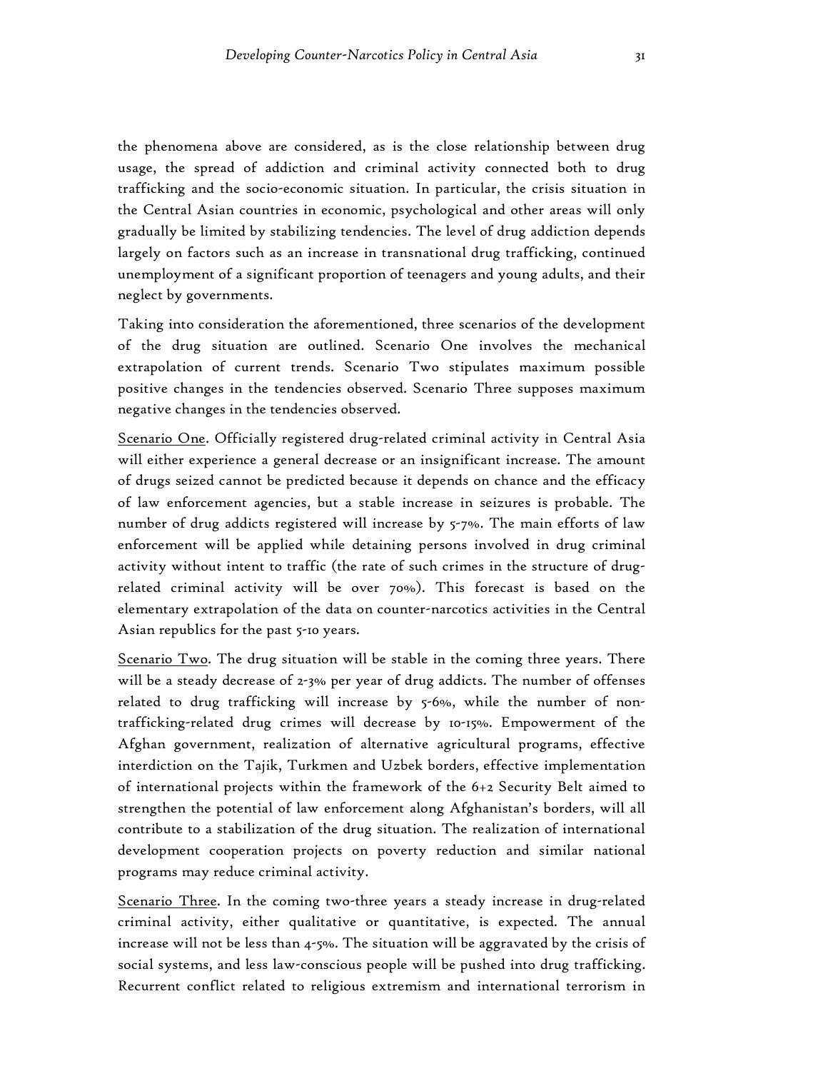the phenomena above are considered, as is the close relationship between drug usage, the spread of addiction and criminal activity connected both to drug trafficking and the socio-economic situation. In particular, the crisis situation in the Central Asian countries in economic, psychological and other areas will only gradually be limited by stabilizing tendencies. The level of drug addiction depends largely on factors such as an increase in transnational drug trafficking, continued unemployment of a significant proportion of teenagers and young adults, and their neglect by governments.

Taking into consideration the aforementioned, three scenarios of the development of the drug situation are outlined. Scenario One involves the mechanical extrapolation of current trends. Scenario Two stipulates maximum possible positive changes in the tendencies observed. Scenario Three supposes maximum negative changes in the tendencies observed.

Scenario One. Officially registered drug-related criminal activity in Central Asia will either experience a general decrease or an insignificant increase. The amount of drugs seized cannot be predicted because it depends on chance and the efficacy of law enforcement agencies, but a stable increase in seizures is probable. The number of drug addicts registered will increase by 5-7%. The main efforts of law enforcement will be applied while detaining persons involved in drug criminal activity without intent to traffic (the rate of such crimes in the structure of drug-related criminal activity will be over 70%). This forecast is based on the elementary extrapolation of the data on counter-narcotics activities in the Central Asian republics for the past 5-10 years.

Scenario Two. The drug situation will be stable in the coming three years. There will be a steady decrease of 2-3% per year of drug addicts. The number of offenses related to drug trafficking will increase by 5-6%, while the number of non-trafficking-related drug crimes will decrease by 10-15%. Empowerment of the Afghan government, realization of alternative agricultural programs, effective interdiction on the Tajik, Turkmen and Uzbek borders, effective implementation of international projects within the framework of the 6+2 Security Belt aimed to strengthen the potential of law enforcement along Afghanistan's borders, will all contribute to a stabilization of the drug situation. The realization of international development cooperation projects on poverty reduction and similar national programs may reduce criminal activity.

Scenario Three. In the coming two-three years a steady increase in drug-related criminal activity, either qualitative or quantitative, is expected. The annual increase will not be less than 4-5%. The situation will be aggravated by the crisis of social systems, and less law-conscious people will be pushed into drug trafficking. Recurrent conflict related to religious extremism and international terrorism in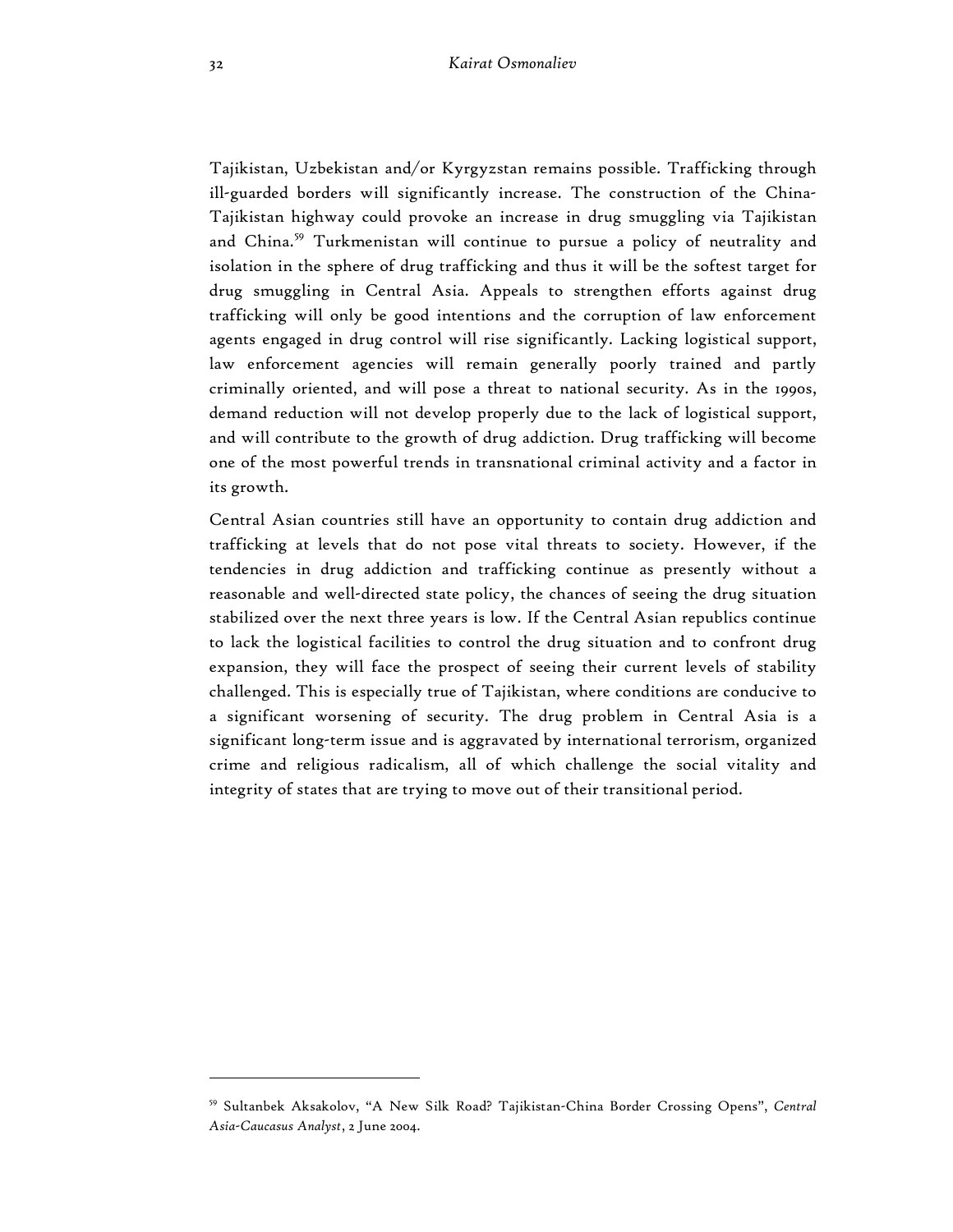Tajikistan, Uzbekistan and/or Kyrgyzstan remains possible. Trafficking through ill-guarded borders will significantly increase. The construction of the China-Tajikistan highway could provoke an increase in drug smuggling via Tajikistan and China.[59] Turkmenistan will continue to pursue a policy of neutrality and isolation in the sphere of drug trafficking and thus it will be the softest target for drug smuggling in Central Asia. Appeals to strengthen efforts against drug trafficking will only be good intentions and the corruption of law enforcement agents engaged in drug control will rise significantly. Lacking logistical support, law enforcement agencies will remain generally poorly trained and partly criminally oriented, and will pose a threat to national security. As in the 1990s, demand reduction will not develop properly due to the lack of logistical support, and will contribute to the growth of drug addiction. Drug trafficking will become one of the most powerful trends in transnational criminal activity and a factor in its growth.

Central Asian countries still have an opportunity to contain drug addiction and trafficking at levels that do not pose vital threats to society. However, if the tendencies in drug addiction and trafficking continue as presently without a reasonable and well-directed state policy, the chances of seeing the drug situation stabilized over the next three years is low. If the Central Asian republics continue to lack the logistical facilities to control the drug situation and to confront drug expansion, they will face the prospect of seeing their current levels of stability challenged. This is especially true of Tajikistan, where conditions are conducive to a significant worsening of security. The drug problem in Central Asia is a significant long-term issue and is aggravated by international terrorism, organized crime and religious radicalism, all of which challenge the social vitality and integrity of states that are trying to move out of their transitional period.

---

[59] Sultanbek Aksakolov, "A New Silk Road? Tajikistan-China Border Crossing Opens", *Central Asia-Caucasus Analyst*, 2 June 2004.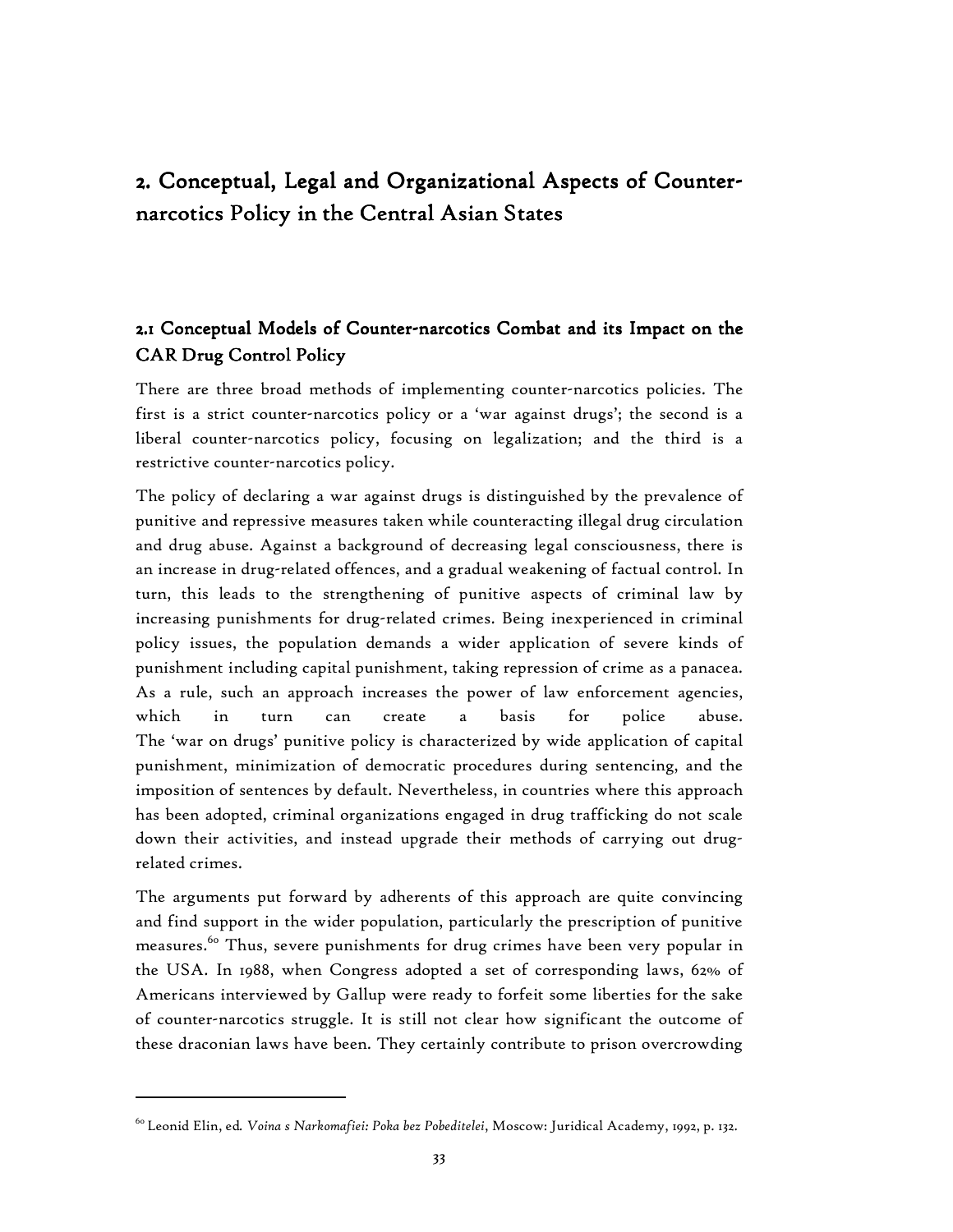# 2. Conceptual, Legal and Organizational Aspects of Counter-narcotics Policy in the Central Asian States

## 2.1 Conceptual Models of Counter-narcotics Combat and its Impact on the CAR Drug Control Policy

There are three broad methods of implementing counter-narcotics policies. The first is a strict counter-narcotics policy or a 'war against drugs'; the second is a liberal counter-narcotics policy, focusing on legalization; and the third is a restrictive counter-narcotics policy.

The policy of declaring a war against drugs is distinguished by the prevalence of punitive and repressive measures taken while counteracting illegal drug circulation and drug abuse. Against a background of decreasing legal consciousness, there is an increase in drug-related offences, and a gradual weakening of factual control. In turn, this leads to the strengthening of punitive aspects of criminal law by increasing punishments for drug-related crimes. Being inexperienced in criminal policy issues, the population demands a wider application of severe kinds of punishment including capital punishment, taking repression of crime as a panacea. As a rule, such an approach increases the power of law enforcement agencies, which in turn can create a basis for police abuse. The 'war on drugs' punitive policy is characterized by wide application of capital punishment, minimization of democratic procedures during sentencing, and the imposition of sentences by default. Nevertheless, in countries where this approach has been adopted, criminal organizations engaged in drug trafficking do not scale down their activities, and instead upgrade their methods of carrying out drug-related crimes.

The arguments put forward by adherents of this approach are quite convincing and find support in the wider population, particularly the prescription of punitive measures.[60] Thus, severe punishments for drug crimes have been very popular in the USA. In 1988, when Congress adopted a set of corresponding laws, 62% of Americans interviewed by Gallup were ready to forfeit some liberties for the sake of counter-narcotics struggle. It is still not clear how significant the outcome of these draconian laws have been. They certainly contribute to prison overcrowding

---

[60] Leonid Elin, ed. *Voina s Narkomafiei: Poka bez Pobeditelei*, Moscow: Juridical Academy, 1992, p. 132.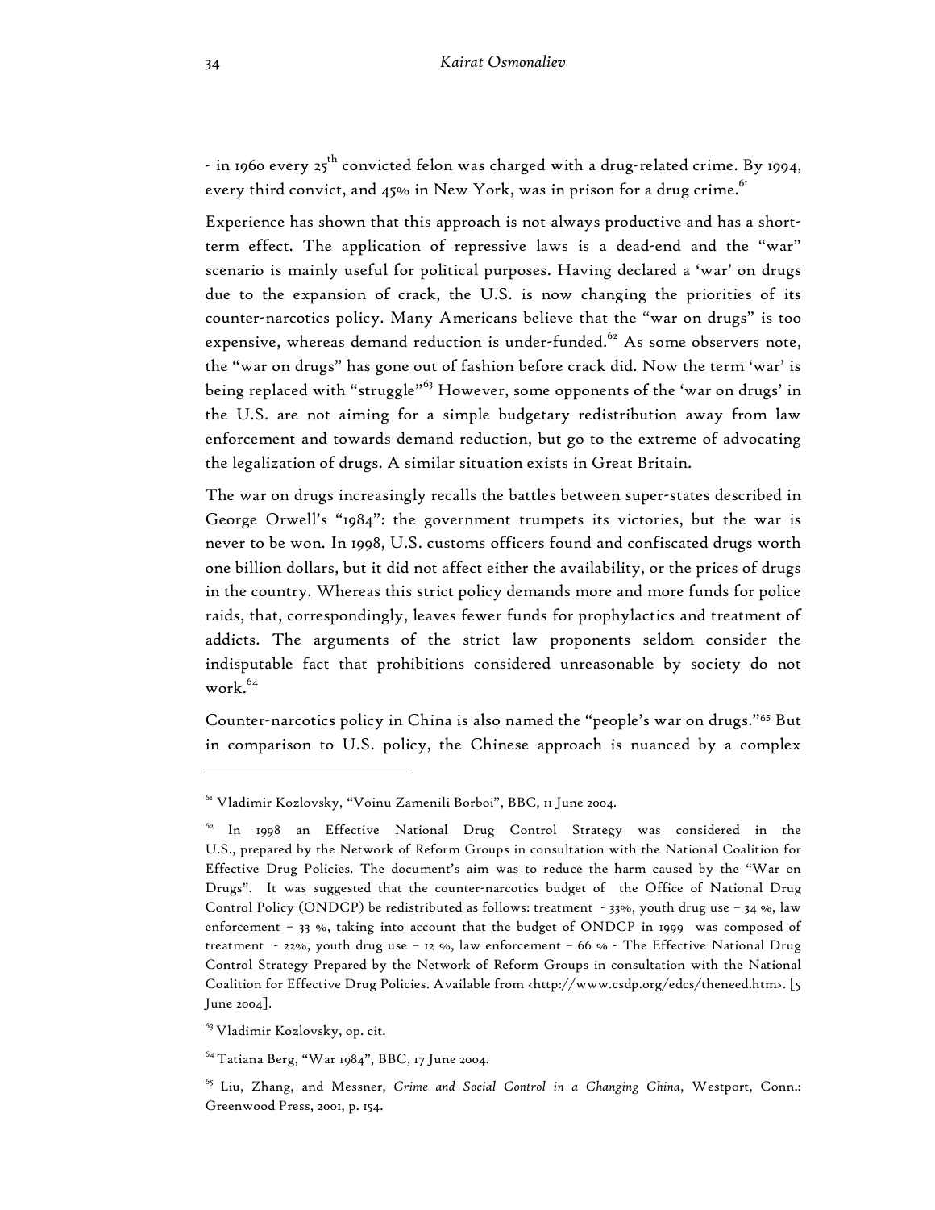- in 1960 every 25th convicted felon was charged with a drug-related crime. By 1994, every third convict, and 45% in New York, was in prison for a drug crime.[61]

Experience has shown that this approach is not always productive and has a short-term effect. The application of repressive laws is a dead-end and the "war" scenario is mainly useful for political purposes. Having declared a 'war' on drugs due to the expansion of crack, the U.S. is now changing the priorities of its counter-narcotics policy. Many Americans believe that the "war on drugs" is too expensive, whereas demand reduction is under-funded.[62] As some observers note, the "war on drugs" has gone out of fashion before crack did. Now the term 'war' is being replaced with "struggle"[63] However, some opponents of the 'war on drugs' in the U.S. are not aiming for a simple budgetary redistribution away from law enforcement and towards demand reduction, but go to the extreme of advocating the legalization of drugs. A similar situation exists in Great Britain.

The war on drugs increasingly recalls the battles between super-states described in George Orwell's "1984": the government trumpets its victories, but the war is never to be won. In 1998, U.S. customs officers found and confiscated drugs worth one billion dollars, but it did not affect either the availability, or the prices of drugs in the country. Whereas this strict policy demands more and more funds for police raids, that, correspondingly, leaves fewer funds for prophylactics and treatment of addicts. The arguments of the strict law proponents seldom consider the indisputable fact that prohibitions considered unreasonable by society do not work.[64]

Counter-narcotics policy in China is also named the "people's war on drugs."[65] But in comparison to U.S. policy, the Chinese approach is nuanced by a complex

---

[61] Vladimir Kozlovsky, "Voinu Zamenili Borboi", BBC, 11 June 2004.

[62] In 1998 an Effective National Drug Control Strategy was considered in the U.S., prepared by the Network of Reform Groups in consultation with the National Coalition for Effective Drug Policies. The document's aim was to reduce the harm caused by the "War on Drugs". It was suggested that the counter-narcotics budget of the Office of National Drug Control Policy (ONDCP) be redistributed as follows: treatment - 33%, youth drug use – 34 %, law enforcement – 33 %, taking into account that the budget of ONDCP in 1999 was composed of treatment - 22%, youth drug use – 12 %, law enforcement – 66 % - The Effective National Drug Control Strategy Prepared by the Network of Reform Groups in consultation with the National Coalition for Effective Drug Policies. Available from <http://www.csdp.org/edcs/theneed.htm>. [5 June 2004].

[63] Vladimir Kozlovsky, op. cit.

[64] Tatiana Berg, "War 1984", BBC, 17 June 2004.

[65] Liu, Zhang, and Messner, *Crime and Social Control in a Changing China*, Westport, Conn.: Greenwood Press, 2001, p. 154.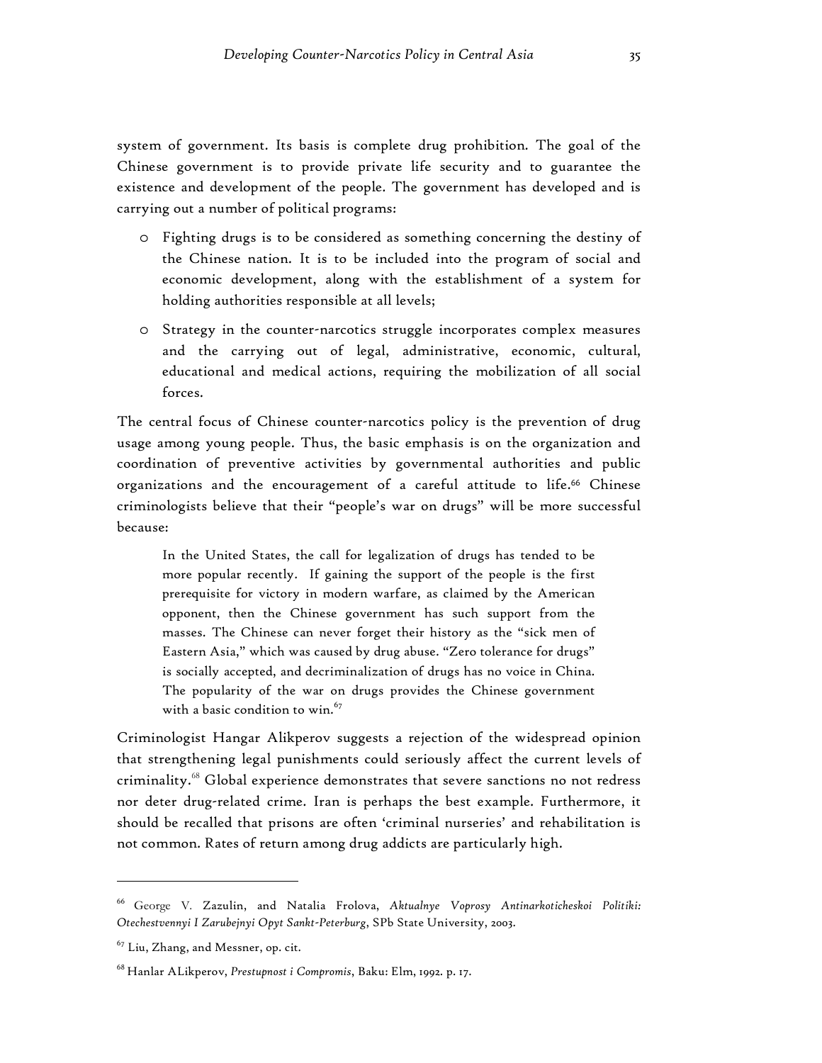system of government. Its basis is complete drug prohibition. The goal of the Chinese government is to provide private life security and to guarantee the existence and development of the people. The government has developed and is carrying out a number of political programs:

- Fighting drugs is to be considered as something concerning the destiny of the Chinese nation. It is to be included into the program of social and economic development, along with the establishment of a system for holding authorities responsible at all levels;
- Strategy in the counter-narcotics struggle incorporates complex measures and the carrying out of legal, administrative, economic, cultural, educational and medical actions, requiring the mobilization of all social forces.

The central focus of Chinese counter-narcotics policy is the prevention of drug usage among young people. Thus, the basic emphasis is on the organization and coordination of preventive activities by governmental authorities and public organizations and the encouragement of a careful attitude to life.[66] Chinese criminologists believe that their "people's war on drugs" will be more successful because:

> In the United States, the call for legalization of drugs has tended to be more popular recently. If gaining the support of the people is the first prerequisite for victory in modern warfare, as claimed by the American opponent, then the Chinese government has such support from the masses. The Chinese can never forget their history as the "sick men of Eastern Asia," which was caused by drug abuse. "Zero tolerance for drugs" is socially accepted, and decriminalization of drugs has no voice in China. The popularity of the war on drugs provides the Chinese government with a basic condition to win.[67]

Criminologist Hangar Alikperov suggests a rejection of the widespread opinion that strengthening legal punishments could seriously affect the current levels of criminality.[68] Global experience demonstrates that severe sanctions no not redress nor deter drug-related crime. Iran is perhaps the best example. Furthermore, it should be recalled that prisons are often 'criminal nurseries' and rehabilitation is not common. Rates of return among drug addicts are particularly high.

---

[66] George V. Zazulin, and Natalia Frolova, *Aktualnye Voprosy Antinarkoticheskoi Politiki: Otechestvennyi I Zarubejnyi Opyt Sankt-Peterburg*, SPb State University, 2003.

[67] Liu, Zhang, and Messner, op. cit.

[68] Hanlar ALikperov, *Prestupnost i Compromis*, Baku: Elm, 1992. p. 17.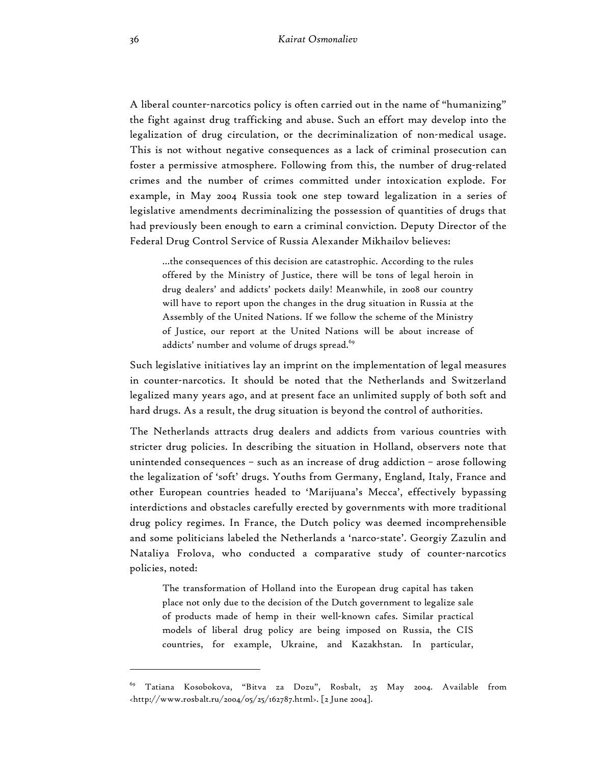A liberal counter-narcotics policy is often carried out in the name of "humanizing" the fight against drug trafficking and abuse. Such an effort may develop into the legalization of drug circulation, or the decriminalization of non-medical usage. This is not without negative consequences as a lack of criminal prosecution can foster a permissive atmosphere. Following from this, the number of drug-related crimes and the number of crimes committed under intoxication explode. For example, in May 2004 Russia took one step toward legalization in a series of legislative amendments decriminalizing the possession of quantities of drugs that had previously been enough to earn a criminal conviction. Deputy Director of the Federal Drug Control Service of Russia Alexander Mikhailov believes:

> …the consequences of this decision are catastrophic. According to the rules offered by the Ministry of Justice, there will be tons of legal heroin in drug dealers' and addicts' pockets daily! Meanwhile, in 2008 our country will have to report upon the changes in the drug situation in Russia at the Assembly of the United Nations. If we follow the scheme of the Ministry of Justice, our report at the United Nations will be about increase of addicts' number and volume of drugs spread.[69]

Such legislative initiatives lay an imprint on the implementation of legal measures in counter-narcotics. It should be noted that the Netherlands and Switzerland legalized many years ago, and at present face an unlimited supply of both soft and hard drugs. As a result, the drug situation is beyond the control of authorities.

The Netherlands attracts drug dealers and addicts from various countries with stricter drug policies. In describing the situation in Holland, observers note that unintended consequences – such as an increase of drug addiction – arose following the legalization of 'soft' drugs. Youths from Germany, England, Italy, France and other European countries headed to 'Marijuana's Mecca', effectively bypassing interdictions and obstacles carefully erected by governments with more traditional drug policy regimes. In France, the Dutch policy was deemed incomprehensible and some politicians labeled the Netherlands a 'narco-state'. Georgiy Zazulin and Nataliya Frolova, who conducted a comparative study of counter-narcotics policies, noted:

> The transformation of Holland into the European drug capital has taken place not only due to the decision of the Dutch government to legalize sale of products made of hemp in their well-known cafes. Similar practical models of liberal drug policy are being imposed on Russia, the CIS countries, for example, Ukraine, and Kazakhstan. In particular,

---

[69] Tatiana Kosobokova, "Bitva za Dozu", Rosbalt, 25 May 2004. Available from <http://www.rosbalt.ru/2004/05/25/162787.html>. [2 June 2004].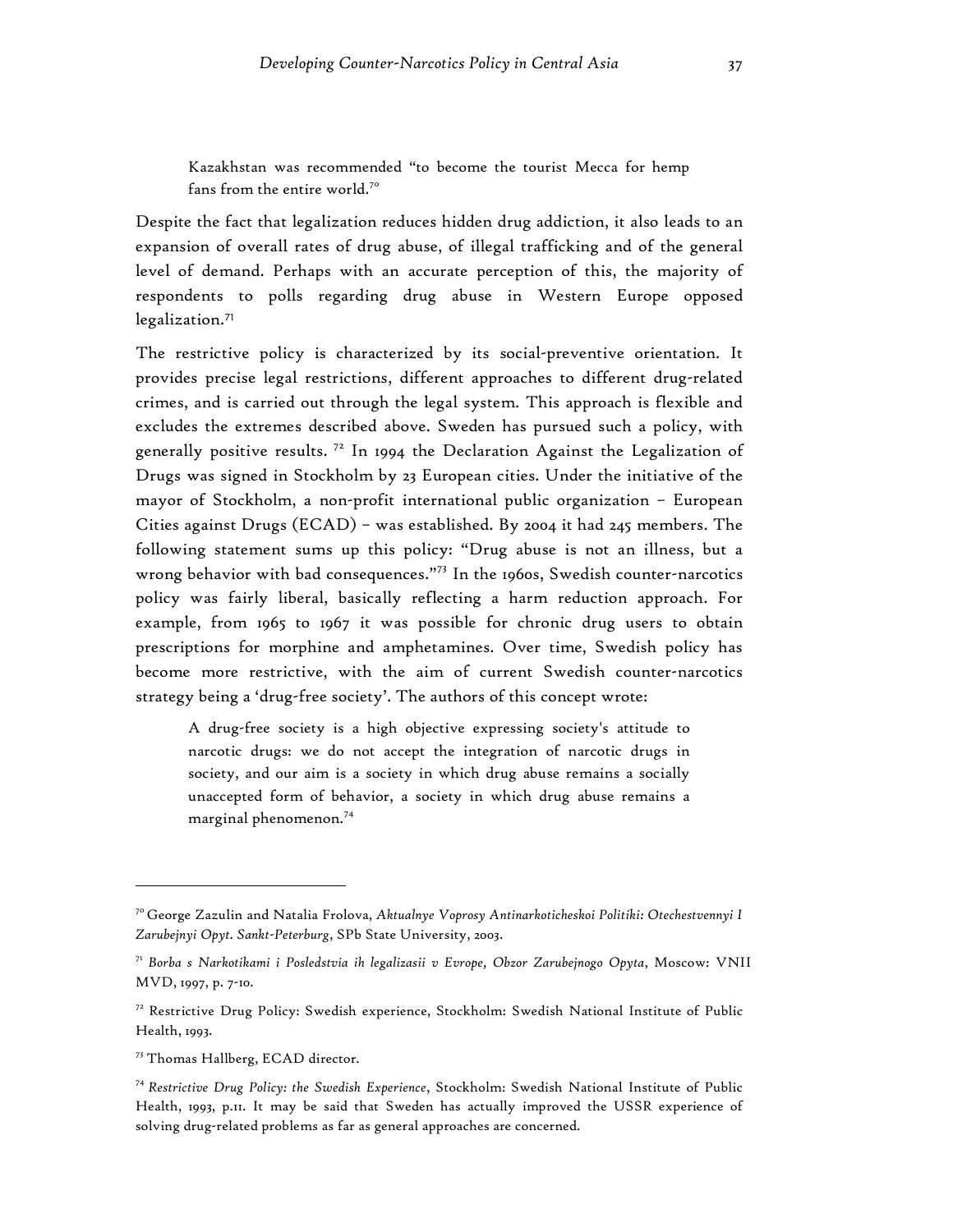> Kazakhstan was recommended "to become the tourist Mecca for hemp fans from the entire world.[70]

Despite the fact that legalization reduces hidden drug addiction, it also leads to an expansion of overall rates of drug abuse, of illegal trafficking and of the general level of demand. Perhaps with an accurate perception of this, the majority of respondents to polls regarding drug abuse in Western Europe opposed legalization.[71]

The restrictive policy is characterized by its social-preventive orientation. It provides precise legal restrictions, different approaches to different drug-related crimes, and is carried out through the legal system. This approach is flexible and excludes the extremes described above. Sweden has pursued such a policy, with generally positive results. [72] In 1994 the Declaration Against the Legalization of Drugs was signed in Stockholm by 23 European cities. Under the initiative of the mayor of Stockholm, a non-profit international public organization – European Cities against Drugs (ECAD) – was established. By 2004 it had 245 members. The following statement sums up this policy: "Drug abuse is not an illness, but a wrong behavior with bad consequences."[73] In the 1960s, Swedish counter-narcotics policy was fairly liberal, basically reflecting a harm reduction approach. For example, from 1965 to 1967 it was possible for chronic drug users to obtain prescriptions for morphine and amphetamines. Over time, Swedish policy has become more restrictive, with the aim of current Swedish counter-narcotics strategy being a 'drug-free society'. The authors of this concept wrote:

> A drug-free society is a high objective expressing society's attitude to narcotic drugs: we do not accept the integration of narcotic drugs in society, and our aim is a society in which drug abuse remains a socially unaccepted form of behavior, a society in which drug abuse remains a marginal phenomenon.[74]

---

[70] George Zazulin and Natalia Frolova, *Aktualnye Voprosy Antinarkoticheskoi Politiki: Otechestvennyi I Zarubejnyi Opyt. Sankt-Peterburg*, SPb State University, 2003.

[71] *Borba s Narkotikami i Posledstvia ih legalizasii v Evrope, Obzor Zarubejnogo Opyta*, Moscow: VNII MVD, 1997, p. 7-10.

[72] Restrictive Drug Policy: Swedish experience, Stockholm: Swedish National Institute of Public Health, 1993.

[73] Thomas Hallberg, ECAD director.

[74] *Restrictive Drug Policy: the Swedish Experience*, Stockholm: Swedish National Institute of Public Health, 1993, p.11. It may be said that Sweden has actually improved the USSR experience of solving drug-related problems as far as general approaches are concerned.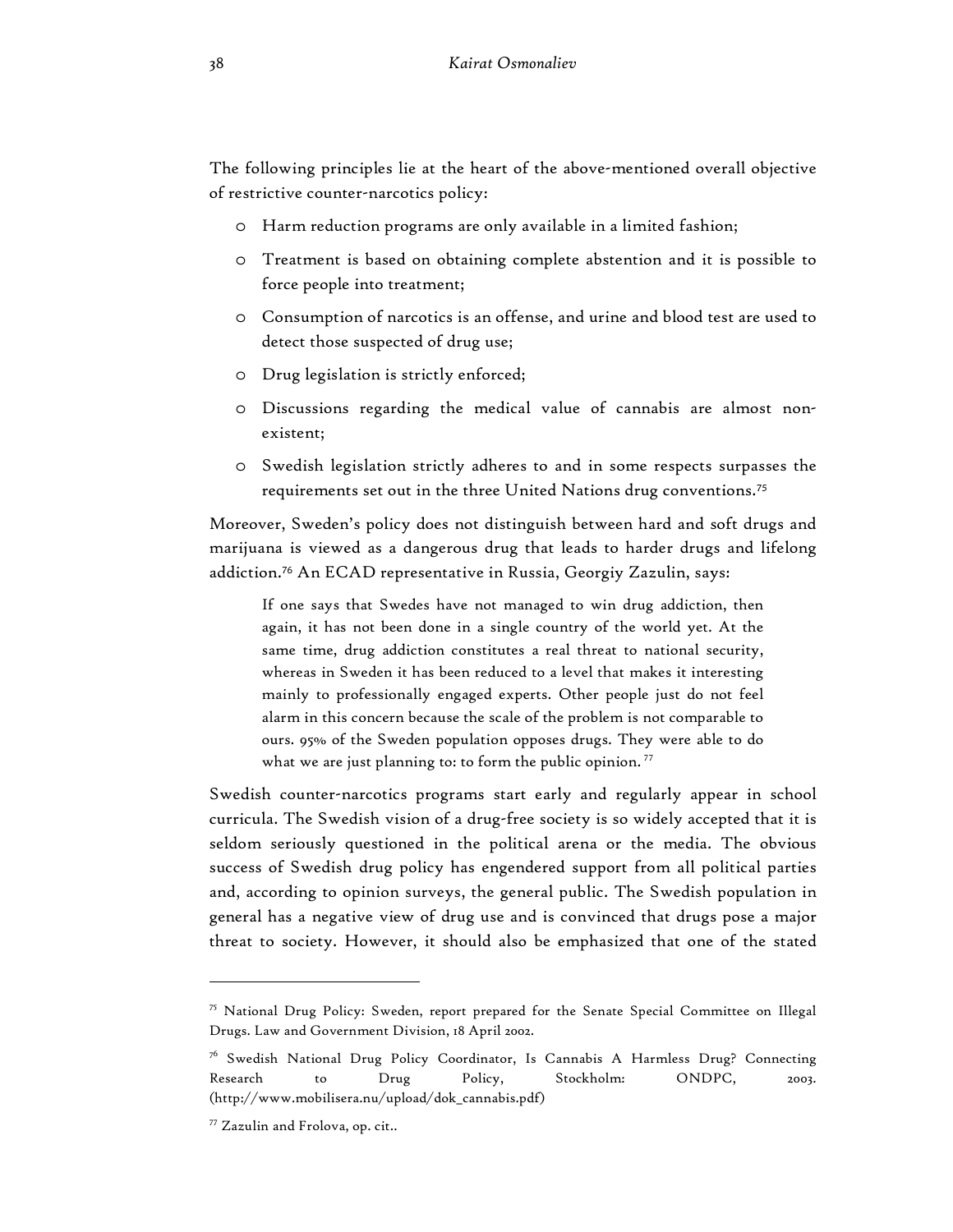The following principles lie at the heart of the above-mentioned overall objective of restrictive counter-narcotics policy:

- Harm reduction programs are only available in a limited fashion;
- Treatment is based on obtaining complete abstention and it is possible to force people into treatment;
- Consumption of narcotics is an offense, and urine and blood test are used to detect those suspected of drug use;
- Drug legislation is strictly enforced;
- Discussions regarding the medical value of cannabis are almost non-existent;
- Swedish legislation strictly adheres to and in some respects surpasses the requirements set out in the three United Nations drug conventions.[75]

Moreover, Sweden's policy does not distinguish between hard and soft drugs and marijuana is viewed as a dangerous drug that leads to harder drugs and lifelong addiction.[76] An ECAD representative in Russia, Georgiy Zazulin, says:

> If one says that Swedes have not managed to win drug addiction, then again, it has not been done in a single country of the world yet. At the same time, drug addiction constitutes a real threat to national security, whereas in Sweden it has been reduced to a level that makes it interesting mainly to professionally engaged experts. Other people just do not feel alarm in this concern because the scale of the problem is not comparable to ours. 95% of the Sweden population opposes drugs. They were able to do what we are just planning to: to form the public opinion.[77]

Swedish counter-narcotics programs start early and regularly appear in school curricula. The Swedish vision of a drug-free society is so widely accepted that it is seldom seriously questioned in the political arena or the media. The obvious success of Swedish drug policy has engendered support from all political parties and, according to opinion surveys, the general public. The Swedish population in general has a negative view of drug use and is convinced that drugs pose a major threat to society. However, it should also be emphasized that one of the stated

---

[75] National Drug Policy: Sweden, report prepared for the Senate Special Committee on Illegal Drugs. Law and Government Division, 18 April 2002.

[76] Swedish National Drug Policy Coordinator, Is Cannabis A Harmless Drug? Connecting Research to Drug Policy, Stockholm: ONDPC, 2003. (http://www.mobilisera.nu/upload/dok_cannabis.pdf)

[77] Zazulin and Frolova, op. cit..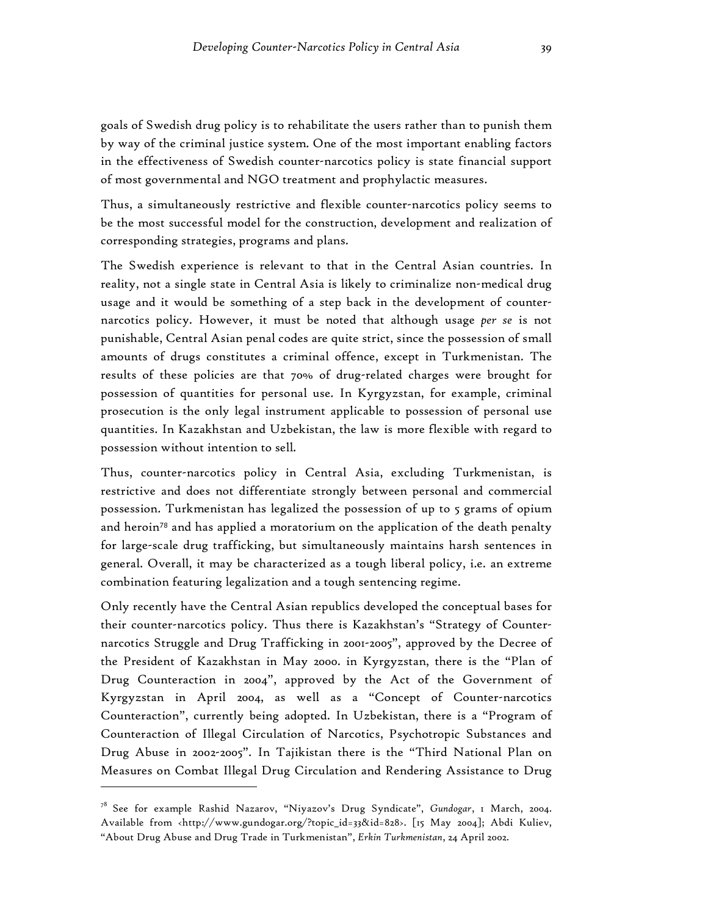goals of Swedish drug policy is to rehabilitate the users rather than to punish them by way of the criminal justice system. One of the most important enabling factors in the effectiveness of Swedish counter-narcotics policy is state financial support of most governmental and NGO treatment and prophylactic measures.

Thus, a simultaneously restrictive and flexible counter-narcotics policy seems to be the most successful model for the construction, development and realization of corresponding strategies, programs and plans.

The Swedish experience is relevant to that in the Central Asian countries. In reality, not a single state in Central Asia is likely to criminalize non-medical drug usage and it would be something of a step back in the development of counter-narcotics policy. However, it must be noted that although usage *per se* is not punishable, Central Asian penal codes are quite strict, since the possession of small amounts of drugs constitutes a criminal offence, except in Turkmenistan. The results of these policies are that 70% of drug-related charges were brought for possession of quantities for personal use. In Kyrgyzstan, for example, criminal prosecution is the only legal instrument applicable to possession of personal use quantities. In Kazakhstan and Uzbekistan, the law is more flexible with regard to possession without intention to sell.

Thus, counter-narcotics policy in Central Asia, excluding Turkmenistan, is restrictive and does not differentiate strongly between personal and commercial possession. Turkmenistan has legalized the possession of up to 5 grams of opium and heroin[78] and has applied a moratorium on the application of the death penalty for large-scale drug trafficking, but simultaneously maintains harsh sentences in general. Overall, it may be characterized as a tough liberal policy, i.e. an extreme combination featuring legalization and a tough sentencing regime.

Only recently have the Central Asian republics developed the conceptual bases for their counter-narcotics policy. Thus there is Kazakhstan's "Strategy of Counter-narcotics Struggle and Drug Trafficking in 2001-2005", approved by the Decree of the President of Kazakhstan in May 2000. in Kyrgyzstan, there is the "Plan of Drug Counteraction in 2004", approved by the Act of the Government of Kyrgyzstan in April 2004, as well as a "Concept of Counter-narcotics Counteraction", currently being adopted. In Uzbekistan, there is a "Program of Counteraction of Illegal Circulation of Narcotics, Psychotropic Substances and Drug Abuse in 2002-2005". In Tajikistan there is the "Third National Plan on Measures on Combat Illegal Drug Circulation and Rendering Assistance to Drug

---

[78] See for example Rashid Nazarov, "Niyazov's Drug Syndicate", *Gundogar*, 1 March, 2004. Available from <http://www.gundogar.org/?topic_id=33&id=828>. [15 May 2004]; Abdi Kuliev, "About Drug Abuse and Drug Trade in Turkmenistan", *Erkin Turkmenistan*, 24 April 2002.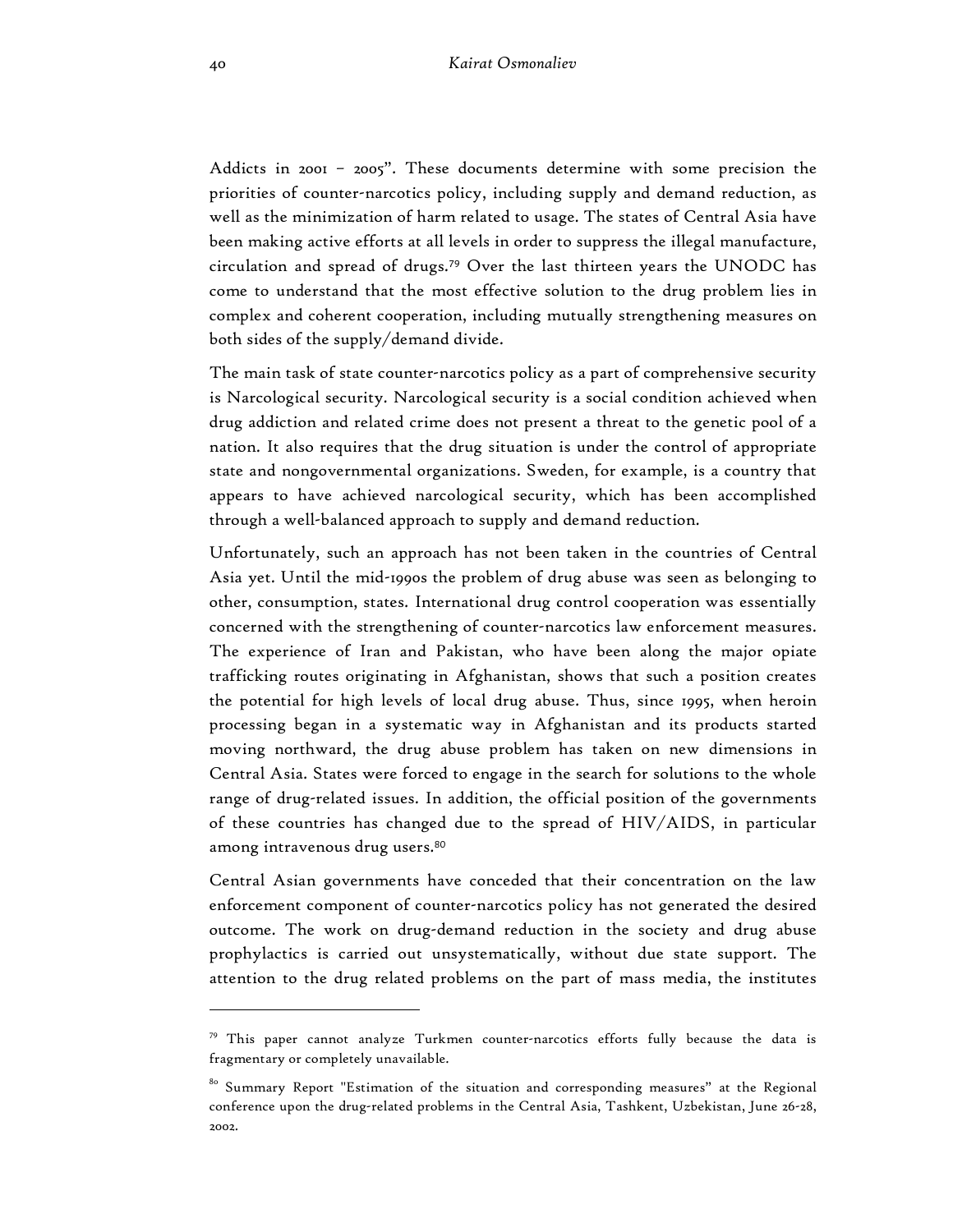Addicts in 2001 – 2005". These documents determine with some precision the priorities of counter-narcotics policy, including supply and demand reduction, as well as the minimization of harm related to usage. The states of Central Asia have been making active efforts at all levels in order to suppress the illegal manufacture, circulation and spread of drugs.[79] Over the last thirteen years the UNODC has come to understand that the most effective solution to the drug problem lies in complex and coherent cooperation, including mutually strengthening measures on both sides of the supply/demand divide.

The main task of state counter-narcotics policy as a part of comprehensive security is Narcological security. Narcological security is a social condition achieved when drug addiction and related crime does not present a threat to the genetic pool of a nation. It also requires that the drug situation is under the control of appropriate state and nongovernmental organizations. Sweden, for example, is a country that appears to have achieved narcological security, which has been accomplished through a well-balanced approach to supply and demand reduction.

Unfortunately, such an approach has not been taken in the countries of Central Asia yet. Until the mid-1990s the problem of drug abuse was seen as belonging to other, consumption, states. International drug control cooperation was essentially concerned with the strengthening of counter-narcotics law enforcement measures. The experience of Iran and Pakistan, who have been along the major opiate trafficking routes originating in Afghanistan, shows that such a position creates the potential for high levels of local drug abuse. Thus, since 1995, when heroin processing began in a systematic way in Afghanistan and its products started moving northward, the drug abuse problem has taken on new dimensions in Central Asia. States were forced to engage in the search for solutions to the whole range of drug-related issues. In addition, the official position of the governments of these countries has changed due to the spread of HIV/AIDS, in particular among intravenous drug users.[80]

Central Asian governments have conceded that their concentration on the law enforcement component of counter-narcotics policy has not generated the desired outcome. The work on drug-demand reduction in the society and drug abuse prophylactics is carried out unsystematically, without due state support. The attention to the drug related problems on the part of mass media, the institutes

---

[79] This paper cannot analyze Turkmen counter-narcotics efforts fully because the data is fragmentary or completely unavailable.

[80] Summary Report "Estimation of the situation and corresponding measures" at the Regional conference upon the drug-related problems in the Central Asia, Tashkent, Uzbekistan, June 26-28, 2002.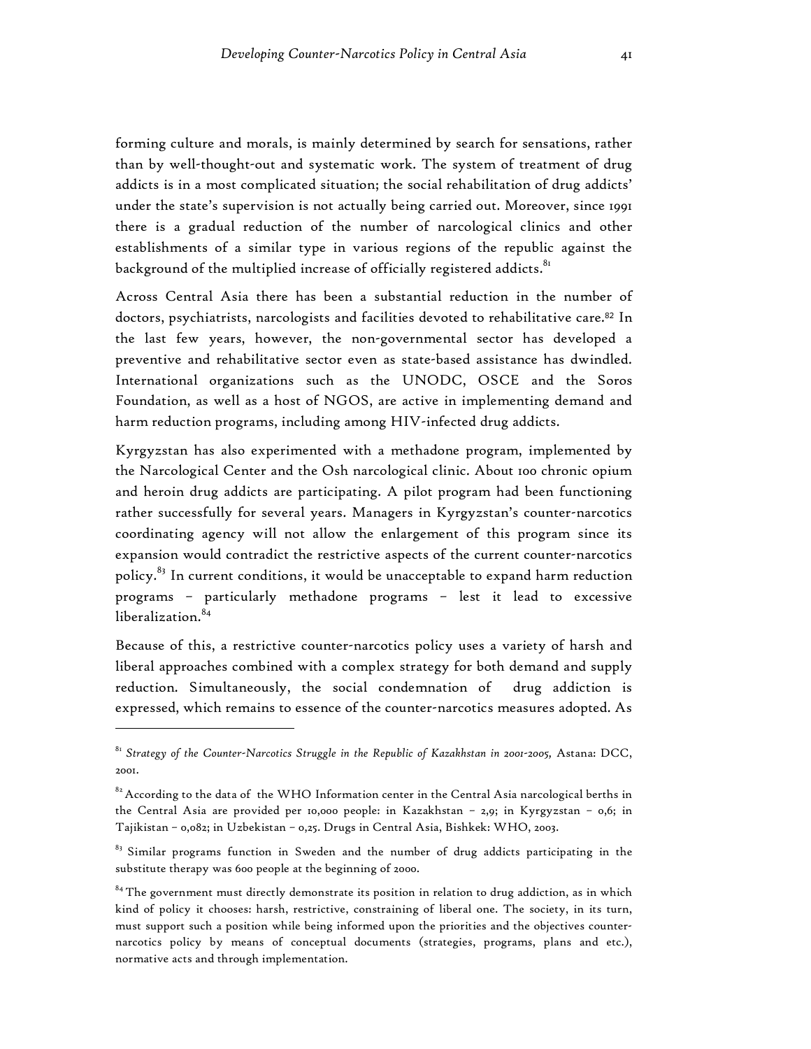forming culture and morals, is mainly determined by search for sensations, rather than by well-thought-out and systematic work. The system of treatment of drug addicts is in a most complicated situation; the social rehabilitation of drug addicts' under the state's supervision is not actually being carried out. Moreover, since 1991 there is a gradual reduction of the number of narcological clinics and other establishments of a similar type in various regions of the republic against the background of the multiplied increase of officially registered addicts.[81]

Across Central Asia there has been a substantial reduction in the number of doctors, psychiatrists, narcologists and facilities devoted to rehabilitative care.[82] In the last few years, however, the non-governmental sector has developed a preventive and rehabilitative sector even as state-based assistance has dwindled. International organizations such as the UNODC, OSCE and the Soros Foundation, as well as a host of NGOS, are active in implementing demand and harm reduction programs, including among HIV-infected drug addicts.

Kyrgyzstan has also experimented with a methadone program, implemented by the Narcological Center and the Osh narcological clinic. About 100 chronic opium and heroin drug addicts are participating. A pilot program had been functioning rather successfully for several years. Managers in Kyrgyzstan's counter-narcotics coordinating agency will not allow the enlargement of this program since its expansion would contradict the restrictive aspects of the current counter-narcotics policy.[83] In current conditions, it would be unacceptable to expand harm reduction programs – particularly methadone programs – lest it lead to excessive liberalization.[84]

Because of this, a restrictive counter-narcotics policy uses a variety of harsh and liberal approaches combined with a complex strategy for both demand and supply reduction. Simultaneously, the social condemnation of drug addiction is expressed, which remains to essence of the counter-narcotics measures adopted. As

---

[81] *Strategy of the Counter-Narcotics Struggle in the Republic of Kazakhstan in 2001-2005,* Astana: DCC, 2001.

[82] According to the data of the WHO Information center in the Central Asia narcological berths in the Central Asia are provided per 10,000 people: in Kazakhstan – 2,9; in Kyrgyzstan – 0,6; in Tajikistan – 0,082; in Uzbekistan – 0,25. Drugs in Central Asia, Bishkek: WHO, 2003.

[83] Similar programs function in Sweden and the number of drug addicts participating in the substitute therapy was 600 people at the beginning of 2000.

[84] The government must directly demonstrate its position in relation to drug addiction, as in which kind of policy it chooses: harsh, restrictive, constraining of liberal one. The society, in its turn, must support such a position while being informed upon the priorities and the objectives counter-narcotics policy by means of conceptual documents (strategies, programs, plans and etc.), normative acts and through implementation.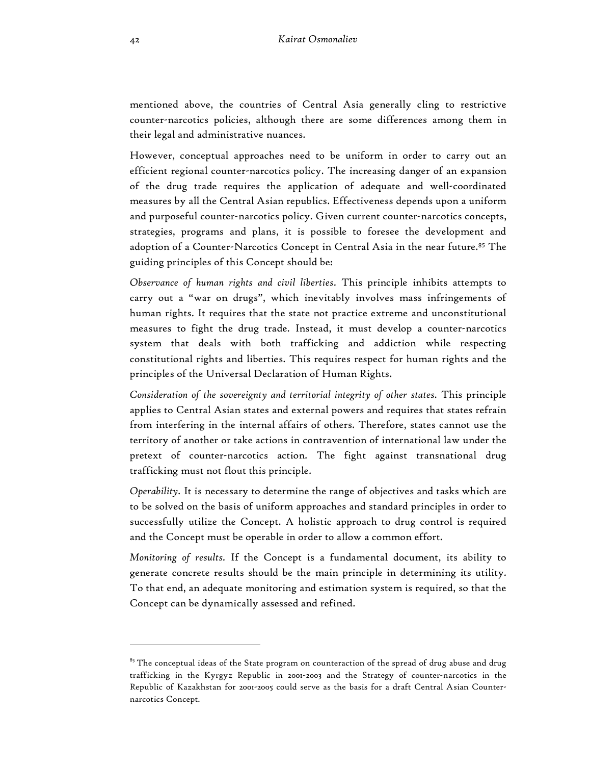mentioned above, the countries of Central Asia generally cling to restrictive counter-narcotics policies, although there are some differences among them in their legal and administrative nuances.

However, conceptual approaches need to be uniform in order to carry out an efficient regional counter-narcotics policy. The increasing danger of an expansion of the drug trade requires the application of adequate and well-coordinated measures by all the Central Asian republics. Effectiveness depends upon a uniform and purposeful counter-narcotics policy. Given current counter-narcotics concepts, strategies, programs and plans, it is possible to foresee the development and adoption of a Counter-Narcotics Concept in Central Asia in the near future.[85] The guiding principles of this Concept should be:

*Observance of human rights and civil liberties.* This principle inhibits attempts to carry out a "war on drugs", which inevitably involves mass infringements of human rights. It requires that the state not practice extreme and unconstitutional measures to fight the drug trade. Instead, it must develop a counter-narcotics system that deals with both trafficking and addiction while respecting constitutional rights and liberties. This requires respect for human rights and the principles of the Universal Declaration of Human Rights.

*Consideration of the sovereignty and territorial integrity of other states.* This principle applies to Central Asian states and external powers and requires that states refrain from interfering in the internal affairs of others. Therefore, states cannot use the territory of another or take actions in contravention of international law under the pretext of counter-narcotics action. The fight against transnational drug trafficking must not flout this principle.

*Operability.* It is necessary to determine the range of objectives and tasks which are to be solved on the basis of uniform approaches and standard principles in order to successfully utilize the Concept. A holistic approach to drug control is required and the Concept must be operable in order to allow a common effort.

*Monitoring of results.* If the Concept is a fundamental document, its ability to generate concrete results should be the main principle in determining its utility. To that end, an adequate monitoring and estimation system is required, so that the Concept can be dynamically assessed and refined.

---

[85] The conceptual ideas of the State program on counteraction of the spread of drug abuse and drug trafficking in the Kyrgyz Republic in 2001-2003 and the Strategy of counter-narcotics in the Republic of Kazakhstan for 2001-2005 could serve as the basis for a draft Central Asian Counter-narcotics Concept.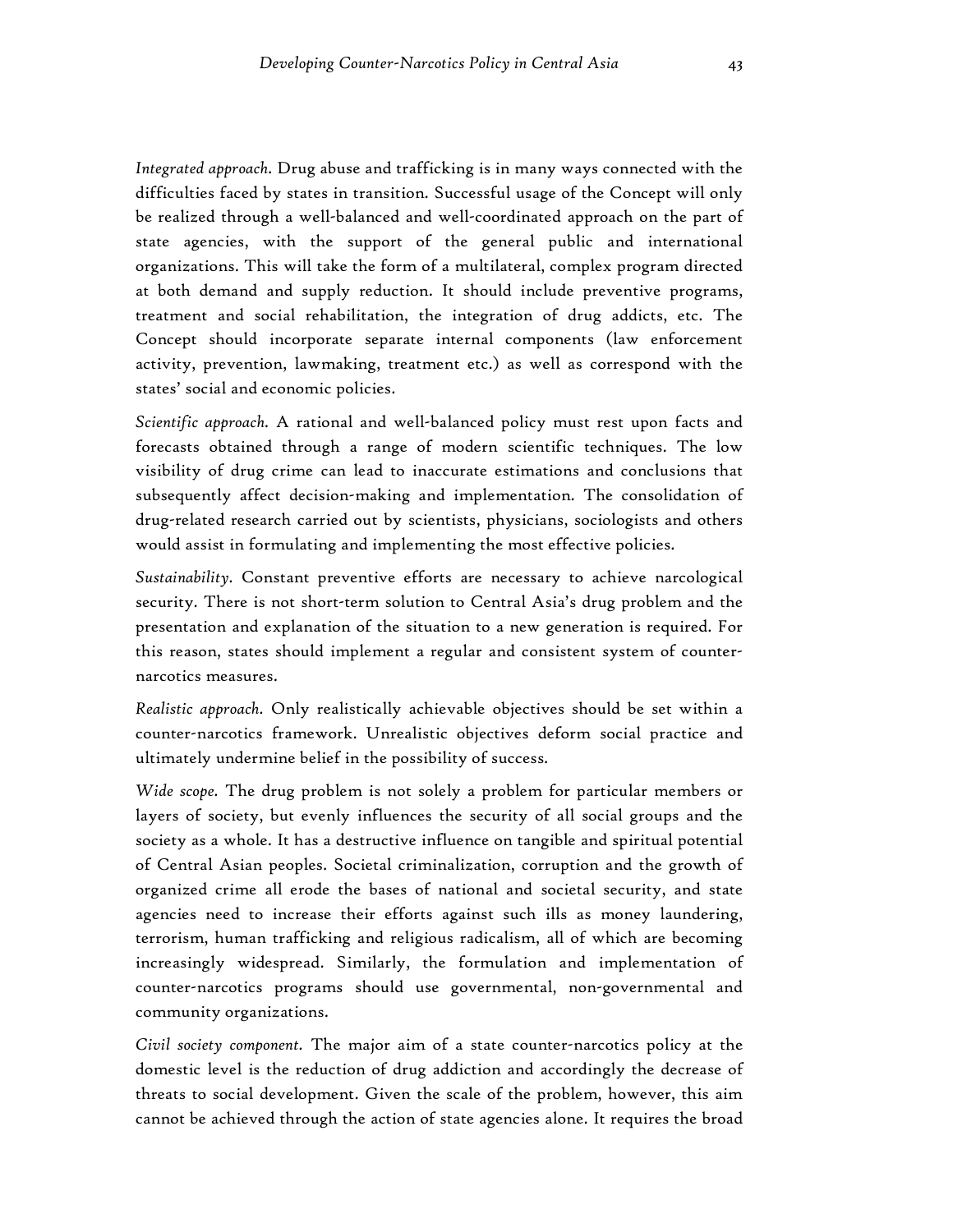*Integrated approach.* Drug abuse and trafficking is in many ways connected with the difficulties faced by states in transition. Successful usage of the Concept will only be realized through a well-balanced and well-coordinated approach on the part of state agencies, with the support of the general public and international organizations. This will take the form of a multilateral, complex program directed at both demand and supply reduction. It should include preventive programs, treatment and social rehabilitation, the integration of drug addicts, etc. The Concept should incorporate separate internal components (law enforcement activity, prevention, lawmaking, treatment etc.) as well as correspond with the states' social and economic policies.

*Scientific approach.* A rational and well-balanced policy must rest upon facts and forecasts obtained through a range of modern scientific techniques. The low visibility of drug crime can lead to inaccurate estimations and conclusions that subsequently affect decision-making and implementation. The consolidation of drug-related research carried out by scientists, physicians, sociologists and others would assist in formulating and implementing the most effective policies.

*Sustainability.* Constant preventive efforts are necessary to achieve narcological security. There is not short-term solution to Central Asia's drug problem and the presentation and explanation of the situation to a new generation is required. For this reason, states should implement a regular and consistent system of counter-narcotics measures.

*Realistic approach.* Only realistically achievable objectives should be set within a counter-narcotics framework. Unrealistic objectives deform social practice and ultimately undermine belief in the possibility of success.

*Wide scope.* The drug problem is not solely a problem for particular members or layers of society, but evenly influences the security of all social groups and the society as a whole. It has a destructive influence on tangible and spiritual potential of Central Asian peoples. Societal criminalization, corruption and the growth of organized crime all erode the bases of national and societal security, and state agencies need to increase their efforts against such ills as money laundering, terrorism, human trafficking and religious radicalism, all of which are becoming increasingly widespread. Similarly, the formulation and implementation of counter-narcotics programs should use governmental, non-governmental and community organizations.

*Civil society component.* The major aim of a state counter-narcotics policy at the domestic level is the reduction of drug addiction and accordingly the decrease of threats to social development. Given the scale of the problem, however, this aim cannot be achieved through the action of state agencies alone. It requires the broad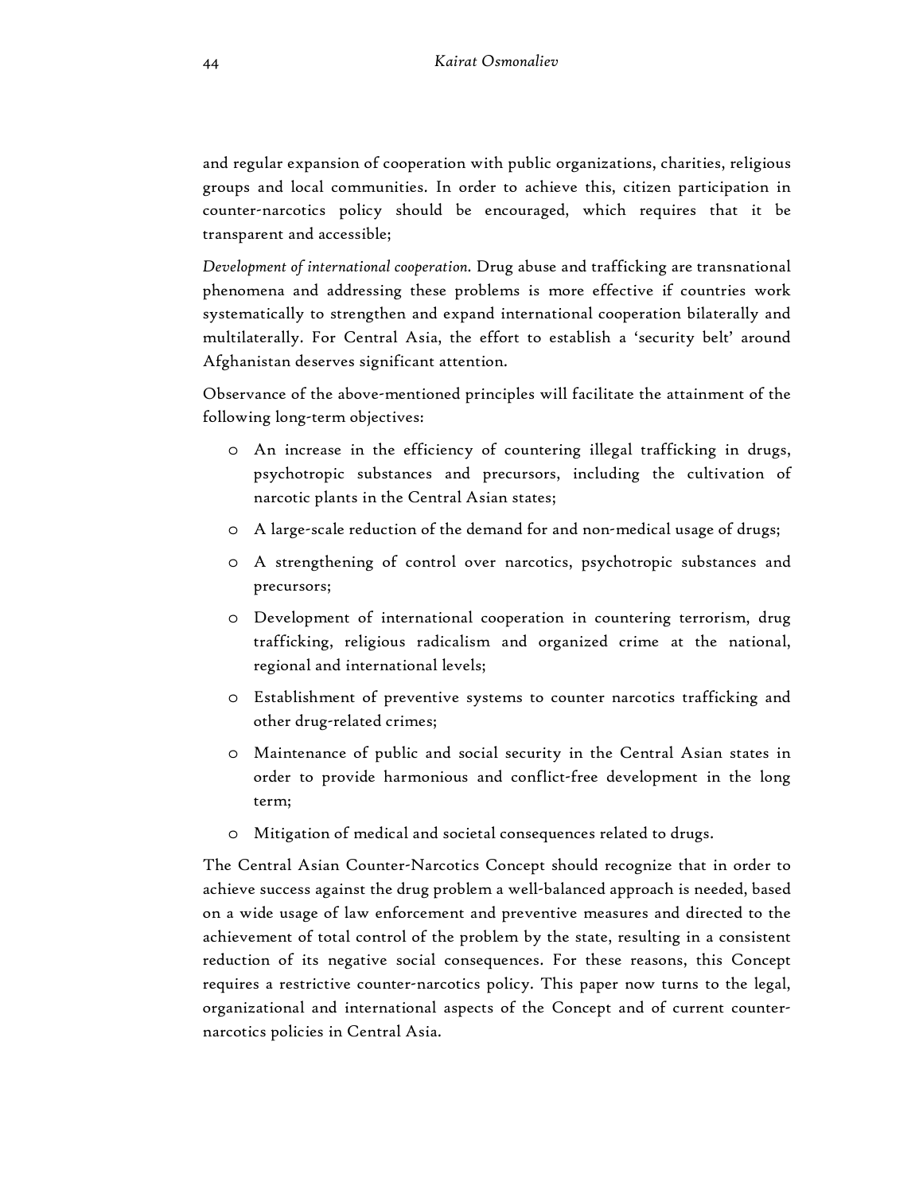and regular expansion of cooperation with public organizations, charities, religious groups and local communities. In order to achieve this, citizen participation in counter-narcotics policy should be encouraged, which requires that it be transparent and accessible;

*Development of international cooperation.* Drug abuse and trafficking are transnational phenomena and addressing these problems is more effective if countries work systematically to strengthen and expand international cooperation bilaterally and multilaterally. For Central Asia, the effort to establish a 'security belt' around Afghanistan deserves significant attention.

Observance of the above-mentioned principles will facilitate the attainment of the following long-term objectives:

- An increase in the efficiency of countering illegal trafficking in drugs, psychotropic substances and precursors, including the cultivation of narcotic plants in the Central Asian states;
- A large-scale reduction of the demand for and non-medical usage of drugs;
- A strengthening of control over narcotics, psychotropic substances and precursors;
- Development of international cooperation in countering terrorism, drug trafficking, religious radicalism and organized crime at the national, regional and international levels;
- Establishment of preventive systems to counter narcotics trafficking and other drug-related crimes;
- Maintenance of public and social security in the Central Asian states in order to provide harmonious and conflict-free development in the long term;
- Mitigation of medical and societal consequences related to drugs.

The Central Asian Counter-Narcotics Concept should recognize that in order to achieve success against the drug problem a well-balanced approach is needed, based on a wide usage of law enforcement and preventive measures and directed to the achievement of total control of the problem by the state, resulting in a consistent reduction of its negative social consequences. For these reasons, this Concept requires a restrictive counter-narcotics policy. This paper now turns to the legal, organizational and international aspects of the Concept and of current counter-narcotics policies in Central Asia.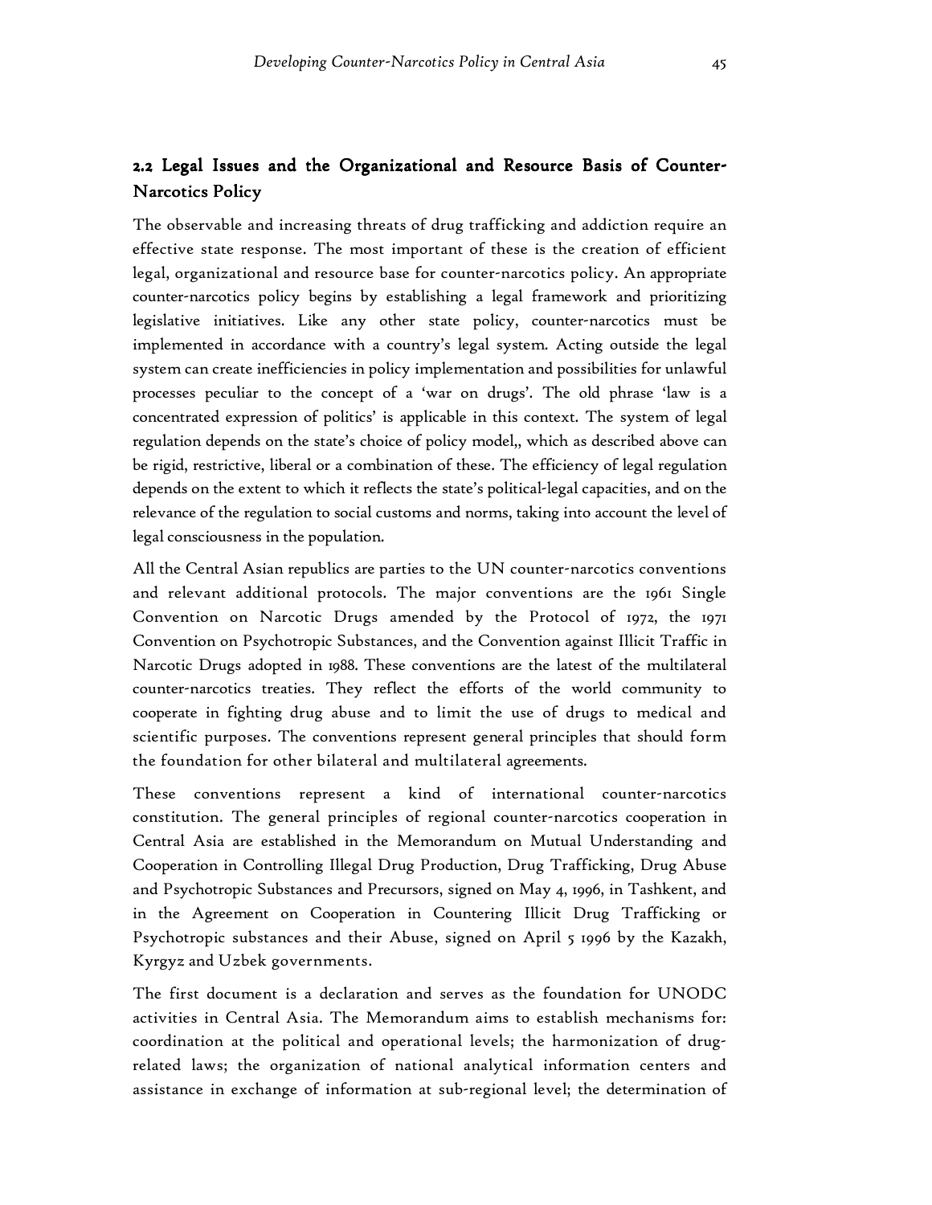## 2.2 Legal Issues and the Organizational and Resource Basis of Counter-Narcotics Policy

The observable and increasing threats of drug trafficking and addiction require an effective state response. The most important of these is the creation of efficient legal, organizational and resource base for counter-narcotics policy. An appropriate counter-narcotics policy begins by establishing a legal framework and prioritizing legislative initiatives. Like any other state policy, counter-narcotics must be implemented in accordance with a country's legal system. Acting outside the legal system can create inefficiencies in policy implementation and possibilities for unlawful processes peculiar to the concept of a 'war on drugs'. The old phrase 'law is a concentrated expression of politics' is applicable in this context. The system of legal regulation depends on the state's choice of policy model,, which as described above can be rigid, restrictive, liberal or a combination of these. The efficiency of legal regulation depends on the extent to which it reflects the state's political-legal capacities, and on the relevance of the regulation to social customs and norms, taking into account the level of legal consciousness in the population.

All the Central Asian republics are parties to the UN counter-narcotics conventions and relevant additional protocols. The major conventions are the 1961 Single Convention on Narcotic Drugs amended by the Protocol of 1972, the 1971 Convention on Psychotropic Substances, and the Convention against Illicit Traffic in Narcotic Drugs adopted in 1988. These conventions are the latest of the multilateral counter-narcotics treaties. They reflect the efforts of the world community to cooperate in fighting drug abuse and to limit the use of drugs to medical and scientific purposes. The conventions represent general principles that should form the foundation for other bilateral and multilateral agreements.

These conventions represent a kind of international counter-narcotics constitution. The general principles of regional counter-narcotics cooperation in Central Asia are established in the Memorandum on Mutual Understanding and Cooperation in Controlling Illegal Drug Production, Drug Trafficking, Drug Abuse and Psychotropic Substances and Precursors, signed on May 4, 1996, in Tashkent, and in the Agreement on Cooperation in Countering Illicit Drug Trafficking or Psychotropic substances and their Abuse, signed on April 5 1996 by the Kazakh, Kyrgyz and Uzbek governments.

The first document is a declaration and serves as the foundation for UNODC activities in Central Asia. The Memorandum aims to establish mechanisms for: coordination at the political and operational levels; the harmonization of drug-related laws; the organization of national analytical information centers and assistance in exchange of information at sub-regional level; the determination of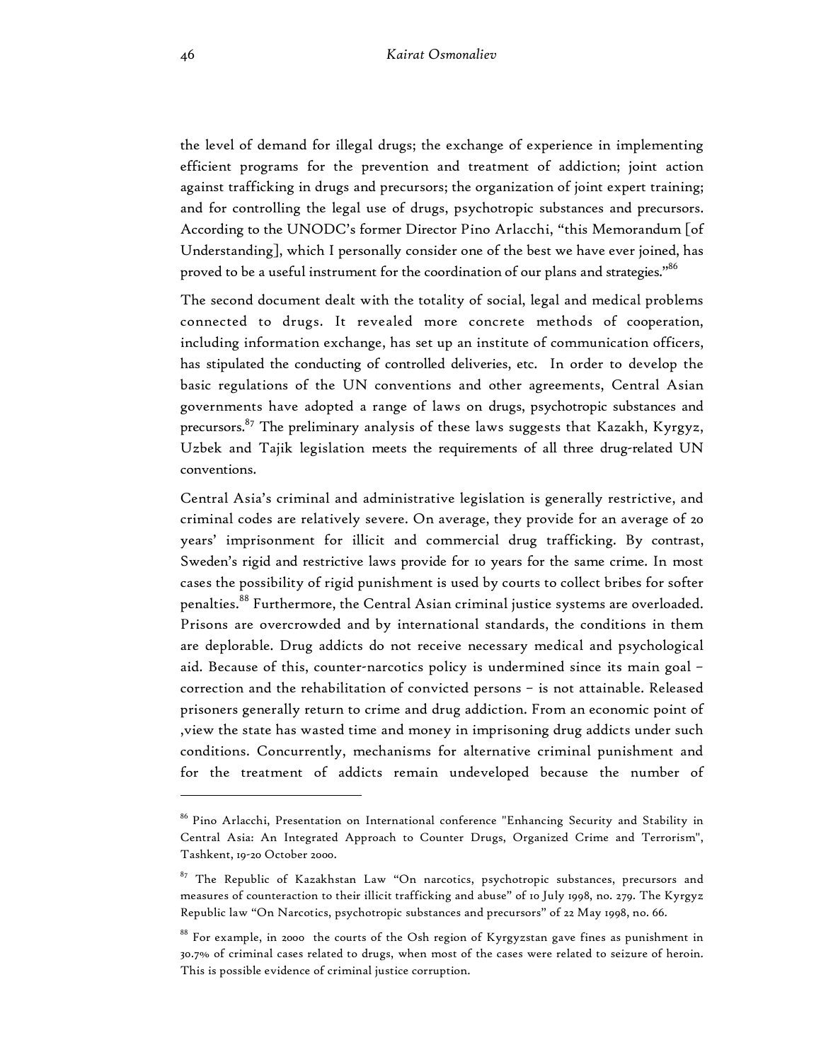the level of demand for illegal drugs; the exchange of experience in implementing efficient programs for the prevention and treatment of addiction; joint action against trafficking in drugs and precursors; the organization of joint expert training; and for controlling the legal use of drugs, psychotropic substances and precursors. According to the UNODC's former Director Pino Arlacchi, "this Memorandum [of Understanding], which I personally consider one of the best we have ever joined, has proved to be a useful instrument for the coordination of our plans and strategies."[86]

The second document dealt with the totality of social, legal and medical problems connected to drugs. It revealed more concrete methods of cooperation, including information exchange, has set up an institute of communication officers, has stipulated the conducting of controlled deliveries, etc. In order to develop the basic regulations of the UN conventions and other agreements, Central Asian governments have adopted a range of laws on drugs, psychotropic substances and precursors.[87] The preliminary analysis of these laws suggests that Kazakh, Kyrgyz, Uzbek and Tajik legislation meets the requirements of all three drug-related UN conventions.

Central Asia's criminal and administrative legislation is generally restrictive, and criminal codes are relatively severe. On average, they provide for an average of 20 years' imprisonment for illicit and commercial drug trafficking. By contrast, Sweden's rigid and restrictive laws provide for 10 years for the same crime. In most cases the possibility of rigid punishment is used by courts to collect bribes for softer penalties.[88] Furthermore, the Central Asian criminal justice systems are overloaded. Prisons are overcrowded and by international standards, the conditions in them are deplorable. Drug addicts do not receive necessary medical and psychological aid. Because of this, counter-narcotics policy is undermined since its main goal – correction and the rehabilitation of convicted persons – is not attainable. Released prisoners generally return to crime and drug addiction. From an economic point of ,view the state has wasted time and money in imprisoning drug addicts under such conditions. Concurrently, mechanisms for alternative criminal punishment and for the treatment of addicts remain undeveloped because the number of

---

[86] Pino Arlacchi, Presentation on International conference "Enhancing Security and Stability in Central Asia: An Integrated Approach to Counter Drugs, Organized Crime and Terrorism", Tashkent, 19-20 October 2000.

[87] The Republic of Kazakhstan Law "On narcotics, psychotropic substances, precursors and measures of counteraction to their illicit trafficking and abuse" of 10 July 1998, no. 279. The Kyrgyz Republic law "On Narcotics, psychotropic substances and precursors" of 22 May 1998, no. 66.

[88] For example, in 2000 the courts of the Osh region of Kyrgyzstan gave fines as punishment in 30.7% of criminal cases related to drugs, when most of the cases were related to seizure of heroin. This is possible evidence of criminal justice corruption.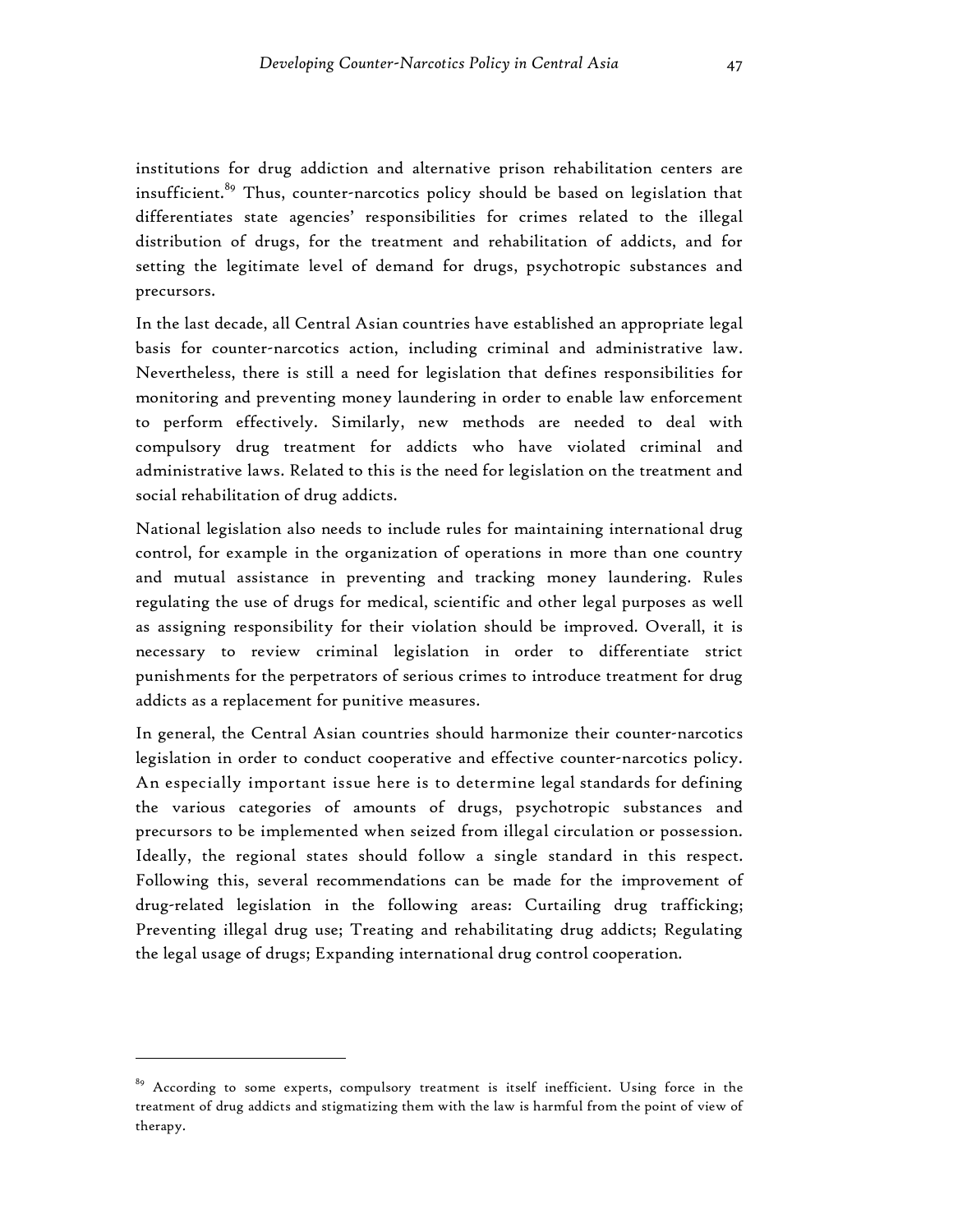institutions for drug addiction and alternative prison rehabilitation centers are insufficient.[89] Thus, counter-narcotics policy should be based on legislation that differentiates state agencies' responsibilities for crimes related to the illegal distribution of drugs, for the treatment and rehabilitation of addicts, and for setting the legitimate level of demand for drugs, psychotropic substances and precursors.

In the last decade, all Central Asian countries have established an appropriate legal basis for counter-narcotics action, including criminal and administrative law. Nevertheless, there is still a need for legislation that defines responsibilities for monitoring and preventing money laundering in order to enable law enforcement to perform effectively. Similarly, new methods are needed to deal with compulsory drug treatment for addicts who have violated criminal and administrative laws. Related to this is the need for legislation on the treatment and social rehabilitation of drug addicts.

National legislation also needs to include rules for maintaining international drug control, for example in the organization of operations in more than one country and mutual assistance in preventing and tracking money laundering. Rules regulating the use of drugs for medical, scientific and other legal purposes as well as assigning responsibility for their violation should be improved. Overall, it is necessary to review criminal legislation in order to differentiate strict punishments for the perpetrators of serious crimes to introduce treatment for drug addicts as a replacement for punitive measures.

In general, the Central Asian countries should harmonize their counter-narcotics legislation in order to conduct cooperative and effective counter-narcotics policy. An especially important issue here is to determine legal standards for defining the various categories of amounts of drugs, psychotropic substances and precursors to be implemented when seized from illegal circulation or possession. Ideally, the regional states should follow a single standard in this respect. Following this, several recommendations can be made for the improvement of drug-related legislation in the following areas: Curtailing drug trafficking; Preventing illegal drug use; Treating and rehabilitating drug addicts; Regulating the legal usage of drugs; Expanding international drug control cooperation.

---

[89] According to some experts, compulsory treatment is itself inefficient. Using force in the treatment of drug addicts and stigmatizing them with the law is harmful from the point of view of therapy.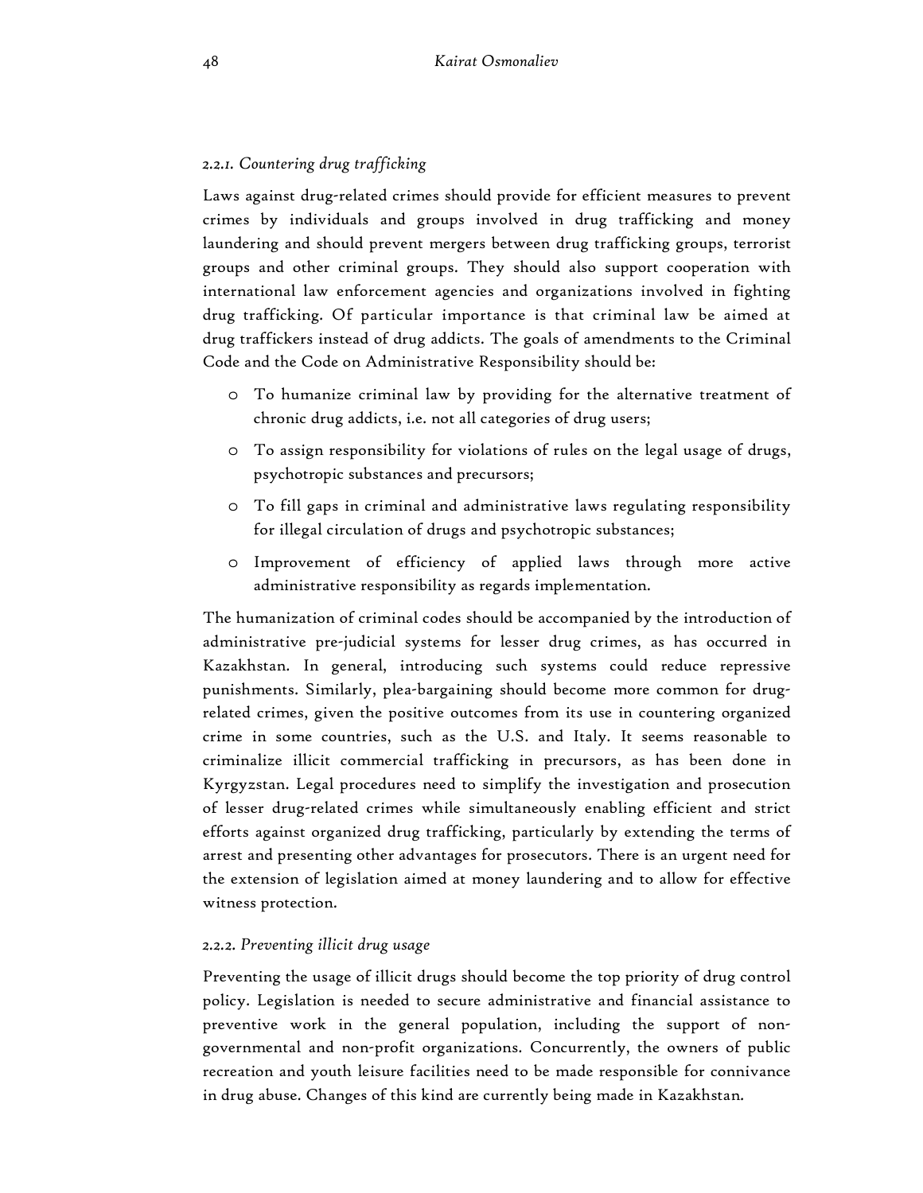#### *2.2.1. Countering drug trafficking*

Laws against drug-related crimes should provide for efficient measures to prevent crimes by individuals and groups involved in drug trafficking and money laundering and should prevent mergers between drug trafficking groups, terrorist groups and other criminal groups. They should also support cooperation with international law enforcement agencies and organizations involved in fighting drug trafficking. Of particular importance is that criminal law be aimed at drug traffickers instead of drug addicts. The goals of amendments to the Criminal Code and the Code on Administrative Responsibility should be:

- To humanize criminal law by providing for the alternative treatment of chronic drug addicts, i.e. not all categories of drug users;
- To assign responsibility for violations of rules on the legal usage of drugs, psychotropic substances and precursors;
- To fill gaps in criminal and administrative laws regulating responsibility for illegal circulation of drugs and psychotropic substances;
- Improvement of efficiency of applied laws through more active administrative responsibility as regards implementation.

The humanization of criminal codes should be accompanied by the introduction of administrative pre-judicial systems for lesser drug crimes, as has occurred in Kazakhstan. In general, introducing such systems could reduce repressive punishments. Similarly, plea-bargaining should become more common for drug-related crimes, given the positive outcomes from its use in countering organized crime in some countries, such as the U.S. and Italy. It seems reasonable to criminalize illicit commercial trafficking in precursors, as has been done in Kyrgyzstan. Legal procedures need to simplify the investigation and prosecution of lesser drug-related crimes while simultaneously enabling efficient and strict efforts against organized drug trafficking, particularly by extending the terms of arrest and presenting other advantages for prosecutors. There is an urgent need for the extension of legislation aimed at money laundering and to allow for effective witness protection.

#### *2.2.2. Preventing illicit drug usage*

Preventing the usage of illicit drugs should become the top priority of drug control policy. Legislation is needed to secure administrative and financial assistance to preventive work in the general population, including the support of non-governmental and non-profit organizations. Concurrently, the owners of public recreation and youth leisure facilities need to be made responsible for connivance in drug abuse. Changes of this kind are currently being made in Kazakhstan.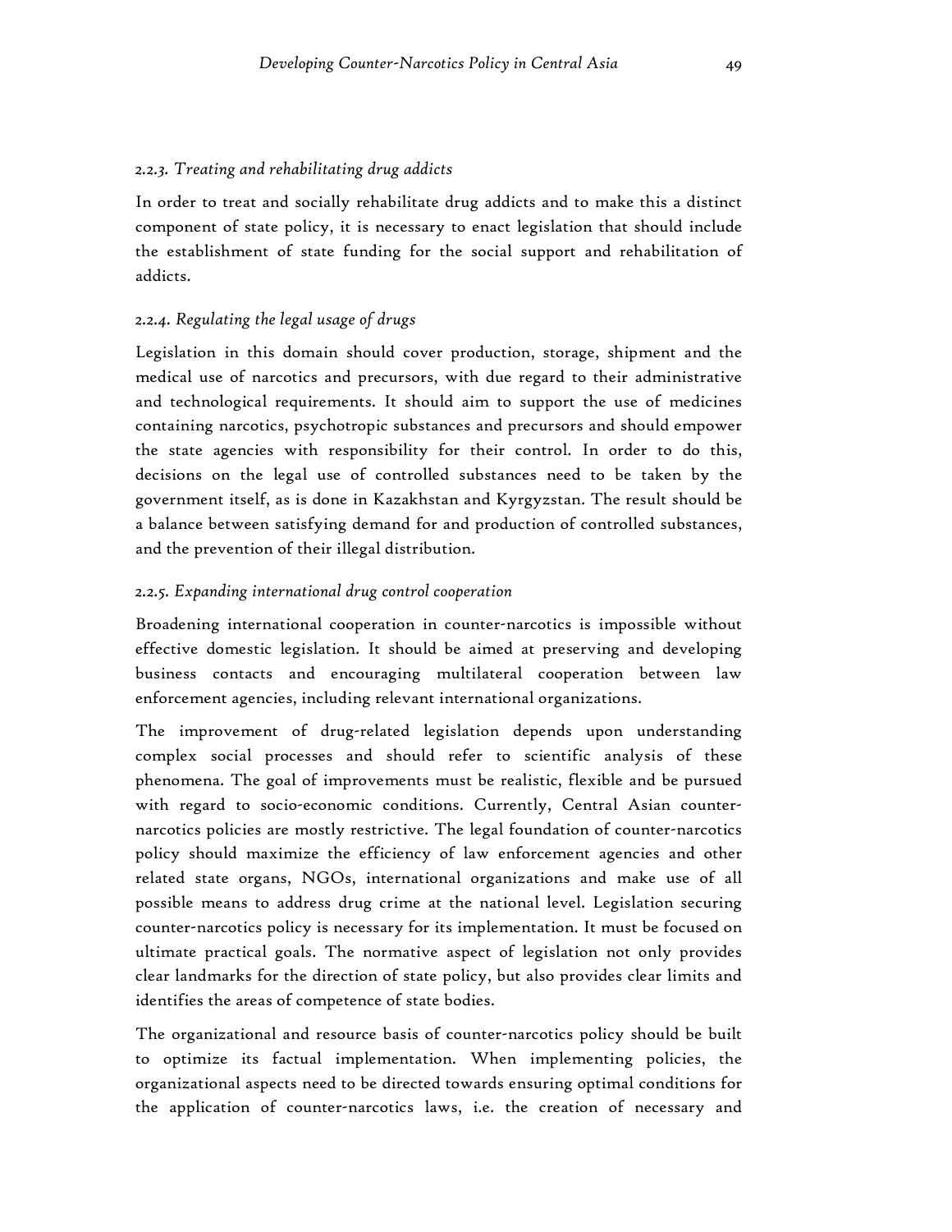### *2.2.3. Treating and rehabilitating drug addicts*

In order to treat and socially rehabilitate drug addicts and to make this a distinct component of state policy, it is necessary to enact legislation that should include the establishment of state funding for the social support and rehabilitation of addicts.

### *2.2.4. Regulating the legal usage of drugs*

Legislation in this domain should cover production, storage, shipment and the medical use of narcotics and precursors, with due regard to their administrative and technological requirements. It should aim to support the use of medicines containing narcotics, psychotropic substances and precursors and should empower the state agencies with responsibility for their control. In order to do this, decisions on the legal use of controlled substances need to be taken by the government itself, as is done in Kazakhstan and Kyrgyzstan. The result should be a balance between satisfying demand for and production of controlled substances, and the prevention of their illegal distribution.

### *2.2.5. Expanding international drug control cooperation*

Broadening international cooperation in counter-narcotics is impossible without effective domestic legislation. It should be aimed at preserving and developing business contacts and encouraging multilateral cooperation between law enforcement agencies, including relevant international organizations.

The improvement of drug-related legislation depends upon understanding complex social processes and should refer to scientific analysis of these phenomena. The goal of improvements must be realistic, flexible and be pursued with regard to socio-economic conditions. Currently, Central Asian counter-narcotics policies are mostly restrictive. The legal foundation of counter-narcotics policy should maximize the efficiency of law enforcement agencies and other related state organs, NGOs, international organizations and make use of all possible means to address drug crime at the national level. Legislation securing counter-narcotics policy is necessary for its implementation. It must be focused on ultimate practical goals. The normative aspect of legislation not only provides clear landmarks for the direction of state policy, but also provides clear limits and identifies the areas of competence of state bodies.

The organizational and resource basis of counter-narcotics policy should be built to optimize its factual implementation. When implementing policies, the organizational aspects need to be directed towards ensuring optimal conditions for the application of counter-narcotics laws, i.e. the creation of necessary and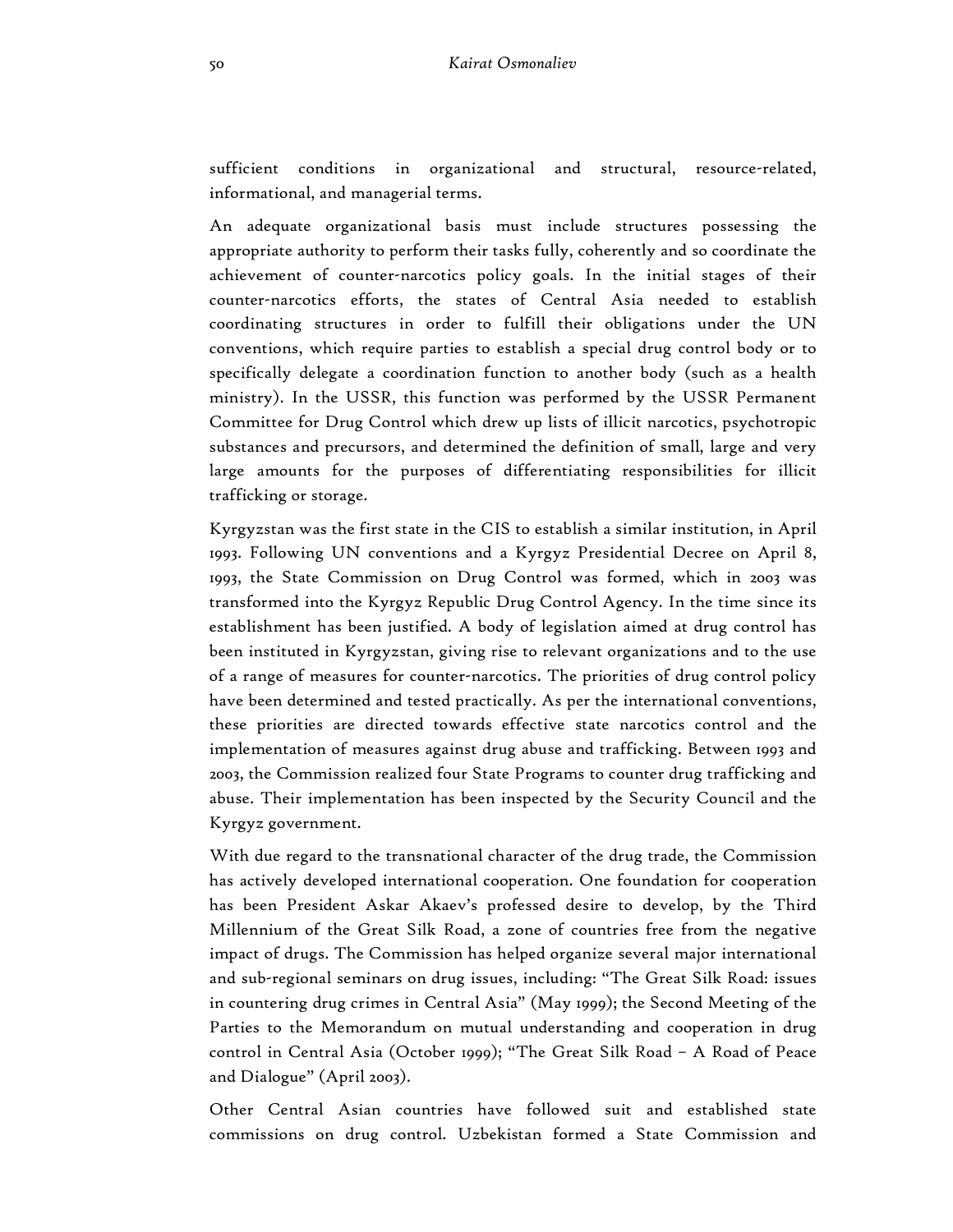sufficient conditions in organizational and structural, resource-related, informational, and managerial terms.

An adequate organizational basis must include structures possessing the appropriate authority to perform their tasks fully, coherently and so coordinate the achievement of counter-narcotics policy goals. In the initial stages of their counter-narcotics efforts, the states of Central Asia needed to establish coordinating structures in order to fulfill their obligations under the UN conventions, which require parties to establish a special drug control body or to specifically delegate a coordination function to another body (such as a health ministry). In the USSR, this function was performed by the USSR Permanent Committee for Drug Control which drew up lists of illicit narcotics, psychotropic substances and precursors, and determined the definition of small, large and very large amounts for the purposes of differentiating responsibilities for illicit trafficking or storage.

Kyrgyzstan was the first state in the CIS to establish a similar institution, in April 1993. Following UN conventions and a Kyrgyz Presidential Decree on April 8, 1993, the State Commission on Drug Control was formed, which in 2003 was transformed into the Kyrgyz Republic Drug Control Agency. In the time since its establishment has been justified. A body of legislation aimed at drug control has been instituted in Kyrgyzstan, giving rise to relevant organizations and to the use of a range of measures for counter-narcotics. The priorities of drug control policy have been determined and tested practically. As per the international conventions, these priorities are directed towards effective state narcotics control and the implementation of measures against drug abuse and trafficking. Between 1993 and 2003, the Commission realized four State Programs to counter drug trafficking and abuse. Their implementation has been inspected by the Security Council and the Kyrgyz government.

With due regard to the transnational character of the drug trade, the Commission has actively developed international cooperation. One foundation for cooperation has been President Askar Akaev's professed desire to develop, by the Third Millennium of the Great Silk Road, a zone of countries free from the negative impact of drugs. The Commission has helped organize several major international and sub-regional seminars on drug issues, including: "The Great Silk Road: issues in countering drug crimes in Central Asia" (May 1999); the Second Meeting of the Parties to the Memorandum on mutual understanding and cooperation in drug control in Central Asia (October 1999); "The Great Silk Road – A Road of Peace and Dialogue" (April 2003).

Other Central Asian countries have followed suit and established state commissions on drug control. Uzbekistan formed a State Commission and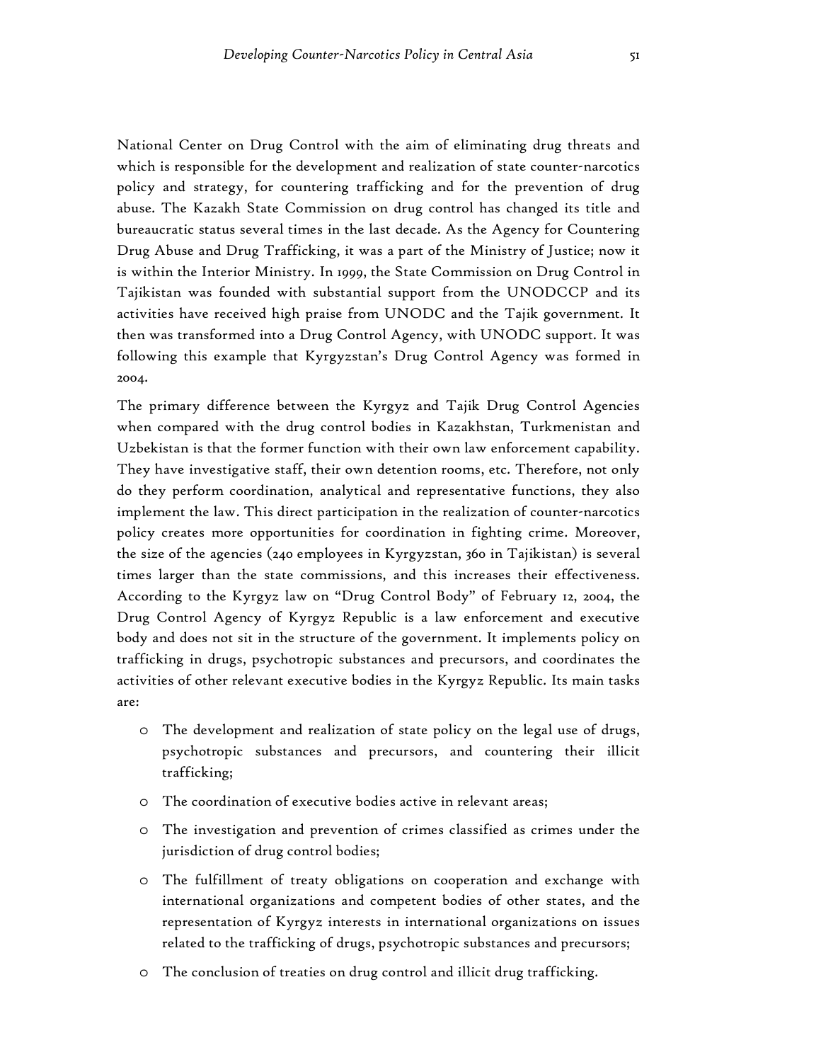National Center on Drug Control with the aim of eliminating drug threats and which is responsible for the development and realization of state counter-narcotics policy and strategy, for countering trafficking and for the prevention of drug abuse. The Kazakh State Commission on drug control has changed its title and bureaucratic status several times in the last decade. As the Agency for Countering Drug Abuse and Drug Trafficking, it was a part of the Ministry of Justice; now it is within the Interior Ministry. In 1999, the State Commission on Drug Control in Tajikistan was founded with substantial support from the UNODCCP and its activities have received high praise from UNODC and the Tajik government. It then was transformed into a Drug Control Agency, with UNODC support. It was following this example that Kyrgyzstan's Drug Control Agency was formed in 2004.

The primary difference between the Kyrgyz and Tajik Drug Control Agencies when compared with the drug control bodies in Kazakhstan, Turkmenistan and Uzbekistan is that the former function with their own law enforcement capability. They have investigative staff, their own detention rooms, etc. Therefore, not only do they perform coordination, analytical and representative functions, they also implement the law. This direct participation in the realization of counter-narcotics policy creates more opportunities for coordination in fighting crime. Moreover, the size of the agencies (240 employees in Kyrgyzstan, 360 in Tajikistan) is several times larger than the state commissions, and this increases their effectiveness. According to the Kyrgyz law on "Drug Control Body" of February 12, 2004, the Drug Control Agency of Kyrgyz Republic is a law enforcement and executive body and does not sit in the structure of the government. It implements policy on trafficking in drugs, psychotropic substances and precursors, and coordinates the activities of other relevant executive bodies in the Kyrgyz Republic. Its main tasks are:

- The development and realization of state policy on the legal use of drugs, psychotropic substances and precursors, and countering their illicit trafficking;
- The coordination of executive bodies active in relevant areas;
- The investigation and prevention of crimes classified as crimes under the jurisdiction of drug control bodies;
- The fulfillment of treaty obligations on cooperation and exchange with international organizations and competent bodies of other states, and the representation of Kyrgyz interests in international organizations on issues related to the trafficking of drugs, psychotropic substances and precursors;
- The conclusion of treaties on drug control and illicit drug trafficking.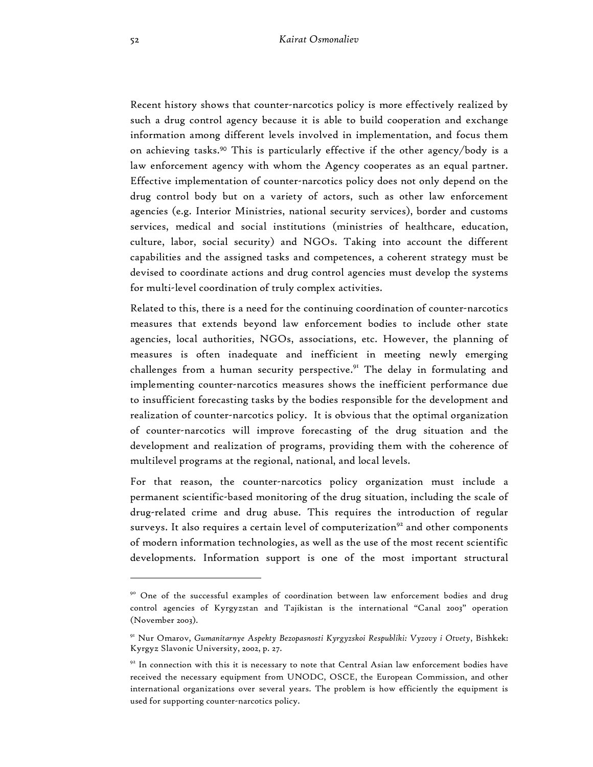Recent history shows that counter-narcotics policy is more effectively realized by such a drug control agency because it is able to build cooperation and exchange information among different levels involved in implementation, and focus them on achieving tasks.[90] This is particularly effective if the other agency/body is a law enforcement agency with whom the Agency cooperates as an equal partner. Effective implementation of counter-narcotics policy does not only depend on the drug control body but on a variety of actors, such as other law enforcement agencies (e.g. Interior Ministries, national security services), border and customs services, medical and social institutions (ministries of healthcare, education, culture, labor, social security) and NGOs. Taking into account the different capabilities and the assigned tasks and competences, a coherent strategy must be devised to coordinate actions and drug control agencies must develop the systems for multi-level coordination of truly complex activities.

Related to this, there is a need for the continuing coordination of counter-narcotics measures that extends beyond law enforcement bodies to include other state agencies, local authorities, NGOs, associations, etc. However, the planning of measures is often inadequate and inefficient in meeting newly emerging challenges from a human security perspective.[91] The delay in formulating and implementing counter-narcotics measures shows the inefficient performance due to insufficient forecasting tasks by the bodies responsible for the development and realization of counter-narcotics policy. It is obvious that the optimal organization of counter-narcotics will improve forecasting of the drug situation and the development and realization of programs, providing them with the coherence of multilevel programs at the regional, national, and local levels.

For that reason, the counter-narcotics policy organization must include a permanent scientific-based monitoring of the drug situation, including the scale of drug-related crime and drug abuse. This requires the introduction of regular surveys. It also requires a certain level of computerization[92] and other components of modern information technologies, as well as the use of the most recent scientific developments. Information support is one of the most important structural

---

[90] One of the successful examples of coordination between law enforcement bodies and drug control agencies of Kyrgyzstan and Tajikistan is the international "Canal 2003" operation (November 2003).

[91] Nur Omarov, *Gumanitarnye Aspekty Bezopasnosti Kyrgyzskoi Respubliki: Vyzovy i Otvety*, Bishkek: Kyrgyz Slavonic University, 2002, p. 27.

[92] In connection with this it is necessary to note that Central Asian law enforcement bodies have received the necessary equipment from UNODC, OSCE, the European Commission, and other international organizations over several years. The problem is how efficiently the equipment is used for supporting counter-narcotics policy.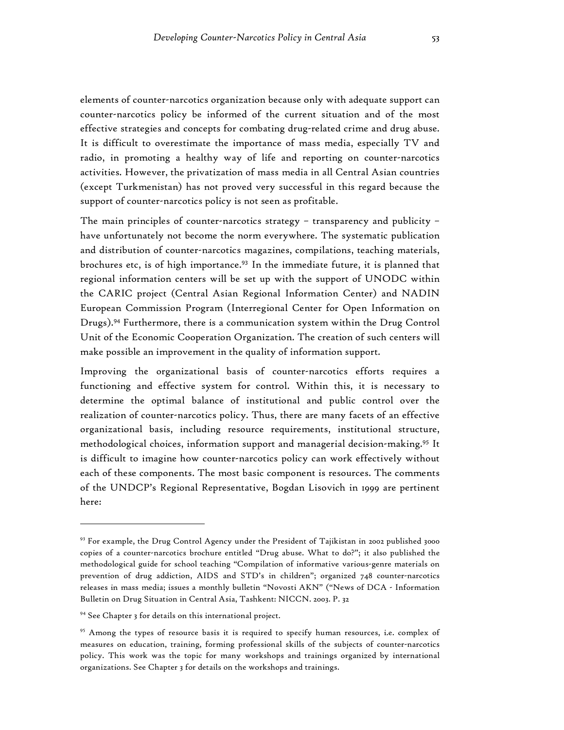elements of counter-narcotics organization because only with adequate support can counter-narcotics policy be informed of the current situation and of the most effective strategies and concepts for combating drug-related crime and drug abuse. It is difficult to overestimate the importance of mass media, especially TV and radio, in promoting a healthy way of life and reporting on counter-narcotics activities. However, the privatization of mass media in all Central Asian countries (except Turkmenistan) has not proved very successful in this regard because the support of counter-narcotics policy is not seen as profitable.

The main principles of counter-narcotics strategy – transparency and publicity – have unfortunately not become the norm everywhere. The systematic publication and distribution of counter-narcotics magazines, compilations, teaching materials, brochures etc, is of high importance.[93] In the immediate future, it is planned that regional information centers will be set up with the support of UNODC within the CARIC project (Central Asian Regional Information Center) and NADIN European Commission Program (Interregional Center for Open Information on Drugs).[94] Furthermore, there is a communication system within the Drug Control Unit of the Economic Cooperation Organization. The creation of such centers will make possible an improvement in the quality of information support.

Improving the organizational basis of counter-narcotics efforts requires a functioning and effective system for control. Within this, it is necessary to determine the optimal balance of institutional and public control over the realization of counter-narcotics policy. Thus, there are many facets of an effective organizational basis, including resource requirements, institutional structure, methodological choices, information support and managerial decision-making.[95] It is difficult to imagine how counter-narcotics policy can work effectively without each of these components. The most basic component is resources. The comments of the UNDCP's Regional Representative, Bogdan Lisovich in 1999 are pertinent here:

---

[93] For example, the Drug Control Agency under the President of Tajikistan in 2002 published 3000 copies of a counter-narcotics brochure entitled "Drug abuse. What to do?"; it also published the methodological guide for school teaching "Compilation of informative various-genre materials on prevention of drug addiction, AIDS and STD's in children"; organized 748 counter-narcotics releases in mass media; issues a monthly bulletin "Novosti AKN" ("News of DCA - Information Bulletin on Drug Situation in Central Asia, Tashkent: NICCN. 2003. P. 32

[94] See Chapter 3 for details on this international project.

[95] Among the types of resource basis it is required to specify human resources, i.e. complex of measures on education, training, forming professional skills of the subjects of counter-narcotics policy. This work was the topic for many workshops and trainings organized by international organizations. See Chapter 3 for details on the workshops and trainings.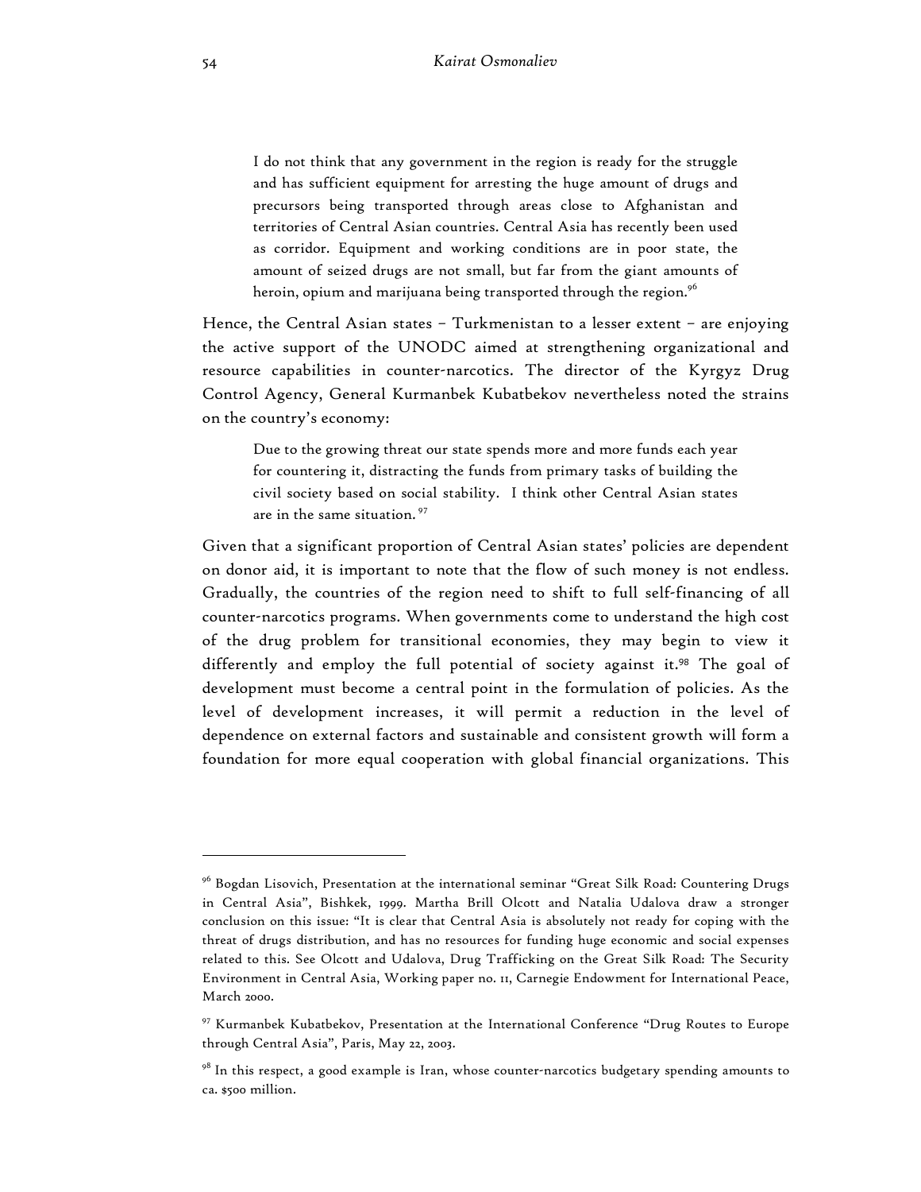> I do not think that any government in the region is ready for the struggle and has sufficient equipment for arresting the huge amount of drugs and precursors being transported through areas close to Afghanistan and territories of Central Asian countries. Central Asia has recently been used as corridor. Equipment and working conditions are in poor state, the amount of seized drugs are not small, but far from the giant amounts of heroin, opium and marijuana being transported through the region.[96]

Hence, the Central Asian states – Turkmenistan to a lesser extent – are enjoying the active support of the UNODC aimed at strengthening organizational and resource capabilities in counter-narcotics. The director of the Kyrgyz Drug Control Agency, General Kurmanbek Kubatbekov nevertheless noted the strains on the country's economy:

> Due to the growing threat our state spends more and more funds each year for countering it, distracting the funds from primary tasks of building the civil society based on social stability. I think other Central Asian states are in the same situation.[97]

Given that a significant proportion of Central Asian states' policies are dependent on donor aid, it is important to note that the flow of such money is not endless. Gradually, the countries of the region need to shift to full self-financing of all counter-narcotics programs. When governments come to understand the high cost of the drug problem for transitional economies, they may begin to view it differently and employ the full potential of society against it.[98] The goal of development must become a central point in the formulation of policies. As the level of development increases, it will permit a reduction in the level of dependence on external factors and sustainable and consistent growth will form a foundation for more equal cooperation with global financial organizations. This

---

[96] Bogdan Lisovich, Presentation at the international seminar "Great Silk Road: Countering Drugs in Central Asia", Bishkek, 1999. Martha Brill Olcott and Natalia Udalova draw a stronger conclusion on this issue: "It is clear that Central Asia is absolutely not ready for coping with the threat of drugs distribution, and has no resources for funding huge economic and social expenses related to this. See Olcott and Udalova, Drug Trafficking on the Great Silk Road: The Security Environment in Central Asia, Working paper no. 11, Carnegie Endowment for International Peace, March 2000.

[97] Kurmanbek Kubatbekov, Presentation at the International Conference "Drug Routes to Europe through Central Asia", Paris, May 22, 2003.

[98] In this respect, a good example is Iran, whose counter-narcotics budgetary spending amounts to ca. $500 million.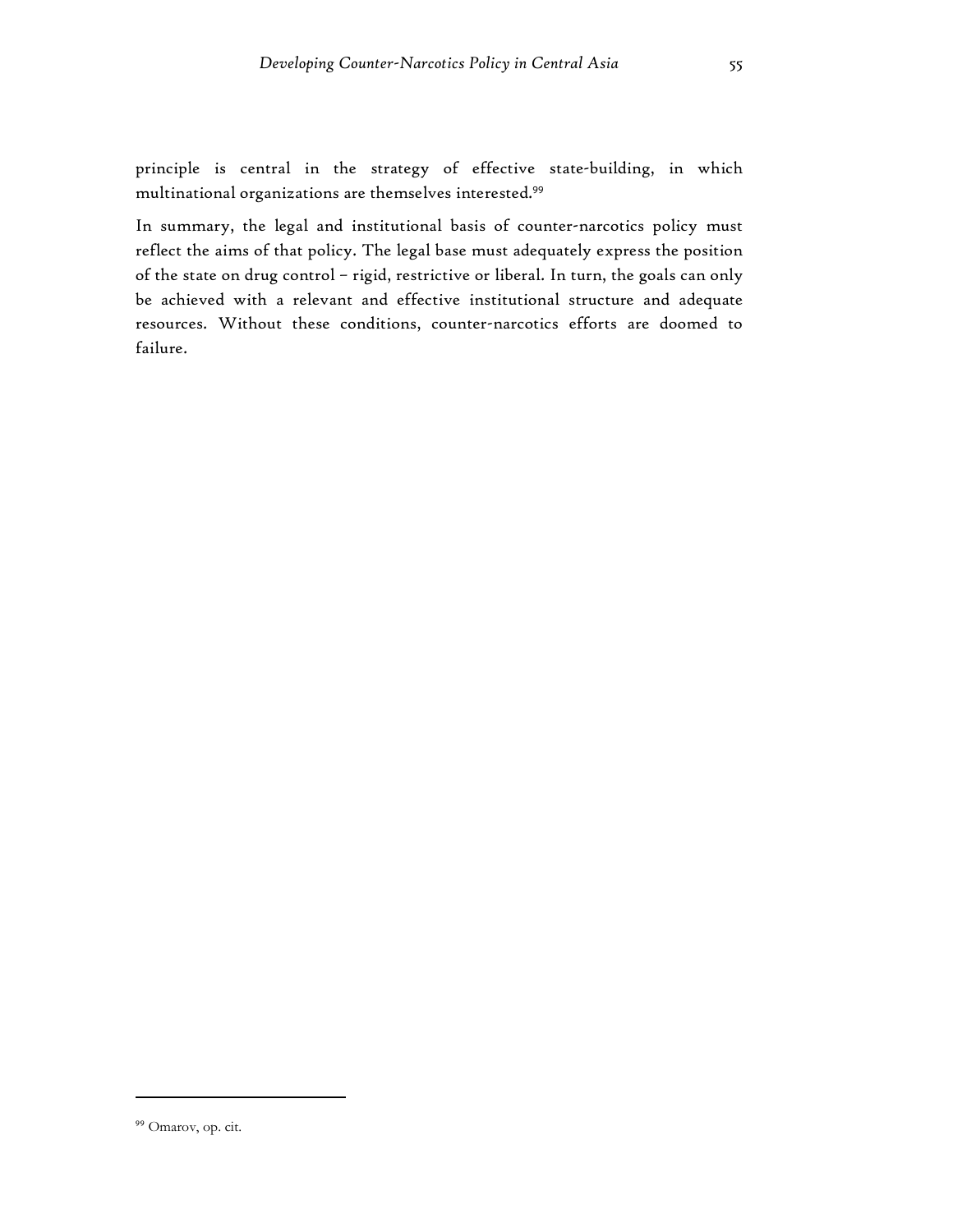principle is central in the strategy of effective state-building, in which multinational organizations are themselves interested.[99]

In summary, the legal and institutional basis of counter-narcotics policy must reflect the aims of that policy. The legal base must adequately express the position of the state on drug control – rigid, restrictive or liberal. In turn, the goals can only be achieved with a relevant and effective institutional structure and adequate resources. Without these conditions, counter-narcotics efforts are doomed to failure.

---

[99] Omarov, op. cit.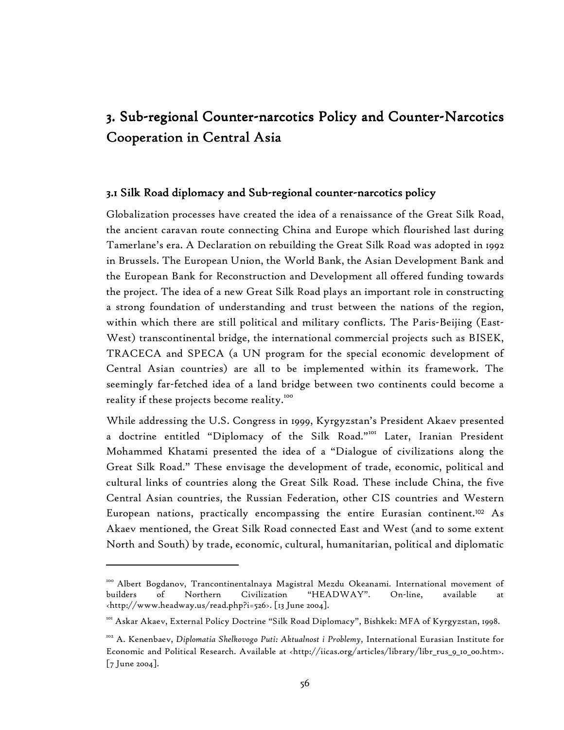# 3. Sub-regional Counter-narcotics Policy and Counter-Narcotics Cooperation in Central Asia

## 3.1 Silk Road diplomacy and Sub-regional counter-narcotics policy

Globalization processes have created the idea of a renaissance of the Great Silk Road, the ancient caravan route connecting China and Europe which flourished last during Tamerlane's era. A Declaration on rebuilding the Great Silk Road was adopted in 1992 in Brussels. The European Union, the World Bank, the Asian Development Bank and the European Bank for Reconstruction and Development all offered funding towards the project. The idea of a new Great Silk Road plays an important role in constructing a strong foundation of understanding and trust between the nations of the region, within which there are still political and military conflicts. The Paris-Beijing (East-West) transcontinental bridge, the international commercial projects such as BISEK, TRACECA and SPECA (a UN program for the special economic development of Central Asian countries) are all to be implemented within its framework. The seemingly far-fetched idea of a land bridge between two continents could become a reality if these projects become reality.[100]

While addressing the U.S. Congress in 1999, Kyrgyzstan's President Akaev presented a doctrine entitled "Diplomacy of the Silk Road."[101] Later, Iranian President Mohammed Khatami presented the idea of a "Dialogue of civilizations along the Great Silk Road." These envisage the development of trade, economic, political and cultural links of countries along the Great Silk Road. These include China, the five Central Asian countries, the Russian Federation, other CIS countries and Western European nations, practically encompassing the entire Eurasian continent.[102] As Akaev mentioned, the Great Silk Road connected East and West (and to some extent North and South) by trade, economic, cultural, humanitarian, political and diplomatic

---

[100] Albert Bogdanov, Trancontinentalnaya Magistral Mezdu Okeanami. International movement of builders of Northern Civilization "HEADWAY". On-line, available at <http://www.headway.us/read.php?i=526>. [13 June 2004].

[101] Askar Akaev, External Policy Doctrine "Silk Road Diplomacy", Bishkek: MFA of Kyrgyzstan, 1998.

[102] A. Kenenbaev, *Diplomatia Shelkovogo Puti: Aktualnost i Problemy*, International Eurasian Institute for Economic and Political Research. Available at <http://iicas.org/articles/library/libr_rus_9_10_00.htm>. [7 June 2004].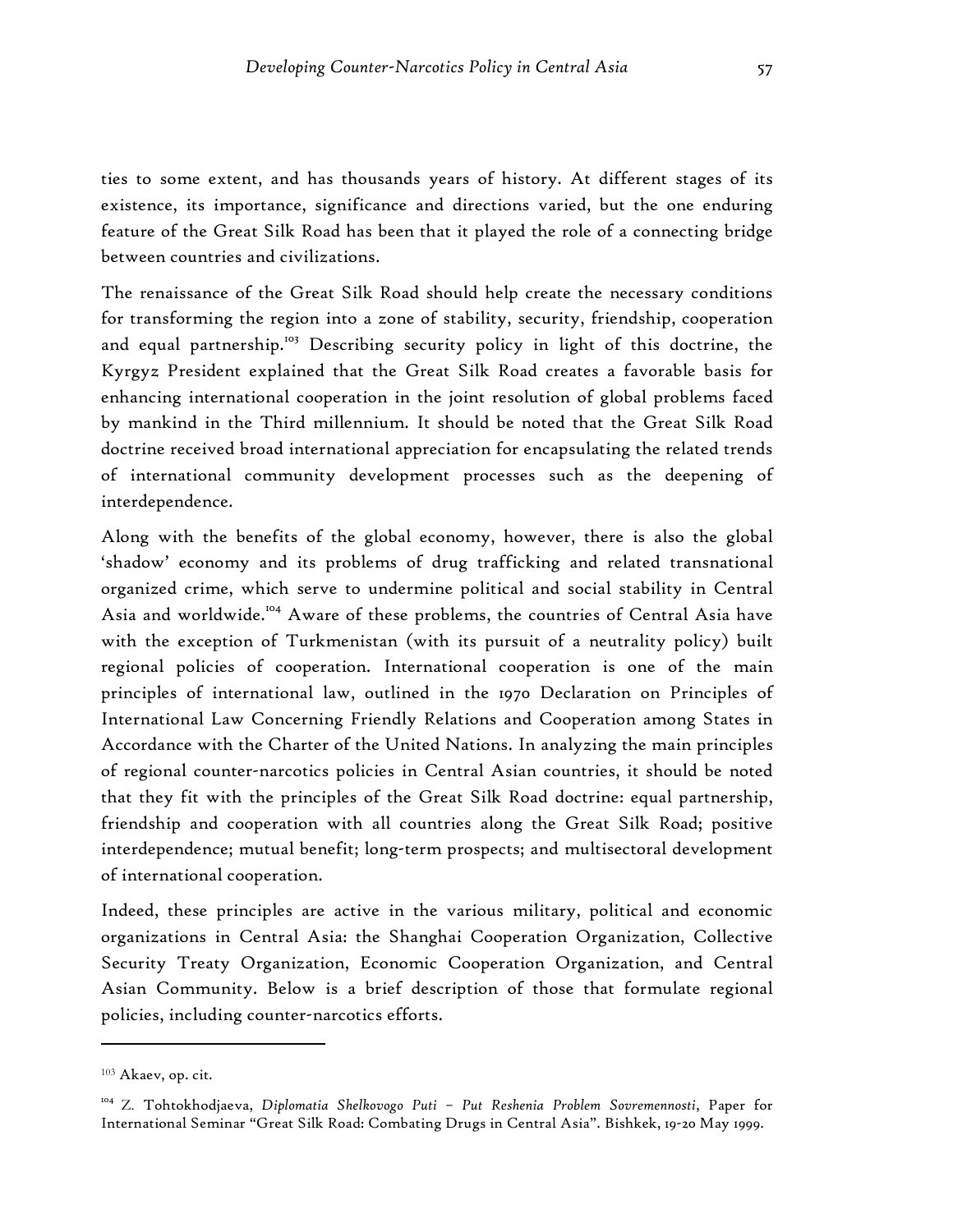ties to some extent, and has thousands years of history. At different stages of its existence, its importance, significance and directions varied, but the one enduring feature of the Great Silk Road has been that it played the role of a connecting bridge between countries and civilizations.

The renaissance of the Great Silk Road should help create the necessary conditions for transforming the region into a zone of stability, security, friendship, cooperation and equal partnership.[103] Describing security policy in light of this doctrine, the Kyrgyz President explained that the Great Silk Road creates a favorable basis for enhancing international cooperation in the joint resolution of global problems faced by mankind in the Third millennium. It should be noted that the Great Silk Road doctrine received broad international appreciation for encapsulating the related trends of international community development processes such as the deepening of interdependence.

Along with the benefits of the global economy, however, there is also the global 'shadow' economy and its problems of drug trafficking and related transnational organized crime, which serve to undermine political and social stability in Central Asia and worldwide.[104] Aware of these problems, the countries of Central Asia have with the exception of Turkmenistan (with its pursuit of a neutrality policy) built regional policies of cooperation. International cooperation is one of the main principles of international law, outlined in the 1970 Declaration on Principles of International Law Concerning Friendly Relations and Cooperation among States in Accordance with the Charter of the United Nations. In analyzing the main principles of regional counter-narcotics policies in Central Asian countries, it should be noted that they fit with the principles of the Great Silk Road doctrine: equal partnership, friendship and cooperation with all countries along the Great Silk Road; positive interdependence; mutual benefit; long-term prospects; and multisectoral development of international cooperation.

Indeed, these principles are active in the various military, political and economic organizations in Central Asia: the Shanghai Cooperation Organization, Collective Security Treaty Organization, Economic Cooperation Organization, and Central Asian Community. Below is a brief description of those that formulate regional policies, including counter-narcotics efforts.

---

[103] Akaev, op. cit.

[104] Z. Tohtokhodjaeva, *Diplomatia Shelkovogo Puti – Put Reshenia Problem Sovremennosti*, Paper for International Seminar "Great Silk Road: Combating Drugs in Central Asia". Bishkek, 19-20 May 1999.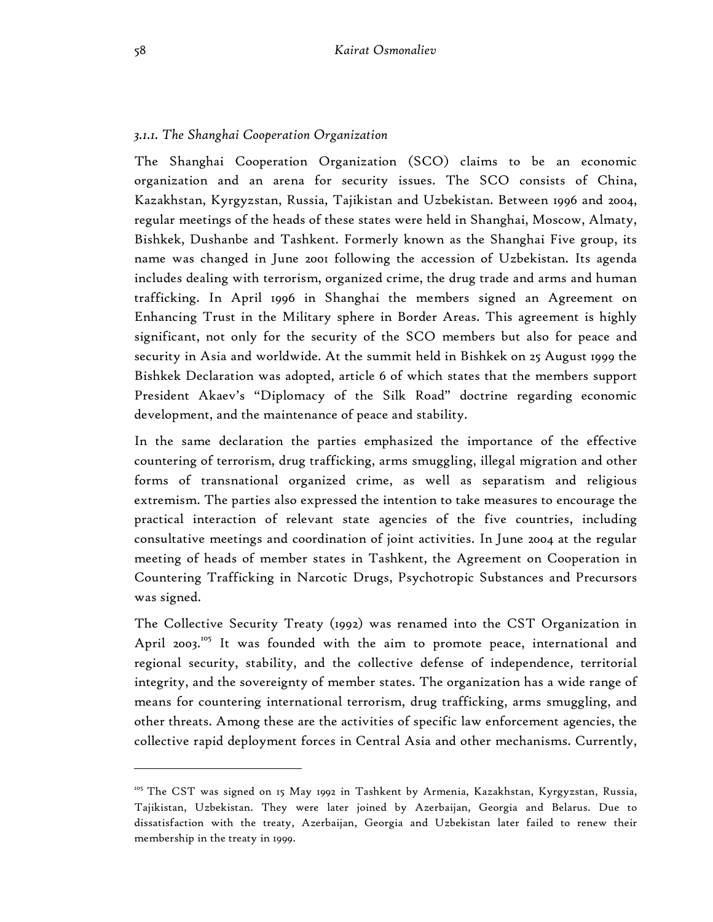### *3.1.1. The Shanghai Cooperation Organization*

The Shanghai Cooperation Organization (SCO) claims to be an economic organization and an arena for security issues. The SCO consists of China, Kazakhstan, Kyrgyzstan, Russia, Tajikistan and Uzbekistan. Between 1996 and 2004, regular meetings of the heads of these states were held in Shanghai, Moscow, Almaty, Bishkek, Dushanbe and Tashkent. Formerly known as the Shanghai Five group, its name was changed in June 2001 following the accession of Uzbekistan. Its agenda includes dealing with terrorism, organized crime, the drug trade and arms and human trafficking. In April 1996 in Shanghai the members signed an Agreement on Enhancing Trust in the Military sphere in Border Areas. This agreement is highly significant, not only for the security of the SCO members but also for peace and security in Asia and worldwide. At the summit held in Bishkek on 25 August 1999 the Bishkek Declaration was adopted, article 6 of which states that the members support President Akaev's "Diplomacy of the Silk Road" doctrine regarding economic development, and the maintenance of peace and stability.

In the same declaration the parties emphasized the importance of the effective countering of terrorism, drug trafficking, arms smuggling, illegal migration and other forms of transnational organized crime, as well as separatism and religious extremism. The parties also expressed the intention to take measures to encourage the practical interaction of relevant state agencies of the five countries, including consultative meetings and coordination of joint activities. In June 2004 at the regular meeting of heads of member states in Tashkent, the Agreement on Cooperation in Countering Trafficking in Narcotic Drugs, Psychotropic Substances and Precursors was signed.

The Collective Security Treaty (1992) was renamed into the CST Organization in April 2003.[105] It was founded with the aim to promote peace, international and regional security, stability, and the collective defense of independence, territorial integrity, and the sovereignty of member states. The organization has a wide range of means for countering international terrorism, drug trafficking, arms smuggling, and other threats. Among these are the activities of specific law enforcement agencies, the collective rapid deployment forces in Central Asia and other mechanisms. Currently,

---

[105] The CST was signed on 15 May 1992 in Tashkent by Armenia, Kazakhstan, Kyrgyzstan, Russia, Tajikistan, Uzbekistan. They were later joined by Azerbaijan, Georgia and Belarus. Due to dissatisfaction with the treaty, Azerbaijan, Georgia and Uzbekistan later failed to renew their membership in the treaty in 1999.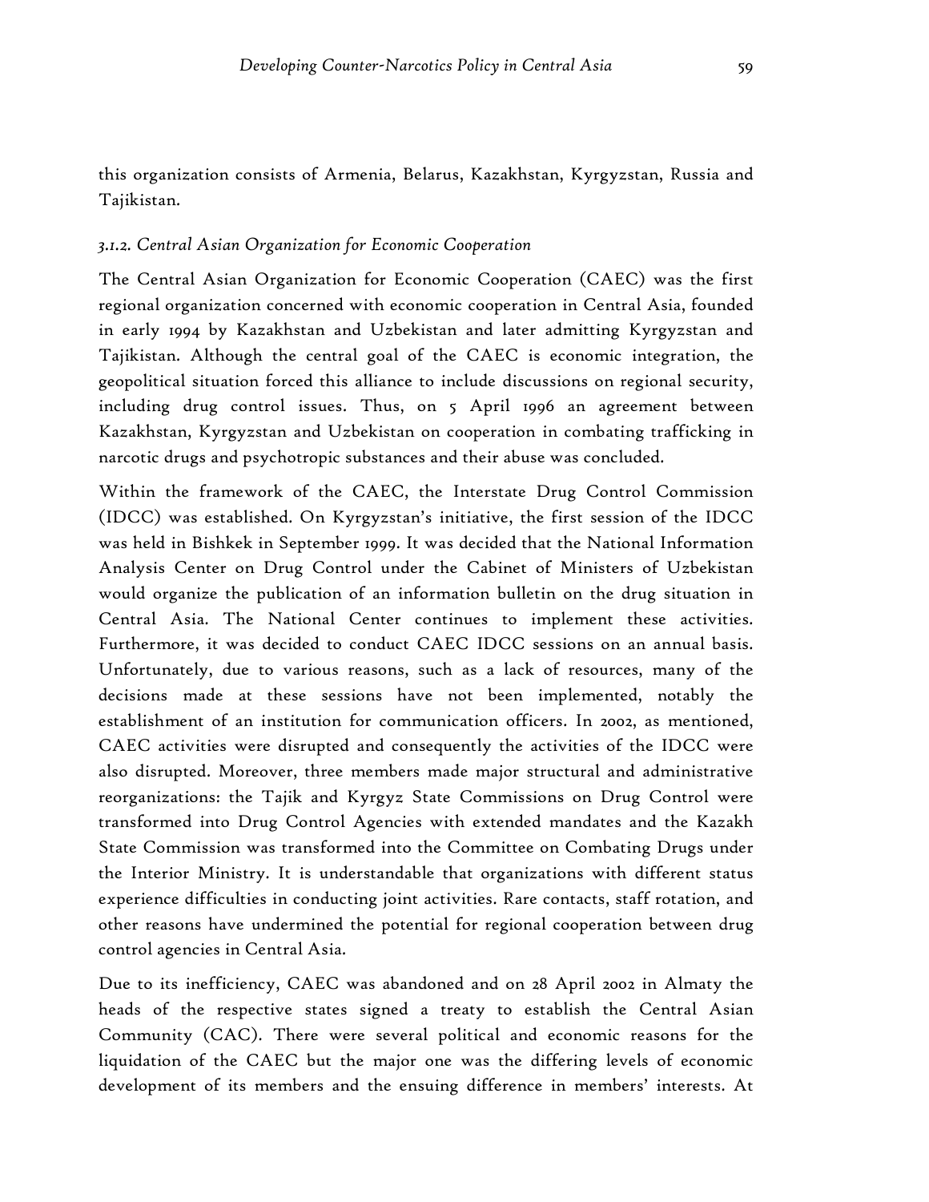this organization consists of Armenia, Belarus, Kazakhstan, Kyrgyzstan, Russia and Tajikistan.

### *3.1.2. Central Asian Organization for Economic Cooperation*

The Central Asian Organization for Economic Cooperation (CAEC) was the first regional organization concerned with economic cooperation in Central Asia, founded in early 1994 by Kazakhstan and Uzbekistan and later admitting Kyrgyzstan and Tajikistan. Although the central goal of the CAEC is economic integration, the geopolitical situation forced this alliance to include discussions on regional security, including drug control issues. Thus, on 5 April 1996 an agreement between Kazakhstan, Kyrgyzstan and Uzbekistan on cooperation in combating trafficking in narcotic drugs and psychotropic substances and their abuse was concluded.

Within the framework of the CAEC, the Interstate Drug Control Commission (IDCC) was established. On Kyrgyzstan's initiative, the first session of the IDCC was held in Bishkek in September 1999. It was decided that the National Information Analysis Center on Drug Control under the Cabinet of Ministers of Uzbekistan would organize the publication of an information bulletin on the drug situation in Central Asia. The National Center continues to implement these activities. Furthermore, it was decided to conduct CAEC IDCC sessions on an annual basis. Unfortunately, due to various reasons, such as a lack of resources, many of the decisions made at these sessions have not been implemented, notably the establishment of an institution for communication officers. In 2002, as mentioned, CAEC activities were disrupted and consequently the activities of the IDCC were also disrupted. Moreover, three members made major structural and administrative reorganizations: the Tajik and Kyrgyz State Commissions on Drug Control were transformed into Drug Control Agencies with extended mandates and the Kazakh State Commission was transformed into the Committee on Combating Drugs under the Interior Ministry. It is understandable that organizations with different status experience difficulties in conducting joint activities. Rare contacts, staff rotation, and other reasons have undermined the potential for regional cooperation between drug control agencies in Central Asia.

Due to its inefficiency, CAEC was abandoned and on 28 April 2002 in Almaty the heads of the respective states signed a treaty to establish the Central Asian Community (CAC). There were several political and economic reasons for the liquidation of the CAEC but the major one was the differing levels of economic development of its members and the ensuing difference in members' interests. At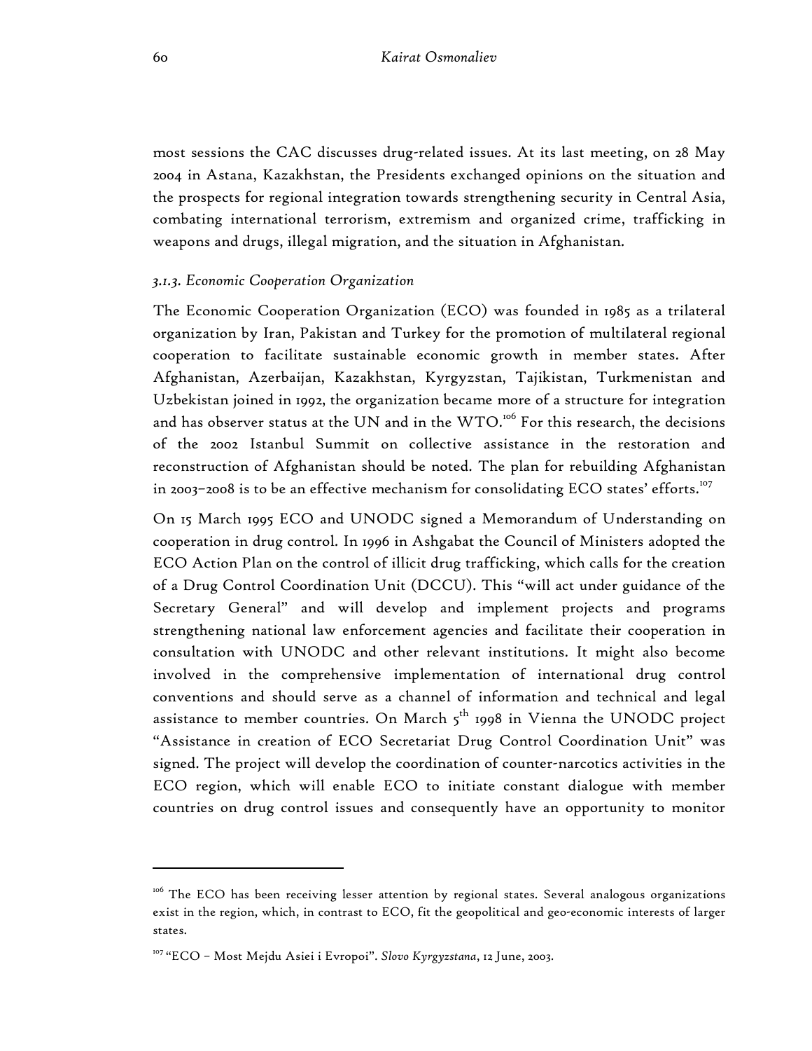most sessions the CAC discusses drug-related issues. At its last meeting, on 28 May 2004 in Astana, Kazakhstan, the Presidents exchanged opinions on the situation and the prospects for regional integration towards strengthening security in Central Asia, combating international terrorism, extremism and organized crime, trafficking in weapons and drugs, illegal migration, and the situation in Afghanistan.

### *3.1.3. Economic Cooperation Organization*

The Economic Cooperation Organization (ECO) was founded in 1985 as a trilateral organization by Iran, Pakistan and Turkey for the promotion of multilateral regional cooperation to facilitate sustainable economic growth in member states. After Afghanistan, Azerbaijan, Kazakhstan, Kyrgyzstan, Tajikistan, Turkmenistan and Uzbekistan joined in 1992, the organization became more of a structure for integration and has observer status at the UN and in the WTO.[106] For this research, the decisions of the 2002 Istanbul Summit on collective assistance in the restoration and reconstruction of Afghanistan should be noted. The plan for rebuilding Afghanistan in 2003–2008 is to be an effective mechanism for consolidating ECO states' efforts.[107]

On 15 March 1995 ECO and UNODC signed a Memorandum of Understanding on cooperation in drug control. In 1996 in Ashgabat the Council of Ministers adopted the ECO Action Plan on the control of illicit drug trafficking, which calls for the creation of a Drug Control Coordination Unit (DCCU). This "will act under guidance of the Secretary General" and will develop and implement projects and programs strengthening national law enforcement agencies and facilitate their cooperation in consultation with UNODC and other relevant institutions. It might also become involved in the comprehensive implementation of international drug control conventions and should serve as a channel of information and technical and legal assistance to member countries. On March 5th 1998 in Vienna the UNODC project "Assistance in creation of ECO Secretariat Drug Control Coordination Unit" was signed. The project will develop the coordination of counter-narcotics activities in the ECO region, which will enable ECO to initiate constant dialogue with member countries on drug control issues and consequently have an opportunity to monitor

---

[106] The ECO has been receiving lesser attention by regional states. Several analogous organizations exist in the region, which, in contrast to ECO, fit the geopolitical and geo-economic interests of larger states.

[107] "ECO – Most Mejdu Asiei i Evropoi". *Slovo Kyrgyzstana*, 12 June, 2003.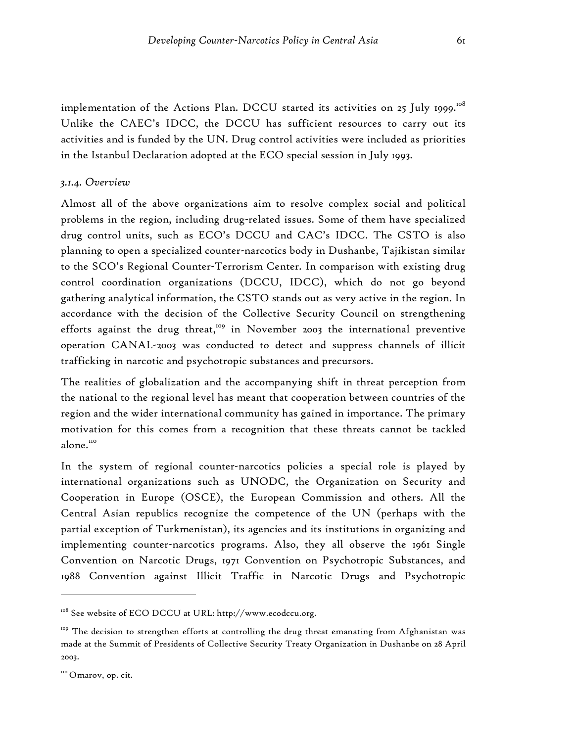implementation of the Actions Plan. DCCU started its activities on 25 July 1999.[108] Unlike the CAEC's IDCC, the DCCU has sufficient resources to carry out its activities and is funded by the UN. Drug control activities were included as priorities in the Istanbul Declaration adopted at the ECO special session in July 1993.

### *3.1.4. Overview*

Almost all of the above organizations aim to resolve complex social and political problems in the region, including drug-related issues. Some of them have specialized drug control units, such as ECO's DCCU and CAC's IDCC. The CSTO is also planning to open a specialized counter-narcotics body in Dushanbe, Tajikistan similar to the SCO's Regional Counter-Terrorism Center. In comparison with existing drug control coordination organizations (DCCU, IDCC), which do not go beyond gathering analytical information, the CSTO stands out as very active in the region. In accordance with the decision of the Collective Security Council on strengthening efforts against the drug threat,[109] in November 2003 the international preventive operation CANAL-2003 was conducted to detect and suppress channels of illicit trafficking in narcotic and psychotropic substances and precursors.

The realities of globalization and the accompanying shift in threat perception from the national to the regional level has meant that cooperation between countries of the region and the wider international community has gained in importance. The primary motivation for this comes from a recognition that these threats cannot be tackled alone.[110]

In the system of regional counter-narcotics policies a special role is played by international organizations such as UNODC, the Organization on Security and Cooperation in Europe (OSCE), the European Commission and others. All the Central Asian republics recognize the competence of the UN (perhaps with the partial exception of Turkmenistan), its agencies and its institutions in organizing and implementing counter-narcotics programs. Also, they all observe the 1961 Single Convention on Narcotic Drugs, 1971 Convention on Psychotropic Substances, and 1988 Convention against Illicit Traffic in Narcotic Drugs and Psychotropic

---

[108] See website of ECO DCCU at URL: http://www.ecodccu.org.

[109] The decision to strengthen efforts at controlling the drug threat emanating from Afghanistan was made at the Summit of Presidents of Collective Security Treaty Organization in Dushanbe on 28 April 2003.

[110] Omarov, op. cit.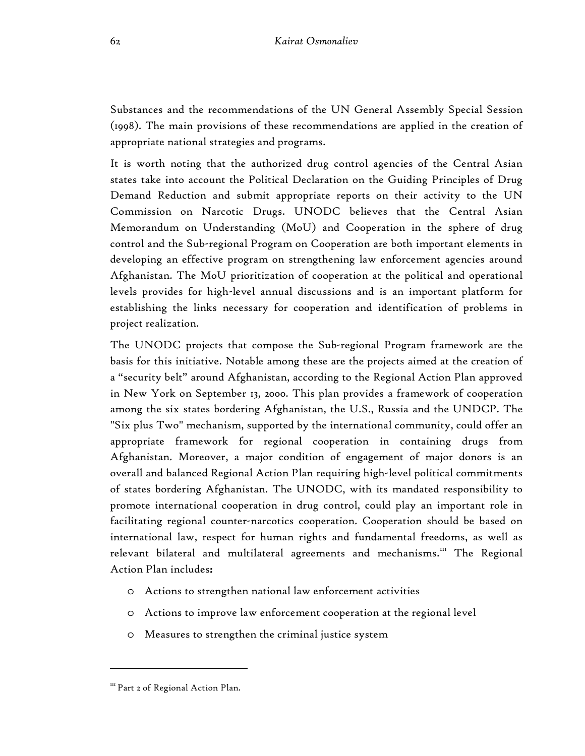Substances and the recommendations of the UN General Assembly Special Session (1998). The main provisions of these recommendations are applied in the creation of appropriate national strategies and programs.

It is worth noting that the authorized drug control agencies of the Central Asian states take into account the Political Declaration on the Guiding Principles of Drug Demand Reduction and submit appropriate reports on their activity to the UN Commission on Narcotic Drugs. UNODC believes that the Central Asian Memorandum on Understanding (MoU) and Cooperation in the sphere of drug control and the Sub-regional Program on Cooperation are both important elements in developing an effective program on strengthening law enforcement agencies around Afghanistan. The MoU prioritization of cooperation at the political and operational levels provides for high-level annual discussions and is an important platform for establishing the links necessary for cooperation and identification of problems in project realization.

The UNODC projects that compose the Sub-regional Program framework are the basis for this initiative. Notable among these are the projects aimed at the creation of a "security belt" around Afghanistan, according to the Regional Action Plan approved in New York on September 13, 2000. This plan provides a framework of cooperation among the six states bordering Afghanistan, the U.S., Russia and the UNDCP. The "Six plus Two" mechanism, supported by the international community, could offer an appropriate framework for regional cooperation in containing drugs from Afghanistan. Moreover, a major condition of engagement of major donors is an overall and balanced Regional Action Plan requiring high-level political commitments of states bordering Afghanistan. The UNODC, with its mandated responsibility to promote international cooperation in drug control, could play an important role in facilitating regional counter-narcotics cooperation. Cooperation should be based on international law, respect for human rights and fundamental freedoms, as well as relevant bilateral and multilateral agreements and mechanisms.[III] The Regional Action Plan includes**:**

- Actions to strengthen national law enforcement activities
- Actions to improve law enforcement cooperation at the regional level
- Measures to strengthen the criminal justice system

---

[III] Part 2 of Regional Action Plan.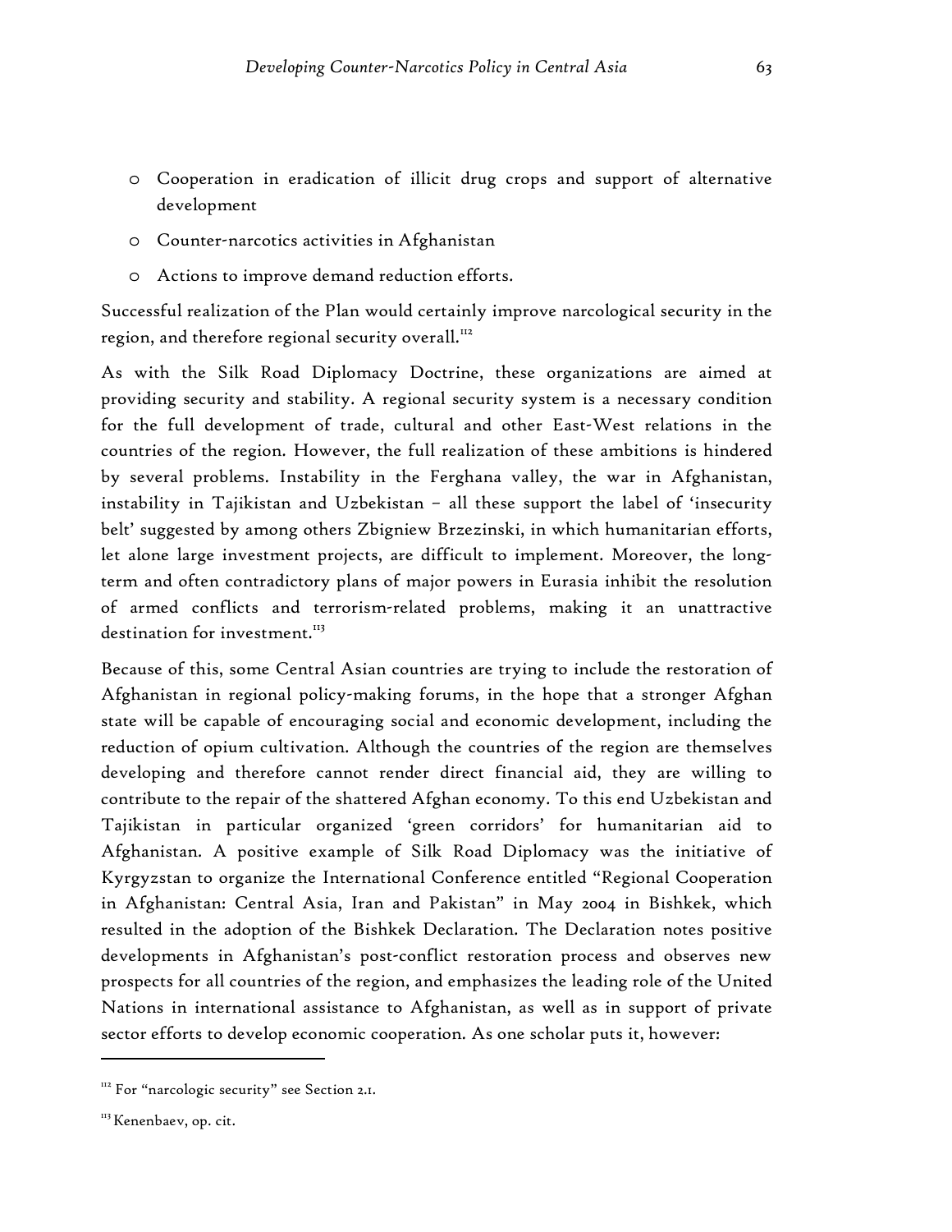- Cooperation in eradication of illicit drug crops and support of alternative development
- Counter-narcotics activities in Afghanistan
- Actions to improve demand reduction efforts.

Successful realization of the Plan would certainly improve narcological security in the region, and therefore regional security overall.[112]

As with the Silk Road Diplomacy Doctrine, these organizations are aimed at providing security and stability. A regional security system is a necessary condition for the full development of trade, cultural and other East-West relations in the countries of the region. However, the full realization of these ambitions is hindered by several problems. Instability in the Ferghana valley, the war in Afghanistan, instability in Tajikistan and Uzbekistan – all these support the label of 'insecurity belt' suggested by among others Zbigniew Brzezinski, in which humanitarian efforts, let alone large investment projects, are difficult to implement. Moreover, the long-term and often contradictory plans of major powers in Eurasia inhibit the resolution of armed conflicts and terrorism-related problems, making it an unattractive destination for investment.[113]

Because of this, some Central Asian countries are trying to include the restoration of Afghanistan in regional policy-making forums, in the hope that a stronger Afghan state will be capable of encouraging social and economic development, including the reduction of opium cultivation. Although the countries of the region are themselves developing and therefore cannot render direct financial aid, they are willing to contribute to the repair of the shattered Afghan economy. To this end Uzbekistan and Tajikistan in particular organized 'green corridors' for humanitarian aid to Afghanistan. A positive example of Silk Road Diplomacy was the initiative of Kyrgyzstan to organize the International Conference entitled "Regional Cooperation in Afghanistan: Central Asia, Iran and Pakistan" in May 2004 in Bishkek, which resulted in the adoption of the Bishkek Declaration. The Declaration notes positive developments in Afghanistan's post-conflict restoration process and observes new prospects for all countries of the region, and emphasizes the leading role of the United Nations in international assistance to Afghanistan, as well as in support of private sector efforts to develop economic cooperation. As one scholar puts it, however:

---

[112] For "narcologic security" see Section 2.1.

[113] Kenenbaev, op. cit.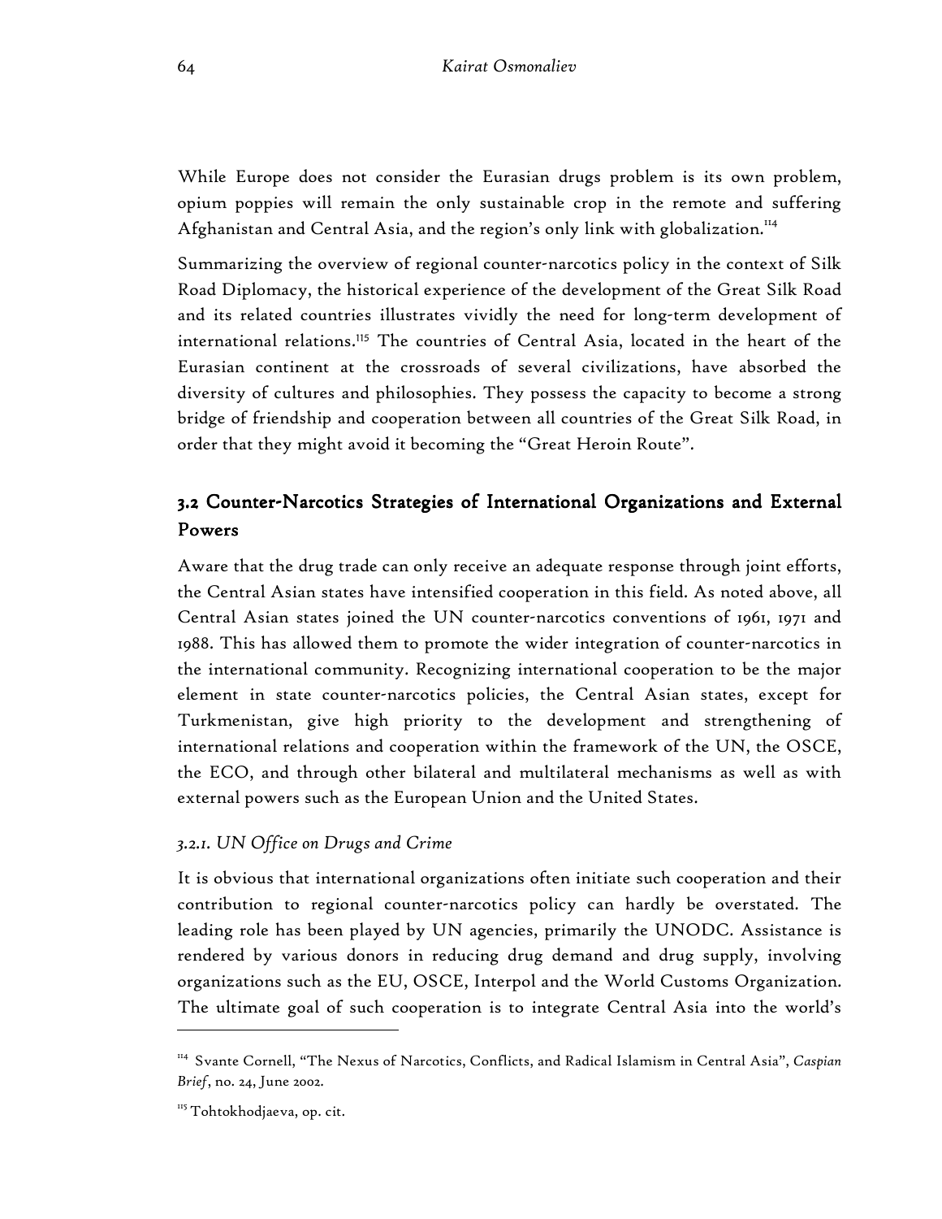While Europe does not consider the Eurasian drugs problem is its own problem, opium poppies will remain the only sustainable crop in the remote and suffering Afghanistan and Central Asia, and the region's only link with globalization.[114]

Summarizing the overview of regional counter-narcotics policy in the context of Silk Road Diplomacy, the historical experience of the development of the Great Silk Road and its related countries illustrates vividly the need for long-term development of international relations.[115] The countries of Central Asia, located in the heart of the Eurasian continent at the crossroads of several civilizations, have absorbed the diversity of cultures and philosophies. They possess the capacity to become a strong bridge of friendship and cooperation between all countries of the Great Silk Road, in order that they might avoid it becoming the "Great Heroin Route".

## 3.2 Counter-Narcotics Strategies of International Organizations and External Powers

Aware that the drug trade can only receive an adequate response through joint efforts, the Central Asian states have intensified cooperation in this field. As noted above, all Central Asian states joined the UN counter-narcotics conventions of 1961, 1971 and 1988. This has allowed them to promote the wider integration of counter-narcotics in the international community. Recognizing international cooperation to be the major element in state counter-narcotics policies, the Central Asian states, except for Turkmenistan, give high priority to the development and strengthening of international relations and cooperation within the framework of the UN, the OSCE, the ECO, and through other bilateral and multilateral mechanisms as well as with external powers such as the European Union and the United States.

### *3.2.1. UN Office on Drugs and Crime*

It is obvious that international organizations often initiate such cooperation and their contribution to regional counter-narcotics policy can hardly be overstated. The leading role has been played by UN agencies, primarily the UNODC. Assistance is rendered by various donors in reducing drug demand and drug supply, involving organizations such as the EU, OSCE, Interpol and the World Customs Organization. The ultimate goal of such cooperation is to integrate Central Asia into the world's

---

[114] Svante Cornell, "The Nexus of Narcotics, Conflicts, and Radical Islamism in Central Asia", *Caspian Brief*, no. 24, June 2002.

[115] Tohtokhodjaeva, op. cit.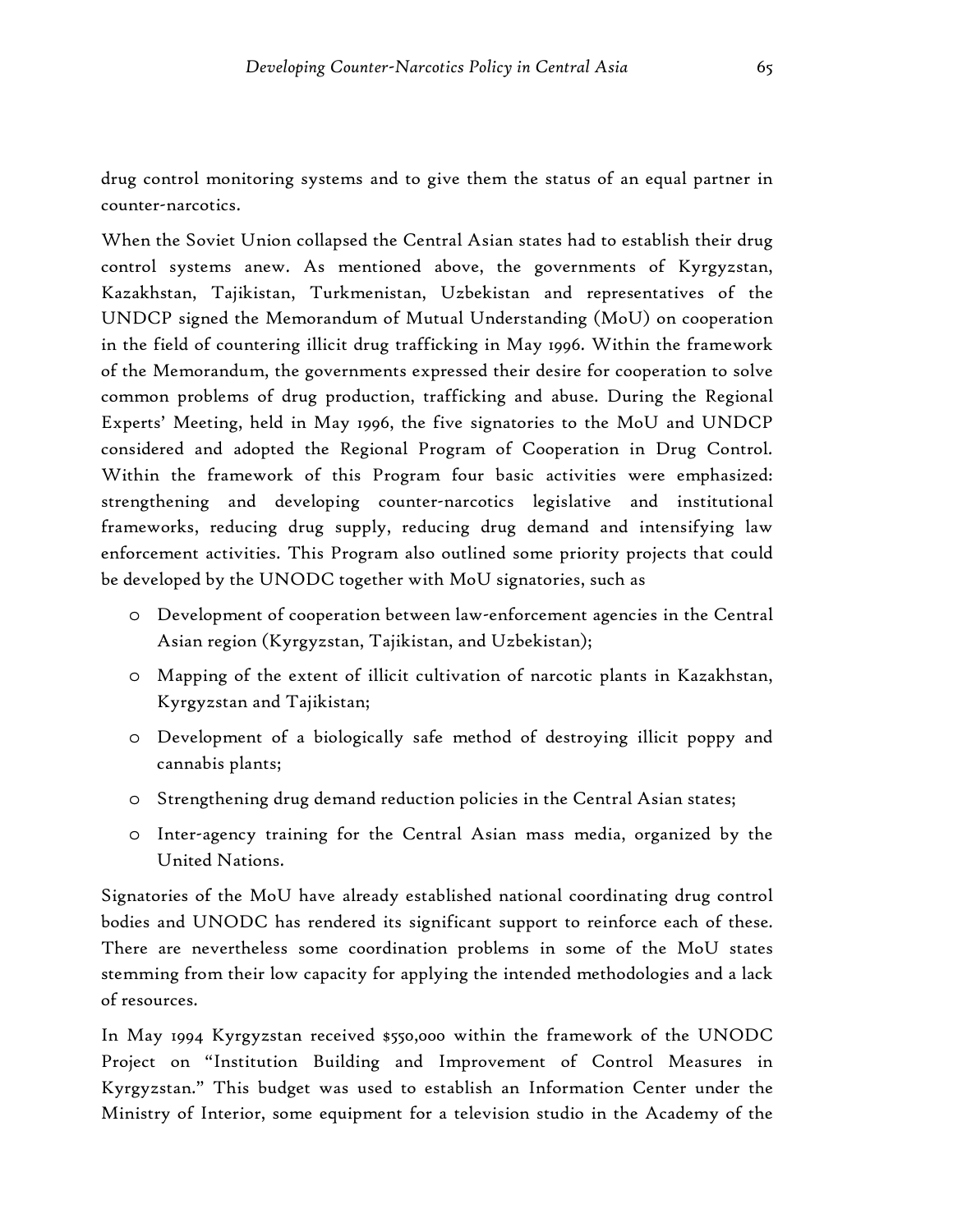drug control monitoring systems and to give them the status of an equal partner in counter-narcotics.

When the Soviet Union collapsed the Central Asian states had to establish their drug control systems anew. As mentioned above, the governments of Kyrgyzstan, Kazakhstan, Tajikistan, Turkmenistan, Uzbekistan and representatives of the UNDCP signed the Memorandum of Mutual Understanding (MoU) on cooperation in the field of countering illicit drug trafficking in May 1996. Within the framework of the Memorandum, the governments expressed their desire for cooperation to solve common problems of drug production, trafficking and abuse. During the Regional Experts' Meeting, held in May 1996, the five signatories to the MoU and UNDCP considered and adopted the Regional Program of Cooperation in Drug Control. Within the framework of this Program four basic activities were emphasized: strengthening and developing counter-narcotics legislative and institutional frameworks, reducing drug supply, reducing drug demand and intensifying law enforcement activities. This Program also outlined some priority projects that could be developed by the UNODC together with MoU signatories, such as

- Development of cooperation between law-enforcement agencies in the Central Asian region (Kyrgyzstan, Tajikistan, and Uzbekistan);
- Mapping of the extent of illicit cultivation of narcotic plants in Kazakhstan, Kyrgyzstan and Tajikistan;
- Development of a biologically safe method of destroying illicit poppy and cannabis plants;
- Strengthening drug demand reduction policies in the Central Asian states;
- Inter-agency training for the Central Asian mass media, organized by the United Nations.

Signatories of the MoU have already established national coordinating drug control bodies and UNODC has rendered its significant support to reinforce each of these. There are nevertheless some coordination problems in some of the MoU states stemming from their low capacity for applying the intended methodologies and a lack of resources.

In May 1994 Kyrgyzstan received $550,000 within the framework of the UNODC Project on "Institution Building and Improvement of Control Measures in Kyrgyzstan." This budget was used to establish an Information Center under the Ministry of Interior, some equipment for a television studio in the Academy of the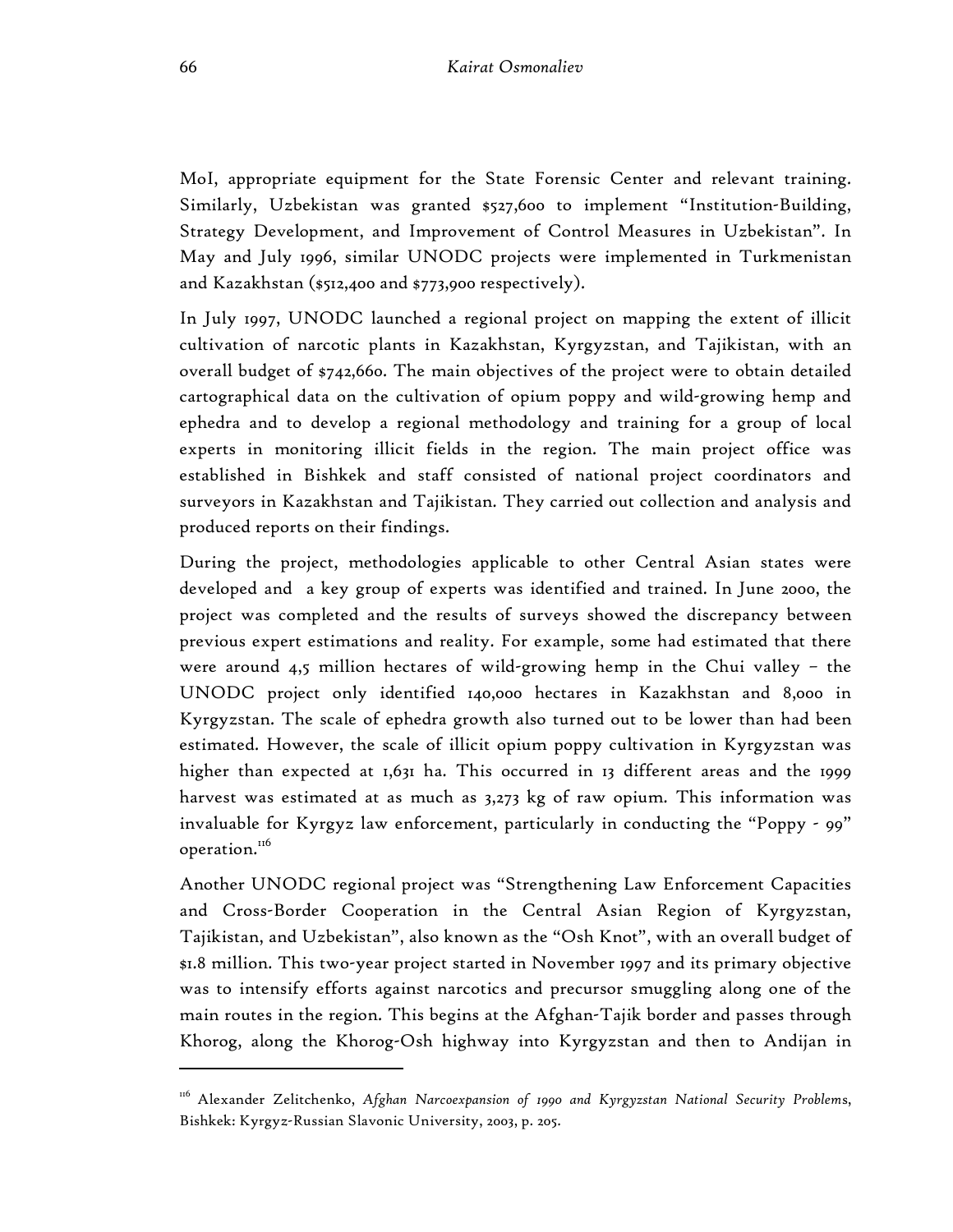MoI, appropriate equipment for the State Forensic Center and relevant training. Similarly, Uzbekistan was granted $527,600 to implement "Institution-Building, Strategy Development, and Improvement of Control Measures in Uzbekistan". In May and July 1996, similar UNODC projects were implemented in Turkmenistan and Kazakhstan ($512,400 and $773,900 respectively).

In July 1997, UNODC launched a regional project on mapping the extent of illicit cultivation of narcotic plants in Kazakhstan, Kyrgyzstan, and Tajikistan, with an overall budget of $742,660. The main objectives of the project were to obtain detailed cartographical data on the cultivation of opium poppy and wild-growing hemp and ephedra and to develop a regional methodology and training for a group of local experts in monitoring illicit fields in the region. The main project office was established in Bishkek and staff consisted of national project coordinators and surveyors in Kazakhstan and Tajikistan. They carried out collection and analysis and produced reports on their findings.

During the project, methodologies applicable to other Central Asian states were developed and a key group of experts was identified and trained. In June 2000, the project was completed and the results of surveys showed the discrepancy between previous expert estimations and reality. For example, some had estimated that there were around 4,5 million hectares of wild-growing hemp in the Chui valley – the UNODC project only identified 140,000 hectares in Kazakhstan and 8,000 in Kyrgyzstan. The scale of ephedra growth also turned out to be lower than had been estimated. However, the scale of illicit opium poppy cultivation in Kyrgyzstan was higher than expected at 1,631 ha. This occurred in 13 different areas and the 1999 harvest was estimated at as much as 3,273 kg of raw opium. This information was invaluable for Kyrgyz law enforcement, particularly in conducting the "Poppy - 99" operation.[116]

Another UNODC regional project was "Strengthening Law Enforcement Capacities and Cross-Border Cooperation in the Central Asian Region of Kyrgyzstan, Tajikistan, and Uzbekistan", also known as the "Osh Knot", with an overall budget of $1.8 million. This two-year project started in November 1997 and its primary objective was to intensify efforts against narcotics and precursor smuggling along one of the main routes in the region. This begins at the Afghan-Tajik border and passes through Khorog, along the Khorog-Osh highway into Kyrgyzstan and then to Andijan in

---

[116] Alexander Zelitchenko, *Afghan Narcoexpansion of 1990 and Kyrgyzstan National Security Problems*, Bishkek: Kyrgyz-Russian Slavonic University, 2003, p. 205.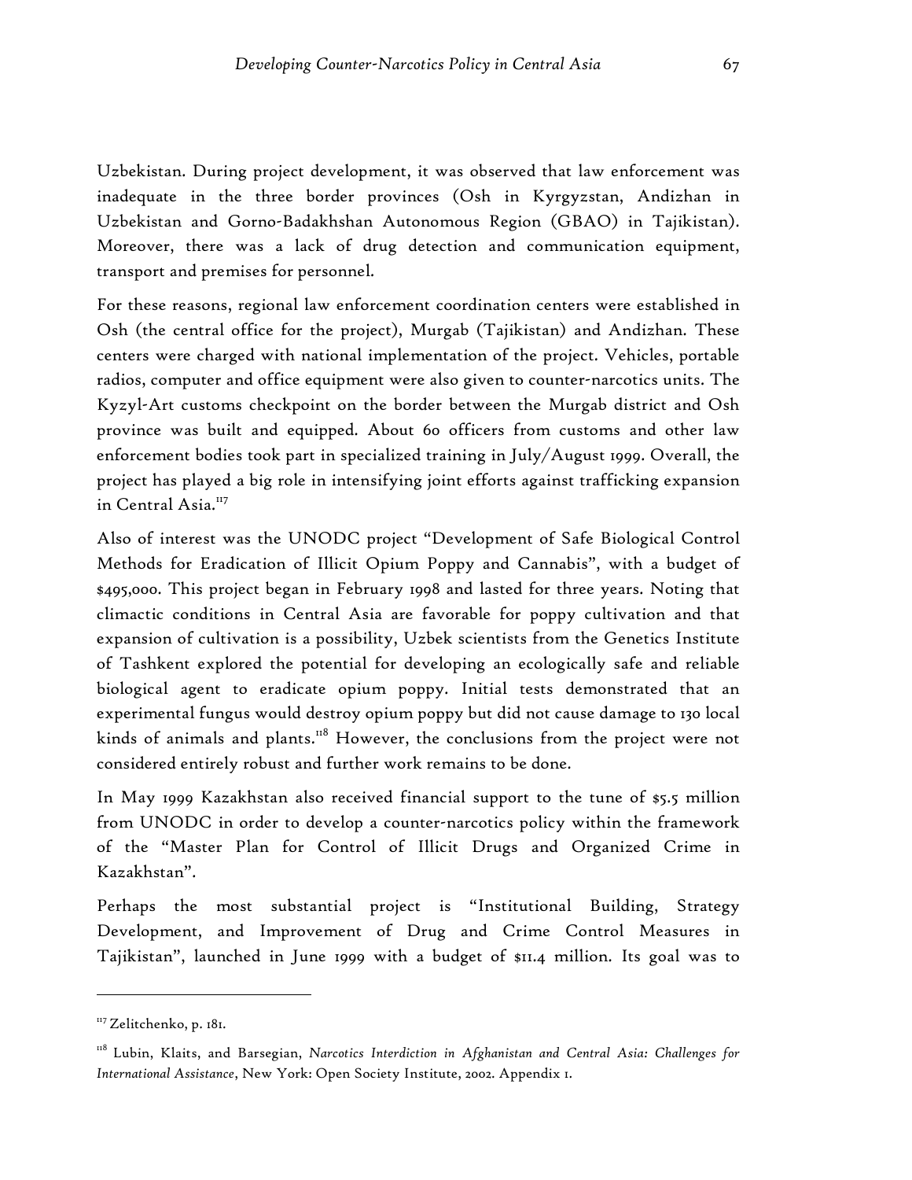Uzbekistan. During project development, it was observed that law enforcement was inadequate in the three border provinces (Osh in Kyrgyzstan, Andizhan in Uzbekistan and Gorno-Badakhshan Autonomous Region (GBAO) in Tajikistan). Moreover, there was a lack of drug detection and communication equipment, transport and premises for personnel.

For these reasons, regional law enforcement coordination centers were established in Osh (the central office for the project), Murgab (Tajikistan) and Andizhan. These centers were charged with national implementation of the project. Vehicles, portable radios, computer and office equipment were also given to counter-narcotics units. The Kyzyl-Art customs checkpoint on the border between the Murgab district and Osh province was built and equipped. About 60 officers from customs and other law enforcement bodies took part in specialized training in July/August 1999. Overall, the project has played a big role in intensifying joint efforts against trafficking expansion in Central Asia.[117]

Also of interest was the UNODC project "Development of Safe Biological Control Methods for Eradication of Illicit Opium Poppy and Cannabis", with a budget of $495,000. This project began in February 1998 and lasted for three years. Noting that climactic conditions in Central Asia are favorable for poppy cultivation and that expansion of cultivation is a possibility, Uzbek scientists from the Genetics Institute of Tashkent explored the potential for developing an ecologically safe and reliable biological agent to eradicate opium poppy. Initial tests demonstrated that an experimental fungus would destroy opium poppy but did not cause damage to 130 local kinds of animals and plants.[118] However, the conclusions from the project were not considered entirely robust and further work remains to be done.

In May 1999 Kazakhstan also received financial support to the tune of $5.5 million from UNODC in order to develop a counter-narcotics policy within the framework of the "Master Plan for Control of Illicit Drugs and Organized Crime in Kazakhstan".

Perhaps the most substantial project is "Institutional Building, Strategy Development, and Improvement of Drug and Crime Control Measures in Tajikistan", launched in June 1999 with a budget of $11.4 million. Its goal was to

---

[117] Zelitchenko, p. 181.

[118] Lubin, Klaits, and Barsegian, *Narcotics Interdiction in Afghanistan and Central Asia: Challenges for International Assistance*, New York: Open Society Institute, 2002. Appendix 1.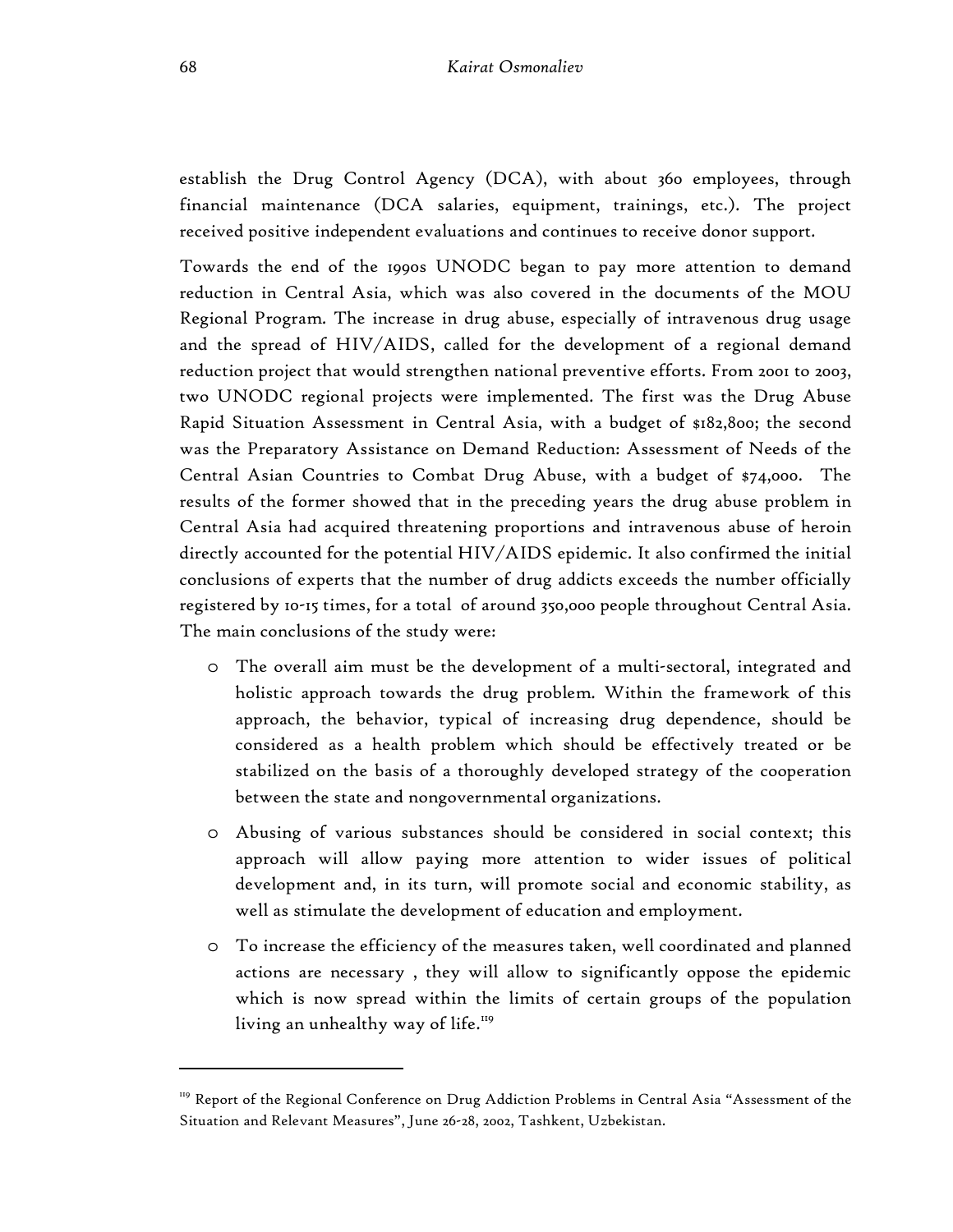establish the Drug Control Agency (DCA), with about 360 employees, through financial maintenance (DCA salaries, equipment, trainings, etc.). The project received positive independent evaluations and continues to receive donor support.

Towards the end of the 1990s UNODC began to pay more attention to demand reduction in Central Asia, which was also covered in the documents of the MOU Regional Program. The increase in drug abuse, especially of intravenous drug usage and the spread of HIV/AIDS, called for the development of a regional demand reduction project that would strengthen national preventive efforts. From 2001 to 2003, two UNODC regional projects were implemented. The first was the Drug Abuse Rapid Situation Assessment in Central Asia, with a budget of $182,800; the second was the Preparatory Assistance on Demand Reduction: Assessment of Needs of the Central Asian Countries to Combat Drug Abuse, with a budget of $74,000. The results of the former showed that in the preceding years the drug abuse problem in Central Asia had acquired threatening proportions and intravenous abuse of heroin directly accounted for the potential HIV/AIDS epidemic. It also confirmed the initial conclusions of experts that the number of drug addicts exceeds the number officially registered by 10-15 times, for a total of around 350,000 people throughout Central Asia. The main conclusions of the study were:

- The overall aim must be the development of a multi-sectoral, integrated and holistic approach towards the drug problem. Within the framework of this approach, the behavior, typical of increasing drug dependence, should be considered as a health problem which should be effectively treated or be stabilized on the basis of a thoroughly developed strategy of the cooperation between the state and nongovernmental organizations.
- Abusing of various substances should be considered in social context; this approach will allow paying more attention to wider issues of political development and, in its turn, will promote social and economic stability, as well as stimulate the development of education and employment.
- To increase the efficiency of the measures taken, well coordinated and planned actions are necessary , they will allow to significantly oppose the epidemic which is now spread within the limits of certain groups of the population living an unhealthy way of life.[119]

---

[119] Report of the Regional Conference on Drug Addiction Problems in Central Asia "Assessment of the Situation and Relevant Measures", June 26-28, 2002, Tashkent, Uzbekistan.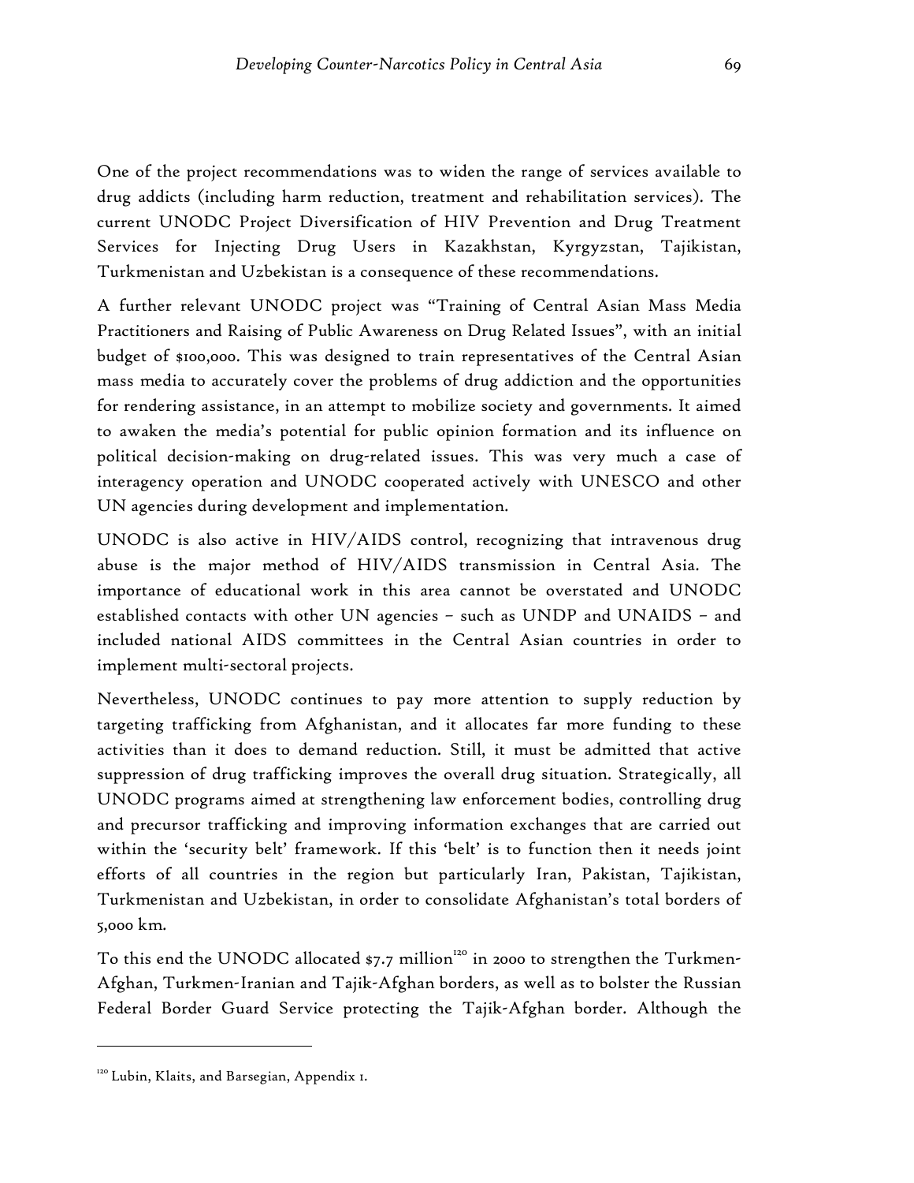One of the project recommendations was to widen the range of services available to drug addicts (including harm reduction, treatment and rehabilitation services). The current UNODC Project Diversification of HIV Prevention and Drug Treatment Services for Injecting Drug Users in Kazakhstan, Kyrgyzstan, Tajikistan, Turkmenistan and Uzbekistan is a consequence of these recommendations.

A further relevant UNODC project was "Training of Central Asian Mass Media Practitioners and Raising of Public Awareness on Drug Related Issues", with an initial budget of $100,000. This was designed to train representatives of the Central Asian mass media to accurately cover the problems of drug addiction and the opportunities for rendering assistance, in an attempt to mobilize society and governments. It aimed to awaken the media's potential for public opinion formation and its influence on political decision-making on drug-related issues. This was very much a case of interagency operation and UNODC cooperated actively with UNESCO and other UN agencies during development and implementation.

UNODC is also active in HIV/AIDS control, recognizing that intravenous drug abuse is the major method of HIV/AIDS transmission in Central Asia. The importance of educational work in this area cannot be overstated and UNODC established contacts with other UN agencies – such as UNDP and UNAIDS – and included national AIDS committees in the Central Asian countries in order to implement multi-sectoral projects.

Nevertheless, UNODC continues to pay more attention to supply reduction by targeting trafficking from Afghanistan, and it allocates far more funding to these activities than it does to demand reduction. Still, it must be admitted that active suppression of drug trafficking improves the overall drug situation. Strategically, all UNODC programs aimed at strengthening law enforcement bodies, controlling drug and precursor trafficking and improving information exchanges that are carried out within the 'security belt' framework. If this 'belt' is to function then it needs joint efforts of all countries in the region but particularly Iran, Pakistan, Tajikistan, Turkmenistan and Uzbekistan, in order to consolidate Afghanistan's total borders of 5,000 km.

To this end the UNODC allocated $7.7 million[120] in 2000 to strengthen the Turkmen-Afghan, Turkmen-Iranian and Tajik-Afghan borders, as well as to bolster the Russian Federal Border Guard Service protecting the Tajik-Afghan border. Although the

---

[120] Lubin, Klaits, and Barsegian, Appendix 1.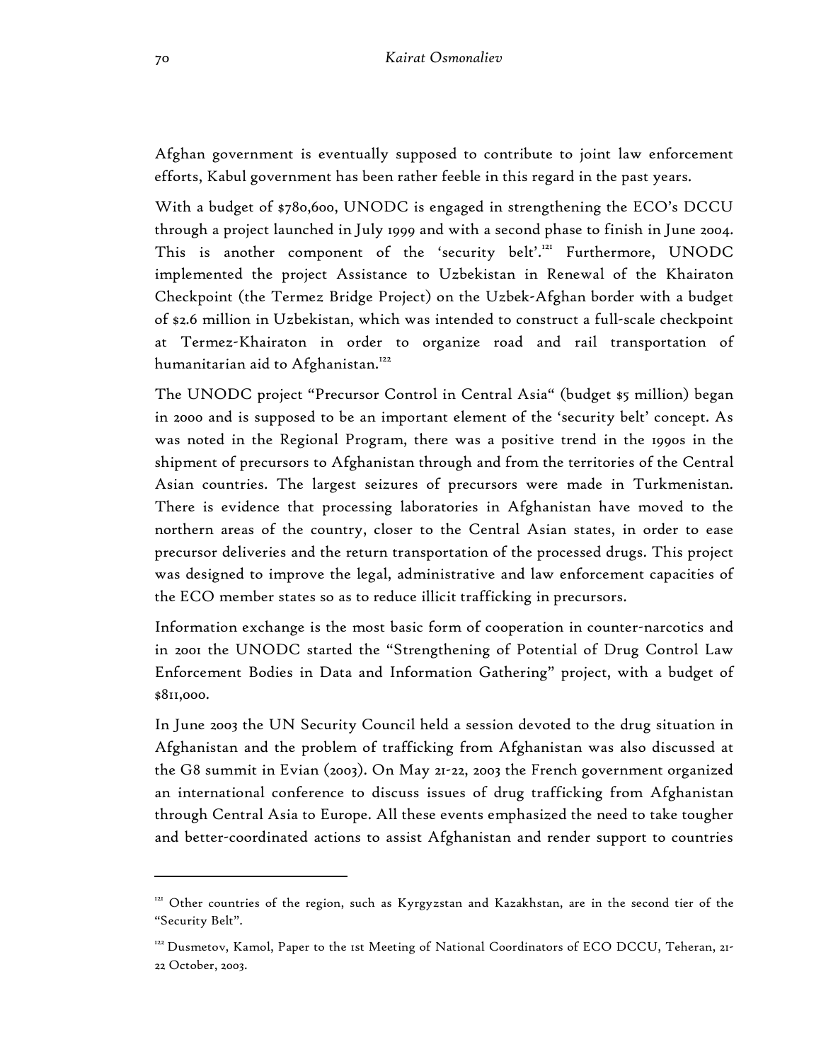Afghan government is eventually supposed to contribute to joint law enforcement efforts, Kabul government has been rather feeble in this regard in the past years.

With a budget of $780,600, UNODC is engaged in strengthening the ECO's DCCU through a project launched in July 1999 and with a second phase to finish in June 2004. This is another component of the 'security belt'.[121] Furthermore, UNODC implemented the project Assistance to Uzbekistan in Renewal of the Khairaton Checkpoint (the Termez Bridge Project) on the Uzbek-Afghan border with a budget of $2.6 million in Uzbekistan, which was intended to construct a full-scale checkpoint at Termez-Khairaton in order to organize road and rail transportation of humanitarian aid to Afghanistan.[122]

The UNODC project "Precursor Control in Central Asia" (budget $5 million) began in 2000 and is supposed to be an important element of the 'security belt' concept. As was noted in the Regional Program, there was a positive trend in the 1990s in the shipment of precursors to Afghanistan through and from the territories of the Central Asian countries. The largest seizures of precursors were made in Turkmenistan. There is evidence that processing laboratories in Afghanistan have moved to the northern areas of the country, closer to the Central Asian states, in order to ease precursor deliveries and the return transportation of the processed drugs. This project was designed to improve the legal, administrative and law enforcement capacities of the ECO member states so as to reduce illicit trafficking in precursors.

Information exchange is the most basic form of cooperation in counter-narcotics and in 2001 the UNODC started the "Strengthening of Potential of Drug Control Law Enforcement Bodies in Data and Information Gathering" project, with a budget of $811,000.

In June 2003 the UN Security Council held a session devoted to the drug situation in Afghanistan and the problem of trafficking from Afghanistan was also discussed at the G8 summit in Evian (2003). On May 21-22, 2003 the French government organized an international conference to discuss issues of drug trafficking from Afghanistan through Central Asia to Europe. All these events emphasized the need to take tougher and better-coordinated actions to assist Afghanistan and render support to countries

---

[121] Other countries of the region, such as Kyrgyzstan and Kazakhstan, are in the second tier of the "Security Belt".

[122] Dusmetov, Kamol, Paper to the 1st Meeting of National Coordinators of ECO DCCU, Teheran, 21-22 October, 2003.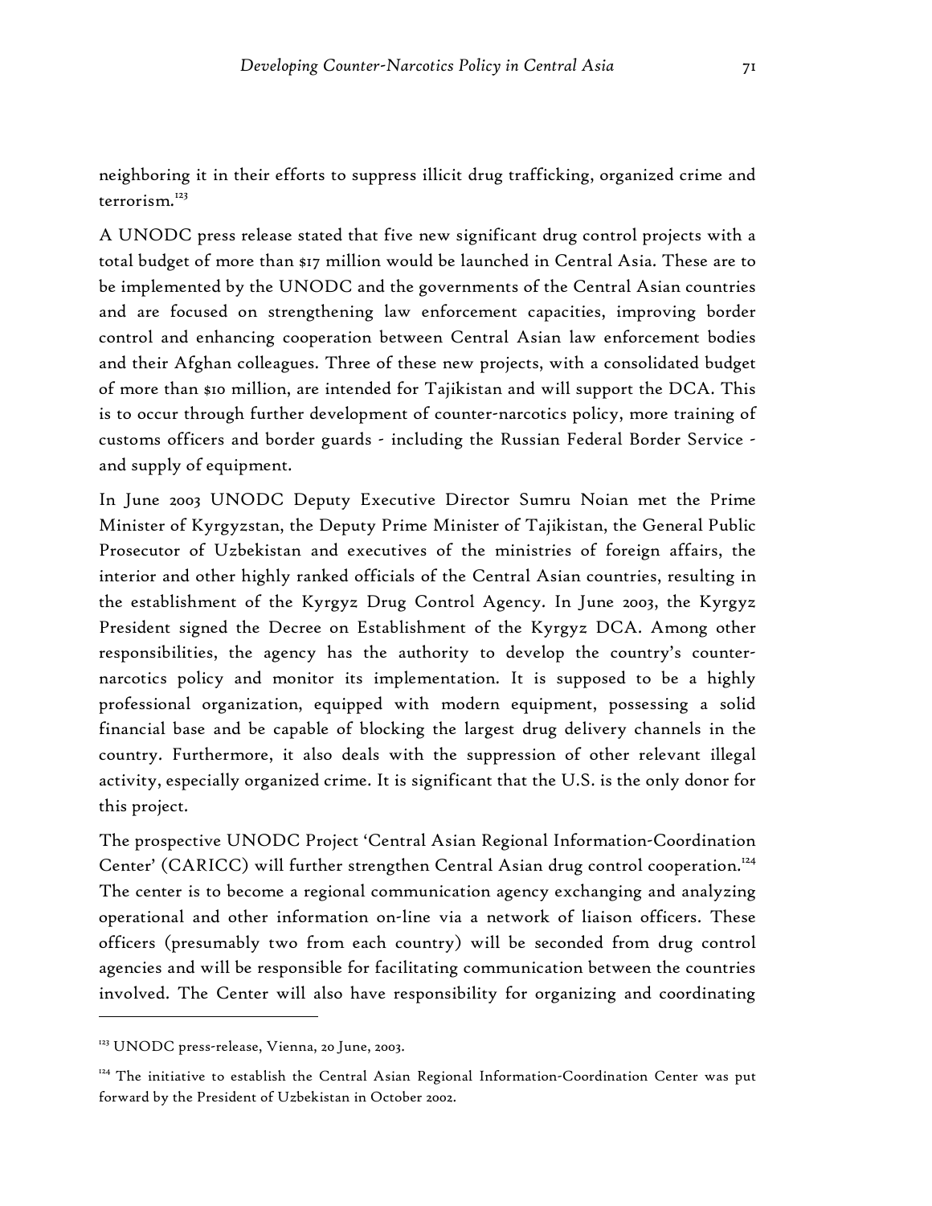neighboring it in their efforts to suppress illicit drug trafficking, organized crime and terrorism.[123]

A UNODC press release stated that five new significant drug control projects with a total budget of more than $17 million would be launched in Central Asia. These are to be implemented by the UNODC and the governments of the Central Asian countries and are focused on strengthening law enforcement capacities, improving border control and enhancing cooperation between Central Asian law enforcement bodies and their Afghan colleagues. Three of these new projects, with a consolidated budget of more than $10 million, are intended for Tajikistan and will support the DCA. This is to occur through further development of counter-narcotics policy, more training of customs officers and border guards - including the Russian Federal Border Service - and supply of equipment.

In June 2003 UNODC Deputy Executive Director Sumru Noian met the Prime Minister of Kyrgyzstan, the Deputy Prime Minister of Tajikistan, the General Public Prosecutor of Uzbekistan and executives of the ministries of foreign affairs, the interior and other highly ranked officials of the Central Asian countries, resulting in the establishment of the Kyrgyz Drug Control Agency. In June 2003, the Kyrgyz President signed the Decree on Establishment of the Kyrgyz DCA. Among other responsibilities, the agency has the authority to develop the country's counter-narcotics policy and monitor its implementation. It is supposed to be a highly professional organization, equipped with modern equipment, possessing a solid financial base and be capable of blocking the largest drug delivery channels in the country. Furthermore, it also deals with the suppression of other relevant illegal activity, especially organized crime. It is significant that the U.S. is the only donor for this project.

The prospective UNODC Project 'Central Asian Regional Information-Coordination Center' (CARICC) will further strengthen Central Asian drug control cooperation.[124] The center is to become a regional communication agency exchanging and analyzing operational and other information on-line via a network of liaison officers. These officers (presumably two from each country) will be seconded from drug control agencies and will be responsible for facilitating communication between the countries involved. The Center will also have responsibility for organizing and coordinating

---

[123] UNODC press-release, Vienna, 20 June, 2003.

[124] The initiative to establish the Central Asian Regional Information-Coordination Center was put forward by the President of Uzbekistan in October 2002.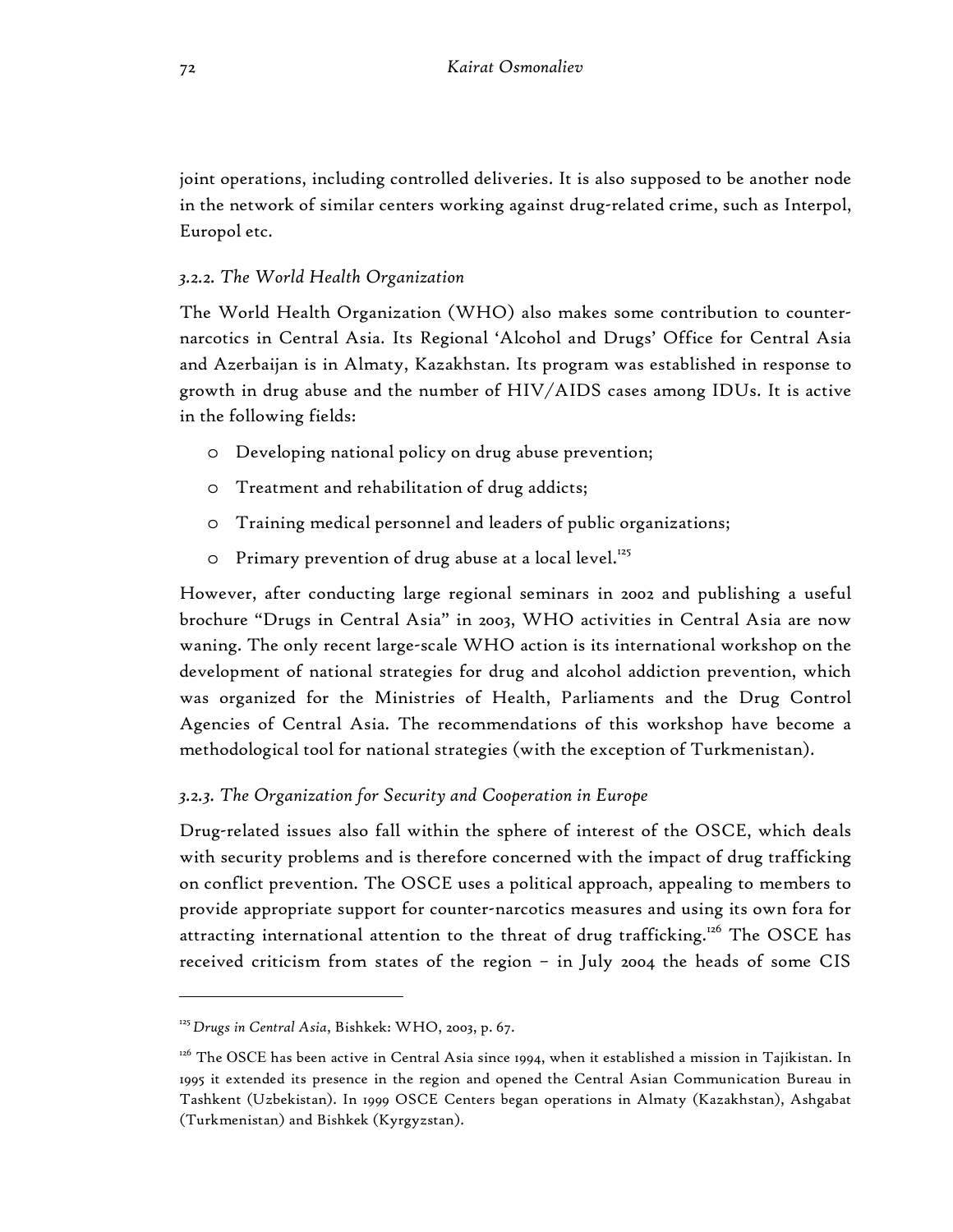joint operations, including controlled deliveries. It is also supposed to be another node in the network of similar centers working against drug-related crime, such as Interpol, Europol etc.

### *3.2.2. The World Health Organization*

The World Health Organization (WHO) also makes some contribution to counter-narcotics in Central Asia. Its Regional 'Alcohol and Drugs' Office for Central Asia and Azerbaijan is in Almaty, Kazakhstan. Its program was established in response to growth in drug abuse and the number of HIV/AIDS cases among IDUs. It is active in the following fields:

- Developing national policy on drug abuse prevention;
- Treatment and rehabilitation of drug addicts;
- Training medical personnel and leaders of public organizations;
- Primary prevention of drug abuse at a local level.[125]

However, after conducting large regional seminars in 2002 and publishing a useful brochure "Drugs in Central Asia" in 2003, WHO activities in Central Asia are now waning. The only recent large-scale WHO action is its international workshop on the development of national strategies for drug and alcohol addiction prevention, which was organized for the Ministries of Health, Parliaments and the Drug Control Agencies of Central Asia. The recommendations of this workshop have become a methodological tool for national strategies (with the exception of Turkmenistan).

### *3.2.3. The Organization for Security and Cooperation in Europe*

Drug-related issues also fall within the sphere of interest of the OSCE, which deals with security problems and is therefore concerned with the impact of drug trafficking on conflict prevention. The OSCE uses a political approach, appealing to members to provide appropriate support for counter-narcotics measures and using its own fora for attracting international attention to the threat of drug trafficking.[126] The OSCE has received criticism from states of the region – in July 2004 the heads of some CIS

---

[125] *Drugs in Central Asia*, Bishkek: WHO, 2003, p. 67.

[126] The OSCE has been active in Central Asia since 1994, when it established a mission in Tajikistan. In 1995 it extended its presence in the region and opened the Central Asian Communication Bureau in Tashkent (Uzbekistan). In 1999 OSCE Centers began operations in Almaty (Kazakhstan), Ashgabat (Turkmenistan) and Bishkek (Kyrgyzstan).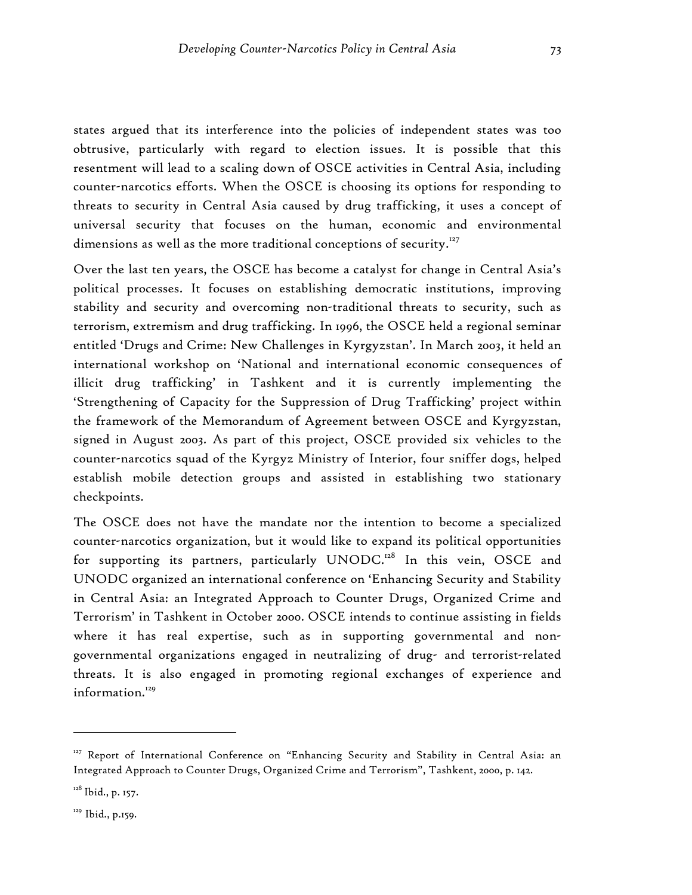states argued that its interference into the policies of independent states was too obtrusive, particularly with regard to election issues. It is possible that this resentment will lead to a scaling down of OSCE activities in Central Asia, including counter-narcotics efforts. When the OSCE is choosing its options for responding to threats to security in Central Asia caused by drug trafficking, it uses a concept of universal security that focuses on the human, economic and environmental dimensions as well as the more traditional conceptions of security.[127]

Over the last ten years, the OSCE has become a catalyst for change in Central Asia's political processes. It focuses on establishing democratic institutions, improving stability and security and overcoming non-traditional threats to security, such as terrorism, extremism and drug trafficking. In 1996, the OSCE held a regional seminar entitled 'Drugs and Crime: New Challenges in Kyrgyzstan'. In March 2003, it held an international workshop on 'National and international economic consequences of illicit drug trafficking' in Tashkent and it is currently implementing the 'Strengthening of Capacity for the Suppression of Drug Trafficking' project within the framework of the Memorandum of Agreement between OSCE and Kyrgyzstan, signed in August 2003. As part of this project, OSCE provided six vehicles to the counter-narcotics squad of the Kyrgyz Ministry of Interior, four sniffer dogs, helped establish mobile detection groups and assisted in establishing two stationary checkpoints.

The OSCE does not have the mandate nor the intention to become a specialized counter-narcotics organization, but it would like to expand its political opportunities for supporting its partners, particularly UNODC.[128] In this vein, OSCE and UNODC organized an international conference on 'Enhancing Security and Stability in Central Asia: an Integrated Approach to Counter Drugs, Organized Crime and Terrorism' in Tashkent in October 2000. OSCE intends to continue assisting in fields where it has real expertise, such as in supporting governmental and non-governmental organizations engaged in neutralizing of drug- and terrorist-related threats. It is also engaged in promoting regional exchanges of experience and information.[129]

---

[127] Report of International Conference on "Enhancing Security and Stability in Central Asia: an Integrated Approach to Counter Drugs, Organized Crime and Terrorism", Tashkent, 2000, p. 142.

[128] Ibid., p. 157.

[129] Ibid., p.159.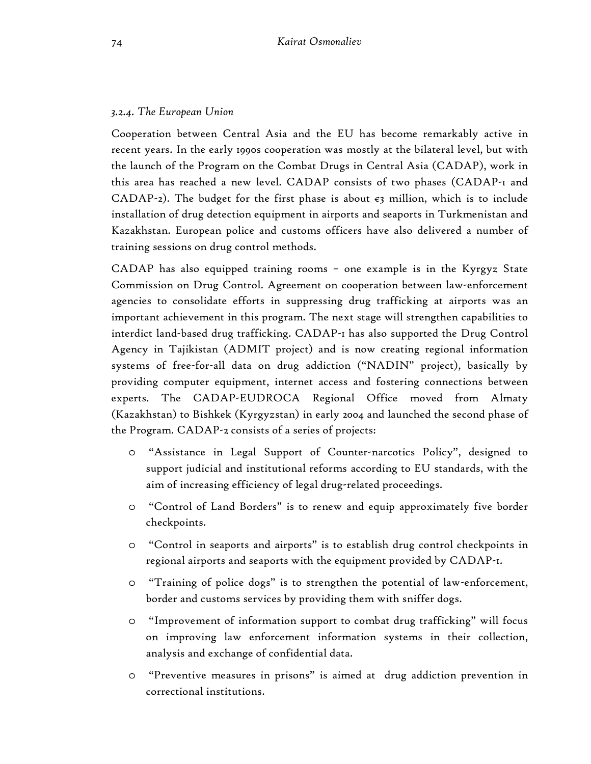### *3.2.4. The European Union*

Cooperation between Central Asia and the EU has become remarkably active in recent years. In the early 1990s cooperation was mostly at the bilateral level, but with the launch of the Program on the Combat Drugs in Central Asia (CADAP), work in this area has reached a new level. CADAP consists of two phases (CADAP-1 and CADAP-2). The budget for the first phase is about €3 million, which is to include installation of drug detection equipment in airports and seaports in Turkmenistan and Kazakhstan. European police and customs officers have also delivered a number of training sessions on drug control methods.

CADAP has also equipped training rooms – one example is in the Kyrgyz State Commission on Drug Control. Agreement on cooperation between law-enforcement agencies to consolidate efforts in suppressing drug trafficking at airports was an important achievement in this program. The next stage will strengthen capabilities to interdict land-based drug trafficking. CADAP-1 has also supported the Drug Control Agency in Tajikistan (ADMIT project) and is now creating regional information systems of free-for-all data on drug addiction ("NADIN" project), basically by providing computer equipment, internet access and fostering connections between experts. The CADAP-EUDROCA Regional Office moved from Almaty (Kazakhstan) to Bishkek (Kyrgyzstan) in early 2004 and launched the second phase of the Program. CADAP-2 consists of a series of projects:

- "Assistance in Legal Support of Counter-narcotics Policy", designed to support judicial and institutional reforms according to EU standards, with the aim of increasing efficiency of legal drug-related proceedings.
- "Control of Land Borders" is to renew and equip approximately five border checkpoints.
- "Control in seaports and airports" is to establish drug control checkpoints in regional airports and seaports with the equipment provided by CADAP-1.
- "Training of police dogs" is to strengthen the potential of law-enforcement, border and customs services by providing them with sniffer dogs.
- "Improvement of information support to combat drug trafficking" will focus on improving law enforcement information systems in their collection, analysis and exchange of confidential data.
- "Preventive measures in prisons" is aimed at drug addiction prevention in correctional institutions.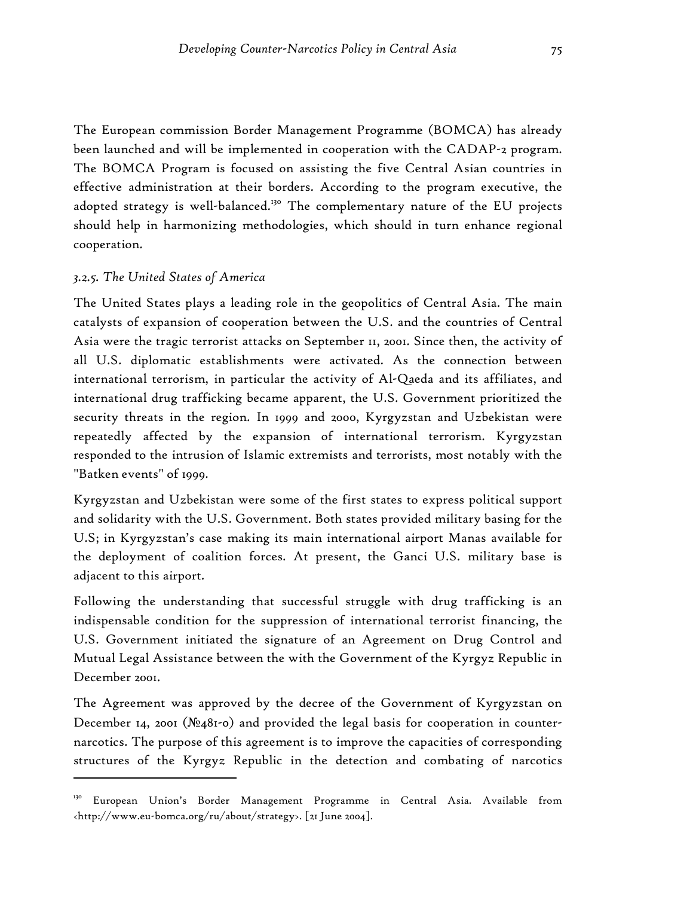The European commission Border Management Programme (BOMCA) has already been launched and will be implemented in cooperation with the CADAP-2 program. The BOMCA Program is focused on assisting the five Central Asian countries in effective administration at their borders. According to the program executive, the adopted strategy is well-balanced.[130] The complementary nature of the EU projects should help in harmonizing methodologies, which should in turn enhance regional cooperation.

### *3.2.5. The United States of America*

The United States plays a leading role in the geopolitics of Central Asia. The main catalysts of expansion of cooperation between the U.S. and the countries of Central Asia were the tragic terrorist attacks on September 11, 2001. Since then, the activity of all U.S. diplomatic establishments were activated. As the connection between international terrorism, in particular the activity of Al-Qaeda and its affiliates, and international drug trafficking became apparent, the U.S. Government prioritized the security threats in the region. In 1999 and 2000, Kyrgyzstan and Uzbekistan were repeatedly affected by the expansion of international terrorism. Kyrgyzstan responded to the intrusion of Islamic extremists and terrorists, most notably with the "Batken events" of 1999.

Kyrgyzstan and Uzbekistan were some of the first states to express political support and solidarity with the U.S. Government. Both states provided military basing for the U.S; in Kyrgyzstan's case making its main international airport Manas available for the deployment of coalition forces. At present, the Ganci U.S. military base is adjacent to this airport.

Following the understanding that successful struggle with drug trafficking is an indispensable condition for the suppression of international terrorist financing, the U.S. Government initiated the signature of an Agreement on Drug Control and Mutual Legal Assistance between the with the Government of the Kyrgyz Republic in December 2001.

The Agreement was approved by the decree of the Government of Kyrgyzstan on December 14, 2001 (№481-0) and provided the legal basis for cooperation in counter-narcotics. The purpose of this agreement is to improve the capacities of corresponding structures of the Kyrgyz Republic in the detection and combating of narcotics

---

[130] European Union's Border Management Programme in Central Asia. Available from <http://www.eu-bomca.org/ru/about/strategy>. [21 June 2004].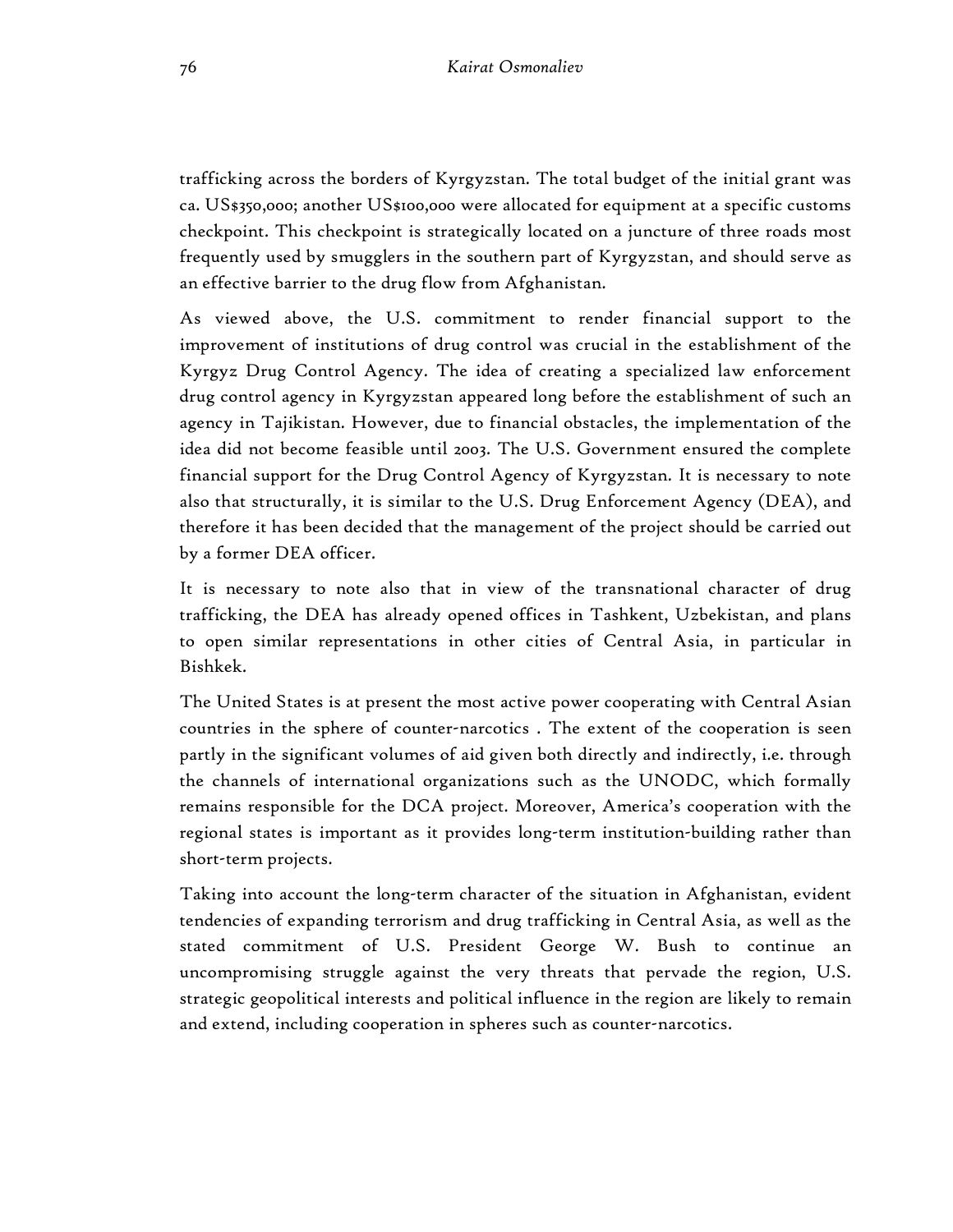trafficking across the borders of Kyrgyzstan. The total budget of the initial grant was ca. US$350,000; another US$100,000 were allocated for equipment at a specific customs checkpoint. This checkpoint is strategically located on a juncture of three roads most frequently used by smugglers in the southern part of Kyrgyzstan, and should serve as an effective barrier to the drug flow from Afghanistan.

As viewed above, the U.S. commitment to render financial support to the improvement of institutions of drug control was crucial in the establishment of the Kyrgyz Drug Control Agency. The idea of creating a specialized law enforcement drug control agency in Kyrgyzstan appeared long before the establishment of such an agency in Tajikistan. However, due to financial obstacles, the implementation of the idea did not become feasible until 2003. The U.S. Government ensured the complete financial support for the Drug Control Agency of Kyrgyzstan. It is necessary to note also that structurally, it is similar to the U.S. Drug Enforcement Agency (DEA), and therefore it has been decided that the management of the project should be carried out by a former DEA officer.

It is necessary to note also that in view of the transnational character of drug trafficking, the DEA has already opened offices in Tashkent, Uzbekistan, and plans to open similar representations in other cities of Central Asia, in particular in Bishkek.

The United States is at present the most active power cooperating with Central Asian countries in the sphere of counter-narcotics . The extent of the cooperation is seen partly in the significant volumes of aid given both directly and indirectly, i.e. through the channels of international organizations such as the UNODC, which formally remains responsible for the DCA project. Moreover, America's cooperation with the regional states is important as it provides long-term institution-building rather than short-term projects.

Taking into account the long-term character of the situation in Afghanistan, evident tendencies of expanding terrorism and drug trafficking in Central Asia, as well as the stated commitment of U.S. President George W. Bush to continue an uncompromising struggle against the very threats that pervade the region, U.S. strategic geopolitical interests and political influence in the region are likely to remain and extend, including cooperation in spheres such as counter-narcotics.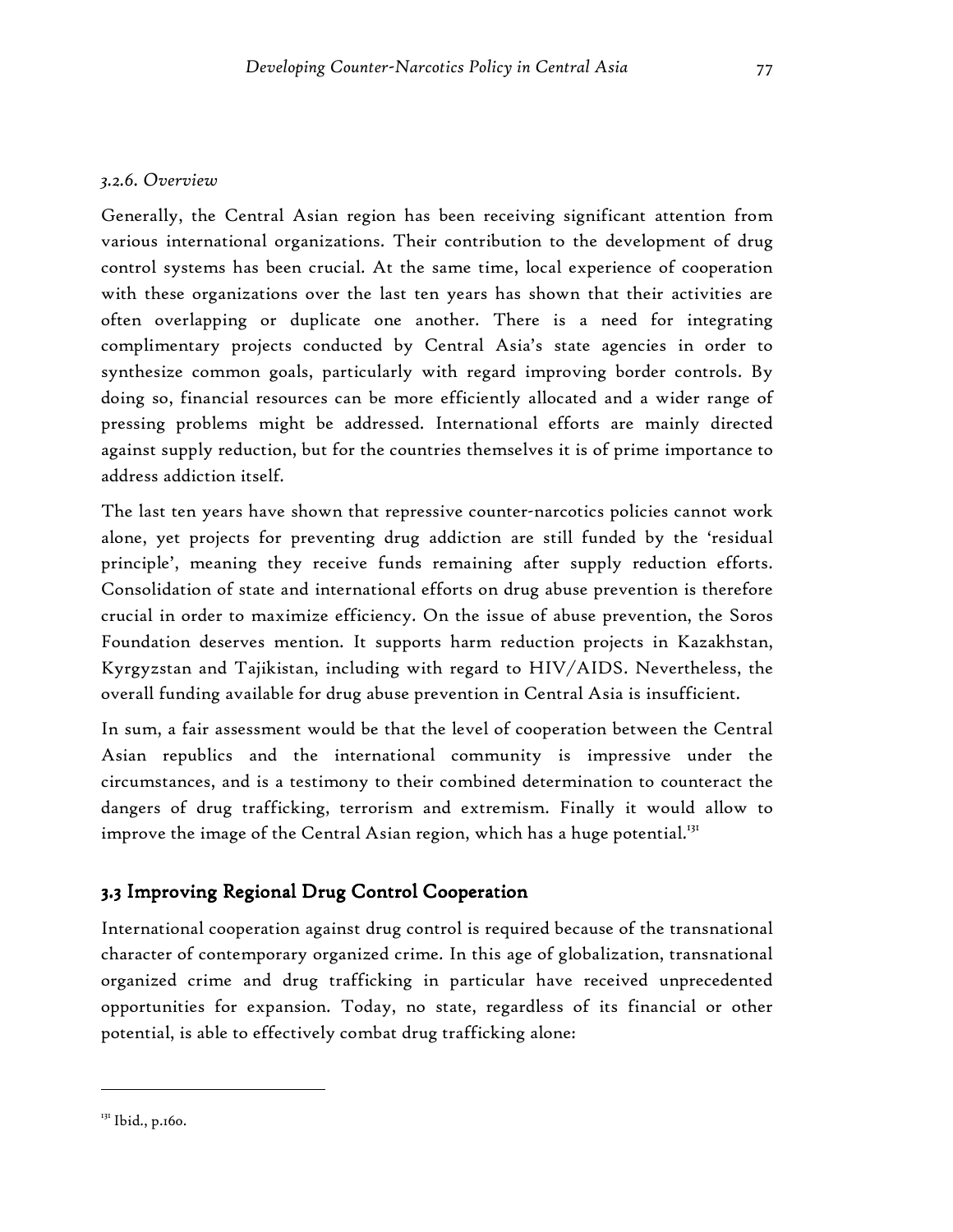*3.2.6. Overview*

Generally, the Central Asian region has been receiving significant attention from various international organizations. Their contribution to the development of drug control systems has been crucial. At the same time, local experience of cooperation with these organizations over the last ten years has shown that their activities are often overlapping or duplicate one another. There is a need for integrating complimentary projects conducted by Central Asia's state agencies in order to synthesize common goals, particularly with regard improving border controls. By doing so, financial resources can be more efficiently allocated and a wider range of pressing problems might be addressed. International efforts are mainly directed against supply reduction, but for the countries themselves it is of prime importance to address addiction itself.

The last ten years have shown that repressive counter-narcotics policies cannot work alone, yet projects for preventing drug addiction are still funded by the 'residual principle', meaning they receive funds remaining after supply reduction efforts. Consolidation of state and international efforts on drug abuse prevention is therefore crucial in order to maximize efficiency. On the issue of abuse prevention, the Soros Foundation deserves mention. It supports harm reduction projects in Kazakhstan, Kyrgyzstan and Tajikistan, including with regard to HIV/AIDS. Nevertheless, the overall funding available for drug abuse prevention in Central Asia is insufficient.

In sum, a fair assessment would be that the level of cooperation between the Central Asian republics and the international community is impressive under the circumstances, and is a testimony to their combined determination to counteract the dangers of drug trafficking, terrorism and extremism. Finally it would allow to improve the image of the Central Asian region, which has a huge potential.[131]

## 3.3 Improving Regional Drug Control Cooperation

International cooperation against drug control is required because of the transnational character of contemporary organized crime. In this age of globalization, transnational organized crime and drug trafficking in particular have received unprecedented opportunities for expansion. Today, no state, regardless of its financial or other potential, is able to effectively combat drug trafficking alone:

---

[131] Ibid., p.160.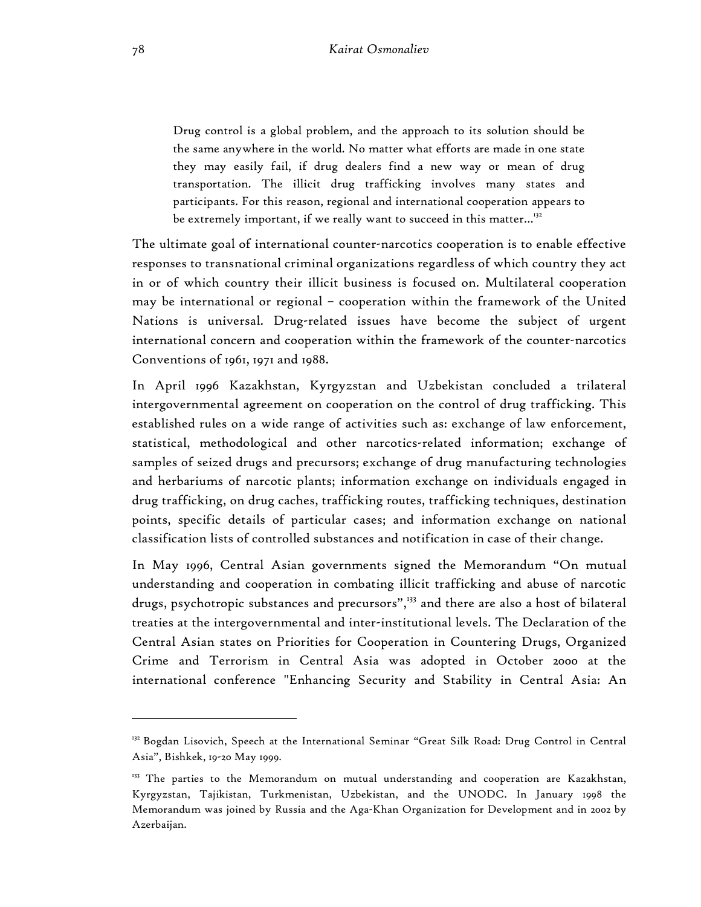> Drug control is a global problem, and the approach to its solution should be the same anywhere in the world. No matter what efforts are made in one state they may easily fail, if drug dealers find a new way or mean of drug transportation. The illicit drug trafficking involves many states and participants. For this reason, regional and international cooperation appears to be extremely important, if we really want to succeed in this matter...[132]

The ultimate goal of international counter-narcotics cooperation is to enable effective responses to transnational criminal organizations regardless of which country they act in or of which country their illicit business is focused on. Multilateral cooperation may be international or regional – cooperation within the framework of the United Nations is universal. Drug-related issues have become the subject of urgent international concern and cooperation within the framework of the counter-narcotics Conventions of 1961, 1971 and 1988.

In April 1996 Kazakhstan, Kyrgyzstan and Uzbekistan concluded a trilateral intergovernmental agreement on cooperation on the control of drug trafficking. This established rules on a wide range of activities such as: exchange of law enforcement, statistical, methodological and other narcotics-related information; exchange of samples of seized drugs and precursors; exchange of drug manufacturing technologies and herbariums of narcotic plants; information exchange on individuals engaged in drug trafficking, on drug caches, trafficking routes, trafficking techniques, destination points, specific details of particular cases; and information exchange on national classification lists of controlled substances and notification in case of their change.

In May 1996, Central Asian governments signed the Memorandum "On mutual understanding and cooperation in combating illicit trafficking and abuse of narcotic drugs, psychotropic substances and precursors",[133] and there are also a host of bilateral treaties at the intergovernmental and inter-institutional levels. The Declaration of the Central Asian states on Priorities for Cooperation in Countering Drugs, Organized Crime and Terrorism in Central Asia was adopted in October 2000 at the international conference "Enhancing Security and Stability in Central Asia: An

---

[132] Bogdan Lisovich, Speech at the International Seminar "Great Silk Road: Drug Control in Central Asia", Bishkek, 19-20 May 1999.

[133] The parties to the Memorandum on mutual understanding and cooperation are Kazakhstan, Kyrgyzstan, Tajikistan, Turkmenistan, Uzbekistan, and the UNODC. In January 1998 the Memorandum was joined by Russia and the Aga-Khan Organization for Development and in 2002 by Azerbaijan.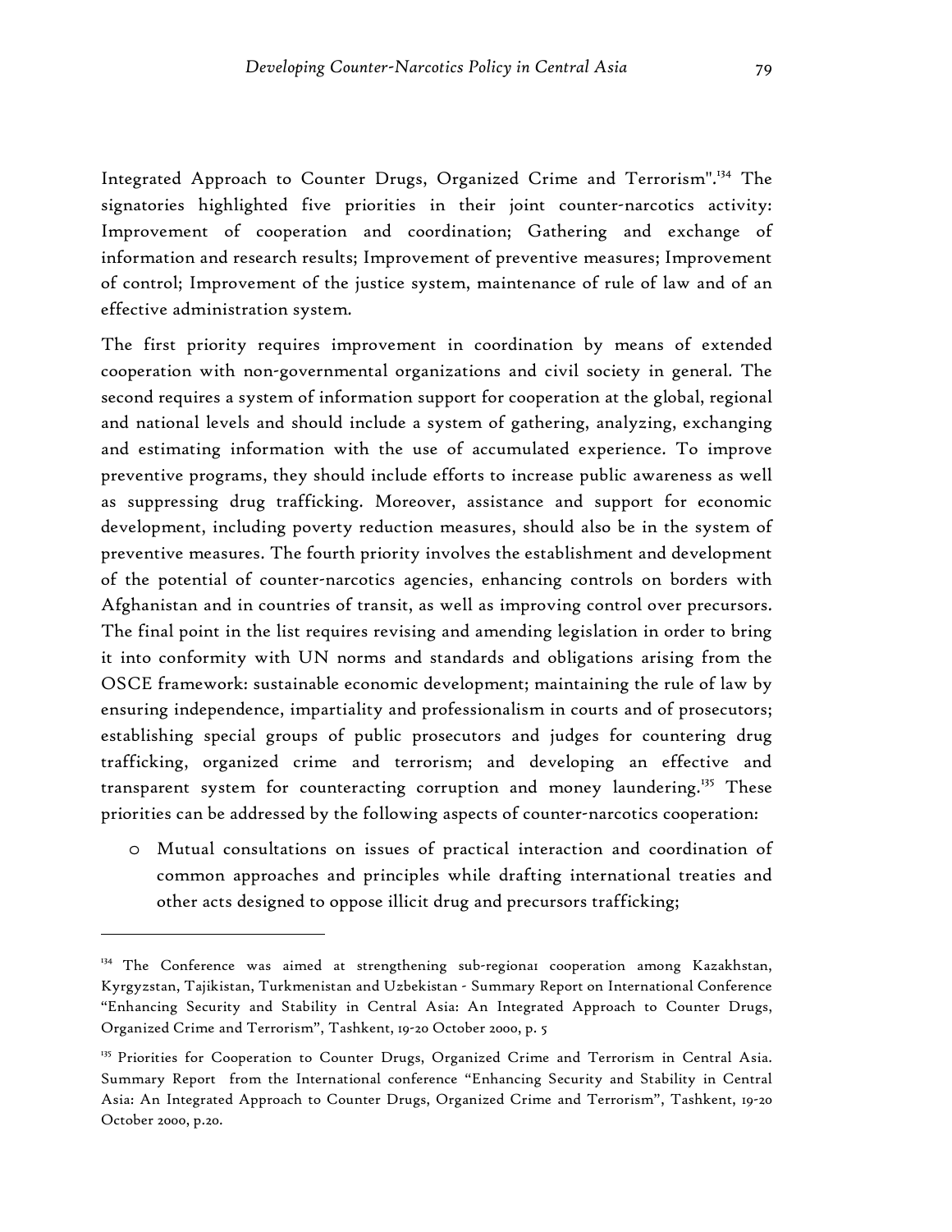Integrated Approach to Counter Drugs, Organized Crime and Terrorism".[134] The signatories highlighted five priorities in their joint counter-narcotics activity: Improvement of cooperation and coordination; Gathering and exchange of information and research results; Improvement of preventive measures; Improvement of control; Improvement of the justice system, maintenance of rule of law and of an effective administration system.

The first priority requires improvement in coordination by means of extended cooperation with non-governmental organizations and civil society in general. The second requires a system of information support for cooperation at the global, regional and national levels and should include a system of gathering, analyzing, exchanging and estimating information with the use of accumulated experience. To improve preventive programs, they should include efforts to increase public awareness as well as suppressing drug trafficking. Moreover, assistance and support for economic development, including poverty reduction measures, should also be in the system of preventive measures. The fourth priority involves the establishment and development of the potential of counter-narcotics agencies, enhancing controls on borders with Afghanistan and in countries of transit, as well as improving control over precursors. The final point in the list requires revising and amending legislation in order to bring it into conformity with UN norms and standards and obligations arising from the OSCE framework: sustainable economic development; maintaining the rule of law by ensuring independence, impartiality and professionalism in courts and of prosecutors; establishing special groups of public prosecutors and judges for countering drug trafficking, organized crime and terrorism; and developing an effective and transparent system for counteracting corruption and money laundering.[135] These priorities can be addressed by the following aspects of counter-narcotics cooperation:

- Mutual consultations on issues of practical interaction and coordination of common approaches and principles while drafting international treaties and other acts designed to oppose illicit drug and precursors trafficking;

---

[134] The Conference was aimed at strengthening sub-regional cooperation among Kazakhstan, Kyrgyzstan, Tajikistan, Turkmenistan and Uzbekistan - Summary Report on International Conference "Enhancing Security and Stability in Central Asia: An Integrated Approach to Counter Drugs, Organized Crime and Terrorism", Tashkent, 19-20 October 2000, p. 5

[135] Priorities for Cooperation to Counter Drugs, Organized Crime and Terrorism in Central Asia. Summary Report from the International conference "Enhancing Security and Stability in Central Asia: An Integrated Approach to Counter Drugs, Organized Crime and Terrorism", Tashkent, 19-20 October 2000, p.20.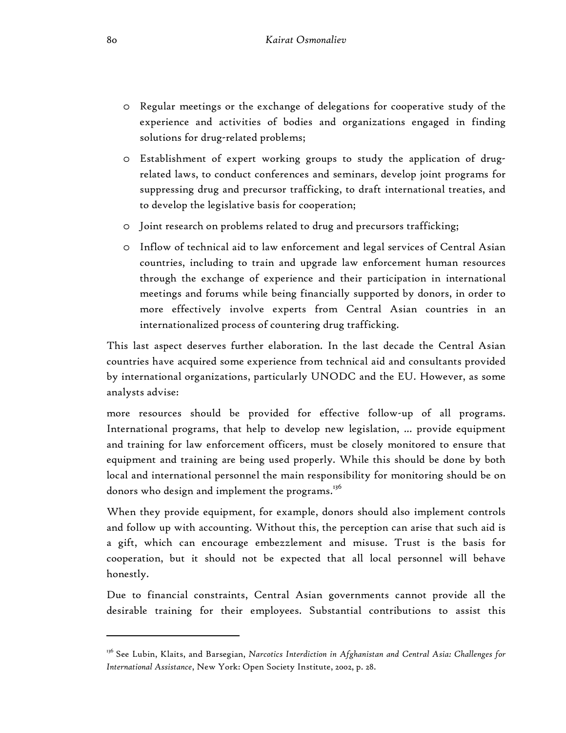- Regular meetings or the exchange of delegations for cooperative study of the experience and activities of bodies and organizations engaged in finding solutions for drug-related problems;
- Establishment of expert working groups to study the application of drug-related laws, to conduct conferences and seminars, develop joint programs for suppressing drug and precursor trafficking, to draft international treaties, and to develop the legislative basis for cooperation;
- Joint research on problems related to drug and precursors trafficking;
- Inflow of technical aid to law enforcement and legal services of Central Asian countries, including to train and upgrade law enforcement human resources through the exchange of experience and their participation in international meetings and forums while being financially supported by donors, in order to more effectively involve experts from Central Asian countries in an internationalized process of countering drug trafficking.

This last aspect deserves further elaboration. In the last decade the Central Asian countries have acquired some experience from technical aid and consultants provided by international organizations, particularly UNODC and the EU. However, as some analysts advise:

more resources should be provided for effective follow-up of all programs. International programs, that help to develop new legislation, … provide equipment and training for law enforcement officers, must be closely monitored to ensure that equipment and training are being used properly. While this should be done by both local and international personnel the main responsibility for monitoring should be on donors who design and implement the programs.[136]

When they provide equipment, for example, donors should also implement controls and follow up with accounting. Without this, the perception can arise that such aid is a gift, which can encourage embezzlement and misuse. Trust is the basis for cooperation, but it should not be expected that all local personnel will behave honestly.

Due to financial constraints, Central Asian governments cannot provide all the desirable training for their employees. Substantial contributions to assist this

---

[136] See Lubin, Klaits, and Barsegian, *Narcotics Interdiction in Afghanistan and Central Asia: Challenges for International Assistance*, New York: Open Society Institute, 2002, p. 28.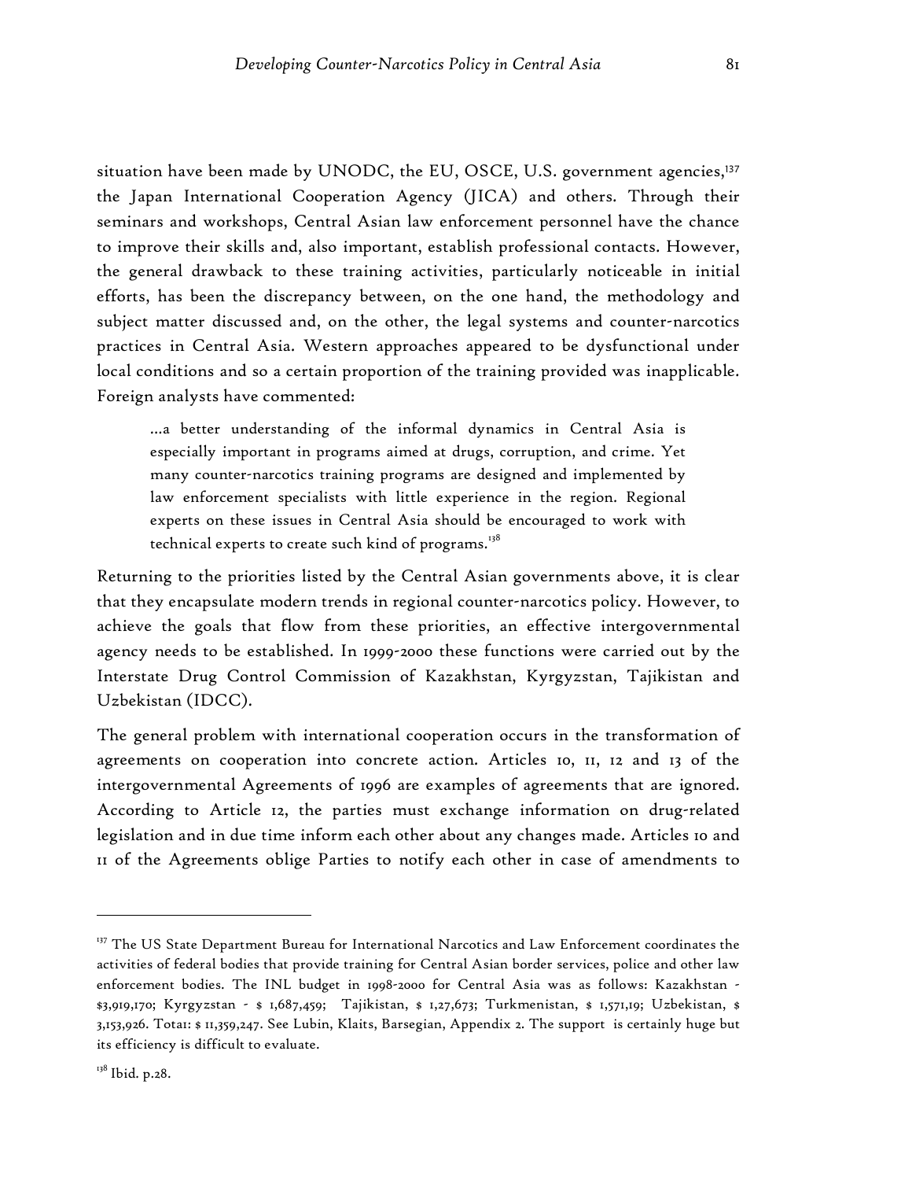situation have been made by UNODC, the EU, OSCE, U.S. government agencies,[137] the Japan International Cooperation Agency (JICA) and others. Through their seminars and workshops, Central Asian law enforcement personnel have the chance to improve their skills and, also important, establish professional contacts. However, the general drawback to these training activities, particularly noticeable in initial efforts, has been the discrepancy between, on the one hand, the methodology and subject matter discussed and, on the other, the legal systems and counter-narcotics practices in Central Asia. Western approaches appeared to be dysfunctional under local conditions and so a certain proportion of the training provided was inapplicable. Foreign analysts have commented:

> ...a better understanding of the informal dynamics in Central Asia is especially important in programs aimed at drugs, corruption, and crime. Yet many counter-narcotics training programs are designed and implemented by law enforcement specialists with little experience in the region. Regional experts on these issues in Central Asia should be encouraged to work with technical experts to create such kind of programs.[138]

Returning to the priorities listed by the Central Asian governments above, it is clear that they encapsulate modern trends in regional counter-narcotics policy. However, to achieve the goals that flow from these priorities, an effective intergovernmental agency needs to be established. In 1999-2000 these functions were carried out by the Interstate Drug Control Commission of Kazakhstan, Kyrgyzstan, Tajikistan and Uzbekistan (IDCC).

The general problem with international cooperation occurs in the transformation of agreements on cooperation into concrete action. Articles 10, 11, 12 and 13 of the intergovernmental Agreements of 1996 are examples of agreements that are ignored. According to Article 12, the parties must exchange information on drug-related legislation and in due time inform each other about any changes made. Articles 10 and 11 of the Agreements oblige Parties to notify each other in case of amendments to

---

[137] The US State Department Bureau for International Narcotics and Law Enforcement coordinates the activities of federal bodies that provide training for Central Asian border services, police and other law enforcement bodies. The INL budget in 1998-2000 for Central Asia was as follows: Kazakhstan - $3,919,170; Kyrgyzstan - $ 1,687,459; Tajikistan, $ 1,27,673; Turkmenistan, $ 1,571,19; Uzbekistan, $ 3,153,926. Total: $ 11,359,247. See Lubin, Klaits, Barsegian, Appendix 2. The support is certainly huge but its efficiency is difficult to evaluate.

[138] Ibid. p.28.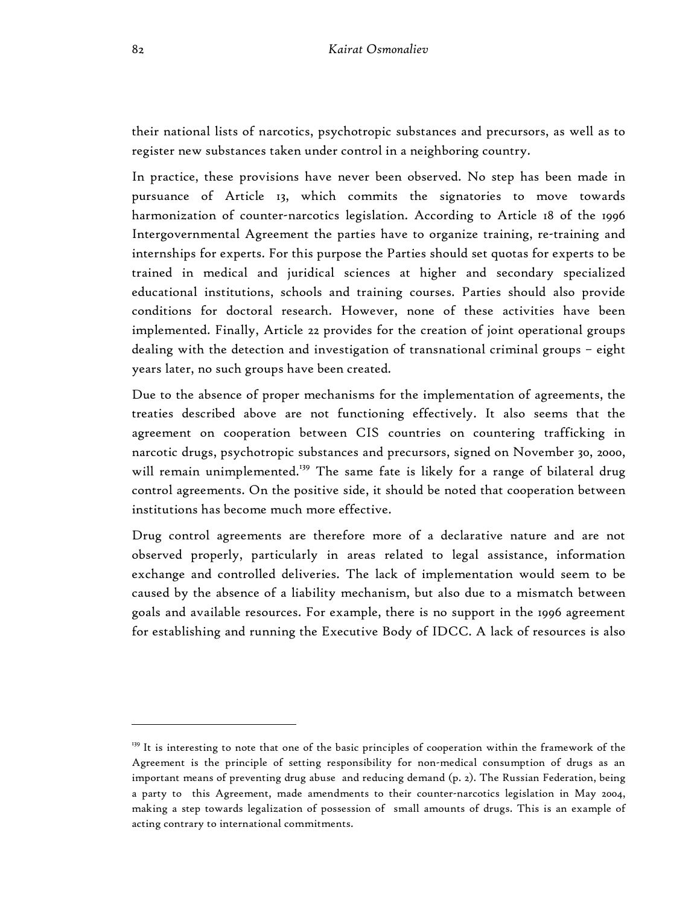their national lists of narcotics, psychotropic substances and precursors, as well as to register new substances taken under control in a neighboring country.

In practice, these provisions have never been observed. No step has been made in pursuance of Article 13, which commits the signatories to move towards harmonization of counter-narcotics legislation. According to Article 18 of the 1996 Intergovernmental Agreement the parties have to organize training, re-training and internships for experts. For this purpose the Parties should set quotas for experts to be trained in medical and juridical sciences at higher and secondary specialized educational institutions, schools and training courses. Parties should also provide conditions for doctoral research. However, none of these activities have been implemented. Finally, Article 22 provides for the creation of joint operational groups dealing with the detection and investigation of transnational criminal groups – eight years later, no such groups have been created.

Due to the absence of proper mechanisms for the implementation of agreements, the treaties described above are not functioning effectively. It also seems that the agreement on cooperation between CIS countries on countering trafficking in narcotic drugs, psychotropic substances and precursors, signed on November 30, 2000, will remain unimplemented.[139] The same fate is likely for a range of bilateral drug control agreements. On the positive side, it should be noted that cooperation between institutions has become much more effective.

Drug control agreements are therefore more of a declarative nature and are not observed properly, particularly in areas related to legal assistance, information exchange and controlled deliveries. The lack of implementation would seem to be caused by the absence of a liability mechanism, but also due to a mismatch between goals and available resources. For example, there is no support in the 1996 agreement for establishing and running the Executive Body of IDCC. A lack of resources is also

---

[139] It is interesting to note that one of the basic principles of cooperation within the framework of the Agreement is the principle of setting responsibility for non-medical consumption of drugs as an important means of preventing drug abuse and reducing demand (p. 2). The Russian Federation, being a party to this Agreement, made amendments to their counter-narcotics legislation in May 2004, making a step towards legalization of possession of small amounts of drugs. This is an example of acting contrary to international commitments.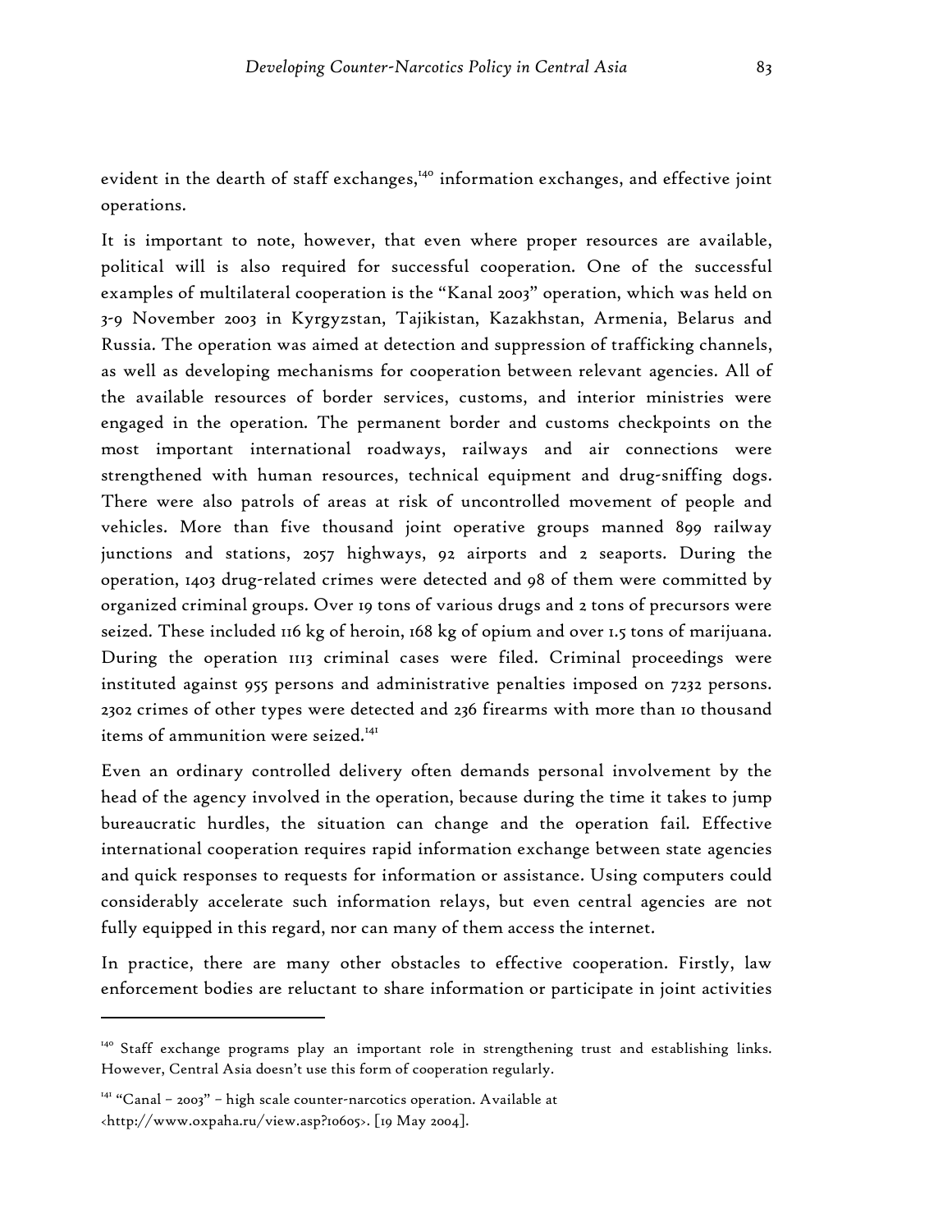evident in the dearth of staff exchanges,[140] information exchanges, and effective joint operations.

It is important to note, however, that even where proper resources are available, political will is also required for successful cooperation. One of the successful examples of multilateral cooperation is the "Kanal 2003" operation, which was held on 3-9 November 2003 in Kyrgyzstan, Tajikistan, Kazakhstan, Armenia, Belarus and Russia. The operation was aimed at detection and suppression of trafficking channels, as well as developing mechanisms for cooperation between relevant agencies. All of the available resources of border services, customs, and interior ministries were engaged in the operation. The permanent border and customs checkpoints on the most important international roadways, railways and air connections were strengthened with human resources, technical equipment and drug-sniffing dogs. There were also patrols of areas at risk of uncontrolled movement of people and vehicles. More than five thousand joint operative groups manned 899 railway junctions and stations, 2057 highways, 92 airports and 2 seaports. During the operation, 1403 drug-related crimes were detected and 98 of them were committed by organized criminal groups. Over 19 tons of various drugs and 2 tons of precursors were seized. These included 116 kg of heroin, 168 kg of opium and over 1.5 tons of marijuana. During the operation 1113 criminal cases were filed. Criminal proceedings were instituted against 955 persons and administrative penalties imposed on 7232 persons. 2302 crimes of other types were detected and 236 firearms with more than 10 thousand items of ammunition were seized.[141]

Even an ordinary controlled delivery often demands personal involvement by the head of the agency involved in the operation, because during the time it takes to jump bureaucratic hurdles, the situation can change and the operation fail. Effective international cooperation requires rapid information exchange between state agencies and quick responses to requests for information or assistance. Using computers could considerably accelerate such information relays, but even central agencies are not fully equipped in this regard, nor can many of them access the internet.

In practice, there are many other obstacles to effective cooperation. Firstly, law enforcement bodies are reluctant to share information or participate in joint activities

---

[140] Staff exchange programs play an important role in strengthening trust and establishing links. However, Central Asia doesn't use this form of cooperation regularly.

[141] "Canal – 2003" – high scale counter-narcotics operation. Available at <http://www.oxpaha.ru/view.asp?10605>. [19 May 2004].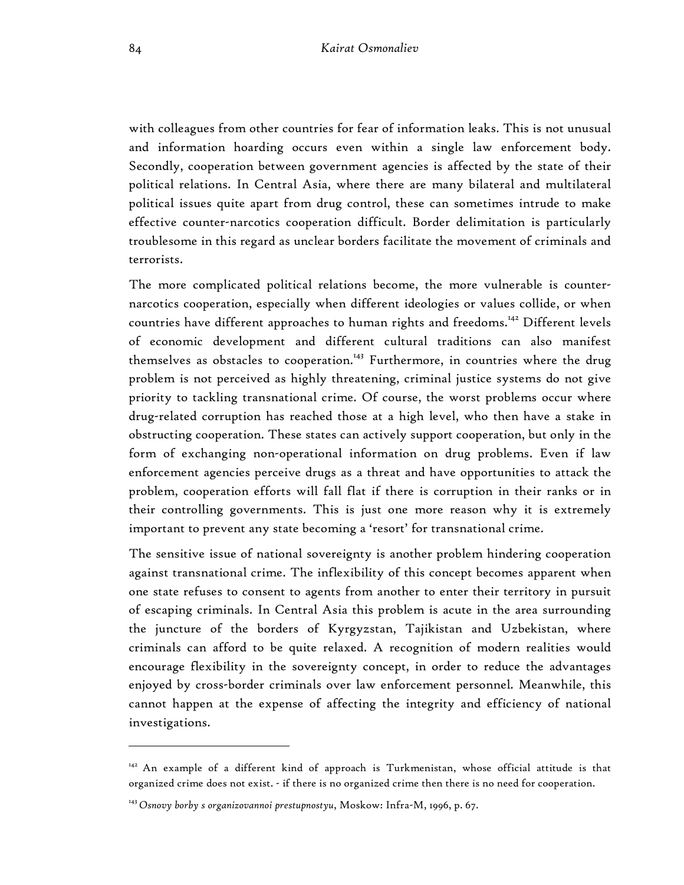with colleagues from other countries for fear of information leaks. This is not unusual and information hoarding occurs even within a single law enforcement body. Secondly, cooperation between government agencies is affected by the state of their political relations. In Central Asia, where there are many bilateral and multilateral political issues quite apart from drug control, these can sometimes intrude to make effective counter-narcotics cooperation difficult. Border delimitation is particularly troublesome in this regard as unclear borders facilitate the movement of criminals and terrorists.

The more complicated political relations become, the more vulnerable is counter-narcotics cooperation, especially when different ideologies or values collide, or when countries have different approaches to human rights and freedoms.[142] Different levels of economic development and different cultural traditions can also manifest themselves as obstacles to cooperation.[143] Furthermore, in countries where the drug problem is not perceived as highly threatening, criminal justice systems do not give priority to tackling transnational crime. Of course, the worst problems occur where drug-related corruption has reached those at a high level, who then have a stake in obstructing cooperation. These states can actively support cooperation, but only in the form of exchanging non-operational information on drug problems. Even if law enforcement agencies perceive drugs as a threat and have opportunities to attack the problem, cooperation efforts will fall flat if there is corruption in their ranks or in their controlling governments. This is just one more reason why it is extremely important to prevent any state becoming a 'resort' for transnational crime.

The sensitive issue of national sovereignty is another problem hindering cooperation against transnational crime. The inflexibility of this concept becomes apparent when one state refuses to consent to agents from another to enter their territory in pursuit of escaping criminals. In Central Asia this problem is acute in the area surrounding the juncture of the borders of Kyrgyzstan, Tajikistan and Uzbekistan, where criminals can afford to be quite relaxed. A recognition of modern realities would encourage flexibility in the sovereignty concept, in order to reduce the advantages enjoyed by cross-border criminals over law enforcement personnel. Meanwhile, this cannot happen at the expense of affecting the integrity and efficiency of national investigations.

---

[142] An example of a different kind of approach is Turkmenistan, whose official attitude is that organized crime does not exist. - if there is no organized crime then there is no need for cooperation.

[143] *Osnovy borby s organizovannoi prestupnostyu*, Moskow: Infra-M, 1996, p. 67.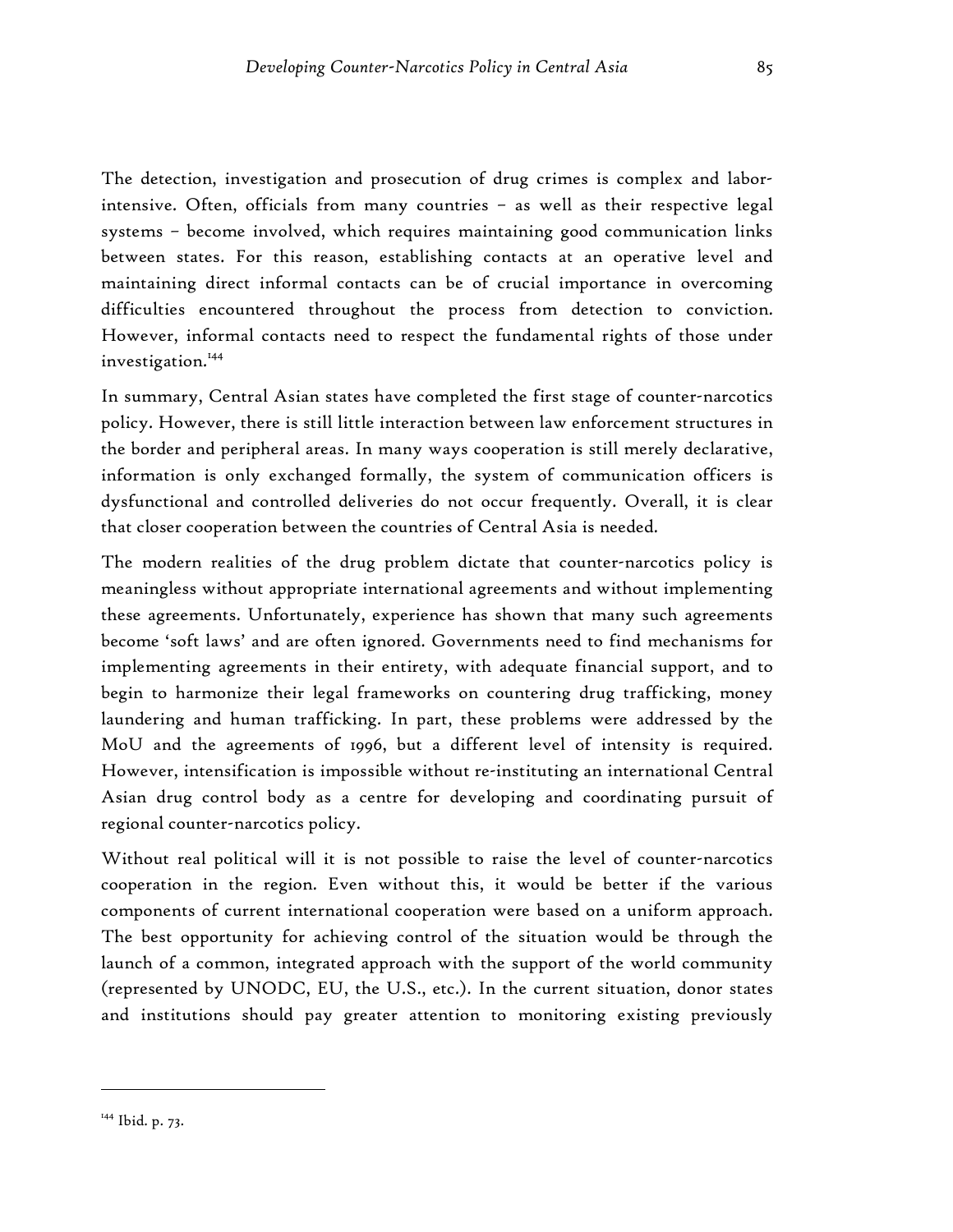The detection, investigation and prosecution of drug crimes is complex and labor-intensive. Often, officials from many countries – as well as their respective legal systems – become involved, which requires maintaining good communication links between states. For this reason, establishing contacts at an operative level and maintaining direct informal contacts can be of crucial importance in overcoming difficulties encountered throughout the process from detection to conviction. However, informal contacts need to respect the fundamental rights of those under investigation.[144]

In summary, Central Asian states have completed the first stage of counter-narcotics policy. However, there is still little interaction between law enforcement structures in the border and peripheral areas. In many ways cooperation is still merely declarative, information is only exchanged formally, the system of communication officers is dysfunctional and controlled deliveries do not occur frequently. Overall, it is clear that closer cooperation between the countries of Central Asia is needed.

The modern realities of the drug problem dictate that counter-narcotics policy is meaningless without appropriate international agreements and without implementing these agreements. Unfortunately, experience has shown that many such agreements become 'soft laws' and are often ignored. Governments need to find mechanisms for implementing agreements in their entirety, with adequate financial support, and to begin to harmonize their legal frameworks on countering drug trafficking, money laundering and human trafficking. In part, these problems were addressed by the MoU and the agreements of 1996, but a different level of intensity is required. However, intensification is impossible without re-instituting an international Central Asian drug control body as a centre for developing and coordinating pursuit of regional counter-narcotics policy.

Without real political will it is not possible to raise the level of counter-narcotics cooperation in the region. Even without this, it would be better if the various components of current international cooperation were based on a uniform approach. The best opportunity for achieving control of the situation would be through the launch of a common, integrated approach with the support of the world community (represented by UNODC, EU, the U.S., etc.). In the current situation, donor states and institutions should pay greater attention to monitoring existing previously

[144] Ibid. p. 73.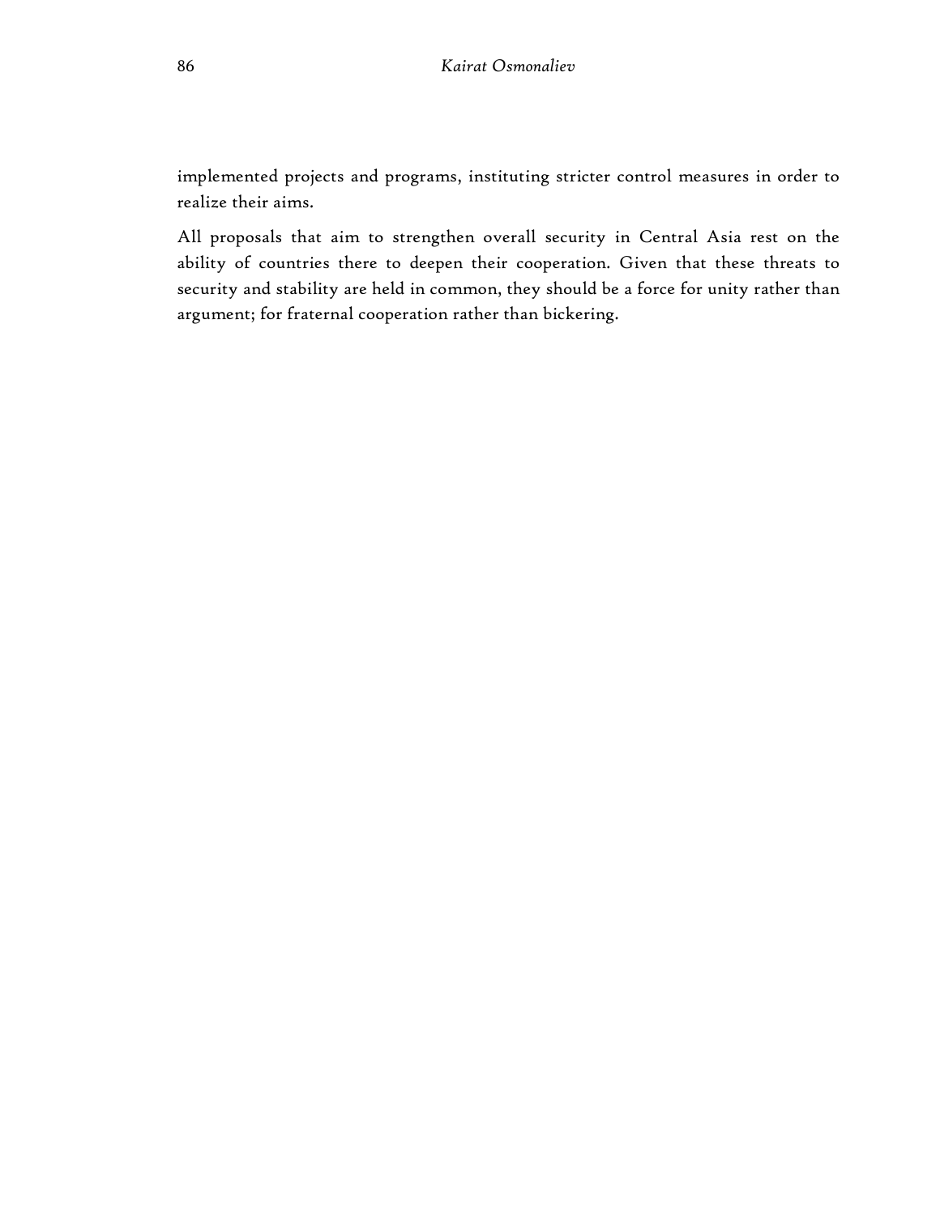implemented projects and programs, instituting stricter control measures in order to realize their aims.

All proposals that aim to strengthen overall security in Central Asia rest on the ability of countries there to deepen their cooperation. Given that these threats to security and stability are held in common, they should be a force for unity rather than argument; for fraternal cooperation rather than bickering.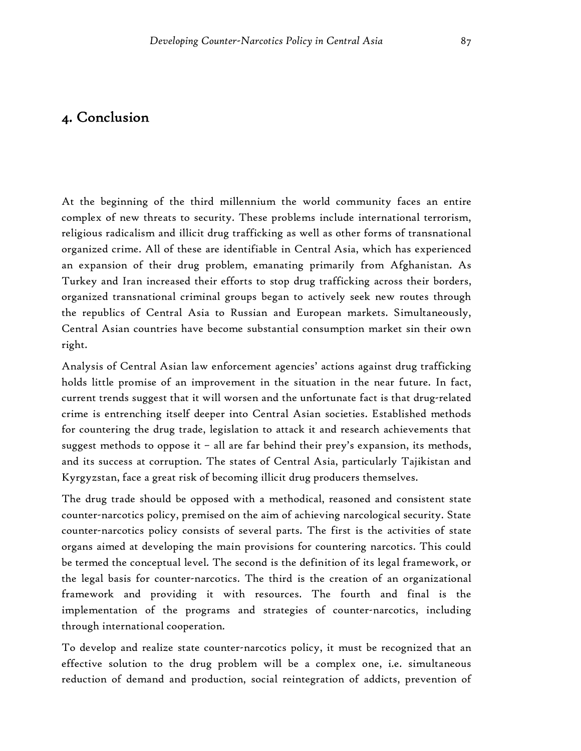## 4. Conclusion

At the beginning of the third millennium the world community faces an entire complex of new threats to security. These problems include international terrorism, religious radicalism and illicit drug trafficking as well as other forms of transnational organized crime. All of these are identifiable in Central Asia, which has experienced an expansion of their drug problem, emanating primarily from Afghanistan. As Turkey and Iran increased their efforts to stop drug trafficking across their borders, organized transnational criminal groups began to actively seek new routes through the republics of Central Asia to Russian and European markets. Simultaneously, Central Asian countries have become substantial consumption market sin their own right.

Analysis of Central Asian law enforcement agencies' actions against drug trafficking holds little promise of an improvement in the situation in the near future. In fact, current trends suggest that it will worsen and the unfortunate fact is that drug-related crime is entrenching itself deeper into Central Asian societies. Established methods for countering the drug trade, legislation to attack it and research achievements that suggest methods to oppose it – all are far behind their prey's expansion, its methods, and its success at corruption. The states of Central Asia, particularly Tajikistan and Kyrgyzstan, face a great risk of becoming illicit drug producers themselves.

The drug trade should be opposed with a methodical, reasoned and consistent state counter-narcotics policy, premised on the aim of achieving narcological security. State counter-narcotics policy consists of several parts. The first is the activities of state organs aimed at developing the main provisions for countering narcotics. This could be termed the conceptual level. The second is the definition of its legal framework, or the legal basis for counter-narcotics. The third is the creation of an organizational framework and providing it with resources. The fourth and final is the implementation of the programs and strategies of counter-narcotics, including through international cooperation.

To develop and realize state counter-narcotics policy, it must be recognized that an effective solution to the drug problem will be a complex one, i.e. simultaneous reduction of demand and production, social reintegration of addicts, prevention of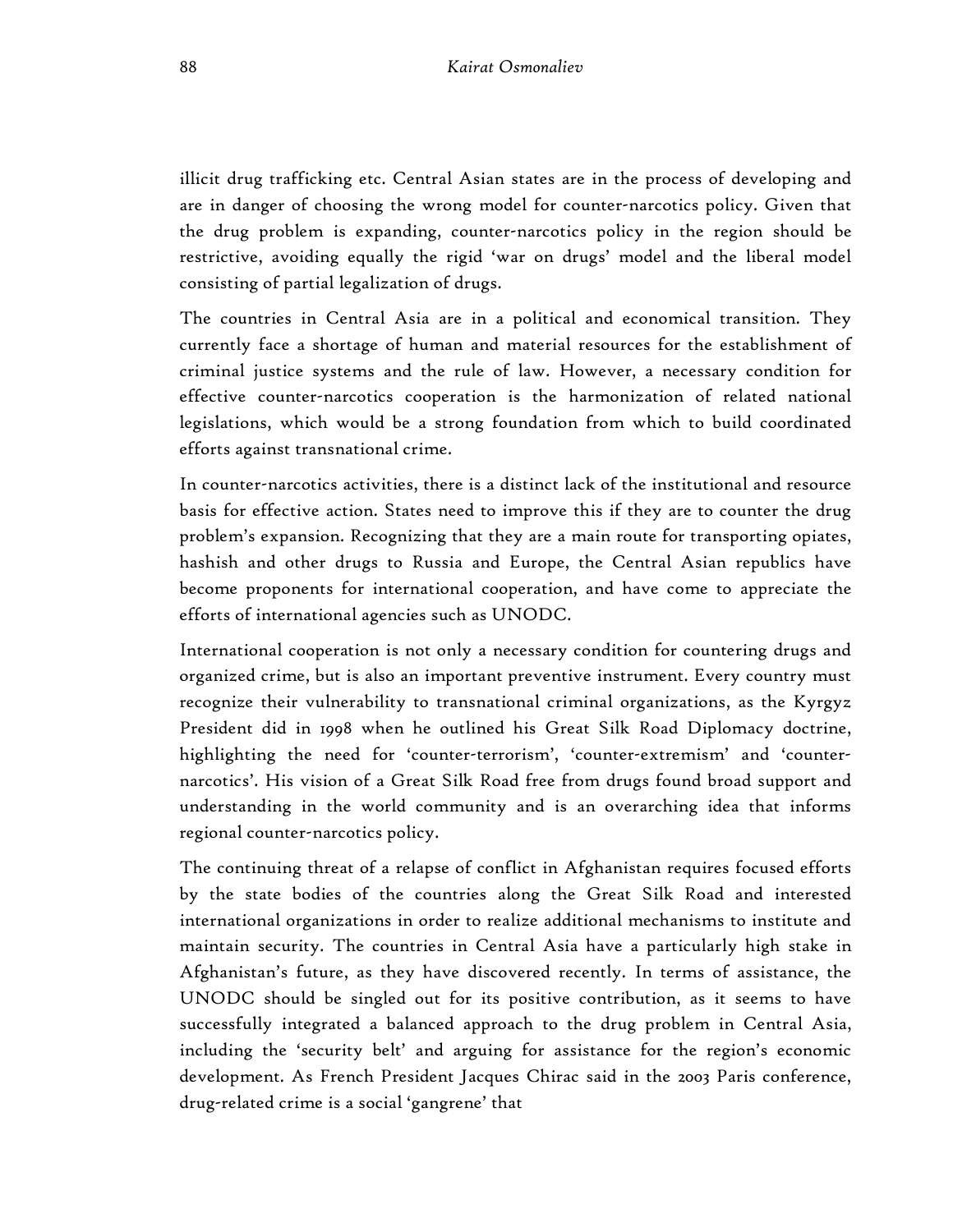illicit drug trafficking etc. Central Asian states are in the process of developing and are in danger of choosing the wrong model for counter-narcotics policy. Given that the drug problem is expanding, counter-narcotics policy in the region should be restrictive, avoiding equally the rigid 'war on drugs' model and the liberal model consisting of partial legalization of drugs.

The countries in Central Asia are in a political and economical transition. They currently face a shortage of human and material resources for the establishment of criminal justice systems and the rule of law. However, a necessary condition for effective counter-narcotics cooperation is the harmonization of related national legislations, which would be a strong foundation from which to build coordinated efforts against transnational crime.

In counter-narcotics activities, there is a distinct lack of the institutional and resource basis for effective action. States need to improve this if they are to counter the drug problem's expansion. Recognizing that they are a main route for transporting opiates, hashish and other drugs to Russia and Europe, the Central Asian republics have become proponents for international cooperation, and have come to appreciate the efforts of international agencies such as UNODC.

International cooperation is not only a necessary condition for countering drugs and organized crime, but is also an important preventive instrument. Every country must recognize their vulnerability to transnational criminal organizations, as the Kyrgyz President did in 1998 when he outlined his Great Silk Road Diplomacy doctrine, highlighting the need for 'counter-terrorism', 'counter-extremism' and 'counter-narcotics'. His vision of a Great Silk Road free from drugs found broad support and understanding in the world community and is an overarching idea that informs regional counter-narcotics policy.

The continuing threat of a relapse of conflict in Afghanistan requires focused efforts by the state bodies of the countries along the Great Silk Road and interested international organizations in order to realize additional mechanisms to institute and maintain security. The countries in Central Asia have a particularly high stake in Afghanistan's future, as they have discovered recently. In terms of assistance, the UNODC should be singled out for its positive contribution, as it seems to have successfully integrated a balanced approach to the drug problem in Central Asia, including the 'security belt' and arguing for assistance for the region's economic development. As French President Jacques Chirac said in the 2003 Paris conference, drug-related crime is a social 'gangrene' that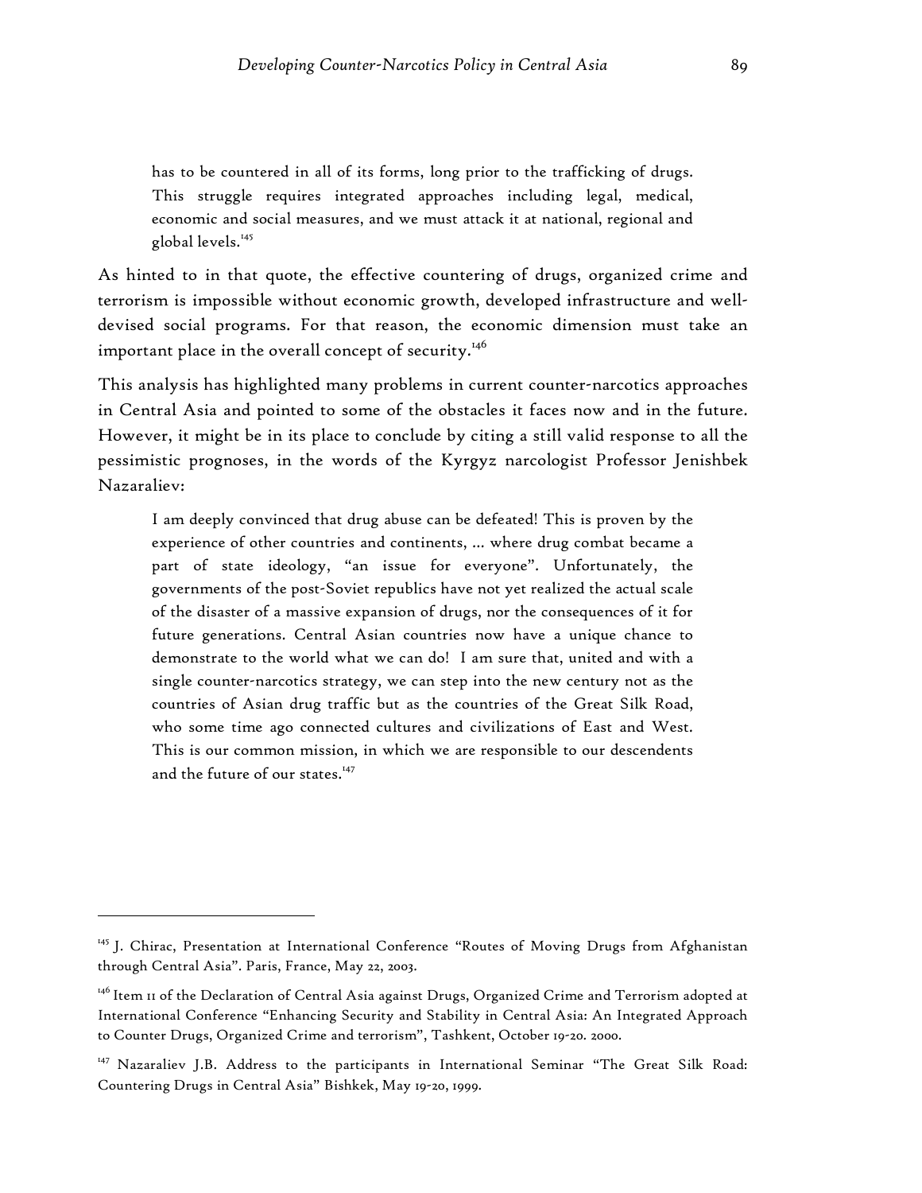> has to be countered in all of its forms, long prior to the trafficking of drugs. This struggle requires integrated approaches including legal, medical, economic and social measures, and we must attack it at national, regional and global levels.[145]

As hinted to in that quote, the effective countering of drugs, organized crime and terrorism is impossible without economic growth, developed infrastructure and well-devised social programs. For that reason, the economic dimension must take an important place in the overall concept of security.[146]

This analysis has highlighted many problems in current counter-narcotics approaches in Central Asia and pointed to some of the obstacles it faces now and in the future. However, it might be in its place to conclude by citing a still valid response to all the pessimistic prognoses, in the words of the Kyrgyz narcologist Professor Jenishbek Nazaraliev:

> I am deeply convinced that drug abuse can be defeated! This is proven by the experience of other countries and continents, ... where drug combat became a part of state ideology, "an issue for everyone". Unfortunately, the governments of the post-Soviet republics have not yet realized the actual scale of the disaster of a massive expansion of drugs, nor the consequences of it for future generations. Central Asian countries now have a unique chance to demonstrate to the world what we can do! I am sure that, united and with a single counter-narcotics strategy, we can step into the new century not as the countries of Asian drug traffic but as the countries of the Great Silk Road, who some time ago connected cultures and civilizations of East and West. This is our common mission, in which we are responsible to our descendents and the future of our states.[147]

---

[145] J. Chirac, Presentation at International Conference "Routes of Moving Drugs from Afghanistan through Central Asia". Paris, France, May 22, 2003.

[146] Item 11 of the Declaration of Central Asia against Drugs, Organized Crime and Terrorism adopted at International Conference "Enhancing Security and Stability in Central Asia: An Integrated Approach to Counter Drugs, Organized Crime and terrorism", Tashkent, October 19-20. 2000.

[147] Nazaraliev J.B. Address to the participants in International Seminar "The Great Silk Road: Countering Drugs in Central Asia" Bishkek, May 19-20, 1999.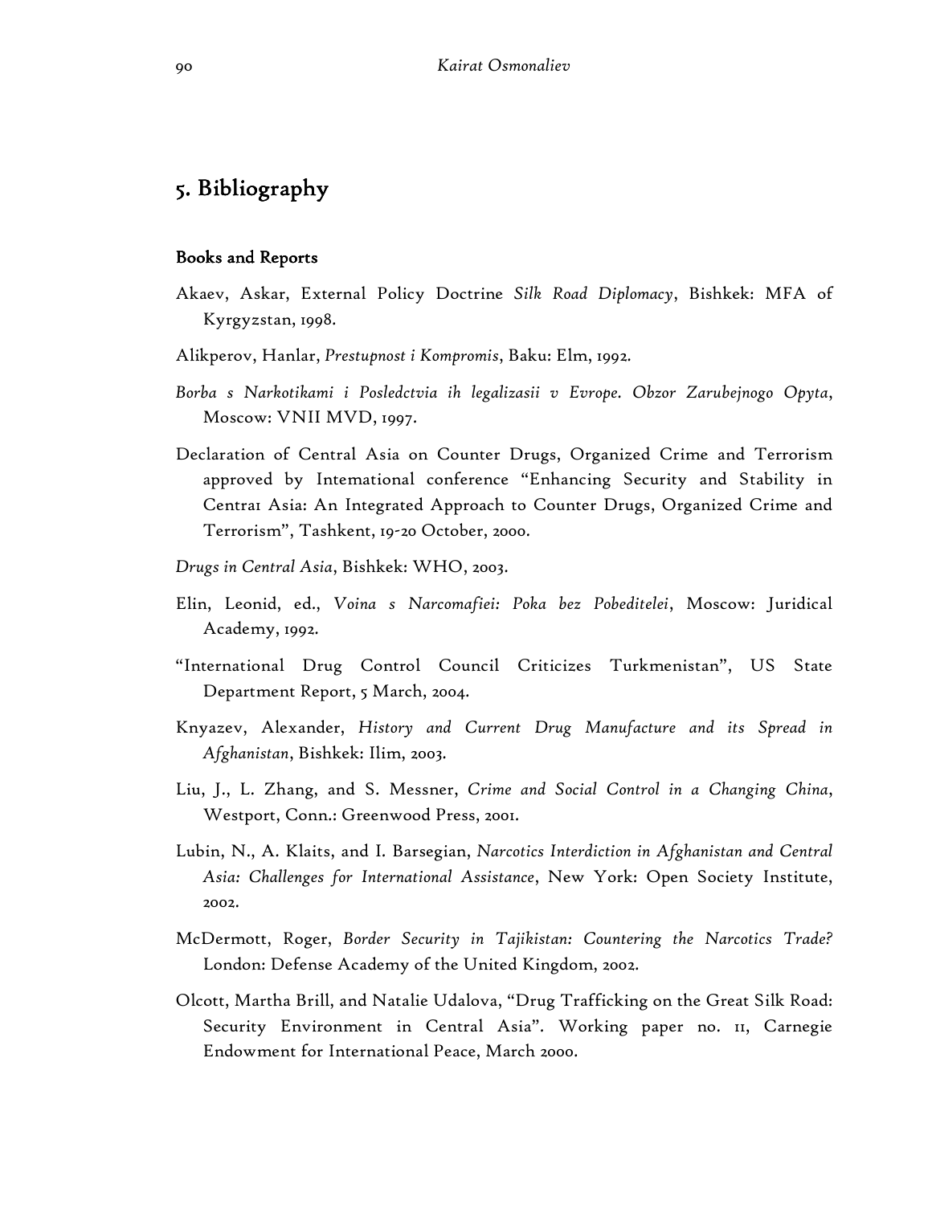## 5. Bibliography

### Books and Reports

Akaev, Askar, External Policy Doctrine *Silk Road Diplomacy*, Bishkek: MFA of Kyrgyzstan, 1998.

Alikperov, Hanlar, *Prestupnost i Kompromis*, Baku: Elm, 1992.

*Borba s Narkotikami i Posledctvia ih legalizasii v Evrope. Obzor Zarubejnogo Opyta*, Moscow: VNII MVD, 1997.

Declaration of Central Asia on Counter Drugs, Organized Crime and Terrorism approved by International conference "Enhancing Security and Stability in Central Asia: An Integrated Approach to Counter Drugs, Organized Crime and Terrorism", Tashkent, 19-20 October, 2000.

*Drugs in Central Asia*, Bishkek: WHO, 2003.

Elin, Leonid, ed., *Voina s Narcomafiei: Poka bez Pobeditelei*, Moscow: Juridical Academy, 1992.

"International Drug Control Council Criticizes Turkmenistan", US State Department Report, 5 March, 2004.

Knyazev, Alexander, *History and Current Drug Manufacture and its Spread in Afghanistan*, Bishkek: Ilim, 2003.

Liu, J., L. Zhang, and S. Messner, *Crime and Social Control in a Changing China*, Westport, Conn.: Greenwood Press, 2001.

Lubin, N., A. Klaits, and I. Barsegian, *Narcotics Interdiction in Afghanistan and Central Asia: Challenges for International Assistance*, New York: Open Society Institute, 2002.

McDermott, Roger, *Border Security in Tajikistan: Countering the Narcotics Trade?* London: Defense Academy of the United Kingdom, 2002.

Olcott, Martha Brill, and Natalie Udalova, "Drug Trafficking on the Great Silk Road: Security Environment in Central Asia". Working paper no. 11, Carnegie Endowment for International Peace, March 2000.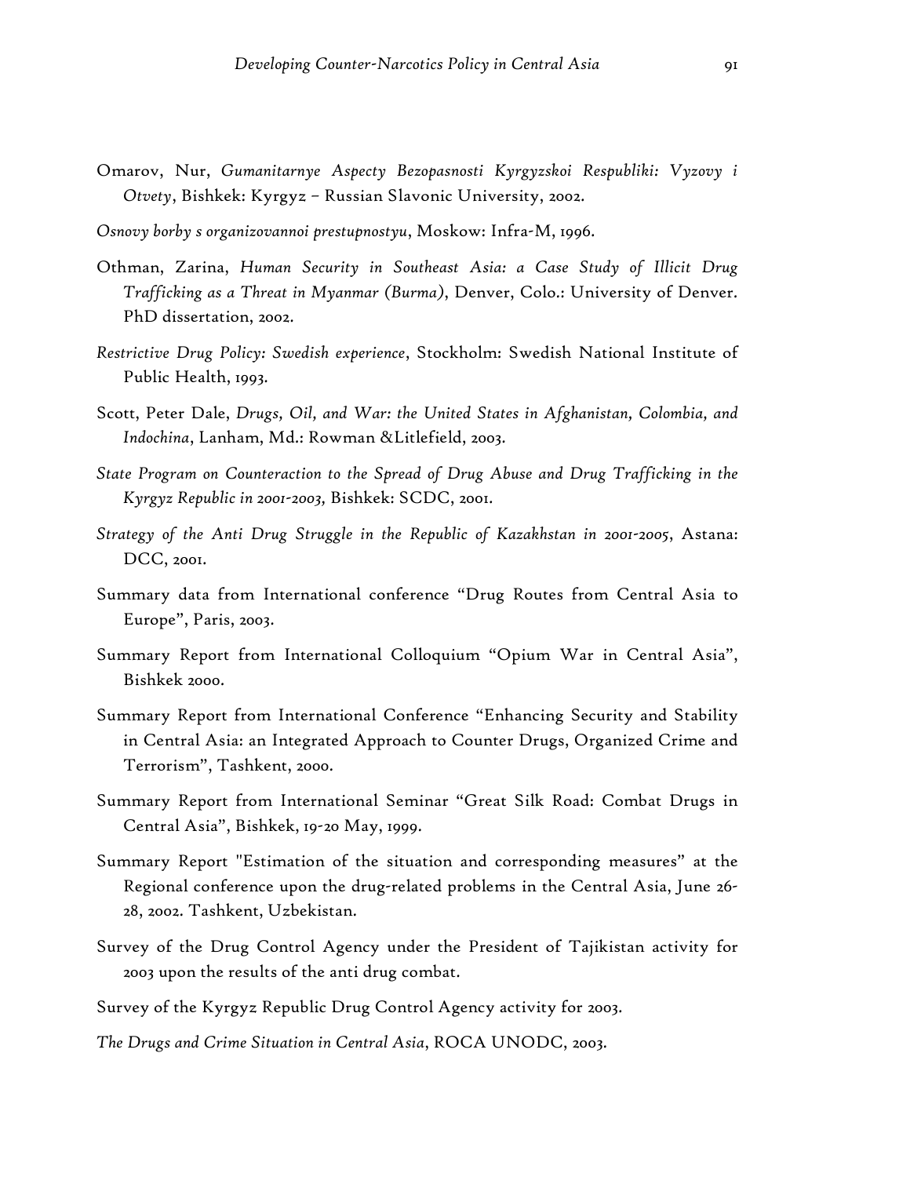Omarov, Nur, *Gumanitarnye Aspecty Bezopasnosti Kyrgyzskoi Respubliki: Vyzovy i Otvety*, Bishkek: Kyrgyz – Russian Slavonic University, 2002.

*Osnovy borby s organizovannoi prestupnostyu*, Moskow: Infra-M, 1996.

Othman, Zarina, *Human Security in Southeast Asia: a Case Study of Illicit Drug Trafficking as a Threat in Myanmar (Burma)*, Denver, Colo.: University of Denver. PhD dissertation, 2002.

*Restrictive Drug Policy: Swedish experience*, Stockholm: Swedish National Institute of Public Health, 1993.

Scott, Peter Dale, *Drugs, Oil, and War: the United States in Afghanistan, Colombia, and Indochina*, Lanham, Md.: Rowman &Litlefield, 2003.

*State Program on Counteraction to the Spread of Drug Abuse and Drug Trafficking in the Kyrgyz Republic in 2001-2003,* Bishkek: SCDC, 2001.

*Strategy of the Anti Drug Struggle in the Republic of Kazakhstan in 2001-2005*, Astana: DCC, 2001.

Summary data from International conference "Drug Routes from Central Asia to Europe", Paris, 2003.

Summary Report from International Colloquium "Opium War in Central Asia", Bishkek 2000.

Summary Report from International Conference "Enhancing Security and Stability in Central Asia: an Integrated Approach to Counter Drugs, Organized Crime and Terrorism", Tashkent, 2000.

Summary Report from International Seminar "Great Silk Road: Combat Drugs in Central Asia", Bishkek, 19-20 May, 1999.

Summary Report "Estimation of the situation and corresponding measures" at the Regional conference upon the drug-related problems in the Central Asia, June 26-28, 2002. Tashkent, Uzbekistan.

Survey of the Drug Control Agency under the President of Tajikistan activity for 2003 upon the results of the anti drug combat.

Survey of the Kyrgyz Republic Drug Control Agency activity for 2003.

*The Drugs and Crime Situation in Central Asia*, ROCA UNODC, 2003.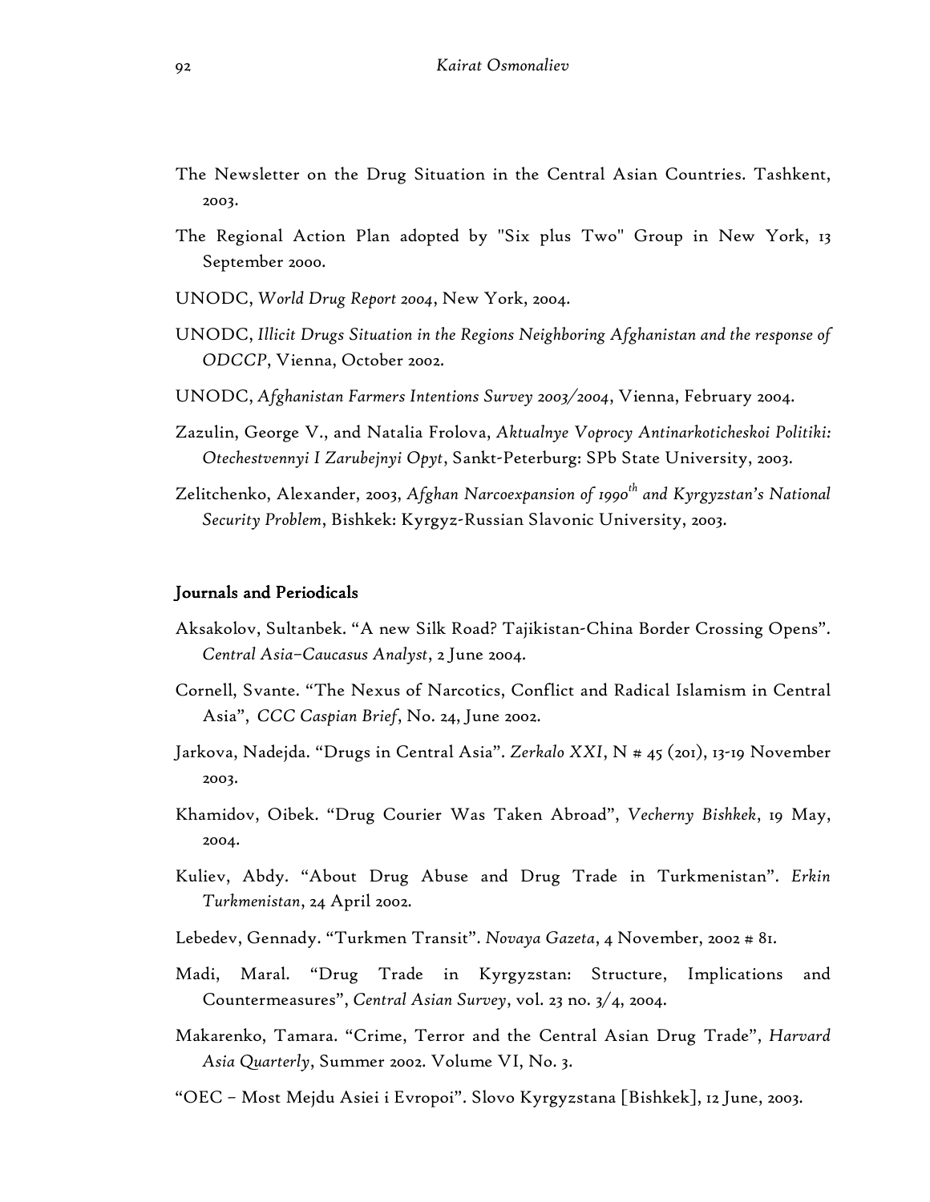The Newsletter on the Drug Situation in the Central Asian Countries. Tashkent, 2003.

The Regional Action Plan adopted by "Six plus Two" Group in New York, 13 September 2000.

UNODC, *World Drug Report 2004*, New York, 2004.

UNODC, *Illicit Drugs Situation in the Regions Neighboring Afghanistan and the response of ODCCP*, Vienna, October 2002.

UNODC, *Afghanistan Farmers Intentions Survey 2003/2004*, Vienna, February 2004.

Zazulin, George V., and Natalia Frolova, *Aktualnye Voprocy Antinarkoticheskoi Politiki: Otechestvennyi I Zarubejnyi Opyt*, Sankt-Peterburg: SPb State University, 2003.

Zelitchenko, Alexander, 2003, *Afghan Narcoexpansion of 1990th and Kyrgyzstan's National Security Problem*, Bishkek: Kyrgyz-Russian Slavonic University, 2003.

**Journals and Periodicals**

Aksakolov, Sultanbek. "A new Silk Road? Tajikistan-China Border Crossing Opens". *Central Asia–Caucasus Analyst*, 2 June 2004.

Cornell, Svante. "The Nexus of Narcotics, Conflict and Radical Islamism in Central Asia", *CCC Caspian Brief*, No. 24, June 2002.

Jarkova, Nadejda. "Drugs in Central Asia". *Zerkalo XXI*, N # 45 (201), 13-19 November 2003.

Khamidov, Oibek. "Drug Courier Was Taken Abroad", *Vecherny Bishkek*, 19 May, 2004.

Kuliev, Abdy. "About Drug Abuse and Drug Trade in Turkmenistan". *Erkin Turkmenistan*, 24 April 2002.

Lebedev, Gennady. "Turkmen Transit". *Novaya Gazeta*, 4 November, 2002 # 81.

Madi, Maral. "Drug Trade in Kyrgyzstan: Structure, Implications and Countermeasures", *Central Asian Survey*, vol. 23 no. 3/4, 2004.

Makarenko, Tamara. "Crime, Terror and the Central Asian Drug Trade", *Harvard Asia Quarterly*, Summer 2002. Volume VI, No. 3.

"OEC – Most Mejdu Asiei i Evropoi". Slovo Kyrgyzstana [Bishkek], 12 June, 2003.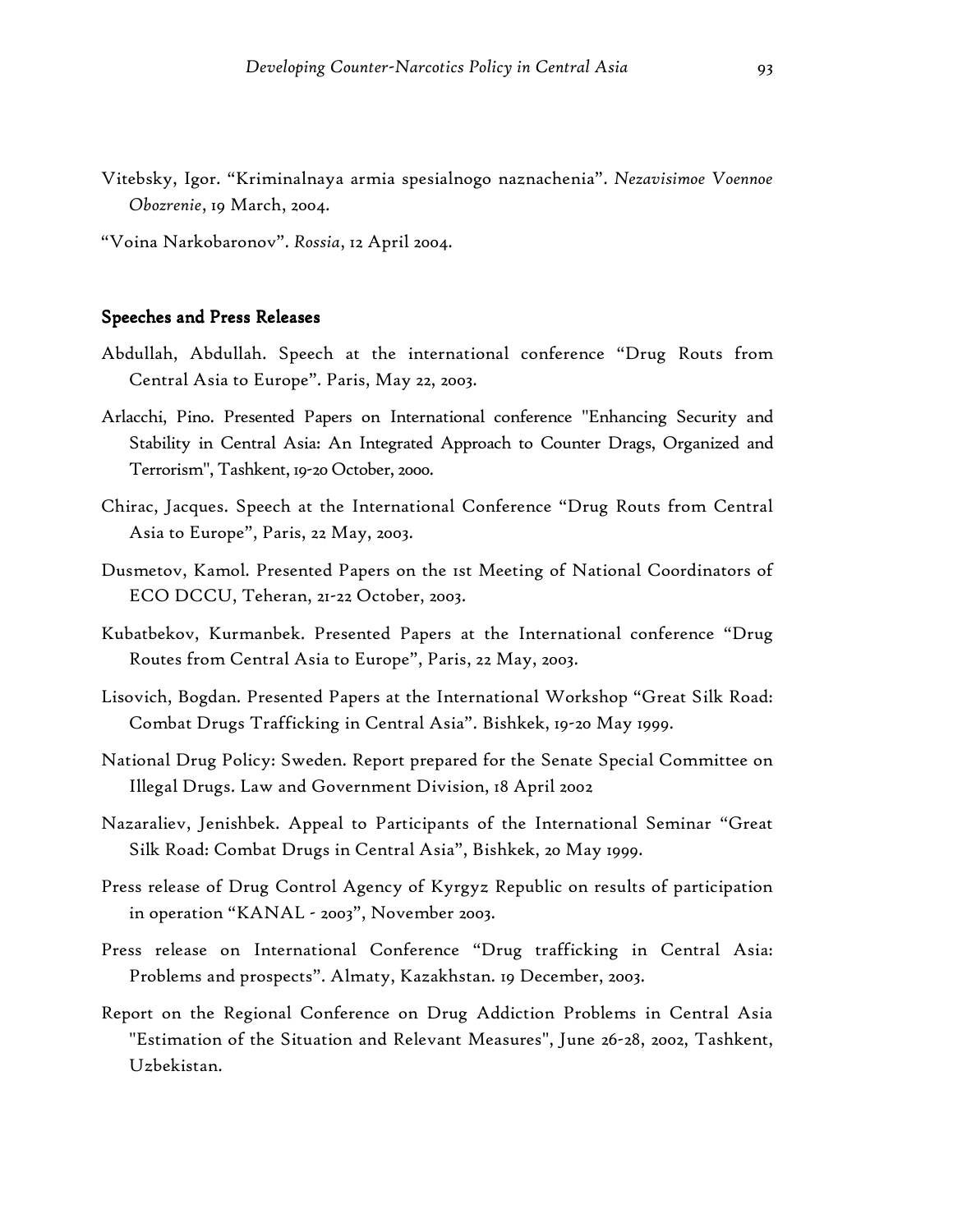Vitebsky, Igor. "Kriminalnaya armia spesialnogo naznachenia". *Nezavisimoe Voennoe Obozrenie*, 19 March, 2004.

"Voina Narkobaronov". *Rossia*, 12 April 2004.

## Speeches and Press Releases

Abdullah, Abdullah. Speech at the international conference "Drug Routs from Central Asia to Europe". Paris, May 22, 2003.

Arlacchi, Pino. Presented Papers on International conference "Enhancing Security and Stability in Central Asia: An Integrated Approach to Counter Drags, Organized and Terrorism", Tashkent, 19-20 October, 2000.

Chirac, Jacques. Speech at the International Conference "Drug Routs from Central Asia to Europe", Paris, 22 May, 2003.

Dusmetov, Kamol. Presented Papers on the 1st Meeting of National Coordinators of ECO DCCU, Teheran, 21-22 October, 2003.

Kubatbekov, Kurmanbek. Presented Papers at the International conference "Drug Routes from Central Asia to Europe", Paris, 22 May, 2003.

Lisovich, Bogdan. Presented Papers at the International Workshop "Great Silk Road: Combat Drugs Trafficking in Central Asia". Bishkek, 19-20 May 1999.

National Drug Policy: Sweden. Report prepared for the Senate Special Committee on Illegal Drugs. Law and Government Division, 18 April 2002

Nazaraliev, Jenishbek. Appeal to Participants of the International Seminar "Great Silk Road: Combat Drugs in Central Asia", Bishkek, 20 May 1999.

Press release of Drug Control Agency of Kyrgyz Republic on results of participation in operation "KANAL - 2003", November 2003.

Press release on International Conference "Drug trafficking in Central Asia: Problems and prospects". Almaty, Kazakhstan. 19 December, 2003.

Report on the Regional Conference on Drug Addiction Problems in Central Asia "Estimation of the Situation and Relevant Measures", June 26-28, 2002, Tashkent, Uzbekistan.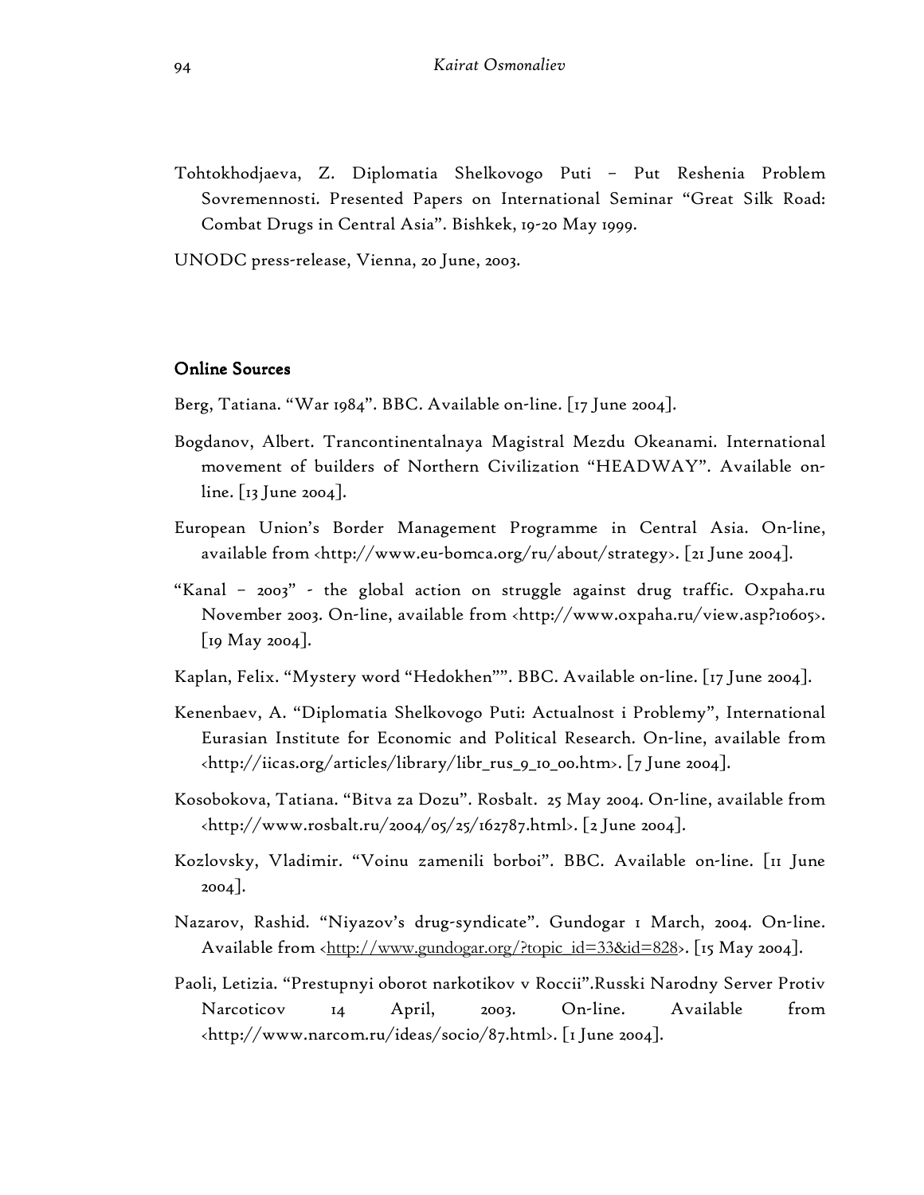Tohtokhodjaeva, Z. Diplomatia Shelkovogo Puti – Put Reshenia Problem Sovremennosti. Presented Papers on International Seminar "Great Silk Road: Combat Drugs in Central Asia". Bishkek, 19-20 May 1999.

UNODC press-release, Vienna, 20 June, 2003.

## Online Sources

Berg, Tatiana. "War 1984". BBC. Available on-line. [17 June 2004].

Bogdanov, Albert. Trancontinentalnaya Magistral Mezdu Okeanami. International movement of builders of Northern Civilization "HEADWAY". Available on-line. [13 June 2004].

European Union's Border Management Programme in Central Asia. On-line, available from <http://www.eu-bomca.org/ru/about/strategy>. [21 June 2004].

"Kanal – 2003" - the global action on struggle against drug traffic. Oxpaha.ru November 2003. On-line, available from <http://www.oxpaha.ru/view.asp?10605>. [19 May 2004].

Kaplan, Felix. "Mystery word "Hedokhen"". BBC. Available on-line. [17 June 2004].

Kenenbaev, A. "Diplomatia Shelkovogo Puti: Actualnost i Problemy", International Eurasian Institute for Economic and Political Research. On-line, available from <http://iicas.org/articles/library/libr_rus_9_10_00.htm>. [7 June 2004].

Kosobokova, Tatiana. "Bitva za Dozu". Rosbalt. 25 May 2004. On-line, available from <http://www.rosbalt.ru/2004/05/25/162787.html>. [2 June 2004].

Kozlovsky, Vladimir. "Voinu zamenili borboi". BBC. Available on-line. [11 June 2004].

Nazarov, Rashid. "Niyazov's drug-syndicate". Gundogar 1 March, 2004. On-line. Available from <http://www.gundogar.org/?topic_id=33&id=828>. [15 May 2004].

Paoli, Letizia. "Prestupnyi oborot narkotikov v Roccii".Russki Narodny Server Protiv Narcoticov 14 April, 2003. On-line. Available from <http://www.narcom.ru/ideas/socio/87.html>. [1 June 2004].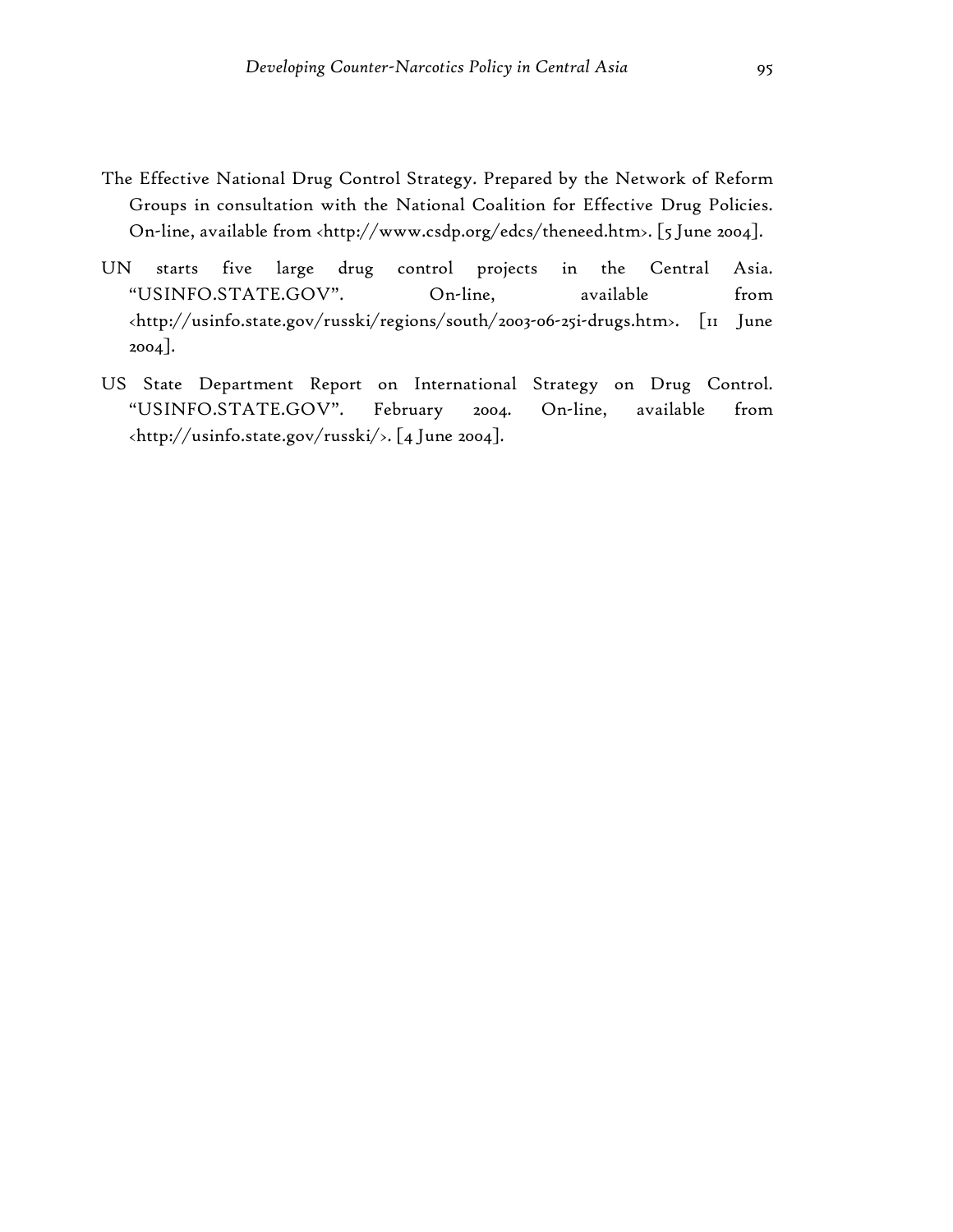The Effective National Drug Control Strategy. Prepared by the Network of Reform Groups in consultation with the National Coalition for Effective Drug Policies. On-line, available from <http://www.csdp.org/edcs/theneed.htm>. [5 June 2004].

UN starts five large drug control projects in the Central Asia. "USINFO.STATE.GOV". On-line, available from <http://usinfo.state.gov/russki/regions/south/2003-06-25i-drugs.htm>. [11 June 2004].

US State Department Report on International Strategy on Drug Control. "USINFO.STATE.GOV". February 2004. On-line, available from <http://usinfo.state.gov/russki/>. [4 June 2004].